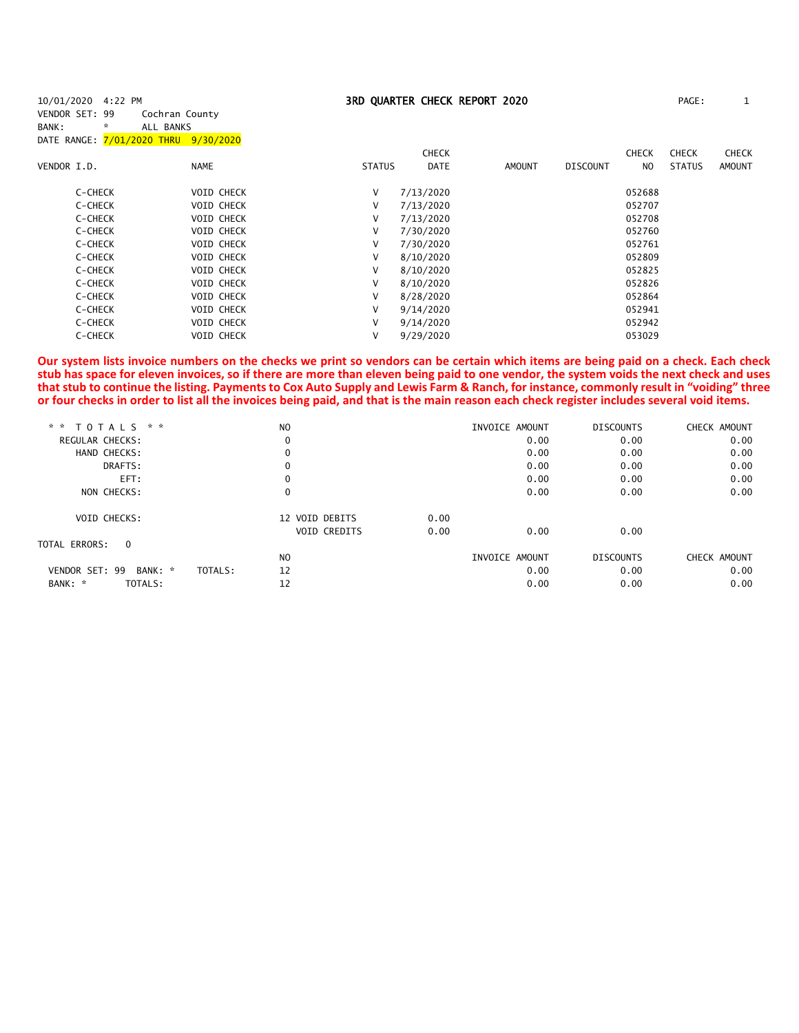10/01/2020 4:22 PM

# 3RD QUARTER CHECK REPORT 2020

VENDOR SET: 99 Cochran County
BANK: * ALL BANKS
DATE RANGE: 7/01/2020 THRU 9/30/2020

| VENDOR I.D. | NAME | STATUS | CHECK DATE | AMOUNT | DISCOUNT | CHECK NO | CHECK STATUS | CHECK AMOUNT |
|---|---|---|---|---|---|---|---|---|
| C-CHECK | VOID CHECK | V | 7/13/2020 | | | 052688 | | |
| C-CHECK | VOID CHECK | V | 7/13/2020 | | | 052707 | | |
| C-CHECK | VOID CHECK | V | 7/13/2020 | | | 052708 | | |
| C-CHECK | VOID CHECK | V | 7/30/2020 | | | 052760 | | |
| C-CHECK | VOID CHECK | V | 7/30/2020 | | | 052761 | | |
| C-CHECK | VOID CHECK | V | 8/10/2020 | | | 052809 | | |
| C-CHECK | VOID CHECK | V | 8/10/2020 | | | 052825 | | |
| C-CHECK | VOID CHECK | V | 8/10/2020 | | | 052826 | | |
| C-CHECK | VOID CHECK | V | 8/28/2020 | | | 052864 | | |
| C-CHECK | VOID CHECK | V | 9/14/2020 | | | 052941 | | |
| C-CHECK | VOID CHECK | V | 9/14/2020 | | | 052942 | | |
| C-CHECK | VOID CHECK | V | 9/29/2020 | | | 053029 | | |

**Our system lists invoice numbers on the checks we print so vendors can be certain which items are being paid on a check. Each check stub has space for eleven invoices, so if there are more than eleven being paid to one vendor, the system voids the next check and uses that stub to continue the listing. Payments to Cox Auto Supply and Lewis Farm & Ranch, for instance, commonly result in "voiding" three or four checks in order to list all the invoices being paid, and that is the main reason each check register includes several void items.**

| * * TOTALS * * | NO | | | INVOICE AMOUNT | DISCOUNTS | CHECK AMOUNT |
|---|---|---|---|---|---|---|
| REGULAR CHECKS: | 0 | | | 0.00 | 0.00 | 0.00 |
| HAND CHECKS: | 0 | | | 0.00 | 0.00 | 0.00 |
| DRAFTS: | 0 | | | 0.00 | 0.00 | 0.00 |
| EFT: | 0 | | | 0.00 | 0.00 | 0.00 |
| NON CHECKS: | 0 | | | 0.00 | 0.00 | 0.00 |
| VOID CHECKS: | 12 | VOID DEBITS | 0.00 | | | |
| | | VOID CREDITS | 0.00 | 0.00 | 0.00 | |

TOTAL ERRORS: 0

| | NO | INVOICE AMOUNT | DISCOUNTS | CHECK AMOUNT |
|---|---|---|---|---|
| VENDOR SET: 99 BANK: * TOTALS: | 12 | 0.00 | 0.00 | 0.00 |
| BANK: * TOTALS: | 12 | 0.00 | 0.00 | 0.00 |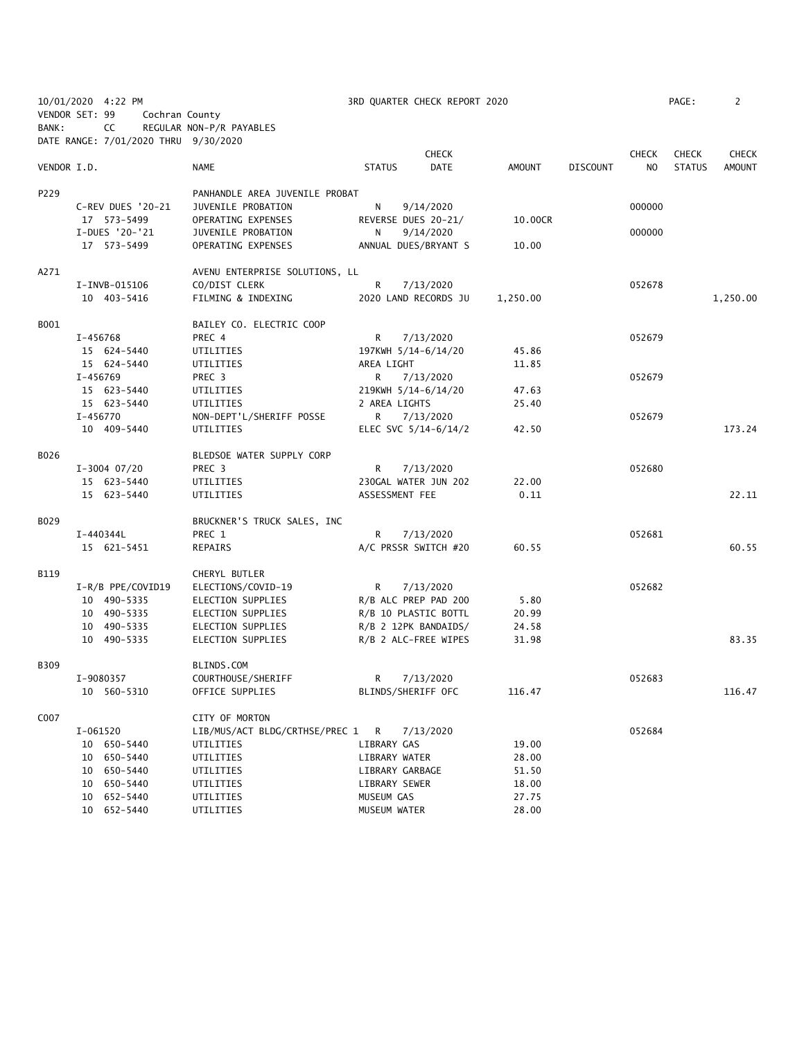10/01/2020 4:22 PM — 3RD QUARTER CHECK REPORT 2020

VENDOR SET: 99 Cochran County
BANK: CC REGULAR NON-P/R PAYABLES
DATE RANGE: 7/01/2020 THRU 9/30/2020

| VENDOR I.D. | NAME | STATUS | CHECK DATE | AMOUNT | DISCOUNT | CHECK NO | CHECK STATUS | CHECK AMOUNT |
|---|---|---|---|---|---|---|---|---|
| P229 | PANHANDLE AREA JUVENILE PROBAT | | | | | | | |
| C-REV DUES '20-21 | JUVENILE PROBATION | N | 9/14/2020 | | | 000000 | | |
| 17 573-5499 | OPERATING EXPENSES | REVERSE DUES 20-21/ | | 10.00CR | | | | |
| I-DUES '20-'21 | JUVENILE PROBATION | N | 9/14/2020 | | | 000000 | | |
| 17 573-5499 | OPERATING EXPENSES | ANNUAL DUES/BRYANT S | | 10.00 | | | | |
| A271 | AVENU ENTERPRISE SOLUTIONS, LL | | | | | | | |
| I-INVB-015106 | CO/DIST CLERK | R | 7/13/2020 | | | 052678 | | |
| 10 403-5416 | FILMING & INDEXING | 2020 LAND RECORDS JU | | 1,250.00 | | | | 1,250.00 |
| B001 | BAILEY CO. ELECTRIC COOP | | | | | | | |
| I-456768 | PREC 4 | R | 7/13/2020 | | | 052679 | | |
| 15 624-5440 | UTILITIES | 197KWH 5/14-6/14/20 | | 45.86 | | | | |
| 15 624-5440 | UTILITIES | AREA LIGHT | | 11.85 | | | | |
| I-456769 | PREC 3 | R | 7/13/2020 | | | 052679 | | |
| 15 623-5440 | UTILITIES | 219KWH 5/14-6/14/20 | | 47.63 | | | | |
| 15 623-5440 | UTILITIES | 2 AREA LIGHTS | | 25.40 | | | | |
| I-456770 | NON-DEPT'L/SHERIFF POSSE | R | 7/13/2020 | | | 052679 | | |
| 10 409-5440 | UTILITIES | ELEC SVC 5/14-6/14/2 | | 42.50 | | | | 173.24 |
| B026 | BLEDSOE WATER SUPPLY CORP | | | | | | | |
| I-3004 07/20 | PREC 3 | R | 7/13/2020 | | | 052680 | | |
| 15 623-5440 | UTILITIES | 230GAL WATER JUN 202 | | 22.00 | | | | |
| 15 623-5440 | UTILITIES | ASSESSMENT FEE | | 0.11 | | | | 22.11 |
| B029 | BRUCKNER'S TRUCK SALES, INC | | | | | | | |
| I-440344L | PREC 1 | R | 7/13/2020 | | | 052681 | | |
| 15 621-5451 | REPAIRS | A/C PRSSR SWITCH #20 | | 60.55 | | | | 60.55 |
| B119 | CHERYL BUTLER | | | | | | | |
| I-R/B PPE/COVID19 | ELECTIONS/COVID-19 | R | 7/13/2020 | | | 052682 | | |
| 10 490-5335 | ELECTION SUPPLIES | R/B ALC PREP PAD 200 | | 5.80 | | | | |
| 10 490-5335 | ELECTION SUPPLIES | R/B 10 PLASTIC BOTTL | | 20.99 | | | | |
| 10 490-5335 | ELECTION SUPPLIES | R/B 2 12PK BANDAIDS/ | | 24.58 | | | | |
| 10 490-5335 | ELECTION SUPPLIES | R/B 2 ALC-FREE WIPES | | 31.98 | | | | 83.35 |
| B309 | BLINDS.COM | | | | | | | |
| I-9080357 | COURTHOUSE/SHERIFF | R | 7/13/2020 | | | 052683 | | |
| 10 560-5310 | OFFICE SUPPLIES | BLINDS/SHERIFF OFC | | 116.47 | | | | 116.47 |
| C007 | CITY OF MORTON | | | | | | | |
| I-061520 | LIB/MUS/ACT BLDG/CRTHSE/PREC 1 | R | 7/13/2020 | | | 052684 | | |
| 10 650-5440 | UTILITIES | LIBRARY GAS | | 19.00 | | | | |
| 10 650-5440 | UTILITIES | LIBRARY WATER | | 28.00 | | | | |
| 10 650-5440 | UTILITIES | LIBRARY GARBAGE | | 51.50 | | | | |
| 10 650-5440 | UTILITIES | LIBRARY SEWER | | 18.00 | | | | |
| 10 652-5440 | UTILITIES | MUSEUM GAS | | 27.75 | | | | |
| 10 652-5440 | UTILITIES | MUSEUM WATER | | 28.00 | | | | |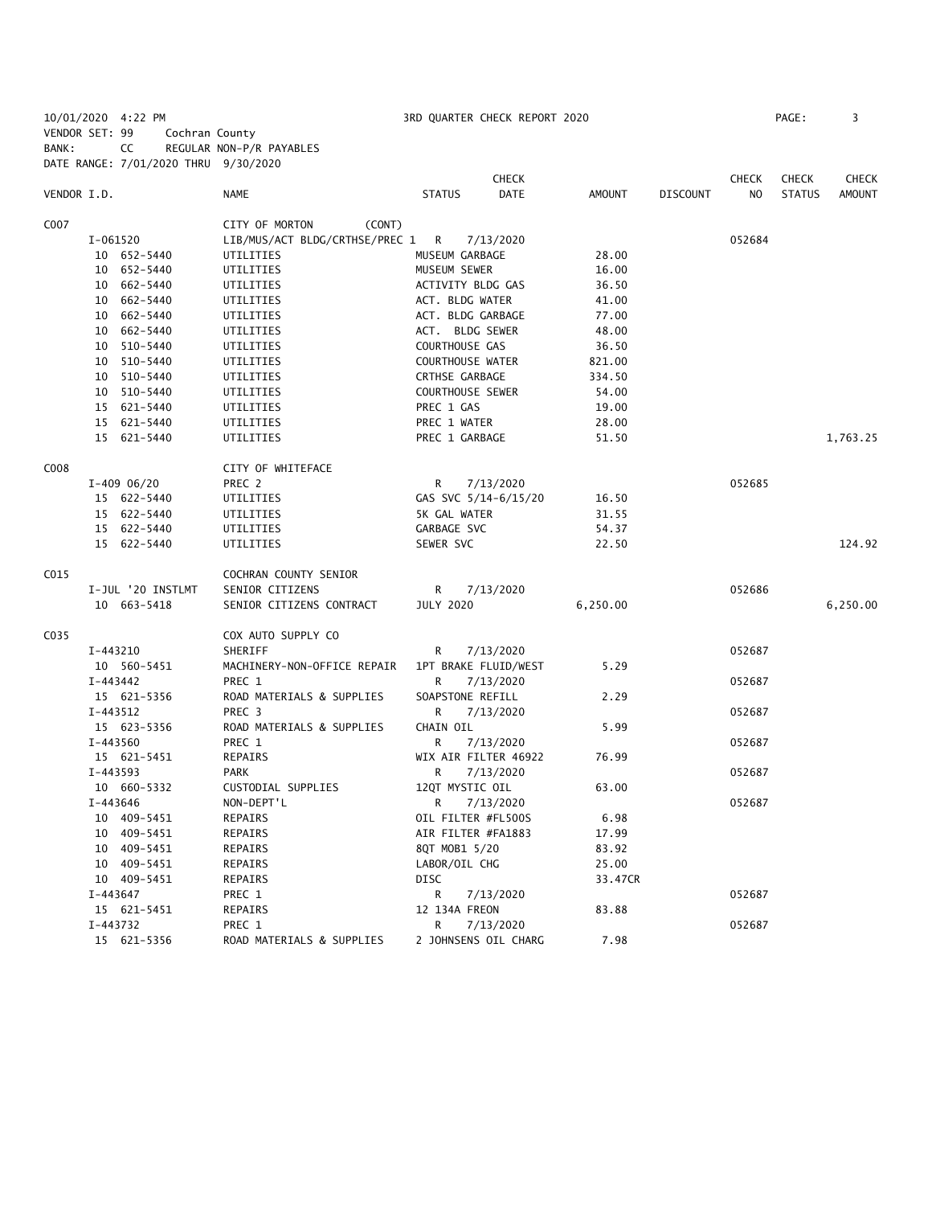10/01/2020 4:22 PM 3RD QUARTER CHECK REPORT 2020

VENDOR SET: 99 Cochran County

BANK: CC REGULAR NON-P/R PAYABLES

DATE RANGE: 7/01/2020 THRU 9/30/2020

| VENDOR I.D. | NAME | STATUS | CHECK DATE | AMOUNT | DISCOUNT | CHECK NO | CHECK STATUS | CHECK AMOUNT |
|---|---|---|---|---|---|---|---|---|
| C007 | CITY OF MORTON (CONT) | | | | | | | |
| I-061520 | LIB/MUS/ACT BLDG/CRTHSE/PREC 1 | R | 7/13/2020 | | | 052684 | | |
| 10 652-5440 | UTILITIES | MUSEUM GARBAGE | | 28.00 | | | | |
| 10 652-5440 | UTILITIES | MUSEUM SEWER | | 16.00 | | | | |
| 10 662-5440 | UTILITIES | ACTIVITY BLDG GAS | | 36.50 | | | | |
| 10 662-5440 | UTILITIES | ACT. BLDG WATER | | 41.00 | | | | |
| 10 662-5440 | UTILITIES | ACT. BLDG GARBAGE | | 77.00 | | | | |
| 10 662-5440 | UTILITIES | ACT. BLDG SEWER | | 48.00 | | | | |
| 10 510-5440 | UTILITIES | COURTHOUSE GAS | | 36.50 | | | | |
| 10 510-5440 | UTILITIES | COURTHOUSE WATER | | 821.00 | | | | |
| 10 510-5440 | UTILITIES | CRTHSE GARBAGE | | 334.50 | | | | |
| 10 510-5440 | UTILITIES | COURTHOUSE SEWER | | 54.00 | | | | |
| 15 621-5440 | UTILITIES | PREC 1 GAS | | 19.00 | | | | |
| 15 621-5440 | UTILITIES | PREC 1 WATER | | 28.00 | | | | |
| 15 621-5440 | UTILITIES | PREC 1 GARBAGE | | 51.50 | | | | 1,763.25 |
| C008 | CITY OF WHITEFACE | | | | | | | |
| I-409 06/20 | PREC 2 | R | 7/13/2020 | | | 052685 | | |
| 15 622-5440 | UTILITIES | GAS SVC 5/14-6/15/20 | | 16.50 | | | | |
| 15 622-5440 | UTILITIES | 5K GAL WATER | | 31.55 | | | | |
| 15 622-5440 | UTILITIES | GARBAGE SVC | | 54.37 | | | | |
| 15 622-5440 | UTILITIES | SEWER SVC | | 22.50 | | | | 124.92 |
| C015 | COCHRAN COUNTY SENIOR | | | | | | | |
| I-JUL '20 INSTLMT | SENIOR CITIZENS | R | 7/13/2020 | | | 052686 | | |
| 10 663-5418 | SENIOR CITIZENS CONTRACT | JULY 2020 | | 6,250.00 | | | | 6,250.00 |
| C035 | COX AUTO SUPPLY CO | | | | | | | |
| I-443210 | SHERIFF | R | 7/13/2020 | | | 052687 | | |
| 10 560-5451 | MACHINERY-NON-OFFICE REPAIR | 1PT BRAKE FLUID/WEST | | 5.29 | | | | |
| I-443442 | PREC 1 | R | 7/13/2020 | | | 052687 | | |
| 15 621-5356 | ROAD MATERIALS & SUPPLIES | SOAPSTONE REFILL | | 2.29 | | | | |
| I-443512 | PREC 3 | R | 7/13/2020 | | | 052687 | | |
| 15 623-5356 | ROAD MATERIALS & SUPPLIES | CHAIN OIL | | 5.99 | | | | |
| I-443560 | PREC 1 | R | 7/13/2020 | | | 052687 | | |
| 15 621-5451 | REPAIRS | WIX AIR FILTER 46922 | | 76.99 | | | | |
| I-443593 | PARK | R | 7/13/2020 | | | 052687 | | |
| 10 660-5332 | CUSTODIAL SUPPLIES | 12QT MYSTIC OIL | | 63.00 | | | | |
| I-443646 | NON-DEPT'L | R | 7/13/2020 | | | 052687 | | |
| 10 409-5451 | REPAIRS | OIL FILTER #FL500S | | 6.98 | | | | |
| 10 409-5451 | REPAIRS | AIR FILTER #FA1883 | | 17.99 | | | | |
| 10 409-5451 | REPAIRS | 8QT MOB1 5/20 | | 83.92 | | | | |
| 10 409-5451 | REPAIRS | LABOR/OIL CHG | | 25.00 | | | | |
| 10 409-5451 | REPAIRS | DISC | | 33.47CR | | | | |
| I-443647 | PREC 1 | R | 7/13/2020 | | | 052687 | | |
| 15 621-5451 | REPAIRS | 12 134A FREON | | 83.88 | | | | |
| I-443732 | PREC 1 | R | 7/13/2020 | | | 052687 | | |
| 15 621-5356 | ROAD MATERIALS & SUPPLIES | 2 JOHNSENS OIL CHARG | | 7.98 | | | | |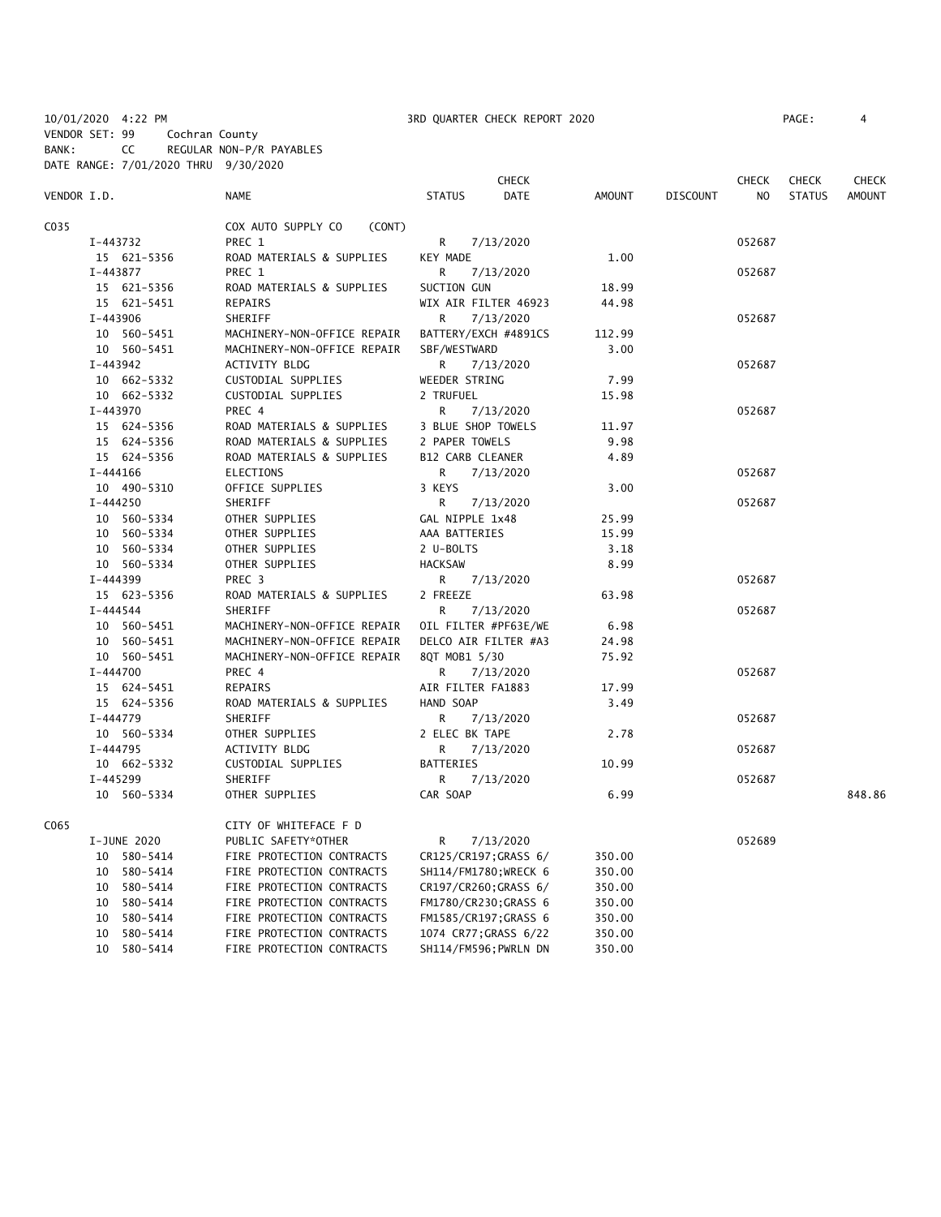10/01/2020 4:22 PM 3RD QUARTER CHECK REPORT 2020
VENDOR SET: 99 Cochran County
BANK: CC REGULAR NON-P/R PAYABLES
DATE RANGE: 7/01/2020 THRU 9/30/2020

| VENDOR I.D. | NAME | STATUS | CHECK DATE | AMOUNT | DISCOUNT | CHECK NO | CHECK STATUS | CHECK AMOUNT |
|---|---|---|---|---|---|---|---|---|
| C035 | COX AUTO SUPPLY CO (CONT) | | | | | | | |
| I-443732 | PREC 1 | R | 7/13/2020 | | | 052687 | | |
| 15 621-5356 | ROAD MATERIALS & SUPPLIES | KEY MADE | | 1.00 | | | | |
| I-443877 | PREC 1 | R | 7/13/2020 | | | 052687 | | |
| 15 621-5356 | ROAD MATERIALS & SUPPLIES | SUCTION GUN | | 18.99 | | | | |
| 15 621-5451 | REPAIRS | WIX AIR FILTER 46923 | | 44.98 | | | | |
| I-443906 | SHERIFF | R | 7/13/2020 | | | 052687 | | |
| 10 560-5451 | MACHINERY-NON-OFFICE REPAIR | BATTERY/EXCH #4891CS | | 112.99 | | | | |
| 10 560-5451 | MACHINERY-NON-OFFICE REPAIR | SBF/WESTWARD | | 3.00 | | | | |
| I-443942 | ACTIVITY BLDG | R | 7/13/2020 | | | 052687 | | |
| 10 662-5332 | CUSTODIAL SUPPLIES | WEEDER STRING | | 7.99 | | | | |
| 10 662-5332 | CUSTODIAL SUPPLIES | 2 TRUFUEL | | 15.98 | | | | |
| I-443970 | PREC 4 | R | 7/13/2020 | | | 052687 | | |
| 15 624-5356 | ROAD MATERIALS & SUPPLIES | 3 BLUE SHOP TOWELS | | 11.97 | | | | |
| 15 624-5356 | ROAD MATERIALS & SUPPLIES | 2 PAPER TOWELS | | 9.98 | | | | |
| 15 624-5356 | ROAD MATERIALS & SUPPLIES | B12 CARB CLEANER | | 4.89 | | | | |
| I-444166 | ELECTIONS | R | 7/13/2020 | | | 052687 | | |
| 10 490-5310 | OFFICE SUPPLIES | 3 KEYS | | 3.00 | | | | |
| I-444250 | SHERIFF | R | 7/13/2020 | | | 052687 | | |
| 10 560-5334 | OTHER SUPPLIES | GAL NIPPLE 1x48 | | 25.99 | | | | |
| 10 560-5334 | OTHER SUPPLIES | AAA BATTERIES | | 15.99 | | | | |
| 10 560-5334 | OTHER SUPPLIES | 2 U-BOLTS | | 3.18 | | | | |
| 10 560-5334 | OTHER SUPPLIES | HACKSAW | | 8.99 | | | | |
| I-444399 | PREC 3 | R | 7/13/2020 | | | 052687 | | |
| 15 623-5356 | ROAD MATERIALS & SUPPLIES | 2 FREEZE | | 63.98 | | | | |
| I-444544 | SHERIFF | R | 7/13/2020 | | | 052687 | | |
| 10 560-5451 | MACHINERY-NON-OFFICE REPAIR | OIL FILTER #PF63E/WE | | 6.98 | | | | |
| 10 560-5451 | MACHINERY-NON-OFFICE REPAIR | DELCO AIR FILTER #A3 | | 24.98 | | | | |
| 10 560-5451 | MACHINERY-NON-OFFICE REPAIR | 8QT MOB1 5/30 | | 75.92 | | | | |
| I-444700 | PREC 4 | R | 7/13/2020 | | | 052687 | | |
| 15 624-5451 | REPAIRS | AIR FILTER FA1883 | | 17.99 | | | | |
| 15 624-5356 | ROAD MATERIALS & SUPPLIES | HAND SOAP | | 3.49 | | | | |
| I-444779 | SHERIFF | R | 7/13/2020 | | | 052687 | | |
| 10 560-5334 | OTHER SUPPLIES | 2 ELEC BK TAPE | | 2.78 | | | | |
| I-444795 | ACTIVITY BLDG | R | 7/13/2020 | | | 052687 | | |
| 10 662-5332 | CUSTODIAL SUPPLIES | BATTERIES | | 10.99 | | | | |
| I-445299 | SHERIFF | R | 7/13/2020 | | | 052687 | | |
| 10 560-5334 | OTHER SUPPLIES | CAR SOAP | | 6.99 | | | | 848.86 |
| C065 | CITY OF WHITEFACE F D | | | | | | | |
| I-JUNE 2020 | PUBLIC SAFETY*OTHER | R | 7/13/2020 | | | 052689 | | |
| 10 580-5414 | FIRE PROTECTION CONTRACTS | CR125/CR197;GRASS 6/ | | 350.00 | | | | |
| 10 580-5414 | FIRE PROTECTION CONTRACTS | SH114/FM1780;WRECK 6 | | 350.00 | | | | |
| 10 580-5414 | FIRE PROTECTION CONTRACTS | CR197/CR260;GRASS 6/ | | 350.00 | | | | |
| 10 580-5414 | FIRE PROTECTION CONTRACTS | FM1780/CR230;GRASS 6 | | 350.00 | | | | |
| 10 580-5414 | FIRE PROTECTION CONTRACTS | FM1585/CR197;GRASS 6 | | 350.00 | | | | |
| 10 580-5414 | FIRE PROTECTION CONTRACTS | 1074 CR77;GRASS 6/22 | | 350.00 | | | | |
| 10 580-5414 | FIRE PROTECTION CONTRACTS | SH114/FM596;PWRLN DN | | 350.00 | | | | |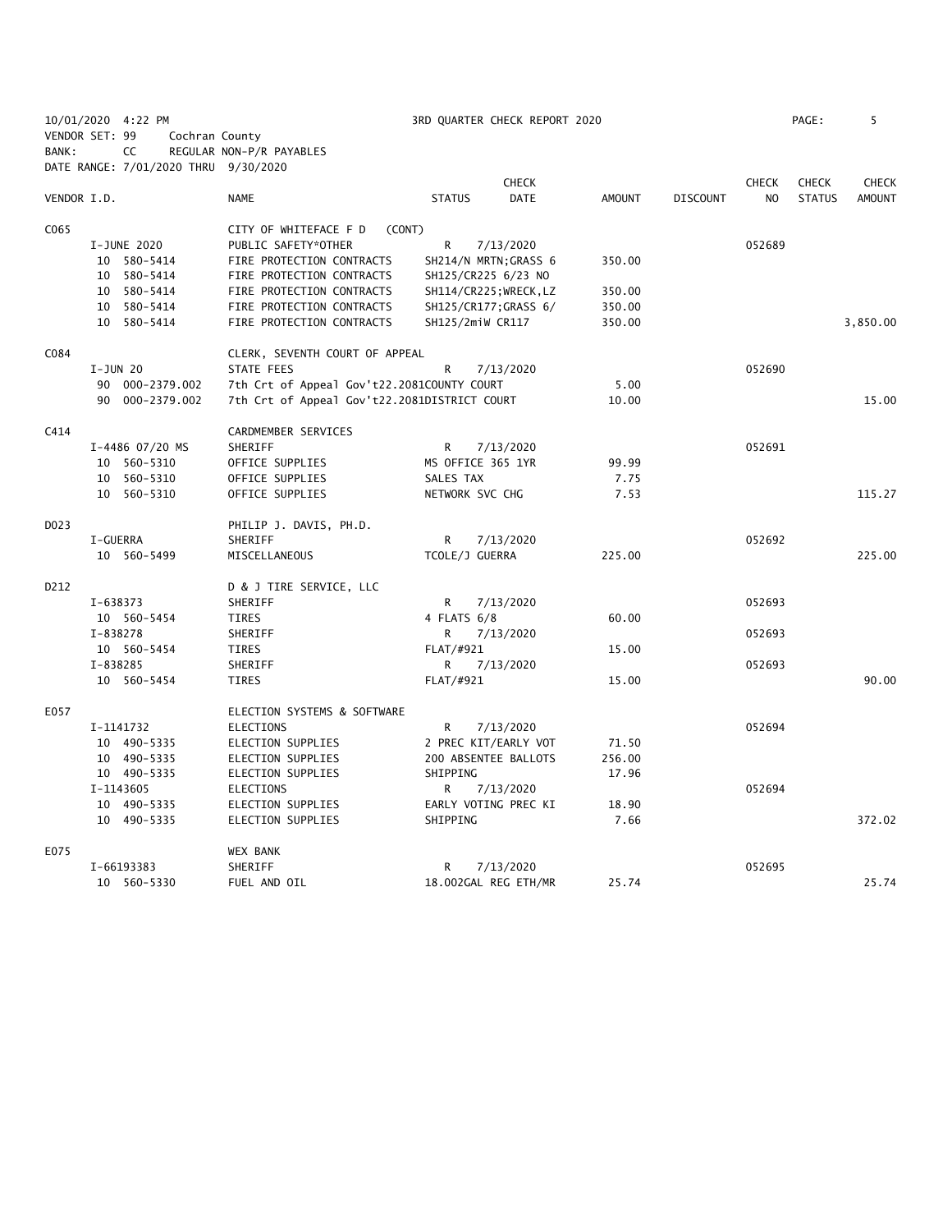10/01/2020 4:22 PM 3RD QUARTER CHECK REPORT 2020 PAGE: 5
VENDOR SET: 99 Cochran County
BANK: CC REGULAR NON-P/R PAYABLES
DATE RANGE: 7/01/2020 THRU 9/30/2020

| VENDOR I.D. | NAME | STATUS | CHECK DATE | AMOUNT | DISCOUNT | CHECK NO | CHECK STATUS | CHECK AMOUNT |
|---|---|---|---|---|---|---|---|---|
| C065 | CITY OF WHITEFACE F D (CONT) | | | | | | | |
| I-JUNE 2020 | PUBLIC SAFETY*OTHER | R | 7/13/2020 | | | 052689 | | |
| 10 580-5414 | FIRE PROTECTION CONTRACTS | SH214/N MRTN;GRASS 6 | | 350.00 | | | | |
| 10 580-5414 | FIRE PROTECTION CONTRACTS | SH125/CR225 6/23 NO | | | | | | |
| 10 580-5414 | FIRE PROTECTION CONTRACTS | SH114/CR225;WRECK,LZ | | 350.00 | | | | |
| 10 580-5414 | FIRE PROTECTION CONTRACTS | SH125/CR177;GRASS 6/ | | 350.00 | | | | |
| 10 580-5414 | FIRE PROTECTION CONTRACTS | SH125/2miW CR117 | | 350.00 | | | | 3,850.00 |
| C084 | CLERK, SEVENTH COURT OF APPEAL | | | | | | | |
| I-JUN 20 | STATE FEES | R | 7/13/2020 | | | 052690 | | |
| 90 000-2379.002 | 7th Crt of Appeal Gov't22.2081 | COUNTY COURT | | 5.00 | | | | |
| 90 000-2379.002 | 7th Crt of Appeal Gov't22.2081 | DISTRICT COURT | | 10.00 | | | | 15.00 |
| C414 | CARDMEMBER SERVICES | | | | | | | |
| I-4486 07/20 MS | SHERIFF | R | 7/13/2020 | | | 052691 | | |
| 10 560-5310 | OFFICE SUPPLIES | MS OFFICE 365 1YR | | 99.99 | | | | |
| 10 560-5310 | OFFICE SUPPLIES | SALES TAX | | 7.75 | | | | |
| 10 560-5310 | OFFICE SUPPLIES | NETWORK SVC CHG | | 7.53 | | | | 115.27 |
| D023 | PHILIP J. DAVIS, PH.D. | | | | | | | |
| I-GUERRA | SHERIFF | R | 7/13/2020 | | | 052692 | | |
| 10 560-5499 | MISCELLANEOUS | TCOLE/J GUERRA | | 225.00 | | | | 225.00 |
| D212 | D & J TIRE SERVICE, LLC | | | | | | | |
| I-638373 | SHERIFF | R | 7/13/2020 | | | 052693 | | |
| 10 560-5454 | TIRES | 4 FLATS 6/8 | | 60.00 | | | | |
| I-838278 | SHERIFF | R | 7/13/2020 | | | 052693 | | |
| 10 560-5454 | TIRES | FLAT/#921 | | 15.00 | | | | |
| I-838285 | SHERIFF | R | 7/13/2020 | | | 052693 | | |
| 10 560-5454 | TIRES | FLAT/#921 | | 15.00 | | | | 90.00 |
| E057 | ELECTION SYSTEMS & SOFTWARE | | | | | | | |
| I-1141732 | ELECTIONS | R | 7/13/2020 | | | 052694 | | |
| 10 490-5335 | ELECTION SUPPLIES | 2 PREC KIT/EARLY VOT | | 71.50 | | | | |
| 10 490-5335 | ELECTION SUPPLIES | 200 ABSENTEE BALLOTS | | 256.00 | | | | |
| 10 490-5335 | ELECTION SUPPLIES | SHIPPING | | 17.96 | | | | |
| I-1143605 | ELECTIONS | R | 7/13/2020 | | | 052694 | | |
| 10 490-5335 | ELECTION SUPPLIES | EARLY VOTING PREC KI | | 18.90 | | | | |
| 10 490-5335 | ELECTION SUPPLIES | SHIPPING | | 7.66 | | | | 372.02 |
| E075 | WEX BANK | | | | | | | |
| I-66193383 | SHERIFF | R | 7/13/2020 | | | 052695 | | |
| 10 560-5330 | FUEL AND OIL | 18.002GAL REG ETH/MR | | 25.74 | | | | 25.74 |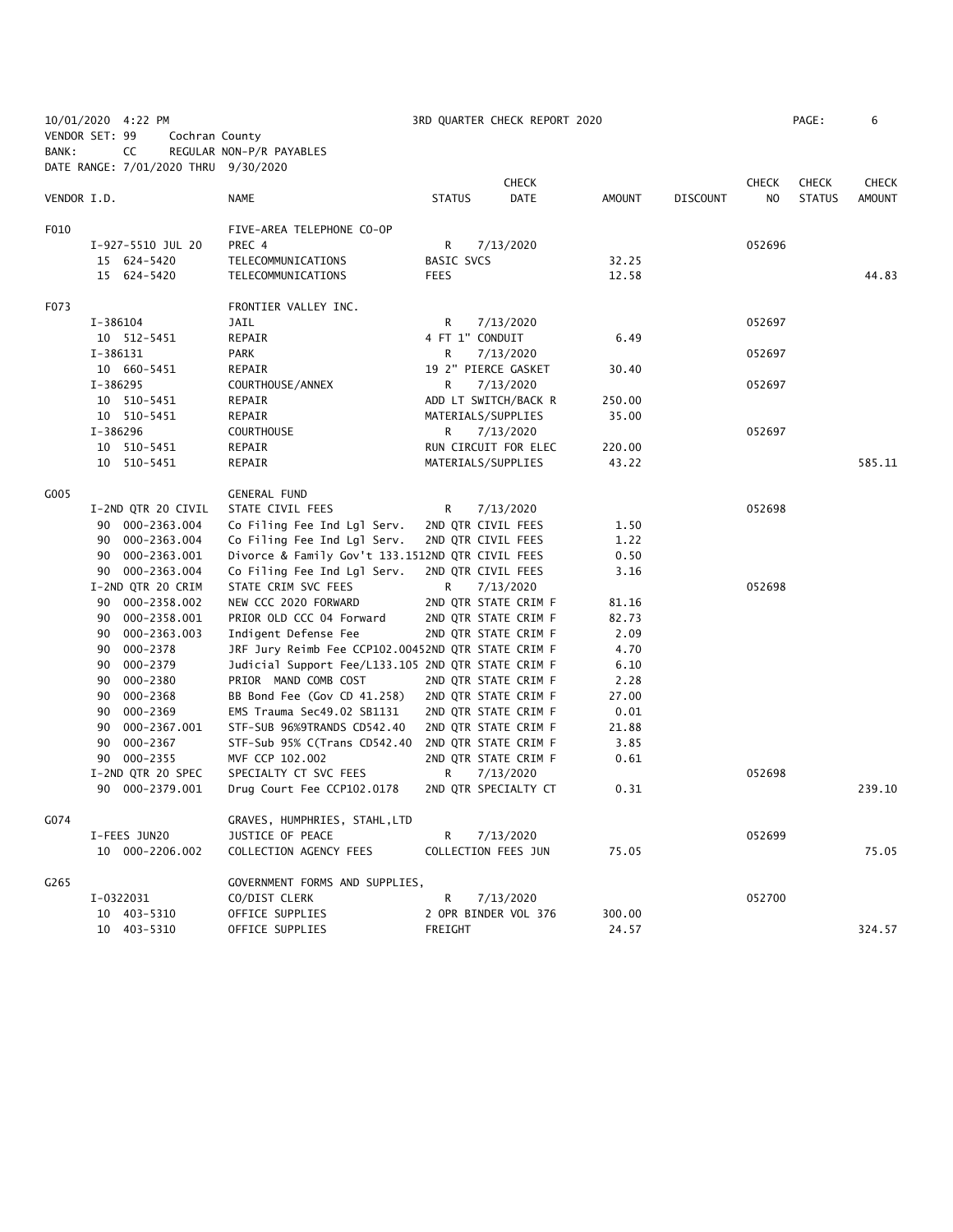10/01/2020 4:22 PM 3RD QUARTER CHECK REPORT 2020

VENDOR SET: 99 Cochran County

BANK: CC REGULAR NON-P/R PAYABLES

DATE RANGE: 7/01/2020 THRU 9/30/2020

| VENDOR I.D. | NAME | STATUS | CHECK DATE | AMOUNT | DISCOUNT | CHECK NO | CHECK STATUS | CHECK AMOUNT |
|---|---|---|---|---|---|---|---|---|
| F010 | FIVE-AREA TELEPHONE CO-OP | | | | | | | |
| I-927-5510 JUL 20 | PREC 4 | R | 7/13/2020 | | | 052696 | | |
| 15 624-5420 | TELECOMMUNICATIONS | BASIC SVCS | | 32.25 | | | | |
| 15 624-5420 | TELECOMMUNICATIONS | FEES | | 12.58 | | | | 44.83 |
| F073 | FRONTIER VALLEY INC. | | | | | | | |
| I-386104 | JAIL | R | 7/13/2020 | | | 052697 | | |
| 10 512-5451 | REPAIR | 4 FT 1" CONDUIT | | 6.49 | | | | |
| I-386131 | PARK | R | 7/13/2020 | | | 052697 | | |
| 10 660-5451 | REPAIR | 19 2" PIERCE GASKET | | 30.40 | | | | |
| I-386295 | COURTHOUSE/ANNEX | R | 7/13/2020 | | | 052697 | | |
| 10 510-5451 | REPAIR | ADD LT SWITCH/BACK R | | 250.00 | | | | |
| 10 510-5451 | REPAIR | MATERIALS/SUPPLIES | | 35.00 | | | | |
| I-386296 | COURTHOUSE | R | 7/13/2020 | | | 052697 | | |
| 10 510-5451 | REPAIR | RUN CIRCUIT FOR ELEC | | 220.00 | | | | |
| 10 510-5451 | REPAIR | MATERIALS/SUPPLIES | | 43.22 | | | | 585.11 |
| G005 | GENERAL FUND | | | | | | | |
| I-2ND QTR 20 CIVIL | STATE CIVIL FEES | R | 7/13/2020 | | | 052698 | | |
| 90 000-2363.004 | Co Filing Fee Ind Lgl Serv. | 2ND QTR CIVIL FEES | | 1.50 | | | | |
| 90 000-2363.004 | Co Filing Fee Ind Lgl Serv. | 2ND QTR CIVIL FEES | | 1.22 | | | | |
| 90 000-2363.001 | Divorce & Family Gov't 133.151 | 2ND QTR CIVIL FEES | | 0.50 | | | | |
| 90 000-2363.004 | Co Filing Fee Ind Lgl Serv. | 2ND QTR CIVIL FEES | | 3.16 | | | | |
| I-2ND QTR 20 CRIM | STATE CRIM SVC FEES | R | 7/13/2020 | | | 052698 | | |
| 90 000-2358.002 | NEW CCC 2020 FORWARD | 2ND QTR STATE CRIM F | | 81.16 | | | | |
| 90 000-2358.001 | PRIOR OLD CCC 04 Forward | 2ND QTR STATE CRIM F | | 82.73 | | | | |
| 90 000-2363.003 | Indigent Defense Fee | 2ND QTR STATE CRIM F | | 2.09 | | | | |
| 90 000-2378 | JRF Jury Reimb Fee CCP102.0045 | 2ND QTR STATE CRIM F | | 4.70 | | | | |
| 90 000-2379 | Judicial Support Fee/L133.105 | 2ND QTR STATE CRIM F | | 6.10 | | | | |
| 90 000-2380 | PRIOR MAND COMB COST | 2ND QTR STATE CRIM F | | 2.28 | | | | |
| 90 000-2368 | BB Bond Fee (Gov CD 41.258) | 2ND QTR STATE CRIM F | | 27.00 | | | | |
| 90 000-2369 | EMS Trauma Sec49.02 SB1131 | 2ND QTR STATE CRIM F | | 0.01 | | | | |
| 90 000-2367.001 | STF-SUB 96%9TRANDS CD542.40 | 2ND QTR STATE CRIM F | | 21.88 | | | | |
| 90 000-2367 | STF-Sub 95% C(Trans CD542.40 | 2ND QTR STATE CRIM F | | 3.85 | | | | |
| 90 000-2355 | MVF CCP 102.002 | 2ND QTR STATE CRIM F | | 0.61 | | | | |
| I-2ND QTR 20 SPEC | SPECIALTY CT SVC FEES | R | 7/13/2020 | | | 052698 | | |
| 90 000-2379.001 | Drug Court Fee CCP102.0178 | 2ND QTR SPECIALTY CT | | 0.31 | | | | 239.10 |
| G074 | GRAVES, HUMPHRIES, STAHL,LTD | | | | | | | |
| I-FEES JUN20 | JUSTICE OF PEACE | R | 7/13/2020 | | | 052699 | | |
| 10 000-2206.002 | COLLECTION AGENCY FEES | COLLECTION FEES JUN | | 75.05 | | | | 75.05 |
| G265 | GOVERNMENT FORMS AND SUPPLIES, | | | | | | | |
| I-0322031 | CO/DIST CLERK | R | 7/13/2020 | | | 052700 | | |
| 10 403-5310 | OFFICE SUPPLIES | 2 OPR BINDER VOL 376 | | 300.00 | | | | |
| 10 403-5310 | OFFICE SUPPLIES | FREIGHT | | 24.57 | | | | 324.57 |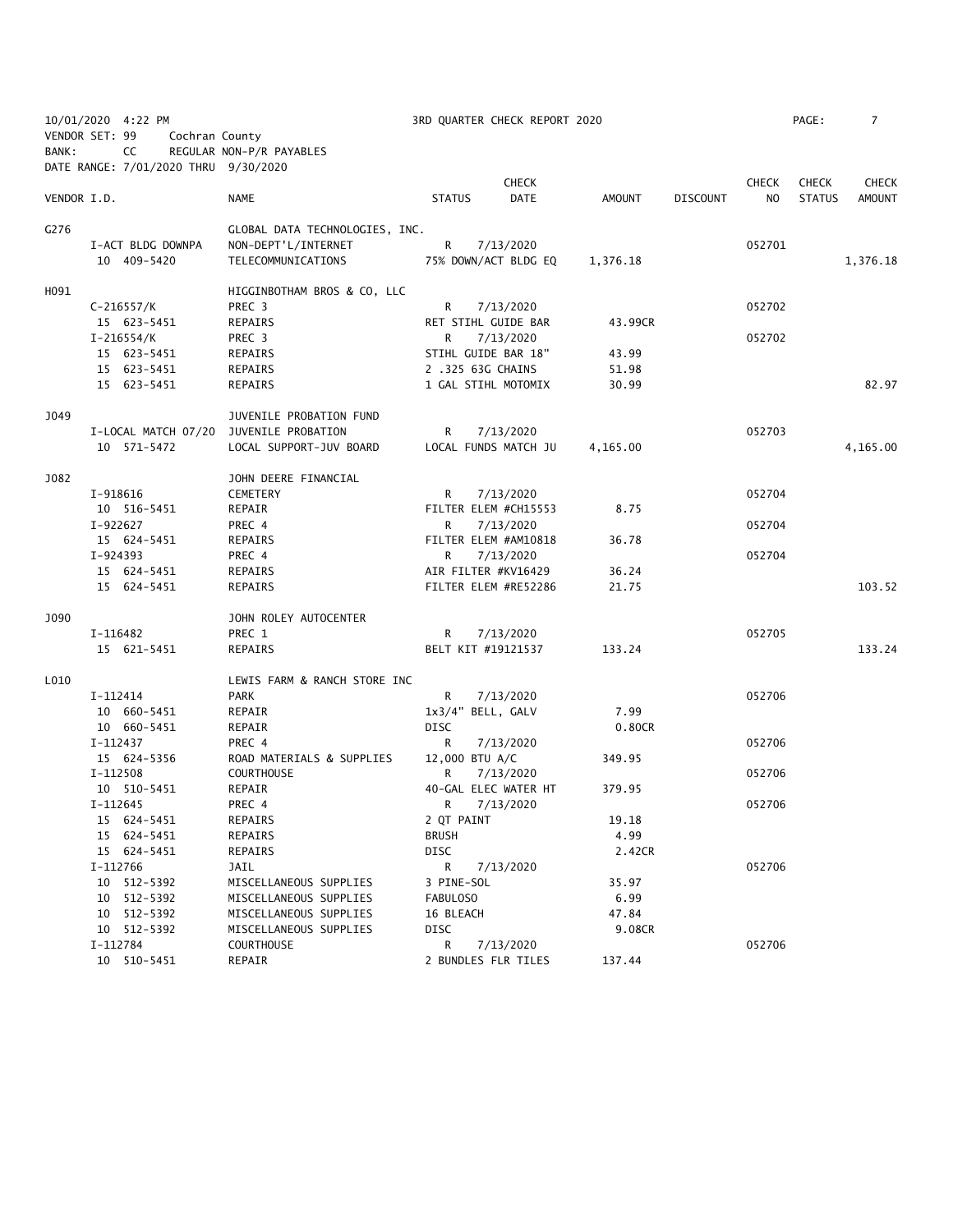10/01/2020 4:22 PM 3RD QUARTER CHECK REPORT 2020

VENDOR SET: 99 Cochran County

BANK: CC REGULAR NON-P/R PAYABLES

DATE RANGE: 7/01/2020 THRU 9/30/2020

| VENDOR I.D. | | NAME | STATUS | CHECK DATE | AMOUNT | DISCOUNT | CHECK NO | CHECK STATUS | CHECK AMOUNT |
|---|---|---|---|---|---|---|---|---|---|
| G276 | | GLOBAL DATA TECHNOLOGIES, INC. | | | | | | | |
| | I-ACT BLDG DOWNPA | NON-DEPT'L/INTERNET | R | 7/13/2020 | | | 052701 | | |
| | 10 409-5420 | TELECOMMUNICATIONS | 75% DOWN/ACT BLDG EQ | | 1,376.18 | | | | 1,376.18 |
| H091 | | HIGGINBOTHAM BROS & CO, LLC | | | | | | | |
| | C-216557/K | PREC 3 | R | 7/13/2020 | | | 052702 | | |
| | 15 623-5451 | REPAIRS | RET STIHL GUIDE BAR | | 43.99CR | | | | |
| | I-216554/K | PREC 3 | R | 7/13/2020 | | | 052702 | | |
| | 15 623-5451 | REPAIRS | STIHL GUIDE BAR 18" | | 43.99 | | | | |
| | 15 623-5451 | REPAIRS | 2 .325 63G CHAINS | | 51.98 | | | | |
| | 15 623-5451 | REPAIRS | 1 GAL STIHL MOTOMIX | | 30.99 | | | | 82.97 |
| J049 | | JUVENILE PROBATION FUND | | | | | | | |
| | I-LOCAL MATCH 07/20 | JUVENILE PROBATION | R | 7/13/2020 | | | 052703 | | |
| | 10 571-5472 | LOCAL SUPPORT-JUV BOARD | LOCAL FUNDS MATCH JU | | 4,165.00 | | | | 4,165.00 |
| J082 | | JOHN DEERE FINANCIAL | | | | | | | |
| | I-918616 | CEMETERY | R | 7/13/2020 | | | 052704 | | |
| | 10 516-5451 | REPAIR | FILTER ELEM #CH15553 | | 8.75 | | | | |
| | I-922627 | PREC 4 | R | 7/13/2020 | | | 052704 | | |
| | 15 624-5451 | REPAIRS | FILTER ELEM #AM10818 | | 36.78 | | | | |
| | I-924393 | PREC 4 | R | 7/13/2020 | | | 052704 | | |
| | 15 624-5451 | REPAIRS | AIR FILTER #KV16429 | | 36.24 | | | | |
| | 15 624-5451 | REPAIRS | FILTER ELEM #RE52286 | | 21.75 | | | | 103.52 |
| J090 | | JOHN ROLEY AUTOCENTER | | | | | | | |
| | I-116482 | PREC 1 | R | 7/13/2020 | | | 052705 | | |
| | 15 621-5451 | REPAIRS | BELT KIT #19121537 | | 133.24 | | | | 133.24 |
| L010 | | LEWIS FARM & RANCH STORE INC | | | | | | | |
| | I-112414 | PARK | R | 7/13/2020 | | | 052706 | | |
| | 10 660-5451 | REPAIR | 1x3/4" BELL, GALV | | 7.99 | | | | |
| | 10 660-5451 | REPAIR | DISC | | 0.80CR | | | | |
| | I-112437 | PREC 4 | R | 7/13/2020 | | | 052706 | | |
| | 15 624-5356 | ROAD MATERIALS & SUPPLIES | 12,000 BTU A/C | | 349.95 | | | | |
| | I-112508 | COURTHOUSE | R | 7/13/2020 | | | 052706 | | |
| | 10 510-5451 | REPAIR | 40-GAL ELEC WATER HT | | 379.95 | | | | |
| | I-112645 | PREC 4 | R | 7/13/2020 | | | 052706 | | |
| | 15 624-5451 | REPAIRS | 2 QT PAINT | | 19.18 | | | | |
| | 15 624-5451 | REPAIRS | BRUSH | | 4.99 | | | | |
| | 15 624-5451 | REPAIRS | DISC | | 2.42CR | | | | |
| | I-112766 | JAIL | R | 7/13/2020 | | | 052706 | | |
| | 10 512-5392 | MISCELLANEOUS SUPPLIES | 3 PINE-SOL | | 35.97 | | | | |
| | 10 512-5392 | MISCELLANEOUS SUPPLIES | FABULOSO | | 6.99 | | | | |
| | 10 512-5392 | MISCELLANEOUS SUPPLIES | 16 BLEACH | | 47.84 | | | | |
| | 10 512-5392 | MISCELLANEOUS SUPPLIES | DISC | | 9.08CR | | | | |
| | I-112784 | COURTHOUSE | R | 7/13/2020 | | | 052706 | | |
| | 10 510-5451 | REPAIR | 2 BUNDLES FLR TILES | | 137.44 | | | | |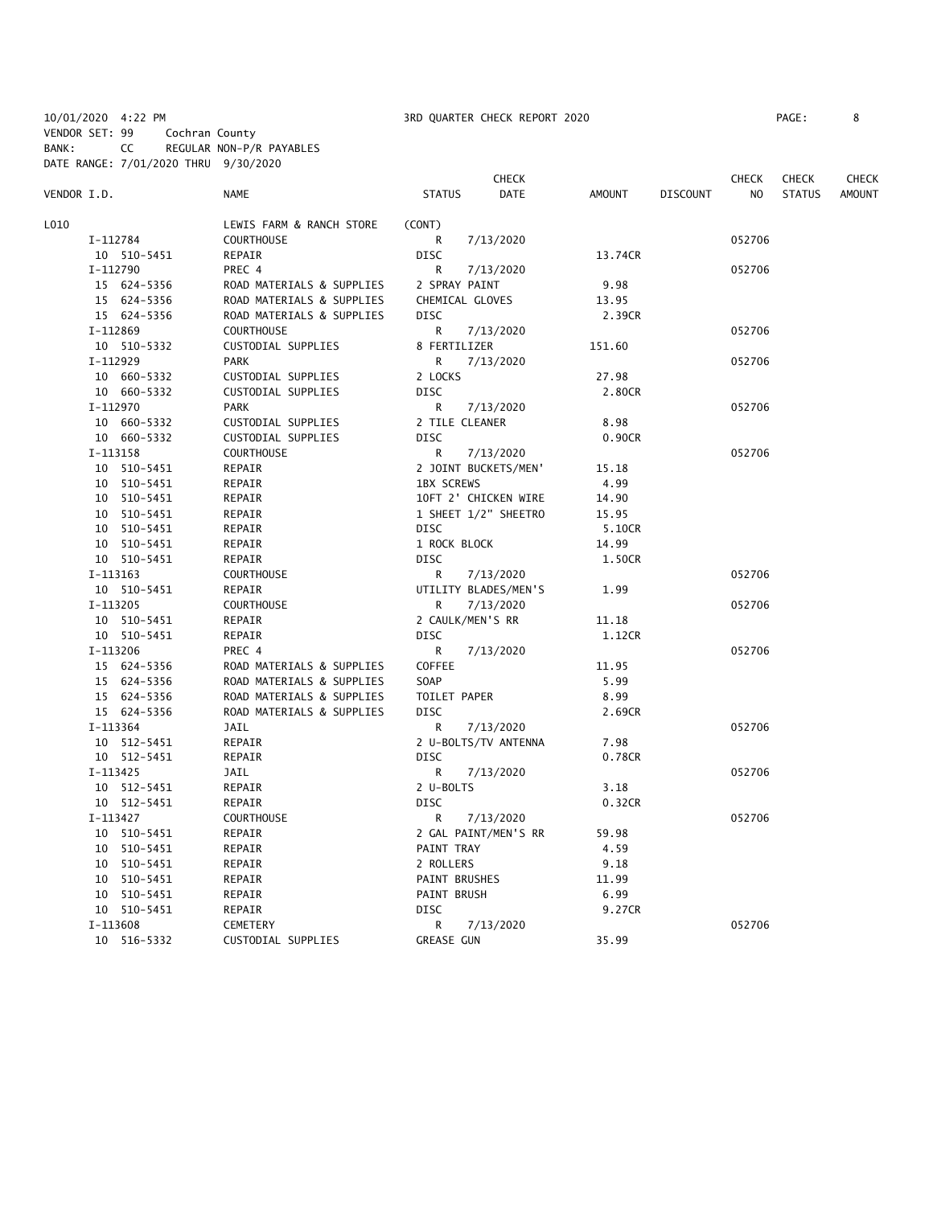10/01/2020 4:22 PM 3RD QUARTER CHECK REPORT 2020

VENDOR SET: 99 Cochran County
BANK: CC REGULAR NON-P/R PAYABLES
DATE RANGE: 7/01/2020 THRU 9/30/2020

| VENDOR I.D. | NAME | STATUS | CHECK DATE | AMOUNT | DISCOUNT | CHECK NO | CHECK STATUS | CHECK AMOUNT |
|---|---|---|---|---|---|---|---|---|
| L010 | LEWIS FARM & RANCH STORE | (CONT) | | | | | | |
| I-112784 | COURTHOUSE | R | 7/13/2020 | | | 052706 | | |
| 10 510-5451 | REPAIR | DISC | | 13.74CR | | | | |
| I-112790 | PREC 4 | R | 7/13/2020 | | | 052706 | | |
| 15 624-5356 | ROAD MATERIALS & SUPPLIES | 2 SPRAY PAINT | | 9.98 | | | | |
| 15 624-5356 | ROAD MATERIALS & SUPPLIES | CHEMICAL GLOVES | | 13.95 | | | | |
| 15 624-5356 | ROAD MATERIALS & SUPPLIES | DISC | | 2.39CR | | | | |
| I-112869 | COURTHOUSE | R | 7/13/2020 | | | 052706 | | |
| 10 510-5332 | CUSTODIAL SUPPLIES | 8 FERTILIZER | | 151.60 | | | | |
| I-112929 | PARK | R | 7/13/2020 | | | 052706 | | |
| 10 660-5332 | CUSTODIAL SUPPLIES | 2 LOCKS | | 27.98 | | | | |
| 10 660-5332 | CUSTODIAL SUPPLIES | DISC | | 2.80CR | | | | |
| I-112970 | PARK | R | 7/13/2020 | | | 052706 | | |
| 10 660-5332 | CUSTODIAL SUPPLIES | 2 TILE CLEANER | | 8.98 | | | | |
| 10 660-5332 | CUSTODIAL SUPPLIES | DISC | | 0.90CR | | | | |
| I-113158 | COURTHOUSE | R | 7/13/2020 | | | 052706 | | |
| 10 510-5451 | REPAIR | 2 JOINT BUCKETS/MEN' | | 15.18 | | | | |
| 10 510-5451 | REPAIR | 1BX SCREWS | | 4.99 | | | | |
| 10 510-5451 | REPAIR | 10FT 2' CHICKEN WIRE | | 14.90 | | | | |
| 10 510-5451 | REPAIR | 1 SHEET 1/2" SHEETRO | | 15.95 | | | | |
| 10 510-5451 | REPAIR | DISC | | 5.10CR | | | | |
| 10 510-5451 | REPAIR | 1 ROCK BLOCK | | 14.99 | | | | |
| 10 510-5451 | REPAIR | DISC | | 1.50CR | | | | |
| I-113163 | COURTHOUSE | R | 7/13/2020 | | | 052706 | | |
| 10 510-5451 | REPAIR | UTILITY BLADES/MEN'S | | 1.99 | | | | |
| I-113205 | COURTHOUSE | R | 7/13/2020 | | | 052706 | | |
| 10 510-5451 | REPAIR | 2 CAULK/MEN'S RR | | 11.18 | | | | |
| 10 510-5451 | REPAIR | DISC | | 1.12CR | | | | |
| I-113206 | PREC 4 | R | 7/13/2020 | | | 052706 | | |
| 15 624-5356 | ROAD MATERIALS & SUPPLIES | COFFEE | | 11.95 | | | | |
| 15 624-5356 | ROAD MATERIALS & SUPPLIES | SOAP | | 5.99 | | | | |
| 15 624-5356 | ROAD MATERIALS & SUPPLIES | TOILET PAPER | | 8.99 | | | | |
| 15 624-5356 | ROAD MATERIALS & SUPPLIES | DISC | | 2.69CR | | | | |
| I-113364 | JAIL | R | 7/13/2020 | | | 052706 | | |
| 10 512-5451 | REPAIR | 2 U-BOLTS/TV ANTENNA | | 7.98 | | | | |
| 10 512-5451 | REPAIR | DISC | | 0.78CR | | | | |
| I-113425 | JAIL | R | 7/13/2020 | | | 052706 | | |
| 10 512-5451 | REPAIR | 2 U-BOLTS | | 3.18 | | | | |
| 10 512-5451 | REPAIR | DISC | | 0.32CR | | | | |
| I-113427 | COURTHOUSE | R | 7/13/2020 | | | 052706 | | |
| 10 510-5451 | REPAIR | 2 GAL PAINT/MEN'S RR | | 59.98 | | | | |
| 10 510-5451 | REPAIR | PAINT TRAY | | 4.59 | | | | |
| 10 510-5451 | REPAIR | 2 ROLLERS | | 9.18 | | | | |
| 10 510-5451 | REPAIR | PAINT BRUSHES | | 11.99 | | | | |
| 10 510-5451 | REPAIR | PAINT BRUSH | | 6.99 | | | | |
| 10 510-5451 | REPAIR | DISC | | 9.27CR | | | | |
| I-113608 | CEMETERY | R | 7/13/2020 | | | 052706 | | |
| 10 516-5332 | CUSTODIAL SUPPLIES | GREASE GUN | | 35.99 | | | | |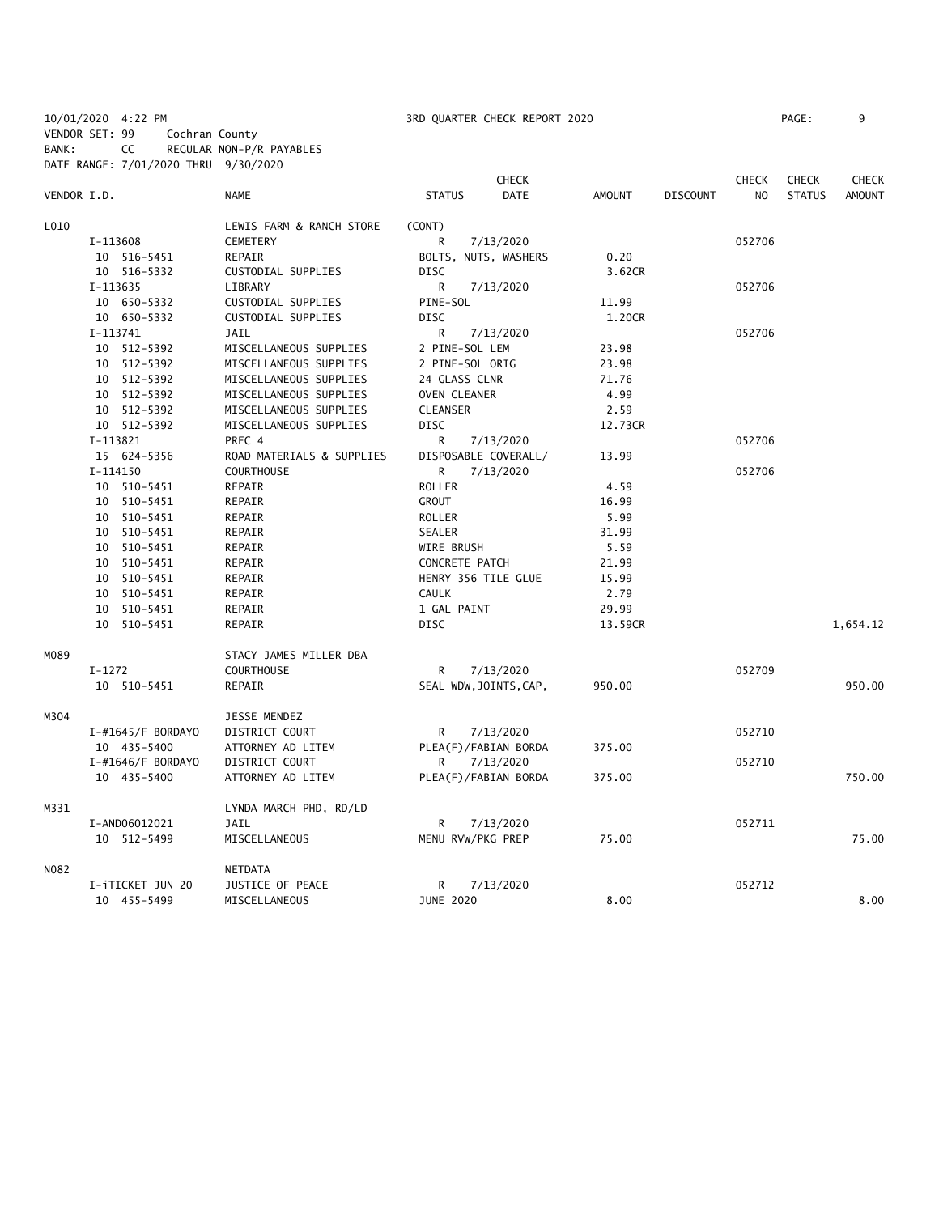10/01/2020 4:22 PM 3RD QUARTER CHECK REPORT 2020 PAGE: 9
VENDOR SET: 99 Cochran County
BANK: CC REGULAR NON-P/R PAYABLES
DATE RANGE: 7/01/2020 THRU 9/30/2020

| VENDOR I.D. | NAME | STATUS | CHECK DATE | AMOUNT | DISCOUNT | CHECK NO | CHECK STATUS | CHECK AMOUNT |
|---|---|---|---|---|---|---|---|---|
| L010 | LEWIS FARM & RANCH STORE | (CONT) | | | | | | |
| I-113608 | CEMETERY | R | 7/13/2020 | | | 052706 | | |
| 10 516-5451 | REPAIR | BOLTS, NUTS, WASHERS | | 0.20 | | | | |
| 10 516-5332 | CUSTODIAL SUPPLIES | DISC | | 3.62CR | | | | |
| I-113635 | LIBRARY | R | 7/13/2020 | | | 052706 | | |
| 10 650-5332 | CUSTODIAL SUPPLIES | PINE-SOL | | 11.99 | | | | |
| 10 650-5332 | CUSTODIAL SUPPLIES | DISC | | 1.20CR | | | | |
| I-113741 | JAIL | R | 7/13/2020 | | | 052706 | | |
| 10 512-5392 | MISCELLANEOUS SUPPLIES | 2 PINE-SOL LEM | | 23.98 | | | | |
| 10 512-5392 | MISCELLANEOUS SUPPLIES | 2 PINE-SOL ORIG | | 23.98 | | | | |
| 10 512-5392 | MISCELLANEOUS SUPPLIES | 24 GLASS CLNR | | 71.76 | | | | |
| 10 512-5392 | MISCELLANEOUS SUPPLIES | OVEN CLEANER | | 4.99 | | | | |
| 10 512-5392 | MISCELLANEOUS SUPPLIES | CLEANSER | | 2.59 | | | | |
| 10 512-5392 | MISCELLANEOUS SUPPLIES | DISC | | 12.73CR | | | | |
| I-113821 | PREC 4 | R | 7/13/2020 | | | 052706 | | |
| 15 624-5356 | ROAD MATERIALS & SUPPLIES | DISPOSABLE COVERALL/ | | 13.99 | | | | |
| I-114150 | COURTHOUSE | R | 7/13/2020 | | | 052706 | | |
| 10 510-5451 | REPAIR | ROLLER | | 4.59 | | | | |
| 10 510-5451 | REPAIR | GROUT | | 16.99 | | | | |
| 10 510-5451 | REPAIR | ROLLER | | 5.99 | | | | |
| 10 510-5451 | REPAIR | SEALER | | 31.99 | | | | |
| 10 510-5451 | REPAIR | WIRE BRUSH | | 5.59 | | | | |
| 10 510-5451 | REPAIR | CONCRETE PATCH | | 21.99 | | | | |
| 10 510-5451 | REPAIR | HENRY 356 TILE GLUE | | 15.99 | | | | |
| 10 510-5451 | REPAIR | CAULK | | 2.79 | | | | |
| 10 510-5451 | REPAIR | 1 GAL PAINT | | 29.99 | | | | |
| 10 510-5451 | REPAIR | DISC | | 13.59CR | | | | 1,654.12 |
| M089 | STACY JAMES MILLER DBA | | | | | | | |
| I-1272 | COURTHOUSE | R | 7/13/2020 | | | 052709 | | |
| 10 510-5451 | REPAIR | SEAL WDW,JOINTS,CAP, | | 950.00 | | | | 950.00 |
| M304 | JESSE MENDEZ | | | | | | | |
| I-#1645/F BORDAYO | DISTRICT COURT | R | 7/13/2020 | | | 052710 | | |
| 10 435-5400 | ATTORNEY AD LITEM | PLEA(F)/FABIAN BORDA | | 375.00 | | | | |
| I-#1646/F BORDAYO | DISTRICT COURT | R | 7/13/2020 | | | 052710 | | |
| 10 435-5400 | ATTORNEY AD LITEM | PLEA(F)/FABIAN BORDA | | 375.00 | | | | 750.00 |
| M331 | LYNDA MARCH PHD, RD/LD | | | | | | | |
| I-AND06012021 | JAIL | R | 7/13/2020 | | | 052711 | | |
| 10 512-5499 | MISCELLANEOUS | MENU RVW/PKG PREP | | 75.00 | | | | 75.00 |
| N082 | NETDATA | | | | | | | |
| I-iTICKET JUN 20 | JUSTICE OF PEACE | R | 7/13/2020 | | | 052712 | | |
| 10 455-5499 | MISCELLANEOUS | JUNE 2020 | | 8.00 | | | | 8.00 |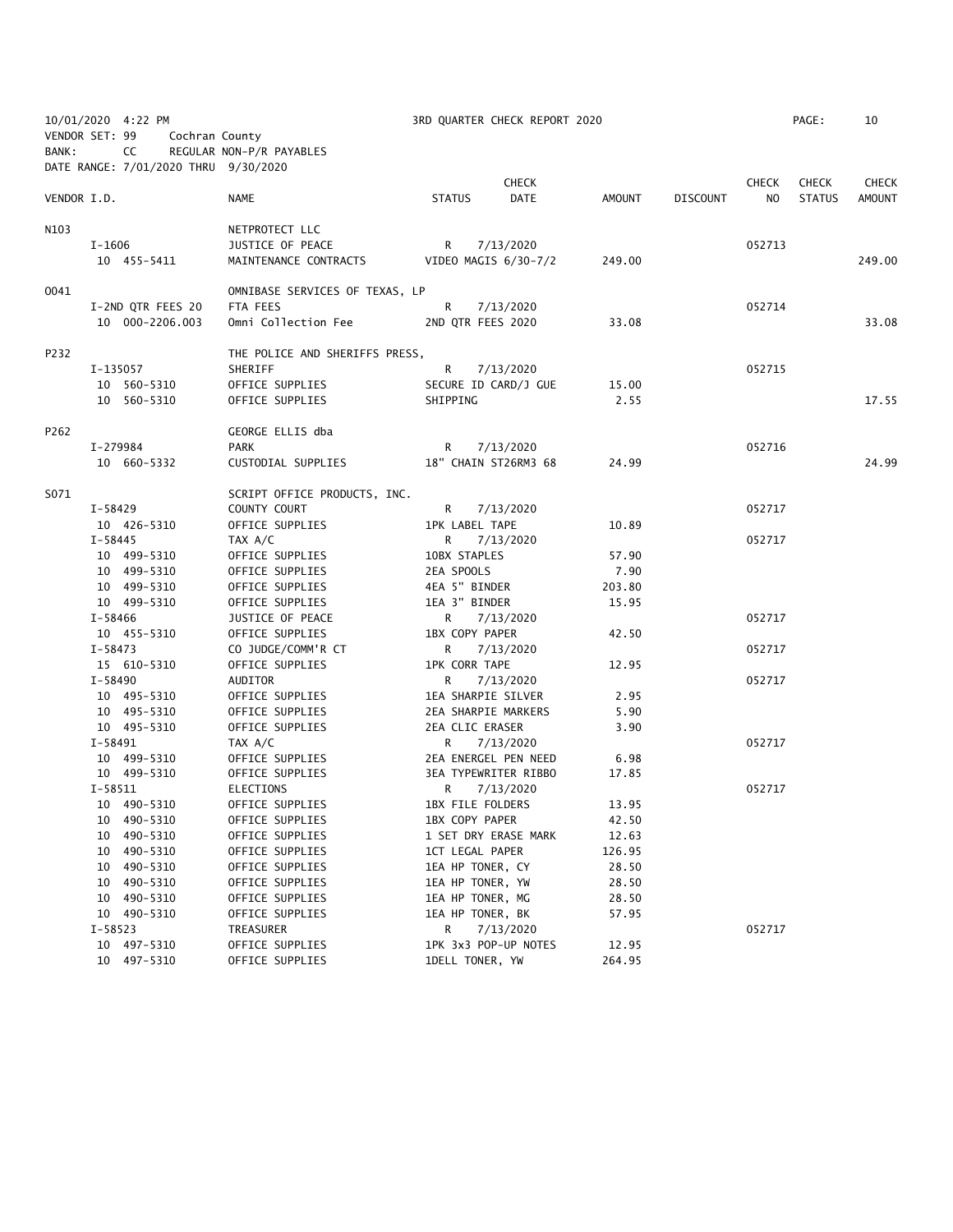10/01/2020 4:22 PM — 3RD QUARTER CHECK REPORT 2020

VENDOR SET: 99 Cochran County
BANK: CC REGULAR NON-P/R PAYABLES
DATE RANGE: 7/01/2020 THRU 9/30/2020

| VENDOR I.D. | NAME | STATUS | CHECK DATE | AMOUNT | DISCOUNT | CHECK NO | CHECK STATUS | CHECK AMOUNT |
|---|---|---|---|---|---|---|---|---|
| N103 | NETPROTECT LLC | | | | | | | |
| I-1606 | JUSTICE OF PEACE | R | 7/13/2020 | | | 052713 | | |
| 10 455-5411 | MAINTENANCE CONTRACTS | VIDEO MAGIS 6/30-7/2 | | 249.00 | | | | 249.00 |
| O041 | OMNIBASE SERVICES OF TEXAS, LP | | | | | | | |
| I-2ND QTR FEES 20 | FTA FEES | R | 7/13/2020 | | | 052714 | | |
| 10 000-2206.003 | Omni Collection Fee | 2ND QTR FEES 2020 | | 33.08 | | | | 33.08 |
| P232 | THE POLICE AND SHERIFFS PRESS, | | | | | | | |
| I-135057 | SHERIFF | R | 7/13/2020 | | | 052715 | | |
| 10 560-5310 | OFFICE SUPPLIES | SECURE ID CARD/J GUE | | 15.00 | | | | |
| 10 560-5310 | OFFICE SUPPLIES | SHIPPING | | 2.55 | | | | 17.55 |
| P262 | GEORGE ELLIS dba | | | | | | | |
| I-279984 | PARK | R | 7/13/2020 | | | 052716 | | |
| 10 660-5332 | CUSTODIAL SUPPLIES | 18" CHAIN ST26RM3 68 | | 24.99 | | | | 24.99 |
| S071 | SCRIPT OFFICE PRODUCTS, INC. | | | | | | | |
| I-58429 | COUNTY COURT | R | 7/13/2020 | | | 052717 | | |
| 10 426-5310 | OFFICE SUPPLIES | 1PK LABEL TAPE | | 10.89 | | | | |
| I-58445 | TAX A/C | R | 7/13/2020 | | | 052717 | | |
| 10 499-5310 | OFFICE SUPPLIES | 10BX STAPLES | | 57.90 | | | | |
| 10 499-5310 | OFFICE SUPPLIES | 2EA SPOOLS | | 7.90 | | | | |
| 10 499-5310 | OFFICE SUPPLIES | 4EA 5" BINDER | | 203.80 | | | | |
| 10 499-5310 | OFFICE SUPPLIES | 1EA 3" BINDER | | 15.95 | | | | |
| I-58466 | JUSTICE OF PEACE | R | 7/13/2020 | | | 052717 | | |
| 10 455-5310 | OFFICE SUPPLIES | 1BX COPY PAPER | | 42.50 | | | | |
| I-58473 | CO JUDGE/COMM'R CT | R | 7/13/2020 | | | 052717 | | |
| 15 610-5310 | OFFICE SUPPLIES | 1PK CORR TAPE | | 12.95 | | | | |
| I-58490 | AUDITOR | R | 7/13/2020 | | | 052717 | | |
| 10 495-5310 | OFFICE SUPPLIES | 1EA SHARPIE SILVER | | 2.95 | | | | |
| 10 495-5310 | OFFICE SUPPLIES | 2EA SHARPIE MARKERS | | 5.90 | | | | |
| 10 495-5310 | OFFICE SUPPLIES | 2EA CLIC ERASER | | 3.90 | | | | |
| I-58491 | TAX A/C | R | 7/13/2020 | | | 052717 | | |
| 10 499-5310 | OFFICE SUPPLIES | 2EA ENERGEL PEN NEED | | 6.98 | | | | |
| 10 499-5310 | OFFICE SUPPLIES | 3EA TYPEWRITER RIBBO | | 17.85 | | | | |
| I-58511 | ELECTIONS | R | 7/13/2020 | | | 052717 | | |
| 10 490-5310 | OFFICE SUPPLIES | 1BX FILE FOLDERS | | 13.95 | | | | |
| 10 490-5310 | OFFICE SUPPLIES | 1BX COPY PAPER | | 42.50 | | | | |
| 10 490-5310 | OFFICE SUPPLIES | 1 SET DRY ERASE MARK | | 12.63 | | | | |
| 10 490-5310 | OFFICE SUPPLIES | 1CT LEGAL PAPER | | 126.95 | | | | |
| 10 490-5310 | OFFICE SUPPLIES | 1EA HP TONER, CY | | 28.50 | | | | |
| 10 490-5310 | OFFICE SUPPLIES | 1EA HP TONER, YW | | 28.50 | | | | |
| 10 490-5310 | OFFICE SUPPLIES | 1EA HP TONER, MG | | 28.50 | | | | |
| 10 490-5310 | OFFICE SUPPLIES | 1EA HP TONER, BK | | 57.95 | | | | |
| I-58523 | TREASURER | R | 7/13/2020 | | | 052717 | | |
| 10 497-5310 | OFFICE SUPPLIES | 1PK 3x3 POP-UP NOTES | | 12.95 | | | | |
| 10 497-5310 | OFFICE SUPPLIES | 1DELL TONER, YW | | 264.95 | | | | |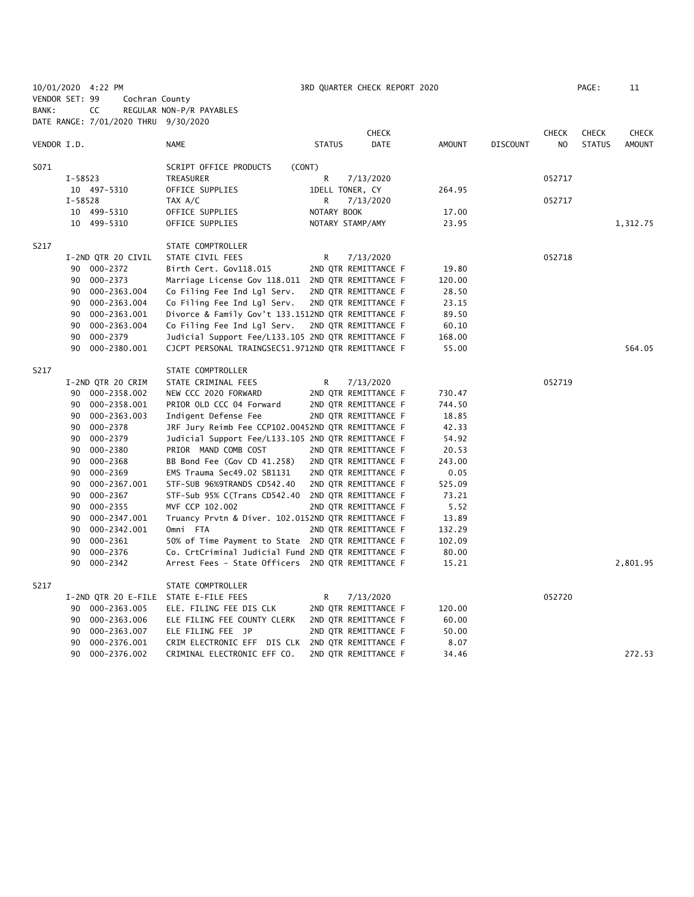10/01/2020 4:22 PM 3RD QUARTER CHECK REPORT 2020
VENDOR SET: 99 Cochran County
BANK: CC REGULAR NON-P/R PAYABLES
DATE RANGE: 7/01/2020 THRU 9/30/2020

| VENDOR I.D. | NAME | STATUS | CHECK DATE | AMOUNT | DISCOUNT | CHECK NO | CHECK STATUS | CHECK AMOUNT |
|---|---|---|---|---|---|---|---|---|
| S071 | SCRIPT OFFICE PRODUCTS (CONT) | | | | | | | |
| I-58523 | TREASURER | R | 7/13/2020 | | | 052717 | | |
| 10 497-5310 | OFFICE SUPPLIES | 1DELL TONER, CY | | 264.95 | | | | |
| I-58528 | TAX A/C | R | 7/13/2020 | | | 052717 | | |
| 10 499-5310 | OFFICE SUPPLIES | NOTARY BOOK | | 17.00 | | | | |
| 10 499-5310 | OFFICE SUPPLIES | NOTARY STAMP/AMY | | 23.95 | | | | 1,312.75 |
| S217 | STATE COMPTROLLER | | | | | | | |
| I-2ND QTR 20 CIVIL | STATE CIVIL FEES | R | 7/13/2020 | | | 052718 | | |
| 90 000-2372 | Birth Cert. Gov118.015 | 2ND QTR REMITTANCE F | | 19.80 | | | | |
| 90 000-2373 | Marriage License Gov 118.011 | 2ND QTR REMITTANCE F | | 120.00 | | | | |
| 90 000-2363.004 | Co Filing Fee Ind Lgl Serv. | 2ND QTR REMITTANCE F | | 28.50 | | | | |
| 90 000-2363.004 | Co Filing Fee Ind Lgl Serv. | 2ND QTR REMITTANCE F | | 23.15 | | | | |
| 90 000-2363.001 | Divorce & Family Gov't 133.151 | 2ND QTR REMITTANCE F | | 89.50 | | | | |
| 90 000-2363.004 | Co Filing Fee Ind Lgl Serv. | 2ND QTR REMITTANCE F | | 60.10 | | | | |
| 90 000-2379 | Judicial Support Fee/L133.105 | 2ND QTR REMITTANCE F | | 168.00 | | | | |
| 90 000-2380.001 | CJCPT PERSONAL TRAINGSEC51.971 | 2ND QTR REMITTANCE F | | 55.00 | | | | 564.05 |
| S217 | STATE COMPTROLLER | | | | | | | |
| I-2ND QTR 20 CRIM | STATE CRIMINAL FEES | R | 7/13/2020 | | | 052719 | | |
| 90 000-2358.002 | NEW CCC 2020 FORWARD | 2ND QTR REMITTANCE F | | 730.47 | | | | |
| 90 000-2358.001 | PRIOR OLD CCC 04 Forward | 2ND QTR REMITTANCE F | | 744.50 | | | | |
| 90 000-2363.003 | Indigent Defense Fee | 2ND QTR REMITTANCE F | | 18.85 | | | | |
| 90 000-2378 | JRF Jury Reimb Fee CCP102.0045 | 2ND QTR REMITTANCE F | | 42.33 | | | | |
| 90 000-2379 | Judicial Support Fee/L133.105 | 2ND QTR REMITTANCE F | | 54.92 | | | | |
| 90 000-2380 | PRIOR MAND COMB COST | 2ND QTR REMITTANCE F | | 20.53 | | | | |
| 90 000-2368 | BB Bond Fee (Gov CD 41.258) | 2ND QTR REMITTANCE F | | 243.00 | | | | |
| 90 000-2369 | EMS Trauma Sec49.02 SB1131 | 2ND QTR REMITTANCE F | | 0.05 | | | | |
| 90 000-2367.001 | STF-SUB 96%9TRANDS CD542.40 | 2ND QTR REMITTANCE F | | 525.09 | | | | |
| 90 000-2367 | STF-Sub 95% C(Trans CD542.40 | 2ND QTR REMITTANCE F | | 73.21 | | | | |
| 90 000-2355 | MVF CCP 102.002 | 2ND QTR REMITTANCE F | | 5.52 | | | | |
| 90 000-2347.001 | Truancy Prvtn & Diver. 102.015 | 2ND QTR REMITTANCE F | | 13.89 | | | | |
| 90 000-2342.001 | Omni FTA | 2ND QTR REMITTANCE F | | 132.29 | | | | |
| 90 000-2361 | 50% of Time Payment to State | 2ND QTR REMITTANCE F | | 102.09 | | | | |
| 90 000-2376 | Co. CrtCriminal Judicial Fund | 2ND QTR REMITTANCE F | | 80.00 | | | | |
| 90 000-2342 | Arrest Fees - State Officers | 2ND QTR REMITTANCE F | | 15.21 | | | | 2,801.95 |
| S217 | STATE COMPTROLLER | | | | | | | |
| I-2ND QTR 20 E-FILE | STATE E-FILE FEES | R | 7/13/2020 | | | 052720 | | |
| 90 000-2363.005 | ELE. FILING FEE DIS CLK | 2ND QTR REMITTANCE F | | 120.00 | | | | |
| 90 000-2363.006 | ELE FILING FEE COUNTY CLERK | 2ND QTR REMITTANCE F | | 60.00 | | | | |
| 90 000-2363.007 | ELE FILING FEE JP | 2ND QTR REMITTANCE F | | 50.00 | | | | |
| 90 000-2376.001 | CRIM ELECTRONIC EFF DIS CLK | 2ND QTR REMITTANCE F | | 8.07 | | | | |
| 90 000-2376.002 | CRIMINAL ELECTRONIC EFF CO. | 2ND QTR REMITTANCE F | | 34.46 | | | | 272.53 |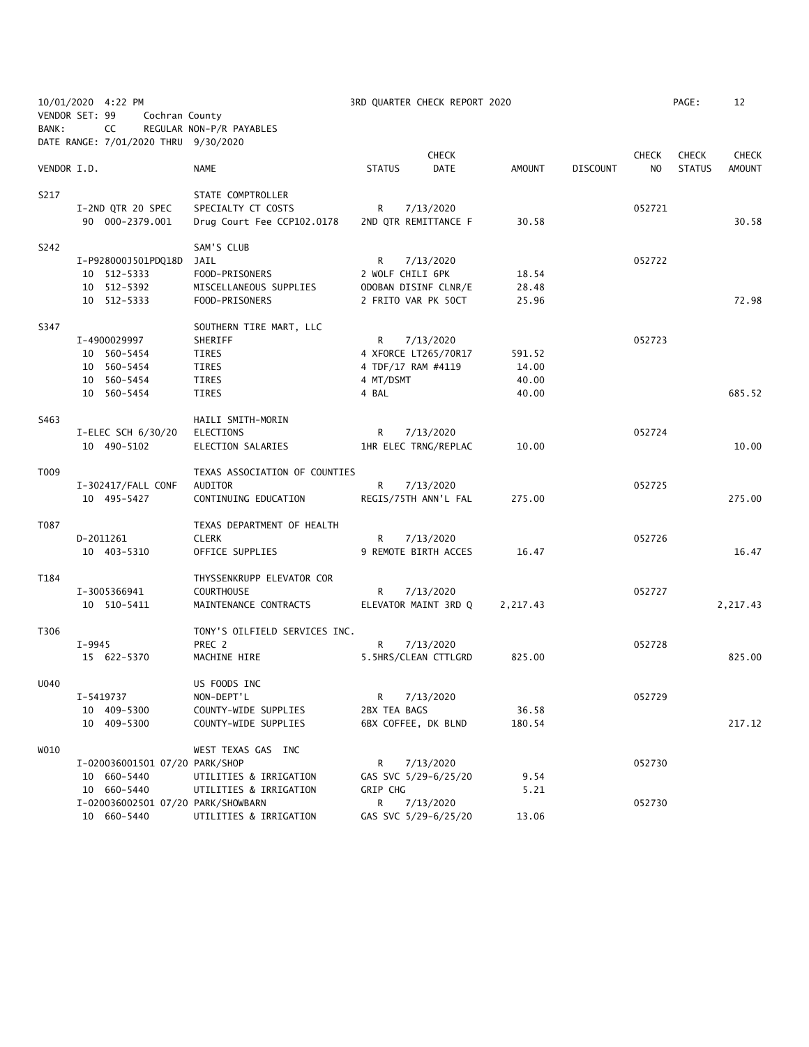10/01/2020 4:22 PM 3RD QUARTER CHECK REPORT 2020

VENDOR SET: 99 Cochran County
BANK: CC REGULAR NON-P/R PAYABLES
DATE RANGE: 7/01/2020 THRU 9/30/2020

| VENDOR I.D. | NAME | STATUS | CHECK DATE | AMOUNT | DISCOUNT | CHECK NO | CHECK STATUS | CHECK AMOUNT |
|---|---|---|---|---|---|---|---|---|
| S217 | STATE COMPTROLLER | | | | | | | |
| I-2ND QTR 20 SPEC | SPECIALTY CT COSTS | R | 7/13/2020 | | | 052721 | | |
| 90 000-2379.001 | Drug Court Fee CCP102.0178 | 2ND QTR REMITTANCE F | | 30.58 | | | | 30.58 |
| S242 | SAM'S CLUB | | | | | | | |
| I-P928000J501PDQ18D | JAIL | R | 7/13/2020 | | | 052722 | | |
| 10 512-5333 | FOOD-PRISONERS | 2 WOLF CHILI 6PK | | 18.54 | | | | |
| 10 512-5392 | MISCELLANEOUS SUPPLIES | ODOBAN DISINF CLNR/E | | 28.48 | | | | |
| 10 512-5333 | FOOD-PRISONERS | 2 FRITO VAR PK 50CT | | 25.96 | | | | 72.98 |
| S347 | SOUTHERN TIRE MART, LLC | | | | | | | |
| I-4900029997 | SHERIFF | R | 7/13/2020 | | | 052723 | | |
| 10 560-5454 | TIRES | 4 XFORCE LT265/70R17 | | 591.52 | | | | |
| 10 560-5454 | TIRES | 4 TDF/17 RAM #4119 | | 14.00 | | | | |
| 10 560-5454 | TIRES | 4 MT/DSMT | | 40.00 | | | | |
| 10 560-5454 | TIRES | 4 BAL | | 40.00 | | | | 685.52 |
| S463 | HAILI SMITH-MORIN | | | | | | | |
| I-ELEC SCH 6/30/20 | ELECTIONS | R | 7/13/2020 | | | 052724 | | |
| 10 490-5102 | ELECTION SALARIES | 1HR ELEC TRNG/REPLAC | | 10.00 | | | | 10.00 |
| T009 | TEXAS ASSOCIATION OF COUNTIES | | | | | | | |
| I-302417/FALL CONF | AUDITOR | R | 7/13/2020 | | | 052725 | | |
| 10 495-5427 | CONTINUING EDUCATION | REGIS/75TH ANN'L FAL | | 275.00 | | | | 275.00 |
| T087 | TEXAS DEPARTMENT OF HEALTH | | | | | | | |
| D-2011261 | CLERK | R | 7/13/2020 | | | 052726 | | |
| 10 403-5310 | OFFICE SUPPLIES | 9 REMOTE BIRTH ACCES | | 16.47 | | | | 16.47 |
| T184 | THYSSENKRUPP ELEVATOR COR | | | | | | | |
| I-3005366941 | COURTHOUSE | R | 7/13/2020 | | | 052727 | | |
| 10 510-5411 | MAINTENANCE CONTRACTS | ELEVATOR MAINT 3RD Q | | 2,217.43 | | | | 2,217.43 |
| T306 | TONY'S OILFIELD SERVICES INC. | | | | | | | |
| I-9945 | PREC 2 | R | 7/13/2020 | | | 052728 | | |
| 15 622-5370 | MACHINE HIRE | 5.5HRS/CLEAN CTTLGRD | | 825.00 | | | | 825.00 |
| U040 | US FOODS INC | | | | | | | |
| I-5419737 | NON-DEPT'L | R | 7/13/2020 | | | 052729 | | |
| 10 409-5300 | COUNTY-WIDE SUPPLIES | 2BX TEA BAGS | | 36.58 | | | | |
| 10 409-5300 | COUNTY-WIDE SUPPLIES | 6BX COFFEE, DK BLND | | 180.54 | | | | 217.12 |
| W010 | WEST TEXAS GAS INC | | | | | | | |
| I-020036001501 07/20 | PARK/SHOP | R | 7/13/2020 | | | 052730 | | |
| 10 660-5440 | UTILITIES & IRRIGATION | GAS SVC 5/29-6/25/20 | | 9.54 | | | | |
| 10 660-5440 | UTILITIES & IRRIGATION | GRIP CHG | | 5.21 | | | | |
| I-020036002501 07/20 | PARK/SHOWBARN | R | 7/13/2020 | | | 052730 | | |
| 10 660-5440 | UTILITIES & IRRIGATION | GAS SVC 5/29-6/25/20 | | 13.06 | | | | |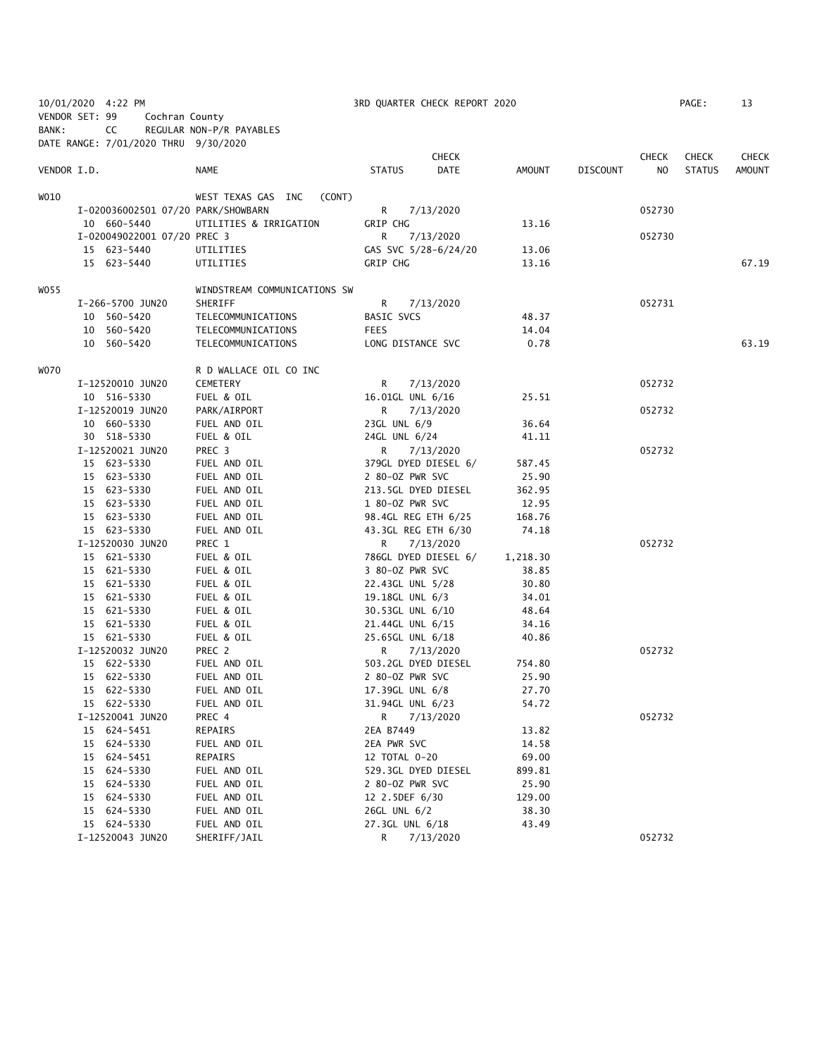10/01/2020 4:22 PM 3RD QUARTER CHECK REPORT 2020 PAGE: 13
VENDOR SET: 99 Cochran County
BANK: CC REGULAR NON-P/R PAYABLES
DATE RANGE: 7/01/2020 THRU 9/30/2020

| VENDOR I.D. | NAME | STATUS | CHECK DATE | AMOUNT | DISCOUNT | CHECK NO | CHECK STATUS | CHECK AMOUNT |
|---|---|---|---|---|---|---|---|---|
| W010 | WEST TEXAS GAS INC (CONT) | | | | | | | |
| I-020036002501 07/20 PARK/SHOWBARN | | R | 7/13/2020 | | | 052730 | | |
| 10 660-5440 | UTILITIES & IRRIGATION | GRIP CHG | | 13.16 | | | | |
| I-020049022001 07/20 PREC 3 | | R | 7/13/2020 | | | 052730 | | |
| 15 623-5440 | UTILITIES | GAS SVC 5/28-6/24/20 | | 13.06 | | | | |
| 15 623-5440 | UTILITIES | GRIP CHG | | 13.16 | | | | 67.19 |
| W055 | WINDSTREAM COMMUNICATIONS SW | | | | | | | |
| I-266-5700 JUN20 | SHERIFF | R | 7/13/2020 | | | 052731 | | |
| 10 560-5420 | TELECOMMUNICATIONS | BASIC SVCS | | 48.37 | | | | |
| 10 560-5420 | TELECOMMUNICATIONS | FEES | | 14.04 | | | | |
| 10 560-5420 | TELECOMMUNICATIONS | LONG DISTANCE SVC | | 0.78 | | | | 63.19 |
| W070 | R D WALLACE OIL CO INC | | | | | | | |
| I-12520010 JUN20 | CEMETERY | R | 7/13/2020 | | | 052732 | | |
| 10 516-5330 | FUEL & OIL | 16.01GL UNL 6/16 | | 25.51 | | | | |
| I-12520019 JUN20 | PARK/AIRPORT | R | 7/13/2020 | | | 052732 | | |
| 10 660-5330 | FUEL AND OIL | 23GL UNL 6/9 | | 36.64 | | | | |
| 30 518-5330 | FUEL & OIL | 24GL UNL 6/24 | | 41.11 | | | | |
| I-12520021 JUN20 | PREC 3 | R | 7/13/2020 | | | 052732 | | |
| 15 623-5330 | FUEL AND OIL | 379GL DYED DIESEL 6/ | | 587.45 | | | | |
| 15 623-5330 | FUEL AND OIL | 2 80-OZ PWR SVC | | 25.90 | | | | |
| 15 623-5330 | FUEL AND OIL | 213.5GL DYED DIESEL | | 362.95 | | | | |
| 15 623-5330 | FUEL AND OIL | 1 80-OZ PWR SVC | | 12.95 | | | | |
| 15 623-5330 | FUEL AND OIL | 98.4GL REG ETH 6/25 | | 168.76 | | | | |
| 15 623-5330 | FUEL AND OIL | 43.3GL REG ETH 6/30 | | 74.18 | | | | |
| I-12520030 JUN20 | PREC 1 | R | 7/13/2020 | | | 052732 | | |
| 15 621-5330 | FUEL & OIL | 786GL DYED DIESEL 6/ | | 1,218.30 | | | | |
| 15 621-5330 | FUEL & OIL | 3 80-OZ PWR SVC | | 38.85 | | | | |
| 15 621-5330 | FUEL & OIL | 22.43GL UNL 5/28 | | 30.80 | | | | |
| 15 621-5330 | FUEL & OIL | 19.18GL UNL 6/3 | | 34.01 | | | | |
| 15 621-5330 | FUEL & OIL | 30.53GL UNL 6/10 | | 48.64 | | | | |
| 15 621-5330 | FUEL & OIL | 21.44GL UNL 6/15 | | 34.16 | | | | |
| 15 621-5330 | FUEL & OIL | 25.65GL UNL 6/18 | | 40.86 | | | | |
| I-12520032 JUN20 | PREC 2 | R | 7/13/2020 | | | 052732 | | |
| 15 622-5330 | FUEL AND OIL | 503.2GL DYED DIESEL | | 754.80 | | | | |
| 15 622-5330 | FUEL AND OIL | 2 80-OZ PWR SVC | | 25.90 | | | | |
| 15 622-5330 | FUEL AND OIL | 17.39GL UNL 6/8 | | 27.70 | | | | |
| 15 622-5330 | FUEL AND OIL | 31.94GL UNL 6/23 | | 54.72 | | | | |
| I-12520041 JUN20 | PREC 4 | R | 7/13/2020 | | | 052732 | | |
| 15 624-5451 | REPAIRS | 2EA B7449 | | 13.82 | | | | |
| 15 624-5330 | FUEL AND OIL | 2EA PWR SVC | | 14.58 | | | | |
| 15 624-5451 | REPAIRS | 12 TOTAL 0-20 | | 69.00 | | | | |
| 15 624-5330 | FUEL AND OIL | 529.3GL DYED DIESEL | | 899.81 | | | | |
| 15 624-5330 | FUEL AND OIL | 2 80-OZ PWR SVC | | 25.90 | | | | |
| 15 624-5330 | FUEL AND OIL | 12 2.5DEF 6/30 | | 129.00 | | | | |
| 15 624-5330 | FUEL AND OIL | 26GL UNL 6/2 | | 38.30 | | | | |
| 15 624-5330 | FUEL AND OIL | 27.3GL UNL 6/18 | | 43.49 | | | | |
| I-12520043 JUN20 | SHERIFF/JAIL | R | 7/13/2020 | | | 052732 | | |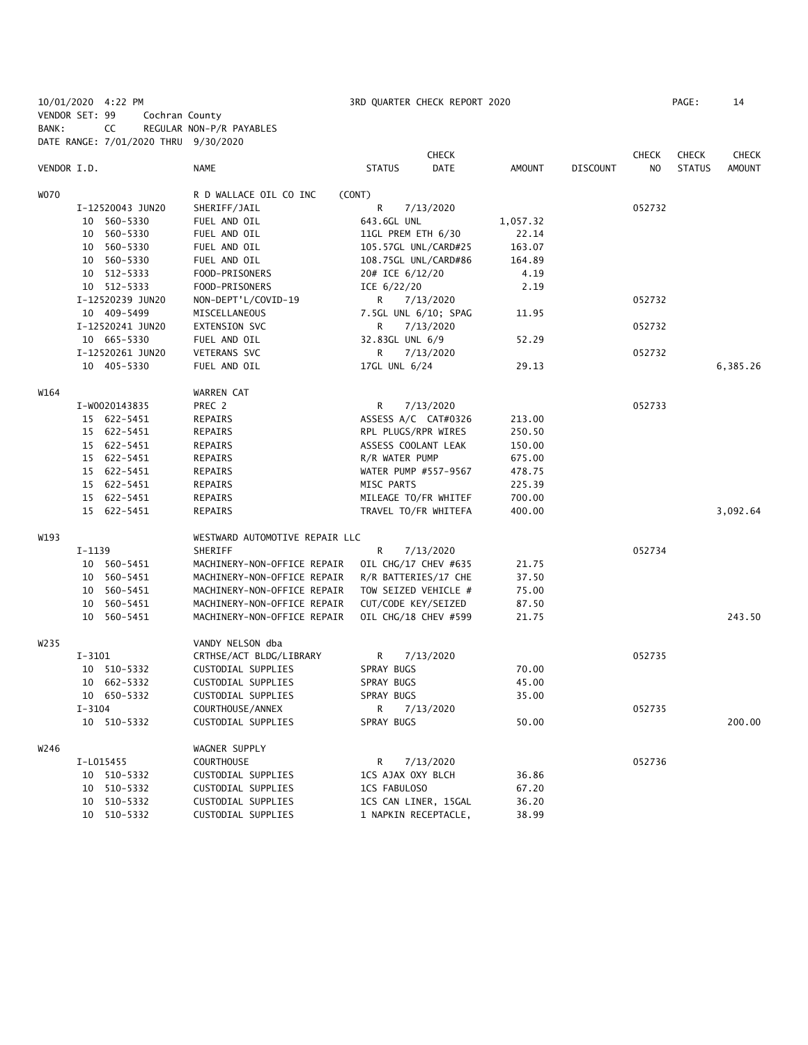10/01/2020 4:22 PM 3RD QUARTER CHECK REPORT 2020
VENDOR SET: 99 Cochran County
BANK: CC REGULAR NON-P/R PAYABLES
DATE RANGE: 7/01/2020 THRU 9/30/2020

| VENDOR I.D. | NAME | STATUS | CHECK DATE | AMOUNT | DISCOUNT | CHECK NO | CHECK STATUS | CHECK AMOUNT |
|---|---|---|---|---|---|---|---|---|
| W070 | R D WALLACE OIL CO INC (CONT) | | | | | | | |
| I-12520043 JUN20 | SHERIFF/JAIL | R | 7/13/2020 | | | 052732 | | |
| 10 560-5330 | FUEL AND OIL | 643.6GL UNL | | 1,057.32 | | | | |
| 10 560-5330 | FUEL AND OIL | 11GL PREM ETH 6/30 | | 22.14 | | | | |
| 10 560-5330 | FUEL AND OIL | 105.57GL UNL/CARD#25 | | 163.07 | | | | |
| 10 560-5330 | FUEL AND OIL | 108.75GL UNL/CARD#86 | | 164.89 | | | | |
| 10 512-5333 | FOOD-PRISONERS | 20# ICE 6/12/20 | | 4.19 | | | | |
| 10 512-5333 | FOOD-PRISONERS | ICE 6/22/20 | | 2.19 | | | | |
| I-12520239 JUN20 | NON-DEPT'L/COVID-19 | R | 7/13/2020 | | | 052732 | | |
| 10 409-5499 | MISCELLANEOUS | 7.5GL UNL 6/10; SPAG | | 11.95 | | | | |
| I-12520241 JUN20 | EXTENSION SVC | R | 7/13/2020 | | | 052732 | | |
| 10 665-5330 | FUEL AND OIL | 32.83GL UNL 6/9 | | 52.29 | | | | |
| I-12520261 JUN20 | VETERANS SVC | R | 7/13/2020 | | | 052732 | | |
| 10 405-5330 | FUEL AND OIL | 17GL UNL 6/24 | | 29.13 | | | | 6,385.26 |
| W164 | WARREN CAT | | | | | | | |
| I-W0020143835 | PREC 2 | R | 7/13/2020 | | | 052733 | | |
| 15 622-5451 | REPAIRS | ASSESS A/C CAT#0326 | | 213.00 | | | | |
| 15 622-5451 | REPAIRS | RPL PLUGS/RPR WIRES | | 250.50 | | | | |
| 15 622-5451 | REPAIRS | ASSESS COOLANT LEAK | | 150.00 | | | | |
| 15 622-5451 | REPAIRS | R/R WATER PUMP | | 675.00 | | | | |
| 15 622-5451 | REPAIRS | WATER PUMP #557-9567 | | 478.75 | | | | |
| 15 622-5451 | REPAIRS | MISC PARTS | | 225.39 | | | | |
| 15 622-5451 | REPAIRS | MILEAGE TO/FR WHITEF | | 700.00 | | | | |
| 15 622-5451 | REPAIRS | TRAVEL TO/FR WHITEFA | | 400.00 | | | | 3,092.64 |
| W193 | WESTWARD AUTOMOTIVE REPAIR LLC | | | | | | | |
| I-1139 | SHERIFF | R | 7/13/2020 | | | 052734 | | |
| 10 560-5451 | MACHINERY-NON-OFFICE REPAIR | OIL CHG/17 CHEV #635 | | 21.75 | | | | |
| 10 560-5451 | MACHINERY-NON-OFFICE REPAIR | R/R BATTERIES/17 CHE | | 37.50 | | | | |
| 10 560-5451 | MACHINERY-NON-OFFICE REPAIR | TOW SEIZED VEHICLE # | | 75.00 | | | | |
| 10 560-5451 | MACHINERY-NON-OFFICE REPAIR | CUT/CODE KEY/SEIZED | | 87.50 | | | | |
| 10 560-5451 | MACHINERY-NON-OFFICE REPAIR | OIL CHG/18 CHEV #599 | | 21.75 | | | | 243.50 |
| W235 | VANDY NELSON dba | | | | | | | |
| I-3101 | CRTHSE/ACT BLDG/LIBRARY | R | 7/13/2020 | | | 052735 | | |
| 10 510-5332 | CUSTODIAL SUPPLIES | SPRAY BUGS | | 70.00 | | | | |
| 10 662-5332 | CUSTODIAL SUPPLIES | SPRAY BUGS | | 45.00 | | | | |
| 10 650-5332 | CUSTODIAL SUPPLIES | SPRAY BUGS | | 35.00 | | | | |
| I-3104 | COURTHOUSE/ANNEX | R | 7/13/2020 | | | 052735 | | |
| 10 510-5332 | CUSTODIAL SUPPLIES | SPRAY BUGS | | 50.00 | | | | 200.00 |
| W246 | WAGNER SUPPLY | | | | | | | |
| I-L015455 | COURTHOUSE | R | 7/13/2020 | | | 052736 | | |
| 10 510-5332 | CUSTODIAL SUPPLIES | 1CS AJAX OXY BLCH | | 36.86 | | | | |
| 10 510-5332 | CUSTODIAL SUPPLIES | 1CS FABULOSO | | 67.20 | | | | |
| 10 510-5332 | CUSTODIAL SUPPLIES | 1CS CAN LINER, 15GAL | | 36.20 | | | | |
| 10 510-5332 | CUSTODIAL SUPPLIES | 1 NAPKIN RECEPTACLE, | | 38.99 | | | | |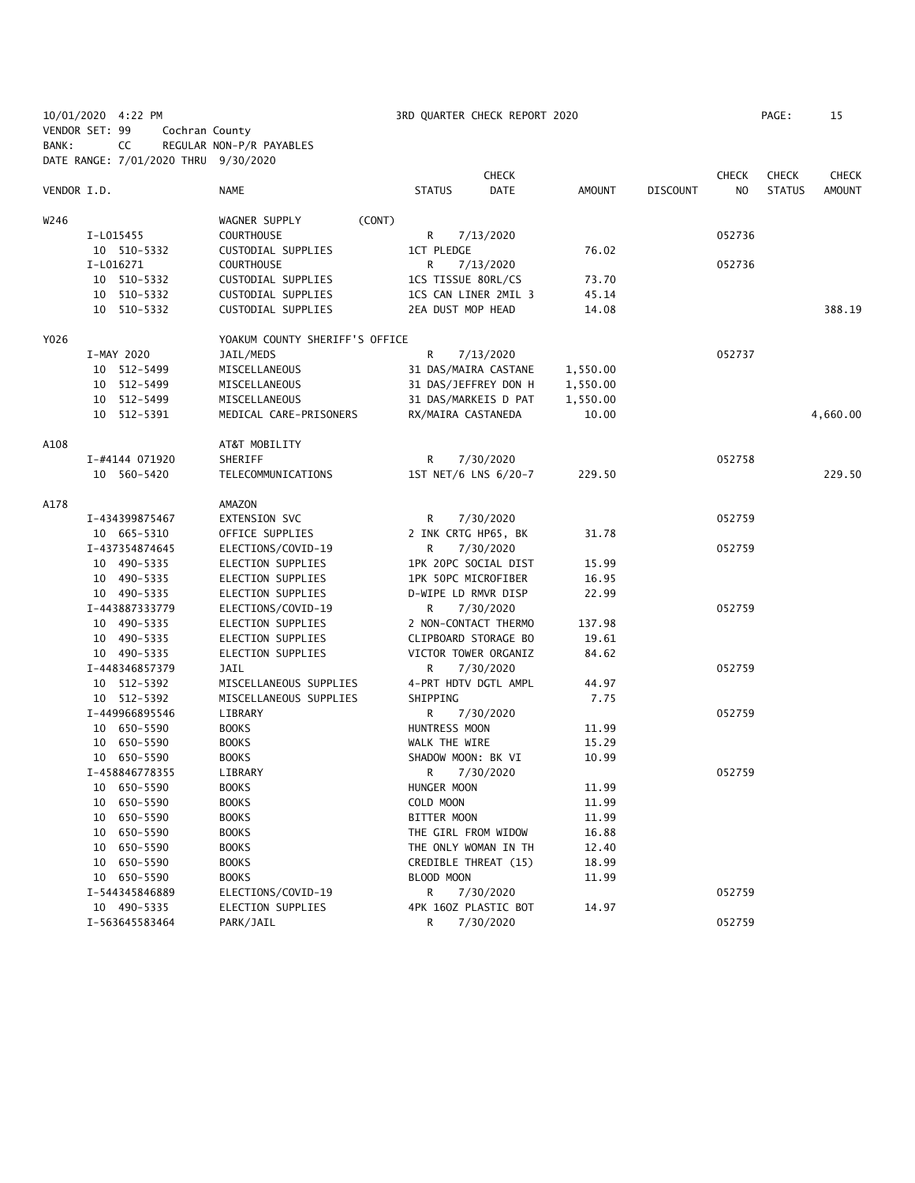10/01/2020 4:22 PM 3RD QUARTER CHECK REPORT 2020
VENDOR SET: 99 Cochran County
BANK: CC REGULAR NON-P/R PAYABLES
DATE RANGE: 7/01/2020 THRU 9/30/2020

| VENDOR I.D. | NAME | STATUS | CHECK DATE | AMOUNT | DISCOUNT | CHECK NO | CHECK STATUS | CHECK AMOUNT |
|---|---|---|---|---|---|---|---|---|
| W246 | WAGNER SUPPLY (CONT) | | | | | | | |
| I-L015455 | COURTHOUSE | R | 7/13/2020 | | | 052736 | | |
| 10 510-5332 | CUSTODIAL SUPPLIES | 1CT PLEDGE | | 76.02 | | | | |
| I-L016271 | COURTHOUSE | R | 7/13/2020 | | | 052736 | | |
| 10 510-5332 | CUSTODIAL SUPPLIES | 1CS TISSUE 80RL/CS | | 73.70 | | | | |
| 10 510-5332 | CUSTODIAL SUPPLIES | 1CS CAN LINER 2MIL 3 | | 45.14 | | | | |
| 10 510-5332 | CUSTODIAL SUPPLIES | 2EA DUST MOP HEAD | | 14.08 | | | | 388.19 |
| Y026 | YOAKUM COUNTY SHERIFF'S OFFICE | | | | | | | |
| I-MAY 2020 | JAIL/MEDS | R | 7/13/2020 | | | 052737 | | |
| 10 512-5499 | MISCELLANEOUS | 31 DAS/MAIRA CASTANE | | 1,550.00 | | | | |
| 10 512-5499 | MISCELLANEOUS | 31 DAS/JEFFREY DON H | | 1,550.00 | | | | |
| 10 512-5499 | MISCELLANEOUS | 31 DAS/MARKEIS D PAT | | 1,550.00 | | | | |
| 10 512-5391 | MEDICAL CARE-PRISONERS | RX/MAIRA CASTANEDA | | 10.00 | | | | 4,660.00 |
| A108 | AT&T MOBILITY | | | | | | | |
| I-#4144 071920 | SHERIFF | R | 7/30/2020 | | | 052758 | | |
| 10 560-5420 | TELECOMMUNICATIONS | 1ST NET/6 LNS 6/20-7 | | 229.50 | | | | 229.50 |
| A178 | AMAZON | | | | | | | |
| I-434399875467 | EXTENSION SVC | R | 7/30/2020 | | | 052759 | | |
| 10 665-5310 | OFFICE SUPPLIES | 2 INK CRTG HP65, BK | | 31.78 | | | | |
| I-437354874645 | ELECTIONS/COVID-19 | R | 7/30/2020 | | | 052759 | | |
| 10 490-5335 | ELECTION SUPPLIES | 1PK 20PC SOCIAL DIST | | 15.99 | | | | |
| 10 490-5335 | ELECTION SUPPLIES | 1PK 50PC MICROFIBER | | 16.95 | | | | |
| 10 490-5335 | ELECTION SUPPLIES | D-WIPE LD RMVR DISP | | 22.99 | | | | |
| I-443887333779 | ELECTIONS/COVID-19 | R | 7/30/2020 | | | 052759 | | |
| 10 490-5335 | ELECTION SUPPLIES | 2 NON-CONTACT THERMO | | 137.98 | | | | |
| 10 490-5335 | ELECTION SUPPLIES | CLIPBOARD STORAGE BO | | 19.61 | | | | |
| 10 490-5335 | ELECTION SUPPLIES | VICTOR TOWER ORGANIZ | | 84.62 | | | | |
| I-448346857379 | JAIL | R | 7/30/2020 | | | 052759 | | |
| 10 512-5392 | MISCELLANEOUS SUPPLIES | 4-PRT HDTV DGTL AMPL | | 44.97 | | | | |
| 10 512-5392 | MISCELLANEOUS SUPPLIES | SHIPPING | | 7.75 | | | | |
| I-449966895546 | LIBRARY | R | 7/30/2020 | | | 052759 | | |
| 10 650-5590 | BOOKS | HUNTRESS MOON | | 11.99 | | | | |
| 10 650-5590 | BOOKS | WALK THE WIRE | | 15.29 | | | | |
| 10 650-5590 | BOOKS | SHADOW MOON: BK VI | | 10.99 | | | | |
| I-458846778355 | LIBRARY | R | 7/30/2020 | | | 052759 | | |
| 10 650-5590 | BOOKS | HUNGER MOON | | 11.99 | | | | |
| 10 650-5590 | BOOKS | COLD MOON | | 11.99 | | | | |
| 10 650-5590 | BOOKS | BITTER MOON | | 11.99 | | | | |
| 10 650-5590 | BOOKS | THE GIRL FROM WIDOW | | 16.88 | | | | |
| 10 650-5590 | BOOKS | THE ONLY WOMAN IN TH | | 12.40 | | | | |
| 10 650-5590 | BOOKS | CREDIBLE THREAT (15) | | 18.99 | | | | |
| 10 650-5590 | BOOKS | BLOOD MOON | | 11.99 | | | | |
| I-544345846889 | ELECTIONS/COVID-19 | R | 7/30/2020 | | | 052759 | | |
| 10 490-5335 | ELECTION SUPPLIES | 4PK 16OZ PLASTIC BOT | | 14.97 | | | | |
| I-563645583464 | PARK/JAIL | R | 7/30/2020 | | | 052759 | | |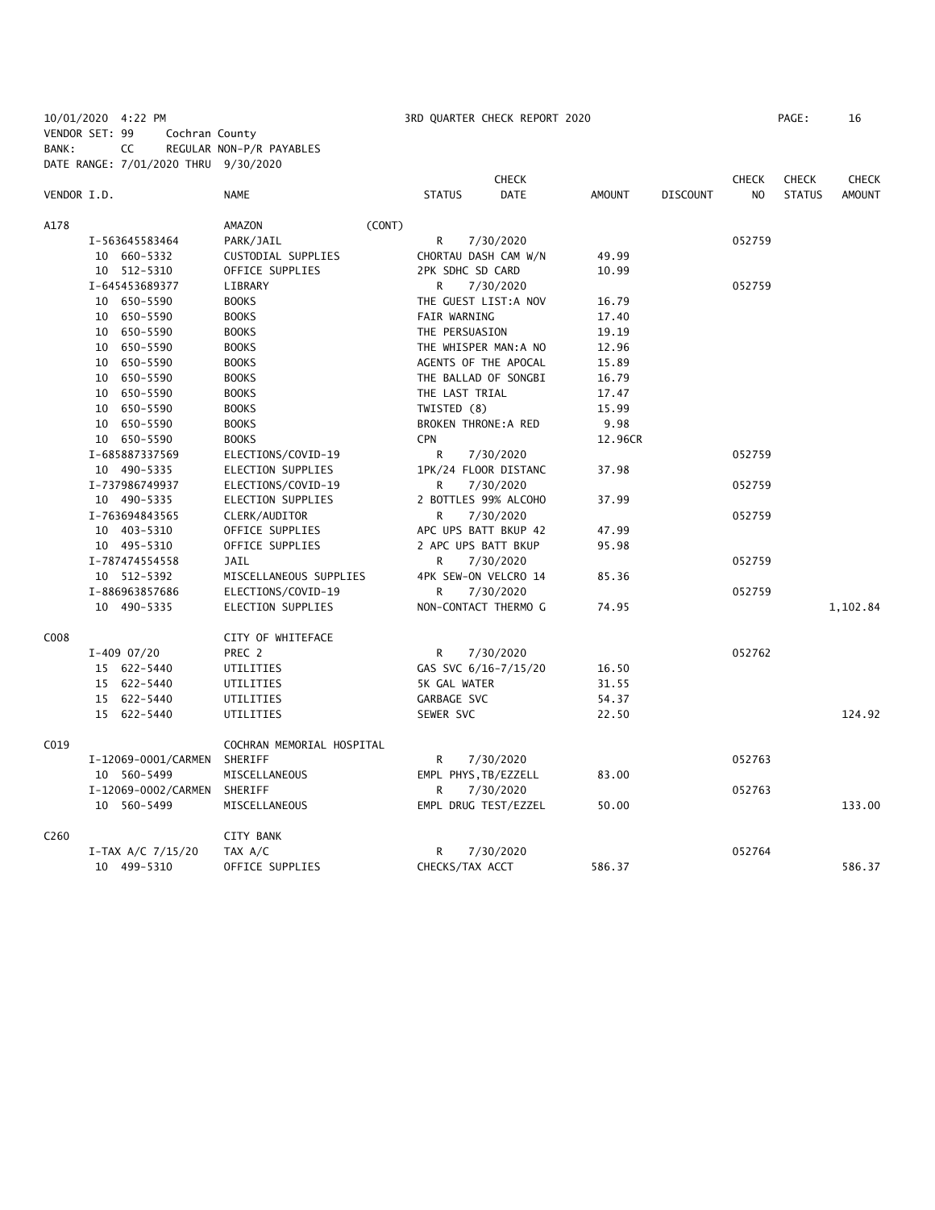10/01/2020 4:22 PM — 3RD QUARTER CHECK REPORT 2020

VENDOR SET: 99 Cochran County
BANK: CC REGULAR NON-P/R PAYABLES
DATE RANGE: 7/01/2020 THRU 9/30/2020

| VENDOR I.D. | NAME | STATUS | CHECK DATE | AMOUNT | DISCOUNT | CHECK NO | CHECK STATUS | CHECK AMOUNT |
|---|---|---|---|---|---|---|---|---|
| A178 | AMAZON (CONT) | | | | | | | |
| I-563645583464 | PARK/JAIL | R | 7/30/2020 | | | 052759 | | |
| 10 660-5332 | CUSTODIAL SUPPLIES | CHORTAU DASH CAM W/N | | 49.99 | | | | |
| 10 512-5310 | OFFICE SUPPLIES | 2PK SDHC SD CARD | | 10.99 | | | | |
| I-645453689377 | LIBRARY | R | 7/30/2020 | | | 052759 | | |
| 10 650-5590 | BOOKS | THE GUEST LIST:A NOV | | 16.79 | | | | |
| 10 650-5590 | BOOKS | FAIR WARNING | | 17.40 | | | | |
| 10 650-5590 | BOOKS | THE PERSUASION | | 19.19 | | | | |
| 10 650-5590 | BOOKS | THE WHISPER MAN:A NO | | 12.96 | | | | |
| 10 650-5590 | BOOKS | AGENTS OF THE APOCAL | | 15.89 | | | | |
| 10 650-5590 | BOOKS | THE BALLAD OF SONGBI | | 16.79 | | | | |
| 10 650-5590 | BOOKS | THE LAST TRIAL | | 17.47 | | | | |
| 10 650-5590 | BOOKS | TWISTED (8) | | 15.99 | | | | |
| 10 650-5590 | BOOKS | BROKEN THRONE:A RED | | 9.98 | | | | |
| 10 650-5590 | BOOKS | CPN | | 12.96CR | | | | |
| I-685887337569 | ELECTIONS/COVID-19 | R | 7/30/2020 | | | 052759 | | |
| 10 490-5335 | ELECTION SUPPLIES | 1PK/24 FLOOR DISTANC | | 37.98 | | | | |
| I-737986749937 | ELECTIONS/COVID-19 | R | 7/30/2020 | | | 052759 | | |
| 10 490-5335 | ELECTION SUPPLIES | 2 BOTTLES 99% ALCOHO | | 37.99 | | | | |
| I-763694843565 | CLERK/AUDITOR | R | 7/30/2020 | | | 052759 | | |
| 10 403-5310 | OFFICE SUPPLIES | APC UPS BATT BKUP 42 | | 47.99 | | | | |
| 10 495-5310 | OFFICE SUPPLIES | 2 APC UPS BATT BKUP | | 95.98 | | | | |
| I-787474554558 | JAIL | R | 7/30/2020 | | | 052759 | | |
| 10 512-5392 | MISCELLANEOUS SUPPLIES | 4PK SEW-ON VELCRO 14 | | 85.36 | | | | |
| I-886963857686 | ELECTIONS/COVID-19 | R | 7/30/2020 | | | 052759 | | |
| 10 490-5335 | ELECTION SUPPLIES | NON-CONTACT THERMO G | | 74.95 | | | | 1,102.84 |
| C008 | CITY OF WHITEFACE | | | | | | | |
| I-409 07/20 | PREC 2 | R | 7/30/2020 | | | 052762 | | |
| 15 622-5440 | UTILITIES | GAS SVC 6/16-7/15/20 | | 16.50 | | | | |
| 15 622-5440 | UTILITIES | 5K GAL WATER | | 31.55 | | | | |
| 15 622-5440 | UTILITIES | GARBAGE SVC | | 54.37 | | | | |
| 15 622-5440 | UTILITIES | SEWER SVC | | 22.50 | | | | 124.92 |
| C019 | COCHRAN MEMORIAL HOSPITAL | | | | | | | |
| I-12069-0001/CARMEN | SHERIFF | R | 7/30/2020 | | | 052763 | | |
| 10 560-5499 | MISCELLANEOUS | EMPL PHYS,TB/EZZELL | | 83.00 | | | | |
| I-12069-0002/CARMEN | SHERIFF | R | 7/30/2020 | | | 052763 | | |
| 10 560-5499 | MISCELLANEOUS | EMPL DRUG TEST/EZZEL | | 50.00 | | | | 133.00 |
| C260 | CITY BANK | | | | | | | |
| I-TAX A/C 7/15/20 | TAX A/C | R | 7/30/2020 | | | 052764 | | |
| 10 499-5310 | OFFICE SUPPLIES | CHECKS/TAX ACCT | | 586.37 | | | | 586.37 |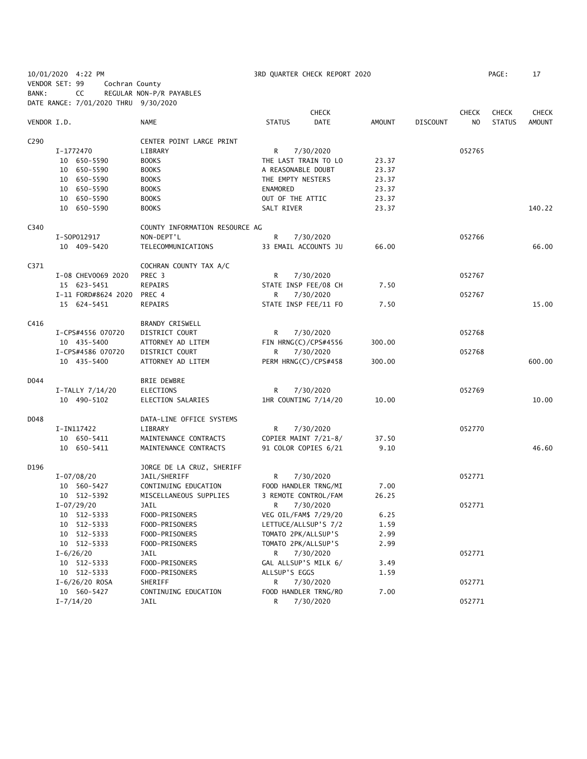10/01/2020 4:22 PM 3RD QUARTER CHECK REPORT 2020

VENDOR SET: 99 Cochran County

BANK: CC REGULAR NON-P/R PAYABLES

DATE RANGE: 7/01/2020 THRU 9/30/2020

| VENDOR I.D. | NAME | STATUS | CHECK DATE | AMOUNT | DISCOUNT | CHECK NO | CHECK STATUS | CHECK AMOUNT |
|---|---|---|---|---|---|---|---|---|
| C290 | CENTER POINT LARGE PRINT | | | | | | | |
| I-1772470 | LIBRARY | R | 7/30/2020 | | | 052765 | | |
| 10 650-5590 | BOOKS | THE LAST TRAIN TO LO | | 23.37 | | | | |
| 10 650-5590 | BOOKS | A REASONABLE DOUBT | | 23.37 | | | | |
| 10 650-5590 | BOOKS | THE EMPTY NESTERS | | 23.37 | | | | |
| 10 650-5590 | BOOKS | ENAMORED | | 23.37 | | | | |
| 10 650-5590 | BOOKS | OUT OF THE ATTIC | | 23.37 | | | | |
| 10 650-5590 | BOOKS | SALT RIVER | | 23.37 | | | | 140.22 |
| C340 | COUNTY INFORMATION RESOURCE AG | | | | | | | |
| I-SOP012917 | NON-DEPT'L | R | 7/30/2020 | | | 052766 | | |
| 10 409-5420 | TELECOMMUNICATIONS | 33 EMAIL ACCOUNTS JU | | 66.00 | | | | 66.00 |
| C371 | COCHRAN COUNTY TAX A/C | | | | | | | |
| I-08 CHEV0069 2020 | PREC 3 | R | 7/30/2020 | | | 052767 | | |
| 15 623-5451 | REPAIRS | STATE INSP FEE/08 CH | | 7.50 | | | | |
| I-11 FORD#8624 2020 | PREC 4 | R | 7/30/2020 | | | 052767 | | |
| 15 624-5451 | REPAIRS | STATE INSP FEE/11 FO | | 7.50 | | | | 15.00 |
| C416 | BRANDY CRISWELL | | | | | | | |
| I-CPS#4556 070720 | DISTRICT COURT | R | 7/30/2020 | | | 052768 | | |
| 10 435-5400 | ATTORNEY AD LITEM | FIN HRNG(C)/CPS#4556 | | 300.00 | | | | |
| I-CPS#4586 070720 | DISTRICT COURT | R | 7/30/2020 | | | 052768 | | |
| 10 435-5400 | ATTORNEY AD LITEM | PERM HRNG(C)/CPS#458 | | 300.00 | | | | 600.00 |
| D044 | BRIE DEWBRE | | | | | | | |
| I-TALLY 7/14/20 | ELECTIONS | R | 7/30/2020 | | | 052769 | | |
| 10 490-5102 | ELECTION SALARIES | 1HR COUNTING 7/14/20 | | 10.00 | | | | 10.00 |
| D048 | DATA-LINE OFFICE SYSTEMS | | | | | | | |
| I-IN117422 | LIBRARY | R | 7/30/2020 | | | 052770 | | |
| 10 650-5411 | MAINTENANCE CONTRACTS | COPIER MAINT 7/21-8/ | | 37.50 | | | | |
| 10 650-5411 | MAINTENANCE CONTRACTS | 91 COLOR COPIES 6/21 | | 9.10 | | | | 46.60 |
| D196 | JORGE DE LA CRUZ, SHERIFF | | | | | | | |
| I-07/08/20 | JAIL/SHERIFF | R | 7/30/2020 | | | 052771 | | |
| 10 560-5427 | CONTINUING EDUCATION | FOOD HANDLER TRNG/MI | | 7.00 | | | | |
| 10 512-5392 | MISCELLANEOUS SUPPLIES | 3 REMOTE CONTROL/FAM | | 26.25 | | | | |
| I-07/29/20 | JAIL | R | 7/30/2020 | | | 052771 | | |
| 10 512-5333 | FOOD-PRISONERS | VEG OIL/FAM$ 7/29/20 | | 6.25 | | | | |
| 10 512-5333 | FOOD-PRISONERS | LETTUCE/ALLSUP'S 7/2 | | 1.59 | | | | |
| 10 512-5333 | FOOD-PRISONERS | TOMATO 2PK/ALLSUP'S | | 2.99 | | | | |
| 10 512-5333 | FOOD-PRISONERS | TOMATO 2PK/ALLSUP'S | | 2.99 | | | | |
| I-6/26/20 | JAIL | R | 7/30/2020 | | | 052771 | | |
| 10 512-5333 | FOOD-PRISONERS | GAL ALLSUP'S MILK 6/ | | 3.49 | | | | |
| 10 512-5333 | FOOD-PRISONERS | ALLSUP'S EGGS | | 1.59 | | | | |
| I-6/26/20 ROSA | SHERIFF | R | 7/30/2020 | | | 052771 | | |
| 10 560-5427 | CONTINUING EDUCATION | FOOD HANDLER TRNG/RO | | 7.00 | | | | |
| I-7/14/20 | JAIL | R | 7/30/2020 | | | 052771 | | |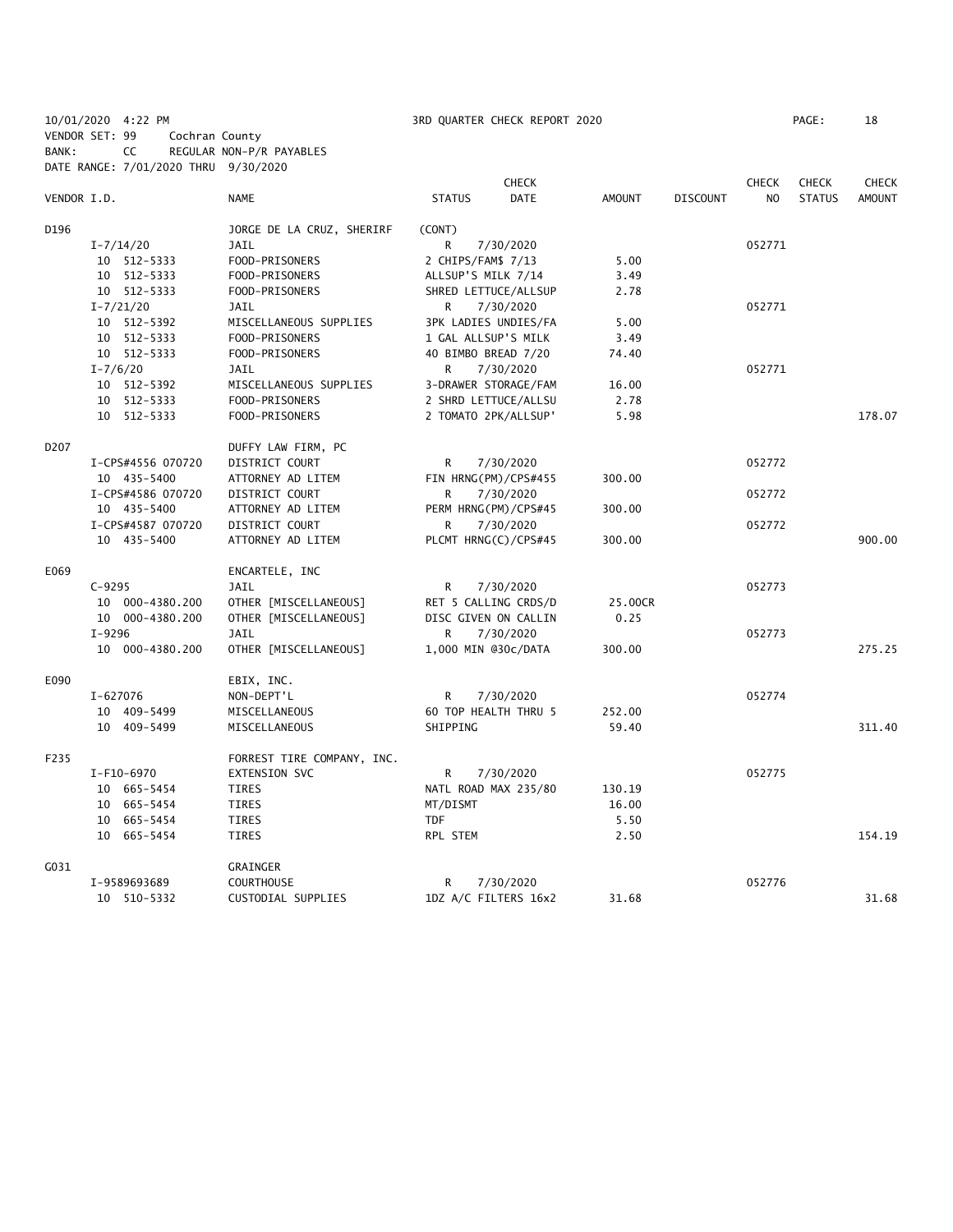10/01/2020 4:22 PM 3RD QUARTER CHECK REPORT 2020
VENDOR SET: 99 Cochran County
BANK: CC REGULAR NON-P/R PAYABLES
DATE RANGE: 7/01/2020 THRU 9/30/2020

| VENDOR I.D. | | NAME | STATUS | CHECK DATE | AMOUNT | DISCOUNT | CHECK NO | CHECK STATUS | CHECK AMOUNT |
|---|---|---|---|---|---|---|---|---|---|
| D196 | | JORGE DE LA CRUZ, SHERIRF | (CONT) | | | | | | |
| | I-7/14/20 | JAIL | R | 7/30/2020 | | | 052771 | | |
| | 10 512-5333 | FOOD-PRISONERS | 2 CHIPS/FAM$ 7/13 | | 5.00 | | | | |
| | 10 512-5333 | FOOD-PRISONERS | ALLSUP'S MILK 7/14 | | 3.49 | | | | |
| | 10 512-5333 | FOOD-PRISONERS | SHRED LETTUCE/ALLSUP | | 2.78 | | | | |
| | I-7/21/20 | JAIL | R | 7/30/2020 | | | 052771 | | |
| | 10 512-5392 | MISCELLANEOUS SUPPLIES | 3PK LADIES UNDIES/FA | | 5.00 | | | | |
| | 10 512-5333 | FOOD-PRISONERS | 1 GAL ALLSUP'S MILK | | 3.49 | | | | |
| | 10 512-5333 | FOOD-PRISONERS | 40 BIMBO BREAD 7/20 | | 74.40 | | | | |
| | I-7/6/20 | JAIL | R | 7/30/2020 | | | 052771 | | |
| | 10 512-5392 | MISCELLANEOUS SUPPLIES | 3-DRAWER STORAGE/FAM | | 16.00 | | | | |
| | 10 512-5333 | FOOD-PRISONERS | 2 SHRD LETTUCE/ALLSU | | 2.78 | | | | |
| | 10 512-5333 | FOOD-PRISONERS | 2 TOMATO 2PK/ALLSUP' | | 5.98 | | | | 178.07 |
| D207 | | DUFFY LAW FIRM, PC | | | | | | | |
| | I-CPS#4556 070720 | DISTRICT COURT | R | 7/30/2020 | | | 052772 | | |
| | 10 435-5400 | ATTORNEY AD LITEM | FIN HRNG(PM)/CPS#455 | | 300.00 | | | | |
| | I-CPS#4586 070720 | DISTRICT COURT | R | 7/30/2020 | | | 052772 | | |
| | 10 435-5400 | ATTORNEY AD LITEM | PERM HRNG(PM)/CPS#45 | | 300.00 | | | | |
| | I-CPS#4587 070720 | DISTRICT COURT | R | 7/30/2020 | | | 052772 | | |
| | 10 435-5400 | ATTORNEY AD LITEM | PLCMT HRNG(C)/CPS#45 | | 300.00 | | | | 900.00 |
| E069 | | ENCARTELE, INC | | | | | | | |
| | C-9295 | JAIL | R | 7/30/2020 | | | 052773 | | |
| | 10 000-4380.200 | OTHER [MISCELLANEOUS] | RET 5 CALLING CRDS/D | | 25.00CR | | | | |
| | 10 000-4380.200 | OTHER [MISCELLANEOUS] | DISC GIVEN ON CALLIN | | 0.25 | | | | |
| | I-9296 | JAIL | R | 7/30/2020 | | | 052773 | | |
| | 10 000-4380.200 | OTHER [MISCELLANEOUS] | 1,000 MIN @30c/DATA | | 300.00 | | | | 275.25 |
| E090 | | EBIX, INC. | | | | | | | |
| | I-627076 | NON-DEPT'L | R | 7/30/2020 | | | 052774 | | |
| | 10 409-5499 | MISCELLANEOUS | 60 TOP HEALTH THRU 5 | | 252.00 | | | | |
| | 10 409-5499 | MISCELLANEOUS | SHIPPING | | 59.40 | | | | 311.40 |
| F235 | | FORREST TIRE COMPANY, INC. | | | | | | | |
| | I-F10-6970 | EXTENSION SVC | R | 7/30/2020 | | | 052775 | | |
| | 10 665-5454 | TIRES | NATL ROAD MAX 235/80 | | 130.19 | | | | |
| | 10 665-5454 | TIRES | MT/DISMT | | 16.00 | | | | |
| | 10 665-5454 | TIRES | TDF | | 5.50 | | | | |
| | 10 665-5454 | TIRES | RPL STEM | | 2.50 | | | | 154.19 |
| G031 | | GRAINGER | | | | | | | |
| | I-9589693689 | COURTHOUSE | R | 7/30/2020 | | | 052776 | | |
| | 10 510-5332 | CUSTODIAL SUPPLIES | 1DZ A/C FILTERS 16x2 | | 31.68 | | | | 31.68 |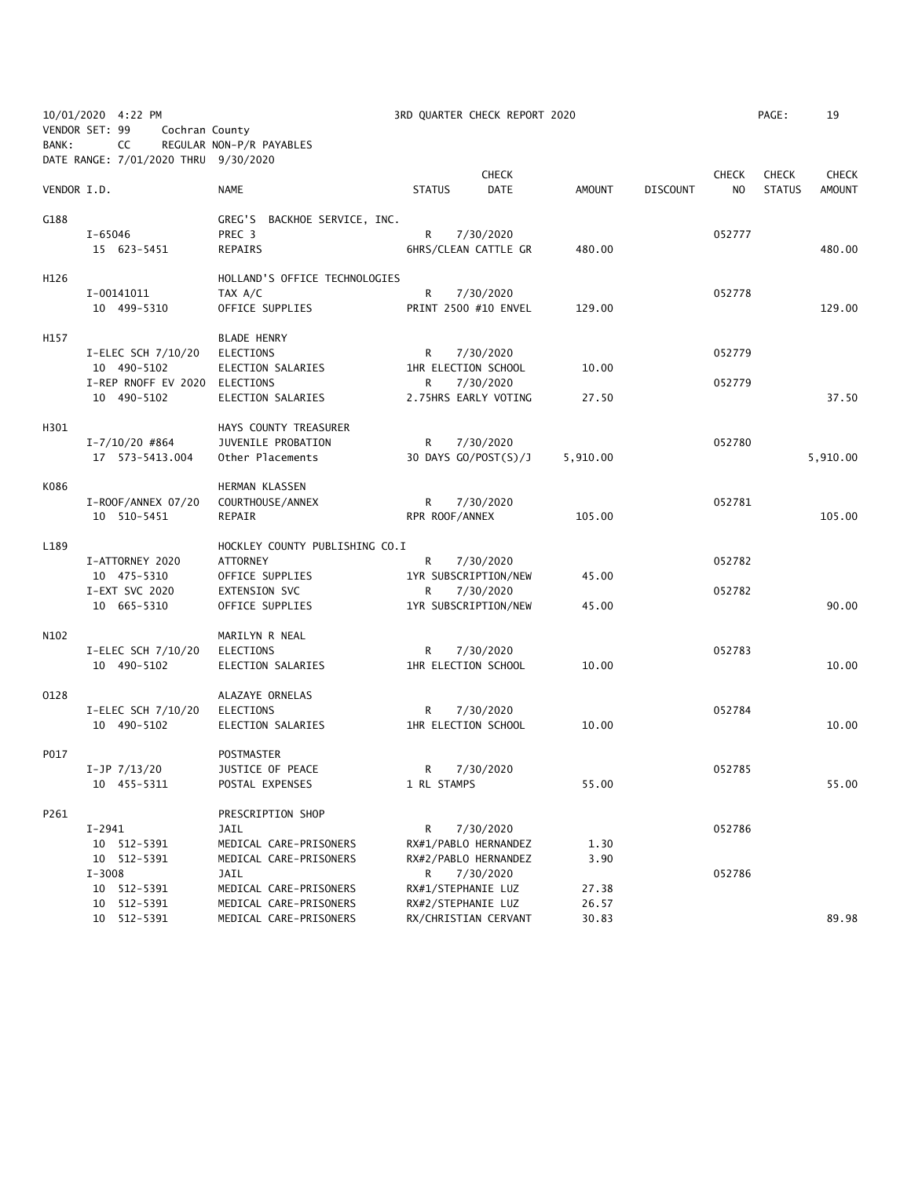10/01/2020 4:22 PM — 3RD QUARTER CHECK REPORT 2020

VENDOR SET: 99 Cochran County
BANK: CC REGULAR NON-P/R PAYABLES
DATE RANGE: 7/01/2020 THRU 9/30/2020

| VENDOR I.D. | NAME | STATUS | CHECK DATE | AMOUNT | DISCOUNT | CHECK NO | CHECK STATUS | CHECK AMOUNT |
|---|---|---|---|---|---|---|---|---|
| G188 | GREG'S BACKHOE SERVICE, INC. | | | | | | | |
| I-65046 | PREC 3 | R | 7/30/2020 | | | 052777 | | |
| 15 623-5451 | REPAIRS | 6HRS/CLEAN CATTLE GR | | 480.00 | | | | 480.00 |
| H126 | HOLLAND'S OFFICE TECHNOLOGIES | | | | | | | |
| I-00141011 | TAX A/C | R | 7/30/2020 | | | 052778 | | |
| 10 499-5310 | OFFICE SUPPLIES | PRINT 2500 #10 ENVEL | | 129.00 | | | | 129.00 |
| H157 | BLADE HENRY | | | | | | | |
| I-ELEC SCH 7/10/20 | ELECTIONS | R | 7/30/2020 | | | 052779 | | |
| 10 490-5102 | ELECTION SALARIES | 1HR ELECTION SCHOOL | | 10.00 | | | | |
| I-REP RNOFF EV 2020 | ELECTIONS | R | 7/30/2020 | | | 052779 | | |
| 10 490-5102 | ELECTION SALARIES | 2.75HRS EARLY VOTING | | 27.50 | | | | 37.50 |
| H301 | HAYS COUNTY TREASURER | | | | | | | |
| I-7/10/20 #864 | JUVENILE PROBATION | R | 7/30/2020 | | | 052780 | | |
| 17 573-5413.004 | Other Placements | 30 DAYS GO/POST(S)/J | | 5,910.00 | | | | 5,910.00 |
| K086 | HERMAN KLASSEN | | | | | | | |
| I-ROOF/ANNEX 07/20 | COURTHOUSE/ANNEX | R | 7/30/2020 | | | 052781 | | |
| 10 510-5451 | REPAIR | RPR ROOF/ANNEX | | 105.00 | | | | 105.00 |
| L189 | HOCKLEY COUNTY PUBLISHING CO.I | | | | | | | |
| I-ATTORNEY 2020 | ATTORNEY | R | 7/30/2020 | | | 052782 | | |
| 10 475-5310 | OFFICE SUPPLIES | 1YR SUBSCRIPTION/NEW | | 45.00 | | | | |
| I-EXT SVC 2020 | EXTENSION SVC | R | 7/30/2020 | | | 052782 | | |
| 10 665-5310 | OFFICE SUPPLIES | 1YR SUBSCRIPTION/NEW | | 45.00 | | | | 90.00 |
| N102 | MARILYN R NEAL | | | | | | | |
| I-ELEC SCH 7/10/20 | ELECTIONS | R | 7/30/2020 | | | 052783 | | |
| 10 490-5102 | ELECTION SALARIES | 1HR ELECTION SCHOOL | | 10.00 | | | | 10.00 |
| O128 | ALAZAYE ORNELAS | | | | | | | |
| I-ELEC SCH 7/10/20 | ELECTIONS | R | 7/30/2020 | | | 052784 | | |
| 10 490-5102 | ELECTION SALARIES | 1HR ELECTION SCHOOL | | 10.00 | | | | 10.00 |
| P017 | POSTMASTER | | | | | | | |
| I-JP 7/13/20 | JUSTICE OF PEACE | R | 7/30/2020 | | | 052785 | | |
| 10 455-5311 | POSTAL EXPENSES | 1 RL STAMPS | | 55.00 | | | | 55.00 |
| P261 | PRESCRIPTION SHOP | | | | | | | |
| I-2941 | JAIL | R | 7/30/2020 | | | 052786 | | |
| 10 512-5391 | MEDICAL CARE-PRISONERS | RX#1/PABLO HERNANDEZ | | 1.30 | | | | |
| 10 512-5391 | MEDICAL CARE-PRISONERS | RX#2/PABLO HERNANDEZ | | 3.90 | | | | |
| I-3008 | JAIL | R | 7/30/2020 | | | 052786 | | |
| 10 512-5391 | MEDICAL CARE-PRISONERS | RX#1/STEPHANIE LUZ | | 27.38 | | | | |
| 10 512-5391 | MEDICAL CARE-PRISONERS | RX#2/STEPHANIE LUZ | | 26.57 | | | | |
| 10 512-5391 | MEDICAL CARE-PRISONERS | RX/CHRISTIAN CERVANT | | 30.83 | | | | 89.98 |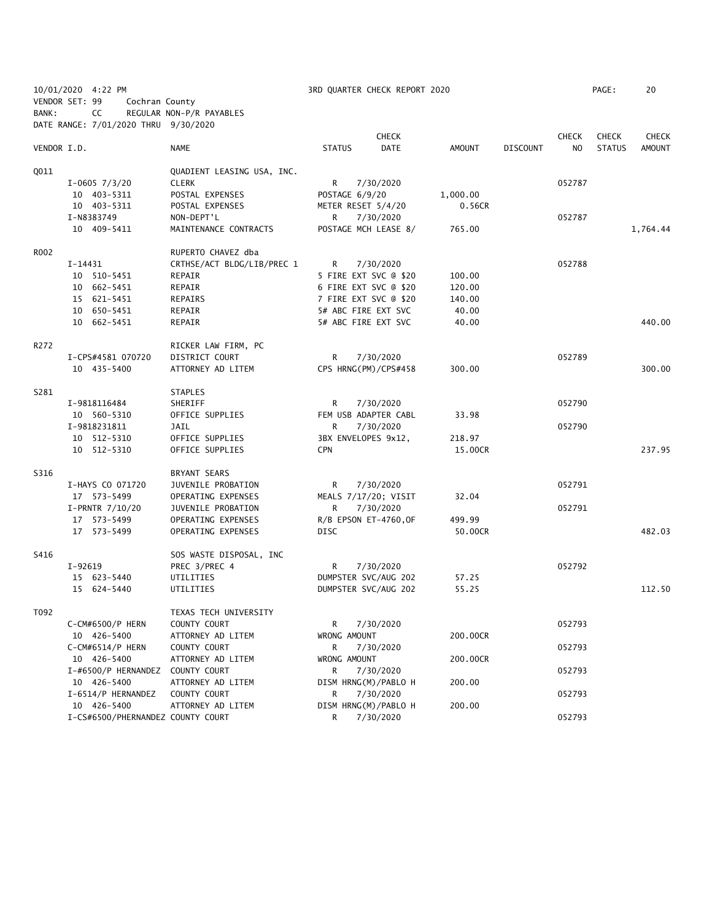10/01/2020 4:22 PM  3RD QUARTER CHECK REPORT 2020  PAGE: 20
VENDOR SET: 99 Cochran County
BANK: CC REGULAR NON-P/R PAYABLES
DATE RANGE: 7/01/2020 THRU 9/30/2020

| VENDOR I.D. | NAME | STATUS | CHECK DATE | AMOUNT | DISCOUNT | CHECK NO | CHECK STATUS | CHECK AMOUNT |
|---|---|---|---|---|---|---|---|---|
| Q011 | QUADIENT LEASING USA, INC. | | | | | | | |
| I-0605 7/3/20 | CLERK | R | 7/30/2020 | | | 052787 | | |
| 10 403-5311 | POSTAL EXPENSES | POSTAGE 6/9/20 | | 1,000.00 | | | | |
| 10 403-5311 | POSTAL EXPENSES | METER RESET 5/4/20 | | 0.56CR | | | | |
| I-N8383749 | NON-DEPT'L | R | 7/30/2020 | | | 052787 | | |
| 10 409-5411 | MAINTENANCE CONTRACTS | POSTAGE MCH LEASE 8/ | | 765.00 | | | | 1,764.44 |
| R002 | RUPERTO CHAVEZ dba | | | | | | | |
| I-14431 | CRTHSE/ACT BLDG/LIB/PREC 1 | R | 7/30/2020 | | | 052788 | | |
| 10 510-5451 | REPAIR | 5 FIRE EXT SVC @ $20 | | 100.00 | | | | |
| 10 662-5451 | REPAIR | 6 FIRE EXT SVC @ $20 | | 120.00 | | | | |
| 15 621-5451 | REPAIRS | 7 FIRE EXT SVC @ $20 | | 140.00 | | | | |
| 10 650-5451 | REPAIR | 5# ABC FIRE EXT SVC | | 40.00 | | | | |
| 10 662-5451 | REPAIR | 5# ABC FIRE EXT SVC | | 40.00 | | | | 440.00 |
| R272 | RICKER LAW FIRM, PC | | | | | | | |
| I-CPS#4581 070720 | DISTRICT COURT | R | 7/30/2020 | | | 052789 | | |
| 10 435-5400 | ATTORNEY AD LITEM | CPS HRNG(PM)/CPS#458 | | 300.00 | | | | 300.00 |
| S281 | STAPLES | | | | | | | |
| I-9818116484 | SHERIFF | R | 7/30/2020 | | | 052790 | | |
| 10 560-5310 | OFFICE SUPPLIES | FEM USB ADAPTER CABL | | 33.98 | | | | |
| I-9818231811 | JAIL | R | 7/30/2020 | | | 052790 | | |
| 10 512-5310 | OFFICE SUPPLIES | 3BX ENVELOPES 9x12, | | 218.97 | | | | |
| 10 512-5310 | OFFICE SUPPLIES | CPN | | 15.00CR | | | | 237.95 |
| S316 | BRYANT SEARS | | | | | | | |
| I-HAYS CO 071720 | JUVENILE PROBATION | R | 7/30/2020 | | | 052791 | | |
| 17 573-5499 | OPERATING EXPENSES | MEALS 7/17/20; VISIT | | 32.04 | | | | |
| I-PRNTR 7/10/20 | JUVENILE PROBATION | R | 7/30/2020 | | | 052791 | | |
| 17 573-5499 | OPERATING EXPENSES | R/B EPSON ET-4760,OF | | 499.99 | | | | |
| 17 573-5499 | OPERATING EXPENSES | DISC | | 50.00CR | | | | 482.03 |
| S416 | SOS WASTE DISPOSAL, INC | | | | | | | |
| I-92619 | PREC 3/PREC 4 | R | 7/30/2020 | | | 052792 | | |
| 15 623-5440 | UTILITIES | DUMPSTER SVC/AUG 202 | | 57.25 | | | | |
| 15 624-5440 | UTILITIES | DUMPSTER SVC/AUG 202 | | 55.25 | | | | 112.50 |
| T092 | TEXAS TECH UNIVERSITY | | | | | | | |
| C-CM#6500/P HERN | COUNTY COURT | R | 7/30/2020 | | | 052793 | | |
| 10 426-5400 | ATTORNEY AD LITEM | WRONG AMOUNT | | 200.00CR | | | | |
| C-CM#6514/P HERN | COUNTY COURT | R | 7/30/2020 | | | 052793 | | |
| 10 426-5400 | ATTORNEY AD LITEM | WRONG AMOUNT | | 200.00CR | | | | |
| I-#6500/P HERNANDEZ | COUNTY COURT | R | 7/30/2020 | | | 052793 | | |
| 10 426-5400 | ATTORNEY AD LITEM | DISM HRNG(M)/PABLO H | | 200.00 | | | | |
| I-6514/P HERNANDEZ | COUNTY COURT | R | 7/30/2020 | | | 052793 | | |
| 10 426-5400 | ATTORNEY AD LITEM | DISM HRNG(M)/PABLO H | | 200.00 | | | | |
| I-CS#6500/PHERNANDEZ | COUNTY COURT | R | 7/30/2020 | | | 052793 | | |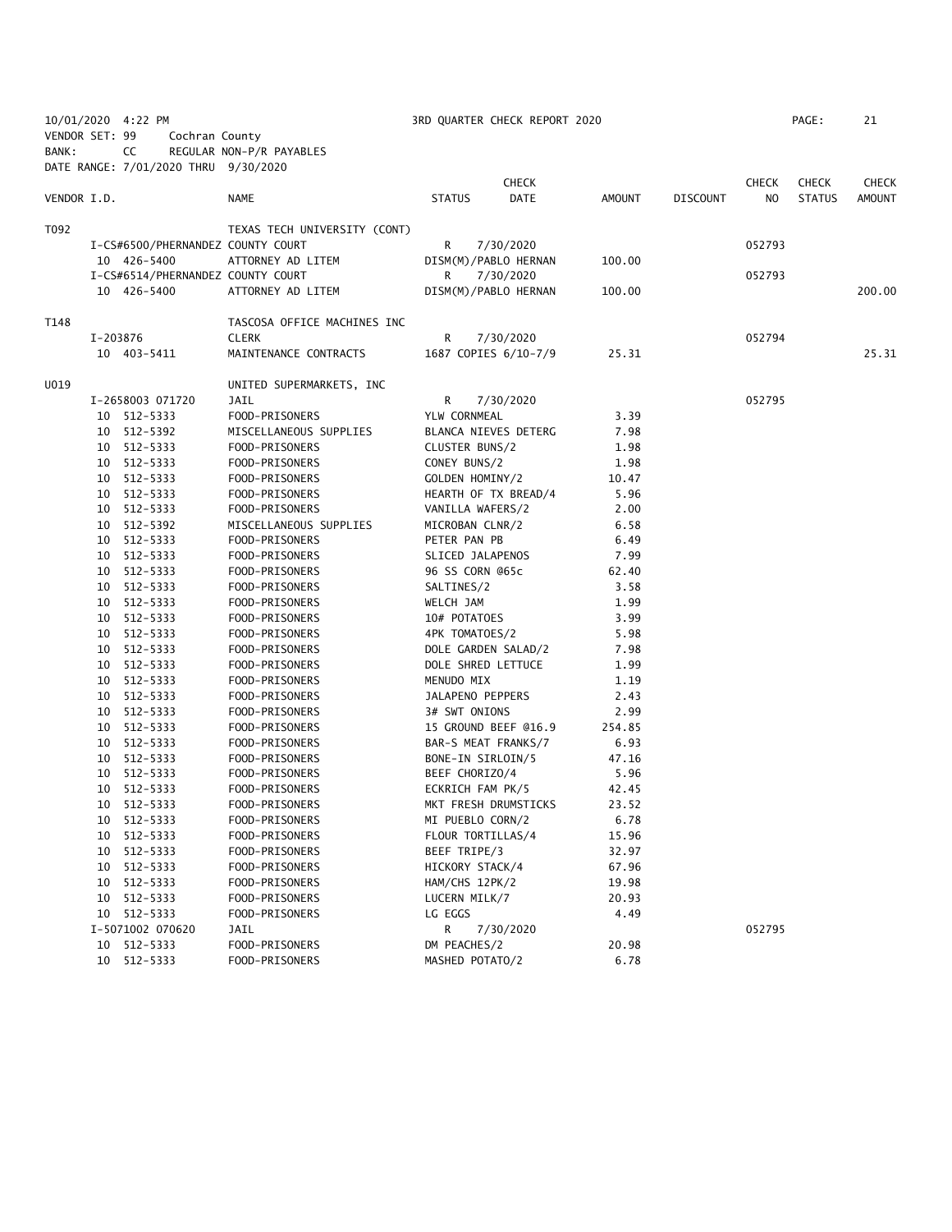10/01/2020 4:22 PM 3RD QUARTER CHECK REPORT 2020

VENDOR SET: 99 Cochran County

BANK: CC REGULAR NON-P/R PAYABLES

DATE RANGE: 7/01/2020 THRU 9/30/2020

| VENDOR I.D. | NAME | STATUS | CHECK DATE | AMOUNT | DISCOUNT | CHECK NO | CHECK STATUS | CHECK AMOUNT |
|---|---|---|---|---|---|---|---|---|
| T092 | TEXAS TECH UNIVERSITY (CONT) | | | | | | | |
| I-CS#6500/PHERNANDEZ COUNTY COURT | | R | 7/30/2020 | | | 052793 | | |
| 10 426-5400 | ATTORNEY AD LITEM | DISM(M)/PABLO HERNAN | | 100.00 | | | | |
| I-CS#6514/PHERNANDEZ COUNTY COURT | | R | 7/30/2020 | | | 052793 | | |
| 10 426-5400 | ATTORNEY AD LITEM | DISM(M)/PABLO HERNAN | | 100.00 | | | | 200.00 |
| T148 | TASCOSA OFFICE MACHINES INC | | | | | | | |
| I-203876 | CLERK | R | 7/30/2020 | | | 052794 | | |
| 10 403-5411 | MAINTENANCE CONTRACTS | 1687 COPIES 6/10-7/9 | | 25.31 | | | | 25.31 |
| U019 | UNITED SUPERMARKETS, INC | | | | | | | |
| I-2658003 071720 | JAIL | R | 7/30/2020 | | | 052795 | | |
| 10 512-5333 | FOOD-PRISONERS | YLW CORNMEAL | | 3.39 | | | | |
| 10 512-5392 | MISCELLANEOUS SUPPLIES | BLANCA NIEVES DETERG | | 7.98 | | | | |
| 10 512-5333 | FOOD-PRISONERS | CLUSTER BUNS/2 | | 1.98 | | | | |
| 10 512-5333 | FOOD-PRISONERS | CONEY BUNS/2 | | 1.98 | | | | |
| 10 512-5333 | FOOD-PRISONERS | GOLDEN HOMINY/2 | | 10.47 | | | | |
| 10 512-5333 | FOOD-PRISONERS | HEARTH OF TX BREAD/4 | | 5.96 | | | | |
| 10 512-5333 | FOOD-PRISONERS | VANILLA WAFERS/2 | | 2.00 | | | | |
| 10 512-5392 | MISCELLANEOUS SUPPLIES | MICROBAN CLNR/2 | | 6.58 | | | | |
| 10 512-5333 | FOOD-PRISONERS | PETER PAN PB | | 6.49 | | | | |
| 10 512-5333 | FOOD-PRISONERS | SLICED JALAPENOS | | 7.99 | | | | |
| 10 512-5333 | FOOD-PRISONERS | 96 SS CORN @65c | | 62.40 | | | | |
| 10 512-5333 | FOOD-PRISONERS | SALTINES/2 | | 3.58 | | | | |
| 10 512-5333 | FOOD-PRISONERS | WELCH JAM | | 1.99 | | | | |
| 10 512-5333 | FOOD-PRISONERS | 10# POTATOES | | 3.99 | | | | |
| 10 512-5333 | FOOD-PRISONERS | 4PK TOMATOES/2 | | 5.98 | | | | |
| 10 512-5333 | FOOD-PRISONERS | DOLE GARDEN SALAD/2 | | 7.98 | | | | |
| 10 512-5333 | FOOD-PRISONERS | DOLE SHRED LETTUCE | | 1.99 | | | | |
| 10 512-5333 | FOOD-PRISONERS | MENUDO MIX | | 1.19 | | | | |
| 10 512-5333 | FOOD-PRISONERS | JALAPENO PEPPERS | | 2.43 | | | | |
| 10 512-5333 | FOOD-PRISONERS | 3# SWT ONIONS | | 2.99 | | | | |
| 10 512-5333 | FOOD-PRISONERS | 15 GROUND BEEF @16.9 | | 254.85 | | | | |
| 10 512-5333 | FOOD-PRISONERS | BAR-S MEAT FRANKS/7 | | 6.93 | | | | |
| 10 512-5333 | FOOD-PRISONERS | BONE-IN SIRLOIN/5 | | 47.16 | | | | |
| 10 512-5333 | FOOD-PRISONERS | BEEF CHORIZO/4 | | 5.96 | | | | |
| 10 512-5333 | FOOD-PRISONERS | ECKRICH FAM PK/5 | | 42.45 | | | | |
| 10 512-5333 | FOOD-PRISONERS | MKT FRESH DRUMSTICKS | | 23.52 | | | | |
| 10 512-5333 | FOOD-PRISONERS | MI PUEBLO CORN/2 | | 6.78 | | | | |
| 10 512-5333 | FOOD-PRISONERS | FLOUR TORTILLAS/4 | | 15.96 | | | | |
| 10 512-5333 | FOOD-PRISONERS | BEEF TRIPE/3 | | 32.97 | | | | |
| 10 512-5333 | FOOD-PRISONERS | HICKORY STACK/4 | | 67.96 | | | | |
| 10 512-5333 | FOOD-PRISONERS | HAM/CHS 12PK/2 | | 19.98 | | | | |
| 10 512-5333 | FOOD-PRISONERS | LUCERN MILK/7 | | 20.93 | | | | |
| 10 512-5333 | FOOD-PRISONERS | LG EGGS | | 4.49 | | | | |
| I-5071002 070620 | JAIL | R | 7/30/2020 | | | 052795 | | |
| 10 512-5333 | FOOD-PRISONERS | DM PEACHES/2 | | 20.98 | | | | |
| 10 512-5333 | FOOD-PRISONERS | MASHED POTATO/2 | | 6.78 | | | | |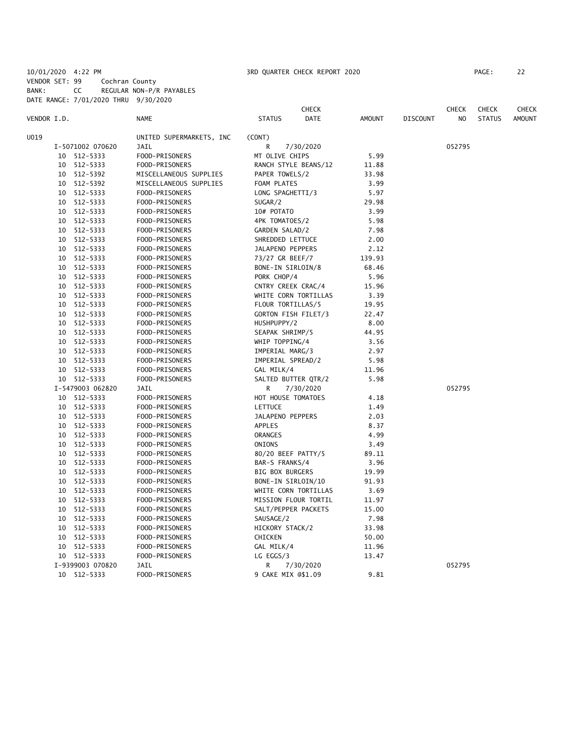10/01/2020 4:22 PM 3RD QUARTER CHECK REPORT 2020

VENDOR SET: 99 Cochran County
BANK: CC REGULAR NON-P/R PAYABLES
DATE RANGE: 7/01/2020 THRU 9/30/2020

| VENDOR I.D. | NAME | STATUS | CHECK DATE | AMOUNT | DISCOUNT | CHECK NO | CHECK STATUS | CHECK AMOUNT |
|---|---|---|---|---|---|---|---|---|
| U019 | UNITED SUPERMARKETS, INC | (CONT) | | | | | | |
| I-5071002 070620 | JAIL | R | 7/30/2020 | | | 052795 | | |
| 10 512-5333 | FOOD-PRISONERS | MT OLIVE CHIPS | | 5.99 | | | | |
| 10 512-5333 | FOOD-PRISONERS | RANCH STYLE BEANS/12 | | 11.88 | | | | |
| 10 512-5392 | MISCELLANEOUS SUPPLIES | PAPER TOWELS/2 | | 33.98 | | | | |
| 10 512-5392 | MISCELLANEOUS SUPPLIES | FOAM PLATES | | 3.99 | | | | |
| 10 512-5333 | FOOD-PRISONERS | LONG SPAGHETTI/3 | | 5.97 | | | | |
| 10 512-5333 | FOOD-PRISONERS | SUGAR/2 | | 29.98 | | | | |
| 10 512-5333 | FOOD-PRISONERS | 10# POTATO | | 3.99 | | | | |
| 10 512-5333 | FOOD-PRISONERS | 4PK TOMATOES/2 | | 5.98 | | | | |
| 10 512-5333 | FOOD-PRISONERS | GARDEN SALAD/2 | | 7.98 | | | | |
| 10 512-5333 | FOOD-PRISONERS | SHREDDED LETTUCE | | 2.00 | | | | |
| 10 512-5333 | FOOD-PRISONERS | JALAPENO PEPPERS | | 2.12 | | | | |
| 10 512-5333 | FOOD-PRISONERS | 73/27 GR BEEF/7 | | 139.93 | | | | |
| 10 512-5333 | FOOD-PRISONERS | BONE-IN SIRLOIN/8 | | 68.46 | | | | |
| 10 512-5333 | FOOD-PRISONERS | PORK CHOP/4 | | 5.96 | | | | |
| 10 512-5333 | FOOD-PRISONERS | CNTRY CREEK CRAC/4 | | 15.96 | | | | |
| 10 512-5333 | FOOD-PRISONERS | WHITE CORN TORTILLAS | | 3.39 | | | | |
| 10 512-5333 | FOOD-PRISONERS | FLOUR TORTILLAS/5 | | 19.95 | | | | |
| 10 512-5333 | FOOD-PRISONERS | GORTON FISH FILET/3 | | 22.47 | | | | |
| 10 512-5333 | FOOD-PRISONERS | HUSHPUPPY/2 | | 8.00 | | | | |
| 10 512-5333 | FOOD-PRISONERS | SEAPAK SHRIMP/5 | | 44.95 | | | | |
| 10 512-5333 | FOOD-PRISONERS | WHIP TOPPING/4 | | 3.56 | | | | |
| 10 512-5333 | FOOD-PRISONERS | IMPERIAL MARG/3 | | 2.97 | | | | |
| 10 512-5333 | FOOD-PRISONERS | IMPERIAL SPREAD/2 | | 5.98 | | | | |
| 10 512-5333 | FOOD-PRISONERS | GAL MILK/4 | | 11.96 | | | | |
| 10 512-5333 | FOOD-PRISONERS | SALTED BUTTER QTR/2 | | 5.98 | | | | |
| I-5479003 062820 | JAIL | R | 7/30/2020 | | | 052795 | | |
| 10 512-5333 | FOOD-PRISONERS | HOT HOUSE TOMATOES | | 4.18 | | | | |
| 10 512-5333 | FOOD-PRISONERS | LETTUCE | | 1.49 | | | | |
| 10 512-5333 | FOOD-PRISONERS | JALAPENO PEPPERS | | 2.03 | | | | |
| 10 512-5333 | FOOD-PRISONERS | APPLES | | 8.37 | | | | |
| 10 512-5333 | FOOD-PRISONERS | ORANGES | | 4.99 | | | | |
| 10 512-5333 | FOOD-PRISONERS | ONIONS | | 3.49 | | | | |
| 10 512-5333 | FOOD-PRISONERS | 80/20 BEEF PATTY/5 | | 89.11 | | | | |
| 10 512-5333 | FOOD-PRISONERS | BAR-S FRANKS/4 | | 3.96 | | | | |
| 10 512-5333 | FOOD-PRISONERS | BIG BOX BURGERS | | 19.99 | | | | |
| 10 512-5333 | FOOD-PRISONERS | BONE-IN SIRLOIN/10 | | 91.93 | | | | |
| 10 512-5333 | FOOD-PRISONERS | WHITE CORN TORTILLAS | | 3.69 | | | | |
| 10 512-5333 | FOOD-PRISONERS | MISSION FLOUR TORTIL | | 11.97 | | | | |
| 10 512-5333 | FOOD-PRISONERS | SALT/PEPPER PACKETS | | 15.00 | | | | |
| 10 512-5333 | FOOD-PRISONERS | SAUSAGE/2 | | 7.98 | | | | |
| 10 512-5333 | FOOD-PRISONERS | HICKORY STACK/2 | | 33.98 | | | | |
| 10 512-5333 | FOOD-PRISONERS | CHICKEN | | 50.00 | | | | |
| 10 512-5333 | FOOD-PRISONERS | GAL MILK/4 | | 11.96 | | | | |
| 10 512-5333 | FOOD-PRISONERS | LG EGGS/3 | | 13.47 | | | | |
| I-9399003 070820 | JAIL | R | 7/30/2020 | | | 052795 | | |
| 10 512-5333 | FOOD-PRISONERS | 9 CAKE MIX @$1.09 | | 9.81 | | | | |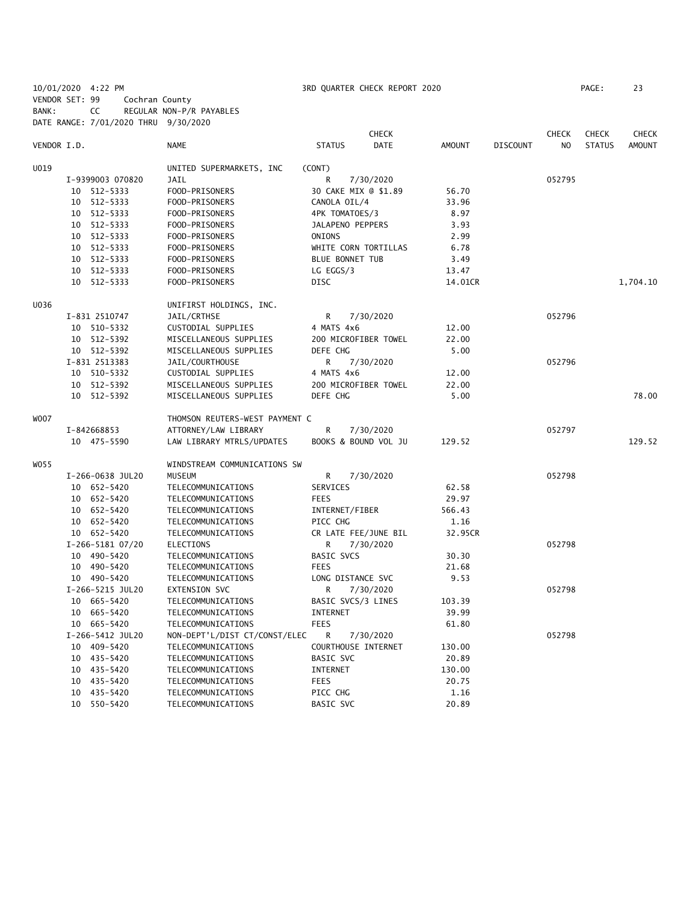10/01/2020 4:22 PM 3RD QUARTER CHECK REPORT 2020
VENDOR SET: 99 Cochran County
BANK: CC REGULAR NON-P/R PAYABLES
DATE RANGE: 7/01/2020 THRU 9/30/2020

| VENDOR I.D. | NAME | STATUS | CHECK DATE | AMOUNT | DISCOUNT | CHECK NO | CHECK STATUS | CHECK AMOUNT |
|---|---|---|---|---|---|---|---|---|
| U019 | UNITED SUPERMARKETS, INC | (CONT) | | | | | | |
| I-9399003 070820 | JAIL | R | 7/30/2020 | | | 052795 | | |
| 10 512-5333 | FOOD-PRISONERS | 30 CAKE MIX @ $1.89 | | 56.70 | | | | |
| 10 512-5333 | FOOD-PRISONERS | CANOLA OIL/4 | | 33.96 | | | | |
| 10 512-5333 | FOOD-PRISONERS | 4PK TOMATOES/3 | | 8.97 | | | | |
| 10 512-5333 | FOOD-PRISONERS | JALAPENO PEPPERS | | 3.93 | | | | |
| 10 512-5333 | FOOD-PRISONERS | ONIONS | | 2.99 | | | | |
| 10 512-5333 | FOOD-PRISONERS | WHITE CORN TORTILLAS | | 6.78 | | | | |
| 10 512-5333 | FOOD-PRISONERS | BLUE BONNET TUB | | 3.49 | | | | |
| 10 512-5333 | FOOD-PRISONERS | LG EGGS/3 | | 13.47 | | | | |
| 10 512-5333 | FOOD-PRISONERS | DISC | | 14.01CR | | | | 1,704.10 |
| U036 | UNIFIRST HOLDINGS, INC. | | | | | | | |
| I-831 2510747 | JAIL/CRTHSE | R | 7/30/2020 | | | 052796 | | |
| 10 510-5332 | CUSTODIAL SUPPLIES | 4 MATS 4x6 | | 12.00 | | | | |
| 10 512-5392 | MISCELLANEOUS SUPPLIES | 200 MICROFIBER TOWEL | | 22.00 | | | | |
| 10 512-5392 | MISCELLANEOUS SUPPLIES | DEFE CHG | | 5.00 | | | | |
| I-831 2513383 | JAIL/COURTHOUSE | R | 7/30/2020 | | | 052796 | | |
| 10 510-5332 | CUSTODIAL SUPPLIES | 4 MATS 4x6 | | 12.00 | | | | |
| 10 512-5392 | MISCELLANEOUS SUPPLIES | 200 MICROFIBER TOWEL | | 22.00 | | | | |
| 10 512-5392 | MISCELLANEOUS SUPPLIES | DEFE CHG | | 5.00 | | | | 78.00 |
| W007 | THOMSON REUTERS-WEST PAYMENT C | | | | | | | |
| I-842668853 | ATTORNEY/LAW LIBRARY | R | 7/30/2020 | | | 052797 | | |
| 10 475-5590 | LAW LIBRARY MTRLS/UPDATES | BOOKS & BOUND VOL JU | | 129.52 | | | | 129.52 |
| W055 | WINDSTREAM COMMUNICATIONS SW | | | | | | | |
| I-266-0638 JUL20 | MUSEUM | R | 7/30/2020 | | | 052798 | | |
| 10 652-5420 | TELECOMMUNICATIONS | SERVICES | | 62.58 | | | | |
| 10 652-5420 | TELECOMMUNICATIONS | FEES | | 29.97 | | | | |
| 10 652-5420 | TELECOMMUNICATIONS | INTERNET/FIBER | | 566.43 | | | | |
| 10 652-5420 | TELECOMMUNICATIONS | PICC CHG | | 1.16 | | | | |
| 10 652-5420 | TELECOMMUNICATIONS | CR LATE FEE/JUNE BIL | | 32.95CR | | | | |
| I-266-5181 07/20 | ELECTIONS | R | 7/30/2020 | | | 052798 | | |
| 10 490-5420 | TELECOMMUNICATIONS | BASIC SVCS | | 30.30 | | | | |
| 10 490-5420 | TELECOMMUNICATIONS | FEES | | 21.68 | | | | |
| 10 490-5420 | TELECOMMUNICATIONS | LONG DISTANCE SVC | | 9.53 | | | | |
| I-266-5215 JUL20 | EXTENSION SVC | R | 7/30/2020 | | | 052798 | | |
| 10 665-5420 | TELECOMMUNICATIONS | BASIC SVCS/3 LINES | | 103.39 | | | | |
| 10 665-5420 | TELECOMMUNICATIONS | INTERNET | | 39.99 | | | | |
| 10 665-5420 | TELECOMMUNICATIONS | FEES | | 61.80 | | | | |
| I-266-5412 JUL20 | NON-DEPT'L/DIST CT/CONST/ELEC | R | 7/30/2020 | | | 052798 | | |
| 10 409-5420 | TELECOMMUNICATIONS | COURTHOUSE INTERNET | | 130.00 | | | | |
| 10 435-5420 | TELECOMMUNICATIONS | BASIC SVC | | 20.89 | | | | |
| 10 435-5420 | TELECOMMUNICATIONS | INTERNET | | 130.00 | | | | |
| 10 435-5420 | TELECOMMUNICATIONS | FEES | | 20.75 | | | | |
| 10 435-5420 | TELECOMMUNICATIONS | PICC CHG | | 1.16 | | | | |
| 10 550-5420 | TELECOMMUNICATIONS | BASIC SVC | | 20.89 | | | | |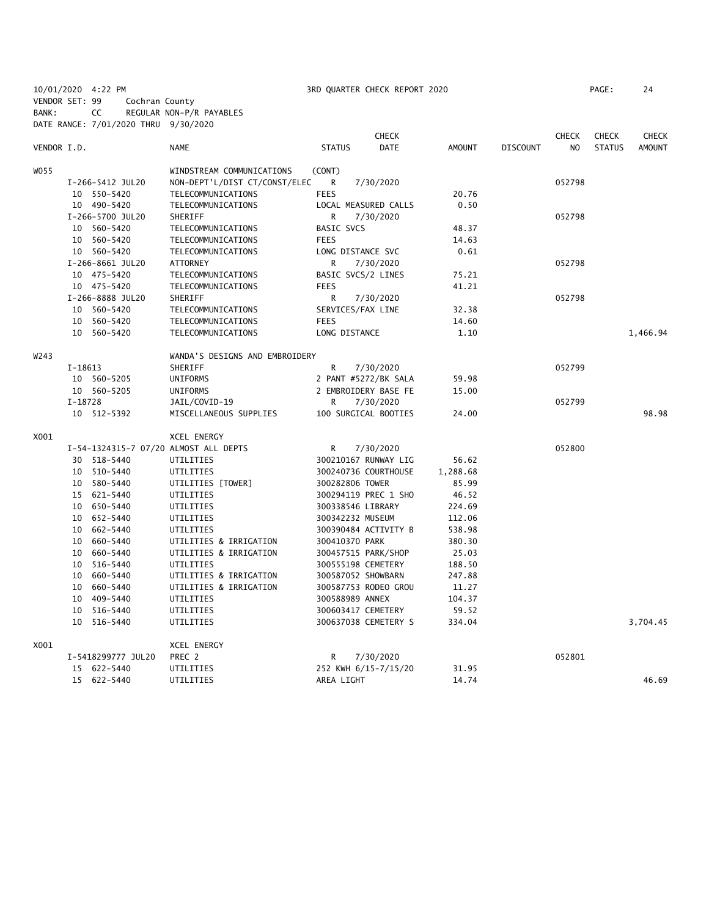10/01/2020 4:22 PM
VENDOR SET: 99 Cochran County
BANK: CC REGULAR NON-P/R PAYABLES
DATE RANGE: 7/01/2020 THRU 9/30/2020

3RD QUARTER CHECK REPORT 2020

| VENDOR I.D. | NAME | STATUS | CHECK DATE | AMOUNT | DISCOUNT | CHECK NO | CHECK STATUS | CHECK AMOUNT |
|---|---|---|---|---|---|---|---|---|
| W055 | WINDSTREAM COMMUNICATIONS | (CONT) | | | | | | |
| I-266-5412 JUL20 | NON-DEPT'L/DIST CT/CONST/ELEC | R | 7/30/2020 | | | 052798 | | |
| 10 550-5420 | TELECOMMUNICATIONS | FEES | | 20.76 | | | | |
| 10 490-5420 | TELECOMMUNICATIONS | LOCAL MEASURED CALLS | | 0.50 | | | | |
| I-266-5700 JUL20 | SHERIFF | R | 7/30/2020 | | | 052798 | | |
| 10 560-5420 | TELECOMMUNICATIONS | BASIC SVCS | | 48.37 | | | | |
| 10 560-5420 | TELECOMMUNICATIONS | FEES | | 14.63 | | | | |
| 10 560-5420 | TELECOMMUNICATIONS | LONG DISTANCE SVC | | 0.61 | | | | |
| I-266-8661 JUL20 | ATTORNEY | R | 7/30/2020 | | | 052798 | | |
| 10 475-5420 | TELECOMMUNICATIONS | BASIC SVCS/2 LINES | | 75.21 | | | | |
| 10 475-5420 | TELECOMMUNICATIONS | FEES | | 41.21 | | | | |
| I-266-8888 JUL20 | SHERIFF | R | 7/30/2020 | | | 052798 | | |
| 10 560-5420 | TELECOMMUNICATIONS | SERVICES/FAX LINE | | 32.38 | | | | |
| 10 560-5420 | TELECOMMUNICATIONS | FEES | | 14.60 | | | | |
| 10 560-5420 | TELECOMMUNICATIONS | LONG DISTANCE | | 1.10 | | | | 1,466.94 |
| W243 | WANDA'S DESIGNS AND EMBROIDERY | | | | | | | |
| I-18613 | SHERIFF | R | 7/30/2020 | | | 052799 | | |
| 10 560-5205 | UNIFORMS | 2 PANT #5272/BK SALA | | 59.98 | | | | |
| 10 560-5205 | UNIFORMS | 2 EMBROIDERY BASE FE | | 15.00 | | | | |
| I-18728 | JAIL/COVID-19 | R | 7/30/2020 | | | 052799 | | |
| 10 512-5392 | MISCELLANEOUS SUPPLIES | 100 SURGICAL BOOTIES | | 24.00 | | | | 98.98 |
| X001 | XCEL ENERGY | | | | | | | |
| I-54-1324315-7 07/20 | ALMOST ALL DEPTS | R | 7/30/2020 | | | 052800 | | |
| 30 518-5440 | UTILITIES | 300210167 RUNWAY LIG | | 56.62 | | | | |
| 10 510-5440 | UTILITIES | 300240736 COURTHOUSE | | 1,288.68 | | | | |
| 10 580-5440 | UTILITIES [TOWER] | 300282806 TOWER | | 85.99 | | | | |
| 15 621-5440 | UTILITIES | 300294119 PREC 1 SHO | | 46.52 | | | | |
| 10 650-5440 | UTILITIES | 300338546 LIBRARY | | 224.69 | | | | |
| 10 652-5440 | UTILITIES | 300342232 MUSEUM | | 112.06 | | | | |
| 10 662-5440 | UTILITIES | 300390484 ACTIVITY B | | 538.98 | | | | |
| 10 660-5440 | UTILITIES & IRRIGATION | 300410370 PARK | | 380.30 | | | | |
| 10 660-5440 | UTILITIES & IRRIGATION | 300457515 PARK/SHOP | | 25.03 | | | | |
| 10 516-5440 | UTILITIES | 300555198 CEMETERY | | 188.50 | | | | |
| 10 660-5440 | UTILITIES & IRRIGATION | 300587052 SHOWBARN | | 247.88 | | | | |
| 10 660-5440 | UTILITIES & IRRIGATION | 300587753 RODEO GROU | | 11.27 | | | | |
| 10 409-5440 | UTILITIES | 300588989 ANNEX | | 104.37 | | | | |
| 10 516-5440 | UTILITIES | 300603417 CEMETERY | | 59.52 | | | | |
| 10 516-5440 | UTILITIES | 300637038 CEMETERY S | | 334.04 | | | | 3,704.45 |
| X001 | XCEL ENERGY | | | | | | | |
| I-5418299777 JUL20 | PREC 2 | R | 7/30/2020 | | | 052801 | | |
| 15 622-5440 | UTILITIES | 252 KWH 6/15-7/15/20 | | 31.95 | | | | |
| 15 622-5440 | UTILITIES | AREA LIGHT | | 14.74 | | | | 46.69 |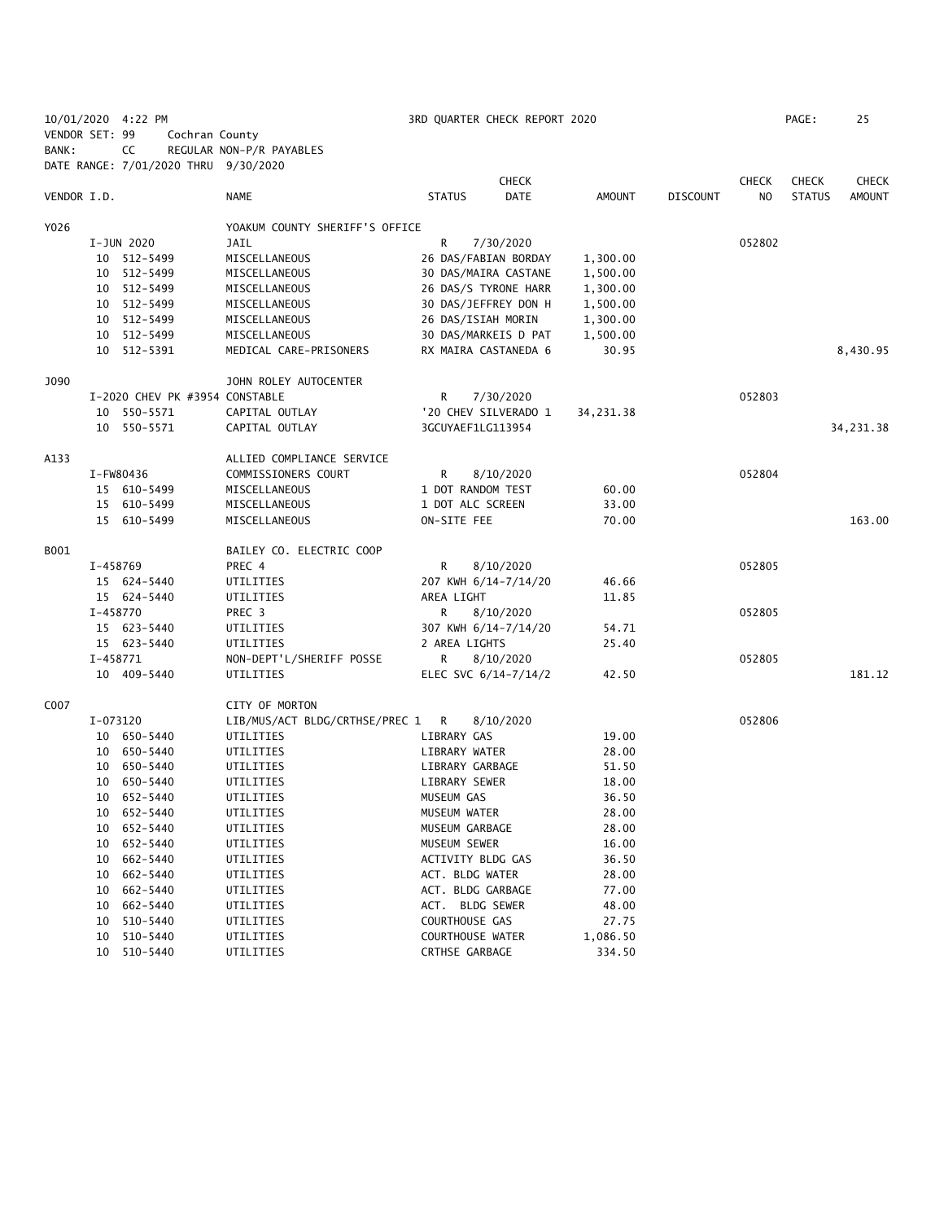10/01/2020 4:22 PM 3RD QUARTER CHECK REPORT 2020
VENDOR SET: 99 Cochran County
BANK: CC REGULAR NON-P/R PAYABLES
DATE RANGE: 7/01/2020 THRU 9/30/2020

| VENDOR I.D. | NAME | STATUS | CHECK DATE | AMOUNT | DISCOUNT | CHECK NO | CHECK STATUS | CHECK AMOUNT |
|---|---|---|---|---|---|---|---|---|
| Y026 | YOAKUM COUNTY SHERIFF'S OFFICE | | | | | | | |
| I-JUN 2020 | JAIL | R | 7/30/2020 | | | 052802 | | |
| 10 512-5499 | MISCELLANEOUS | 26 DAS/FABIAN BORDAY | | 1,300.00 | | | | |
| 10 512-5499 | MISCELLANEOUS | 30 DAS/MAIRA CASTANE | | 1,500.00 | | | | |
| 10 512-5499 | MISCELLANEOUS | 26 DAS/S TYRONE HARR | | 1,300.00 | | | | |
| 10 512-5499 | MISCELLANEOUS | 30 DAS/JEFFREY DON H | | 1,500.00 | | | | |
| 10 512-5499 | MISCELLANEOUS | 26 DAS/ISIAH MORIN | | 1,300.00 | | | | |
| 10 512-5499 | MISCELLANEOUS | 30 DAS/MARKEIS D PAT | | 1,500.00 | | | | |
| 10 512-5391 | MEDICAL CARE-PRISONERS | RX MAIRA CASTANEDA 6 | | 30.95 | | | | 8,430.95 |
| J090 | JOHN ROLEY AUTOCENTER | | | | | | | |
| I-2020 CHEV PK #3954 CONSTABLE | | R | 7/30/2020 | | | 052803 | | |
| 10 550-5571 | CAPITAL OUTLAY | '20 CHEV SILVERADO 1 | | 34,231.38 | | | | |
| 10 550-5571 | CAPITAL OUTLAY | 3GCUYAEF1LG113954 | | | | | | 34,231.38 |
| A133 | ALLIED COMPLIANCE SERVICE | | | | | | | |
| I-FW80436 | COMMISSIONERS COURT | R | 8/10/2020 | | | 052804 | | |
| 15 610-5499 | MISCELLANEOUS | 1 DOT RANDOM TEST | | 60.00 | | | | |
| 15 610-5499 | MISCELLANEOUS | 1 DOT ALC SCREEN | | 33.00 | | | | |
| 15 610-5499 | MISCELLANEOUS | ON-SITE FEE | | 70.00 | | | | 163.00 |
| B001 | BAILEY CO. ELECTRIC COOP | | | | | | | |
| I-458769 | PREC 4 | R | 8/10/2020 | | | 052805 | | |
| 15 624-5440 | UTILITIES | 207 KWH 6/14-7/14/20 | | 46.66 | | | | |
| 15 624-5440 | UTILITIES | AREA LIGHT | | 11.85 | | | | |
| I-458770 | PREC 3 | R | 8/10/2020 | | | 052805 | | |
| 15 623-5440 | UTILITIES | 307 KWH 6/14-7/14/20 | | 54.71 | | | | |
| 15 623-5440 | UTILITIES | 2 AREA LIGHTS | | 25.40 | | | | |
| I-458771 | NON-DEPT'L/SHERIFF POSSE | R | 8/10/2020 | | | 052805 | | |
| 10 409-5440 | UTILITIES | ELEC SVC 6/14-7/14/2 | | 42.50 | | | | 181.12 |
| C007 | CITY OF MORTON | | | | | | | |
| I-073120 | LIB/MUS/ACT BLDG/CRTHSE/PREC 1 | R | 8/10/2020 | | | 052806 | | |
| 10 650-5440 | UTILITIES | LIBRARY GAS | | 19.00 | | | | |
| 10 650-5440 | UTILITIES | LIBRARY WATER | | 28.00 | | | | |
| 10 650-5440 | UTILITIES | LIBRARY GARBAGE | | 51.50 | | | | |
| 10 650-5440 | UTILITIES | LIBRARY SEWER | | 18.00 | | | | |
| 10 652-5440 | UTILITIES | MUSEUM GAS | | 36.50 | | | | |
| 10 652-5440 | UTILITIES | MUSEUM WATER | | 28.00 | | | | |
| 10 652-5440 | UTILITIES | MUSEUM GARBAGE | | 28.00 | | | | |
| 10 652-5440 | UTILITIES | MUSEUM SEWER | | 16.00 | | | | |
| 10 662-5440 | UTILITIES | ACTIVITY BLDG GAS | | 36.50 | | | | |
| 10 662-5440 | UTILITIES | ACT. BLDG WATER | | 28.00 | | | | |
| 10 662-5440 | UTILITIES | ACT. BLDG GARBAGE | | 77.00 | | | | |
| 10 662-5440 | UTILITIES | ACT. BLDG SEWER | | 48.00 | | | | |
| 10 510-5440 | UTILITIES | COURTHOUSE GAS | | 27.75 | | | | |
| 10 510-5440 | UTILITIES | COURTHOUSE WATER | | 1,086.50 | | | | |
| 10 510-5440 | UTILITIES | CRTHSE GARBAGE | | 334.50 | | | | |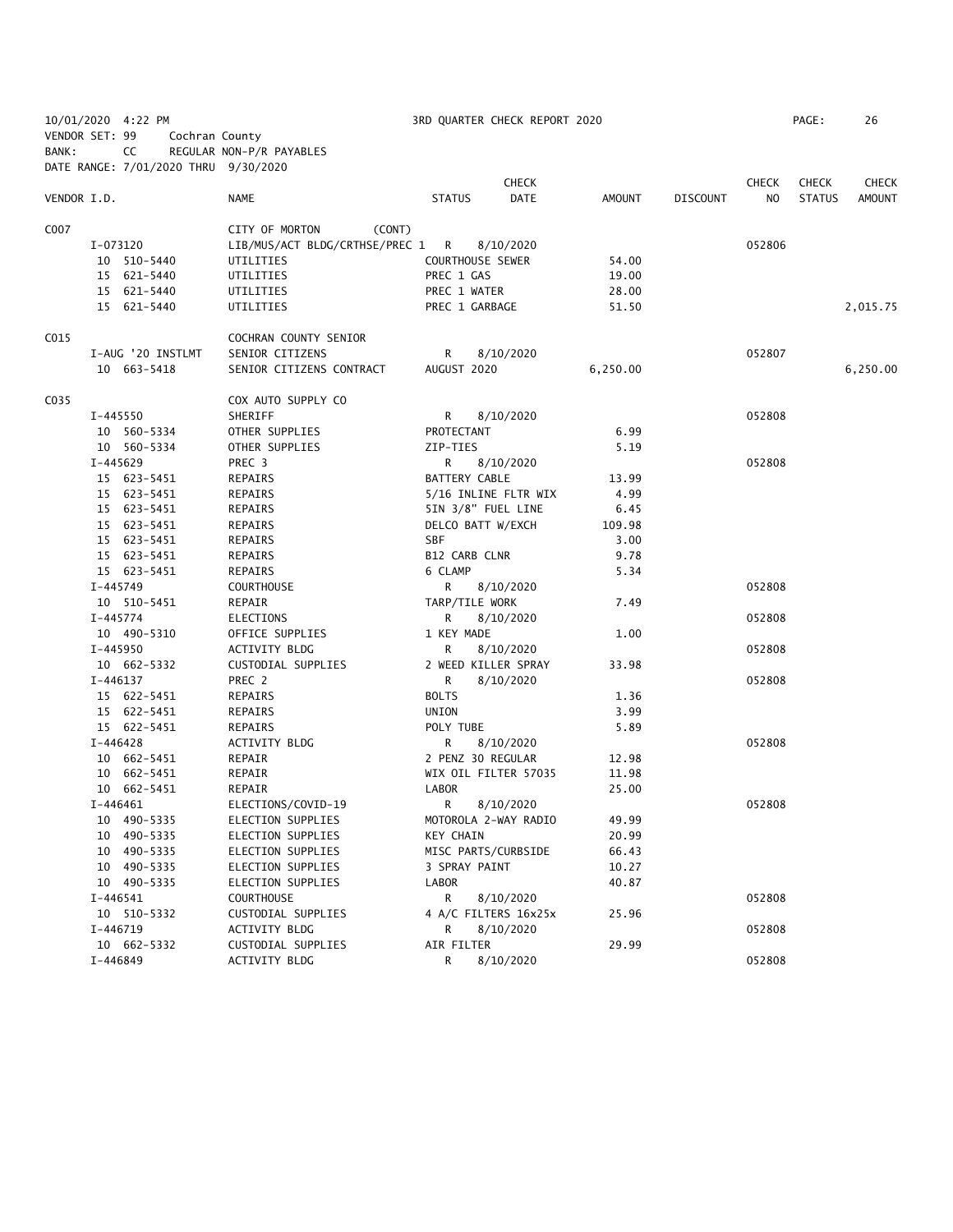10/01/2020 4:22 PM — 3RD QUARTER CHECK REPORT 2020

VENDOR SET: 99 Cochran County
BANK: CC REGULAR NON-P/R PAYABLES
DATE RANGE: 7/01/2020 THRU 9/30/2020

| VENDOR I.D. | NAME | STATUS | CHECK DATE | AMOUNT | DISCOUNT | CHECK NO | CHECK STATUS | CHECK AMOUNT |
|---|---|---|---|---|---|---|---|---|
| C007 | CITY OF MORTON (CONT) | | | | | | | |
| I-073120 | LIB/MUS/ACT BLDG/CRTHSE/PREC 1 | R | 8/10/2020 | | | 052806 | | |
| 10 510-5440 | UTILITIES | COURTHOUSE SEWER | | 54.00 | | | | |
| 15 621-5440 | UTILITIES | PREC 1 GAS | | 19.00 | | | | |
| 15 621-5440 | UTILITIES | PREC 1 WATER | | 28.00 | | | | |
| 15 621-5440 | UTILITIES | PREC 1 GARBAGE | | 51.50 | | | | 2,015.75 |
| C015 | COCHRAN COUNTY SENIOR | | | | | | | |
| I-AUG '20 INSTLMT | SENIOR CITIZENS | R | 8/10/2020 | | | 052807 | | |
| 10 663-5418 | SENIOR CITIZENS CONTRACT | AUGUST 2020 | | 6,250.00 | | | | 6,250.00 |
| C035 | COX AUTO SUPPLY CO | | | | | | | |
| I-445550 | SHERIFF | R | 8/10/2020 | | | 052808 | | |
| 10 560-5334 | OTHER SUPPLIES | PROTECTANT | | 6.99 | | | | |
| 10 560-5334 | OTHER SUPPLIES | ZIP-TIES | | 5.19 | | | | |
| I-445629 | PREC 3 | R | 8/10/2020 | | | 052808 | | |
| 15 623-5451 | REPAIRS | BATTERY CABLE | | 13.99 | | | | |
| 15 623-5451 | REPAIRS | 5/16 INLINE FLTR WIX | | 4.99 | | | | |
| 15 623-5451 | REPAIRS | 5IN 3/8" FUEL LINE | | 6.45 | | | | |
| 15 623-5451 | REPAIRS | DELCO BATT W/EXCH | | 109.98 | | | | |
| 15 623-5451 | REPAIRS | SBF | | 3.00 | | | | |
| 15 623-5451 | REPAIRS | B12 CARB CLNR | | 9.78 | | | | |
| 15 623-5451 | REPAIRS | 6 CLAMP | | 5.34 | | | | |
| I-445749 | COURTHOUSE | R | 8/10/2020 | | | 052808 | | |
| 10 510-5451 | REPAIR | TARP/TILE WORK | | 7.49 | | | | |
| I-445774 | ELECTIONS | R | 8/10/2020 | | | 052808 | | |
| 10 490-5310 | OFFICE SUPPLIES | 1 KEY MADE | | 1.00 | | | | |
| I-445950 | ACTIVITY BLDG | R | 8/10/2020 | | | 052808 | | |
| 10 662-5332 | CUSTODIAL SUPPLIES | 2 WEED KILLER SPRAY | | 33.98 | | | | |
| I-446137 | PREC 2 | R | 8/10/2020 | | | 052808 | | |
| 15 622-5451 | REPAIRS | BOLTS | | 1.36 | | | | |
| 15 622-5451 | REPAIRS | UNION | | 3.99 | | | | |
| 15 622-5451 | REPAIRS | POLY TUBE | | 5.89 | | | | |
| I-446428 | ACTIVITY BLDG | R | 8/10/2020 | | | 052808 | | |
| 10 662-5451 | REPAIR | 2 PENZ 30 REGULAR | | 12.98 | | | | |
| 10 662-5451 | REPAIR | WIX OIL FILTER 57035 | | 11.98 | | | | |
| 10 662-5451 | REPAIR | LABOR | | 25.00 | | | | |
| I-446461 | ELECTIONS/COVID-19 | R | 8/10/2020 | | | 052808 | | |
| 10 490-5335 | ELECTION SUPPLIES | MOTOROLA 2-WAY RADIO | | 49.99 | | | | |
| 10 490-5335 | ELECTION SUPPLIES | KEY CHAIN | | 20.99 | | | | |
| 10 490-5335 | ELECTION SUPPLIES | MISC PARTS/CURBSIDE | | 66.43 | | | | |
| 10 490-5335 | ELECTION SUPPLIES | 3 SPRAY PAINT | | 10.27 | | | | |
| 10 490-5335 | ELECTION SUPPLIES | LABOR | | 40.87 | | | | |
| I-446541 | COURTHOUSE | R | 8/10/2020 | | | 052808 | | |
| 10 510-5332 | CUSTODIAL SUPPLIES | 4 A/C FILTERS 16x25x | | 25.96 | | | | |
| I-446719 | ACTIVITY BLDG | R | 8/10/2020 | | | 052808 | | |
| 10 662-5332 | CUSTODIAL SUPPLIES | AIR FILTER | | 29.99 | | | | |
| I-446849 | ACTIVITY BLDG | R | 8/10/2020 | | | 052808 | | |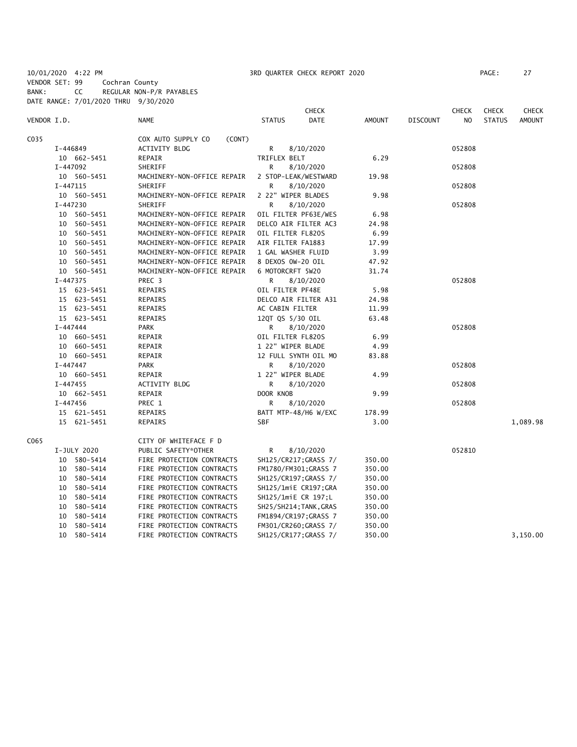10/01/2020 4:22 PM 3RD QUARTER CHECK REPORT 2020 PAGE: 27

VENDOR SET: 99 Cochran County
BANK: CC REGULAR NON-P/R PAYABLES
DATE RANGE: 7/01/2020 THRU 9/30/2020

| VENDOR I.D. | NAME | STATUS | CHECK DATE | AMOUNT | DISCOUNT | CHECK NO | CHECK STATUS | CHECK AMOUNT |
|---|---|---|---|---|---|---|---|---|
| C035 | COX AUTO SUPPLY CO (CONT) | | | | | | | |
| I-446849 | ACTIVITY BLDG | R | 8/10/2020 | | | 052808 | | |
| 10 662-5451 | REPAIR | TRIFLEX BELT | | 6.29 | | | | |
| I-447092 | SHERIFF | R | 8/10/2020 | | | 052808 | | |
| 10 560-5451 | MACHINERY-NON-OFFICE REPAIR | 2 STOP-LEAK/WESTWARD | | 19.98 | | | | |
| I-447115 | SHERIFF | R | 8/10/2020 | | | 052808 | | |
| 10 560-5451 | MACHINERY-NON-OFFICE REPAIR | 2 22" WIPER BLADES | | 9.98 | | | | |
| I-447230 | SHERIFF | R | 8/10/2020 | | | 052808 | | |
| 10 560-5451 | MACHINERY-NON-OFFICE REPAIR | OIL FILTER PF63E/WES | | 6.98 | | | | |
| 10 560-5451 | MACHINERY-NON-OFFICE REPAIR | DELCO AIR FILTER AC3 | | 24.98 | | | | |
| 10 560-5451 | MACHINERY-NON-OFFICE REPAIR | OIL FILTER FL820S | | 6.99 | | | | |
| 10 560-5451 | MACHINERY-NON-OFFICE REPAIR | AIR FILTER FA1883 | | 17.99 | | | | |
| 10 560-5451 | MACHINERY-NON-OFFICE REPAIR | 1 GAL WASHER FLUID | | 3.99 | | | | |
| 10 560-5451 | MACHINERY-NON-OFFICE REPAIR | 8 DEXOS 0W-20 OIL | | 47.92 | | | | |
| 10 560-5451 | MACHINERY-NON-OFFICE REPAIR | 6 MOTORCRFT 5W20 | | 31.74 | | | | |
| I-447375 | PREC 3 | R | 8/10/2020 | | | 052808 | | |
| 15 623-5451 | REPAIRS | OIL FILTER PF48E | | 5.98 | | | | |
| 15 623-5451 | REPAIRS | DELCO AIR FILTER A31 | | 24.98 | | | | |
| 15 623-5451 | REPAIRS | AC CABIN FILTER | | 11.99 | | | | |
| 15 623-5451 | REPAIRS | 12QT QS 5/30 OIL | | 63.48 | | | | |
| I-447444 | PARK | R | 8/10/2020 | | | 052808 | | |
| 10 660-5451 | REPAIR | OIL FILTER FL820S | | 6.99 | | | | |
| 10 660-5451 | REPAIR | 1 22" WIPER BLADE | | 4.99 | | | | |
| 10 660-5451 | REPAIR | 12 FULL SYNTH OIL MO | | 83.88 | | | | |
| I-447447 | PARK | R | 8/10/2020 | | | 052808 | | |
| 10 660-5451 | REPAIR | 1 22" WIPER BLADE | | 4.99 | | | | |
| I-447455 | ACTIVITY BLDG | R | 8/10/2020 | | | 052808 | | |
| 10 662-5451 | REPAIR | DOOR KNOB | | 9.99 | | | | |
| I-447456 | PREC 1 | R | 8/10/2020 | | | 052808 | | |
| 15 621-5451 | REPAIRS | BATT MTP-48/H6 W/EXC | | 178.99 | | | | |
| 15 621-5451 | REPAIRS | SBF | | 3.00 | | | | 1,089.98 |
| C065 | CITY OF WHITEFACE F D | | | | | | | |
| I-JULY 2020 | PUBLIC SAFETY*OTHER | R | 8/10/2020 | | | 052810 | | |
| 10 580-5414 | FIRE PROTECTION CONTRACTS | SH125/CR217;GRASS 7/ | | 350.00 | | | | |
| 10 580-5414 | FIRE PROTECTION CONTRACTS | FM1780/FM301;GRASS 7 | | 350.00 | | | | |
| 10 580-5414 | FIRE PROTECTION CONTRACTS | SH125/CR197;GRASS 7/ | | 350.00 | | | | |
| 10 580-5414 | FIRE PROTECTION CONTRACTS | SH125/1miE CR197;GRA | | 350.00 | | | | |
| 10 580-5414 | FIRE PROTECTION CONTRACTS | SH125/1miE CR 197;L | | 350.00 | | | | |
| 10 580-5414 | FIRE PROTECTION CONTRACTS | SH25/SH214;TANK,GRAS | | 350.00 | | | | |
| 10 580-5414 | FIRE PROTECTION CONTRACTS | FM1894/CR197;GRASS 7 | | 350.00 | | | | |
| 10 580-5414 | FIRE PROTECTION CONTRACTS | FM301/CR260;GRASS 7/ | | 350.00 | | | | |
| 10 580-5414 | FIRE PROTECTION CONTRACTS | SH125/CR177;GRASS 7/ | | 350.00 | | | | 3,150.00 |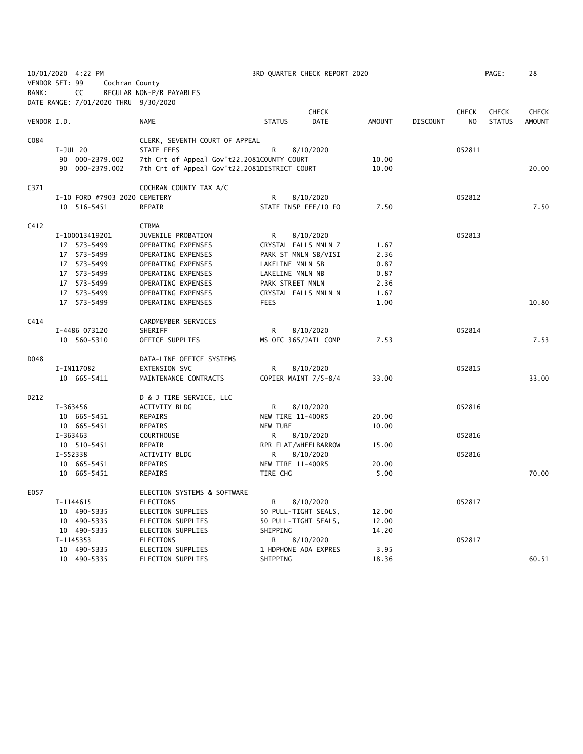10/01/2020 4:22 PM 3RD QUARTER CHECK REPORT 2020

VENDOR SET: 99 Cochran County

BANK: CC REGULAR NON-P/R PAYABLES

DATE RANGE: 7/01/2020 THRU 9/30/2020

| VENDOR I.D. | NAME | STATUS | CHECK DATE | AMOUNT | DISCOUNT | CHECK NO | CHECK STATUS | CHECK AMOUNT |
|---|---|---|---|---|---|---|---|---|
| C084 | CLERK, SEVENTH COURT OF APPEAL | | | | | | | |
| I-JUL 20 | STATE FEES | R | 8/10/2020 | | | 052811 | | |
| 90 000-2379.002 | 7th Crt of Appeal Gov't22.2081COUNTY COURT | | | 10.00 | | | | |
| 90 000-2379.002 | 7th Crt of Appeal Gov't22.2081DISTRICT COURT | | | 10.00 | | | | 20.00 |
| C371 | COCHRAN COUNTY TAX A/C | | | | | | | |
| I-10 FORD #7903 2020 | CEMETERY | R | 8/10/2020 | | | 052812 | | |
| 10 516-5451 | REPAIR | STATE INSP FEE/10 FO | | 7.50 | | | | 7.50 |
| C412 | CTRMA | | | | | | | |
| I-100013419201 | JUVENILE PROBATION | R | 8/10/2020 | | | 052813 | | |
| 17 573-5499 | OPERATING EXPENSES | CRYSTAL FALLS MNLN 7 | | 1.67 | | | | |
| 17 573-5499 | OPERATING EXPENSES | PARK ST MNLN SB/VISI | | 2.36 | | | | |
| 17 573-5499 | OPERATING EXPENSES | LAKELINE MNLN SB | | 0.87 | | | | |
| 17 573-5499 | OPERATING EXPENSES | LAKELINE MNLN NB | | 0.87 | | | | |
| 17 573-5499 | OPERATING EXPENSES | PARK STREET MNLN | | 2.36 | | | | |
| 17 573-5499 | OPERATING EXPENSES | CRYSTAL FALLS MNLN N | | 1.67 | | | | |
| 17 573-5499 | OPERATING EXPENSES | FEES | | 1.00 | | | | 10.80 |
| C414 | CARDMEMBER SERVICES | | | | | | | |
| I-4486 073120 | SHERIFF | R | 8/10/2020 | | | 052814 | | |
| 10 560-5310 | OFFICE SUPPLIES | MS OFC 365/JAIL COMP | | 7.53 | | | | 7.53 |
| D048 | DATA-LINE OFFICE SYSTEMS | | | | | | | |
| I-IN117082 | EXTENSION SVC | R | 8/10/2020 | | | 052815 | | |
| 10 665-5411 | MAINTENANCE CONTRACTS | COPIER MAINT 7/5-8/4 | | 33.00 | | | | 33.00 |
| D212 | D & J TIRE SERVICE, LLC | | | | | | | |
| I-363456 | ACTIVITY BLDG | R | 8/10/2020 | | | 052816 | | |
| 10 665-5451 | REPAIRS | NEW TIRE 11-400R5 | | 20.00 | | | | |
| 10 665-5451 | REPAIRS | NEW TUBE | | 10.00 | | | | |
| I-363463 | COURTHOUSE | R | 8/10/2020 | | | 052816 | | |
| 10 510-5451 | REPAIR | RPR FLAT/WHEELBARROW | | 15.00 | | | | |
| I-552338 | ACTIVITY BLDG | R | 8/10/2020 | | | 052816 | | |
| 10 665-5451 | REPAIRS | NEW TIRE 11-400R5 | | 20.00 | | | | |
| 10 665-5451 | REPAIRS | TIRE CHG | | 5.00 | | | | 70.00 |
| E057 | ELECTION SYSTEMS & SOFTWARE | | | | | | | |
| I-1144615 | ELECTIONS | R | 8/10/2020 | | | 052817 | | |
| 10 490-5335 | ELECTION SUPPLIES | 50 PULL-TIGHT SEALS, | | 12.00 | | | | |
| 10 490-5335 | ELECTION SUPPLIES | 50 PULL-TIGHT SEALS, | | 12.00 | | | | |
| 10 490-5335 | ELECTION SUPPLIES | SHIPPING | | 14.20 | | | | |
| I-1145353 | ELECTIONS | R | 8/10/2020 | | | 052817 | | |
| 10 490-5335 | ELECTION SUPPLIES | 1 HDPHONE ADA EXPRES | | 3.95 | | | | |
| 10 490-5335 | ELECTION SUPPLIES | SHIPPING | | 18.36 | | | | 60.51 |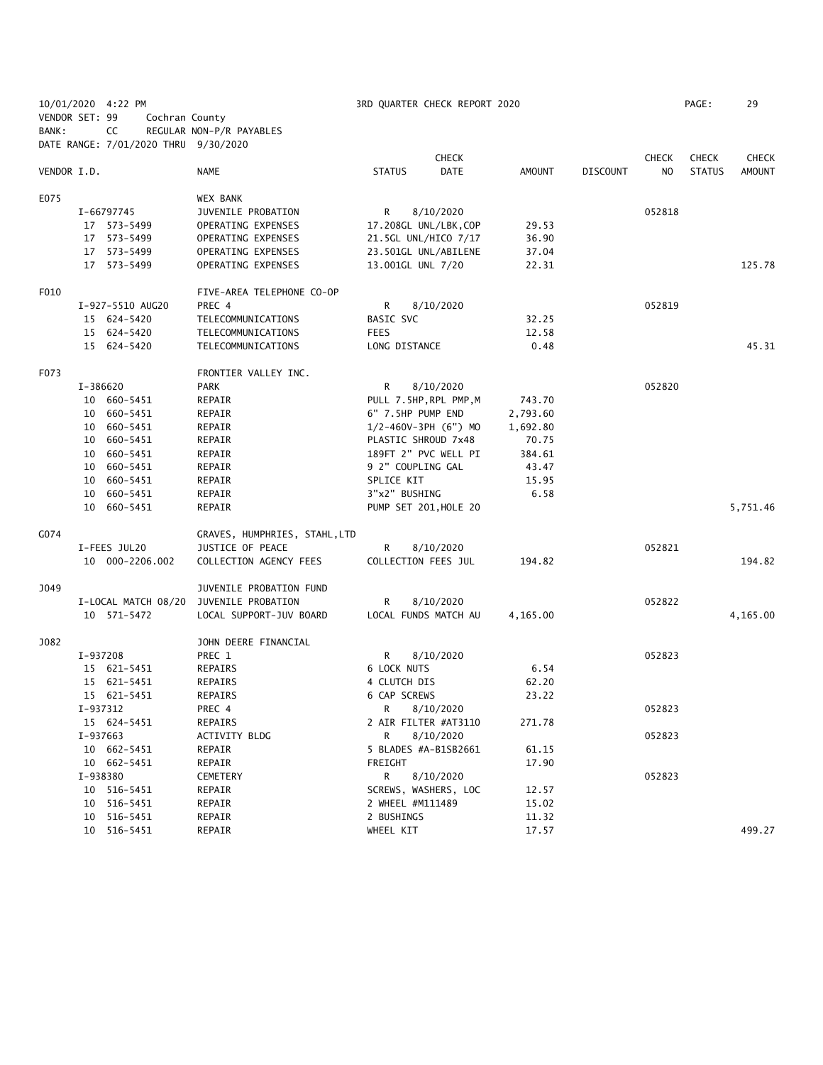10/01/2020 4:22 PM 3RD QUARTER CHECK REPORT 2020

VENDOR SET: 99 Cochran County
BANK: CC REGULAR NON-P/R PAYABLES
DATE RANGE: 7/01/2020 THRU 9/30/2020

| VENDOR I.D. | NAME | STATUS | CHECK DATE | AMOUNT | DISCOUNT | CHECK NO | CHECK STATUS | CHECK AMOUNT |
|---|---|---|---|---|---|---|---|---|
| E075 | WEX BANK | | | | | | | |
| I-66797745 | JUVENILE PROBATION | R | 8/10/2020 | | | 052818 | | |
| 17 573-5499 | OPERATING EXPENSES | 17.208GL UNL/LBK,COP | | 29.53 | | | | |
| 17 573-5499 | OPERATING EXPENSES | 21.5GL UNL/HICO 7/17 | | 36.90 | | | | |
| 17 573-5499 | OPERATING EXPENSES | 23.501GL UNL/ABILENE | | 37.04 | | | | |
| 17 573-5499 | OPERATING EXPENSES | 13.001GL UNL 7/20 | | 22.31 | | | | 125.78 |
| F010 | FIVE-AREA TELEPHONE CO-OP | | | | | | | |
| I-927-5510 AUG20 | PREC 4 | R | 8/10/2020 | | | 052819 | | |
| 15 624-5420 | TELECOMMUNICATIONS | BASIC SVC | | 32.25 | | | | |
| 15 624-5420 | TELECOMMUNICATIONS | FEES | | 12.58 | | | | |
| 15 624-5420 | TELECOMMUNICATIONS | LONG DISTANCE | | 0.48 | | | | 45.31 |
| F073 | FRONTIER VALLEY INC. | | | | | | | |
| I-386620 | PARK | R | 8/10/2020 | | | 052820 | | |
| 10 660-5451 | REPAIR | PULL 7.5HP,RPL PMP,M | | 743.70 | | | | |
| 10 660-5451 | REPAIR | 6" 7.5HP PUMP END | | 2,793.60 | | | | |
| 10 660-5451 | REPAIR | 1/2-460V-3PH (6") MO | | 1,692.80 | | | | |
| 10 660-5451 | REPAIR | PLASTIC SHROUD 7x48 | | 70.75 | | | | |
| 10 660-5451 | REPAIR | 189FT 2" PVC WELL PI | | 384.61 | | | | |
| 10 660-5451 | REPAIR | 9 2" COUPLING GAL | | 43.47 | | | | |
| 10 660-5451 | REPAIR | SPLICE KIT | | 15.95 | | | | |
| 10 660-5451 | REPAIR | 3"x2" BUSHING | | 6.58 | | | | |
| 10 660-5451 | REPAIR | PUMP SET 201,HOLE 20 | | | | | | 5,751.46 |
| G074 | GRAVES, HUMPHRIES, STAHL,LTD | | | | | | | |
| I-FEES JUL20 | JUSTICE OF PEACE | R | 8/10/2020 | | | 052821 | | |
| 10 000-2206.002 | COLLECTION AGENCY FEES | COLLECTION FEES JUL | | 194.82 | | | | 194.82 |
| J049 | JUVENILE PROBATION FUND | | | | | | | |
| I-LOCAL MATCH 08/20 | JUVENILE PROBATION | R | 8/10/2020 | | | 052822 | | |
| 10 571-5472 | LOCAL SUPPORT-JUV BOARD | LOCAL FUNDS MATCH AU | | 4,165.00 | | | | 4,165.00 |
| J082 | JOHN DEERE FINANCIAL | | | | | | | |
| I-937208 | PREC 1 | R | 8/10/2020 | | | 052823 | | |
| 15 621-5451 | REPAIRS | 6 LOCK NUTS | | 6.54 | | | | |
| 15 621-5451 | REPAIRS | 4 CLUTCH DIS | | 62.20 | | | | |
| 15 621-5451 | REPAIRS | 6 CAP SCREWS | | 23.22 | | | | |
| I-937312 | PREC 4 | R | 8/10/2020 | | | 052823 | | |
| 15 624-5451 | REPAIRS | 2 AIR FILTER #AT3110 | | 271.78 | | | | |
| I-937663 | ACTIVITY BLDG | R | 8/10/2020 | | | 052823 | | |
| 10 662-5451 | REPAIR | 5 BLADES #A-B1SB2661 | | 61.15 | | | | |
| 10 662-5451 | REPAIR | FREIGHT | | 17.90 | | | | |
| I-938380 | CEMETERY | R | 8/10/2020 | | | 052823 | | |
| 10 516-5451 | REPAIR | SCREWS, WASHERS, LOC | | 12.57 | | | | |
| 10 516-5451 | REPAIR | 2 WHEEL #M111489 | | 15.02 | | | | |
| 10 516-5451 | REPAIR | 2 BUSHINGS | | 11.32 | | | | |
| 10 516-5451 | REPAIR | WHEEL KIT | | 17.57 | | | | 499.27 |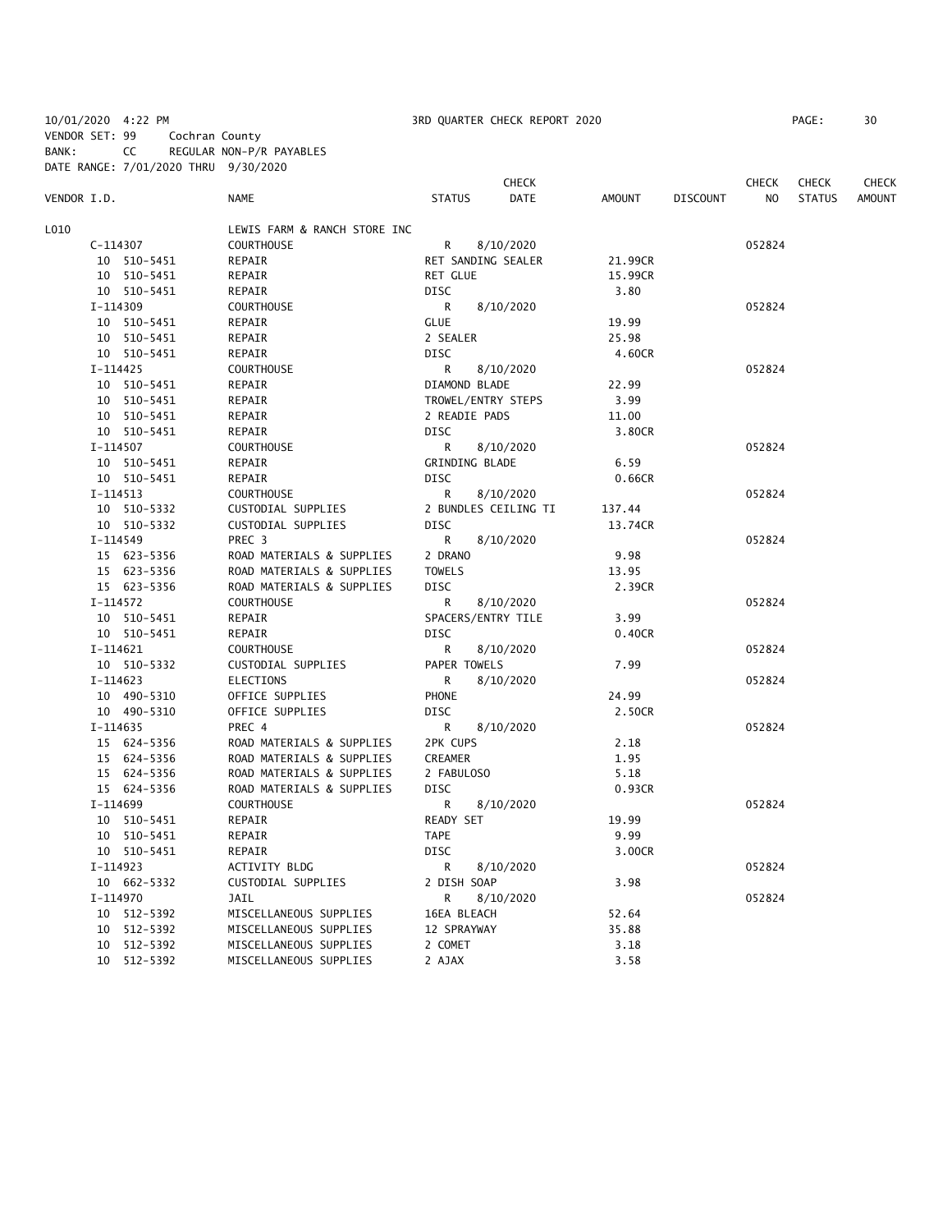10/01/2020 4:22 PM 3RD QUARTER CHECK REPORT 2020

VENDOR SET: 99 Cochran County
BANK: CC REGULAR NON-P/R PAYABLES
DATE RANGE: 7/01/2020 THRU 9/30/2020

| VENDOR I.D. | NAME | STATUS | CHECK DATE | AMOUNT | DISCOUNT | CHECK NO | CHECK STATUS | CHECK AMOUNT |
|---|---|---|---|---|---|---|---|---|
| L010 | LEWIS FARM & RANCH STORE INC | | | | | | | |
| C-114307 | COURTHOUSE | R | 8/10/2020 | | | 052824 | | |
| 10 510-5451 | REPAIR | RET SANDING SEALER | | 21.99CR | | | | |
| 10 510-5451 | REPAIR | RET GLUE | | 15.99CR | | | | |
| 10 510-5451 | REPAIR | DISC | | 3.80 | | | | |
| I-114309 | COURTHOUSE | R | 8/10/2020 | | | 052824 | | |
| 10 510-5451 | REPAIR | GLUE | | 19.99 | | | | |
| 10 510-5451 | REPAIR | 2 SEALER | | 25.98 | | | | |
| 10 510-5451 | REPAIR | DISC | | 4.60CR | | | | |
| I-114425 | COURTHOUSE | R | 8/10/2020 | | | 052824 | | |
| 10 510-5451 | REPAIR | DIAMOND BLADE | | 22.99 | | | | |
| 10 510-5451 | REPAIR | TROWEL/ENTRY STEPS | | 3.99 | | | | |
| 10 510-5451 | REPAIR | 2 READIE PADS | | 11.00 | | | | |
| 10 510-5451 | REPAIR | DISC | | 3.80CR | | | | |
| I-114507 | COURTHOUSE | R | 8/10/2020 | | | 052824 | | |
| 10 510-5451 | REPAIR | GRINDING BLADE | | 6.59 | | | | |
| 10 510-5451 | REPAIR | DISC | | 0.66CR | | | | |
| I-114513 | COURTHOUSE | R | 8/10/2020 | | | 052824 | | |
| 10 510-5332 | CUSTODIAL SUPPLIES | 2 BUNDLES CEILING TI | | 137.44 | | | | |
| 10 510-5332 | CUSTODIAL SUPPLIES | DISC | | 13.74CR | | | | |
| I-114549 | PREC 3 | R | 8/10/2020 | | | 052824 | | |
| 15 623-5356 | ROAD MATERIALS & SUPPLIES | 2 DRANO | | 9.98 | | | | |
| 15 623-5356 | ROAD MATERIALS & SUPPLIES | TOWELS | | 13.95 | | | | |
| 15 623-5356 | ROAD MATERIALS & SUPPLIES | DISC | | 2.39CR | | | | |
| I-114572 | COURTHOUSE | R | 8/10/2020 | | | 052824 | | |
| 10 510-5451 | REPAIR | SPACERS/ENTRY TILE | | 3.99 | | | | |
| 10 510-5451 | REPAIR | DISC | | 0.40CR | | | | |
| I-114621 | COURTHOUSE | R | 8/10/2020 | | | 052824 | | |
| 10 510-5332 | CUSTODIAL SUPPLIES | PAPER TOWELS | | 7.99 | | | | |
| I-114623 | ELECTIONS | R | 8/10/2020 | | | 052824 | | |
| 10 490-5310 | OFFICE SUPPLIES | PHONE | | 24.99 | | | | |
| 10 490-5310 | OFFICE SUPPLIES | DISC | | 2.50CR | | | | |
| I-114635 | PREC 4 | R | 8/10/2020 | | | 052824 | | |
| 15 624-5356 | ROAD MATERIALS & SUPPLIES | 2PK CUPS | | 2.18 | | | | |
| 15 624-5356 | ROAD MATERIALS & SUPPLIES | CREAMER | | 1.95 | | | | |
| 15 624-5356 | ROAD MATERIALS & SUPPLIES | 2 FABULOSO | | 5.18 | | | | |
| 15 624-5356 | ROAD MATERIALS & SUPPLIES | DISC | | 0.93CR | | | | |
| I-114699 | COURTHOUSE | R | 8/10/2020 | | | 052824 | | |
| 10 510-5451 | REPAIR | READY SET | | 19.99 | | | | |
| 10 510-5451 | REPAIR | TAPE | | 9.99 | | | | |
| 10 510-5451 | REPAIR | DISC | | 3.00CR | | | | |
| I-114923 | ACTIVITY BLDG | R | 8/10/2020 | | | 052824 | | |
| 10 662-5332 | CUSTODIAL SUPPLIES | 2 DISH SOAP | | 3.98 | | | | |
| I-114970 | JAIL | R | 8/10/2020 | | | 052824 | | |
| 10 512-5392 | MISCELLANEOUS SUPPLIES | 16EA BLEACH | | 52.64 | | | | |
| 10 512-5392 | MISCELLANEOUS SUPPLIES | 12 SPRAYWAY | | 35.88 | | | | |
| 10 512-5392 | MISCELLANEOUS SUPPLIES | 2 COMET | | 3.18 | | | | |
| 10 512-5392 | MISCELLANEOUS SUPPLIES | 2 AJAX | | 3.58 | | | | |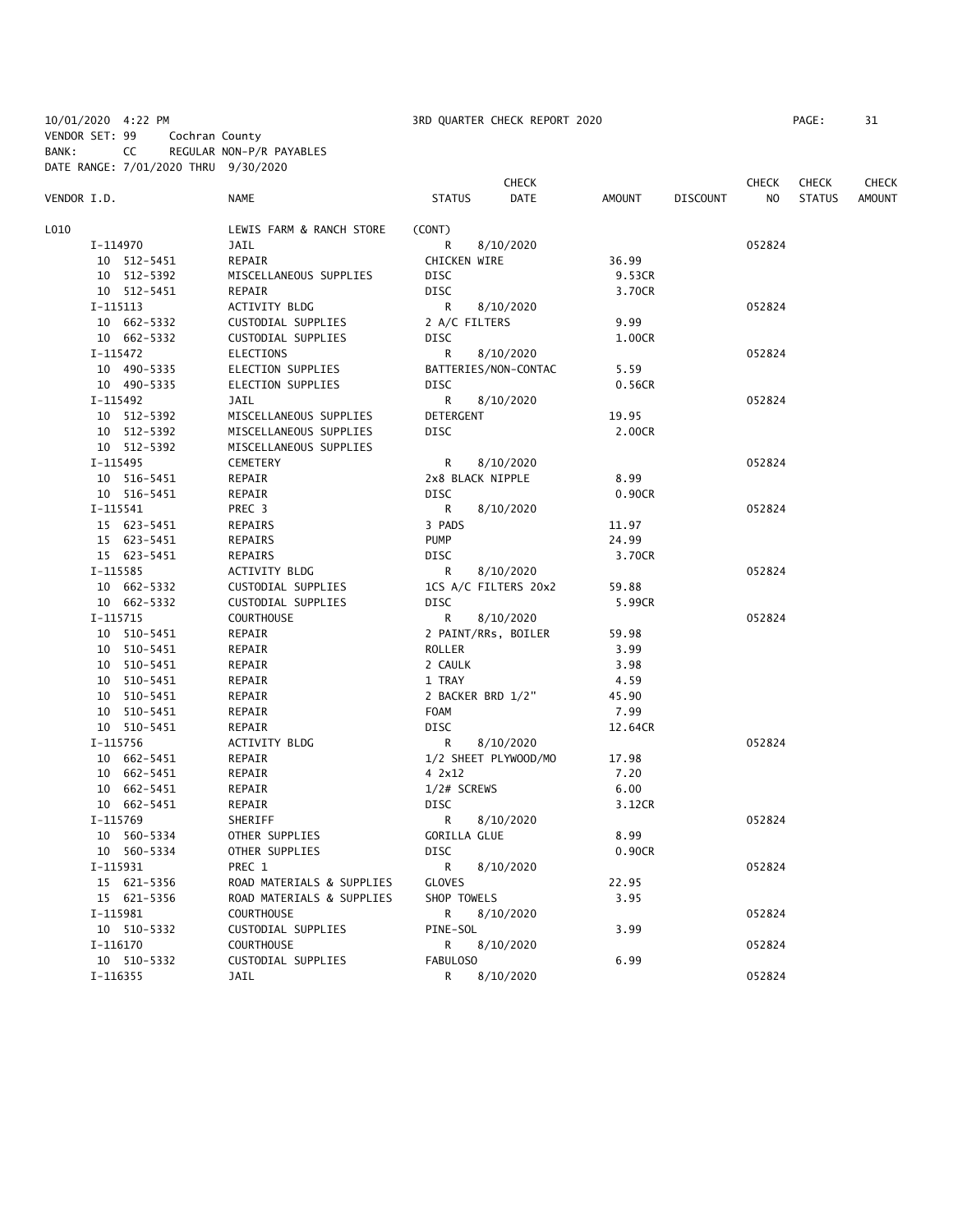10/01/2020 4:22 PM　　3RD QUARTER CHECK REPORT 2020
VENDOR SET: 99　Cochran County
BANK: CC　REGULAR NON-P/R PAYABLES
DATE RANGE: 7/01/2020 THRU 9/30/2020

| VENDOR I.D. | NAME | STATUS | CHECK DATE | AMOUNT | DISCOUNT | CHECK NO | CHECK STATUS | CHECK AMOUNT |
|---|---|---|---|---|---|---|---|---|
| L010 | LEWIS FARM & RANCH STORE | (CONT) | | | | | | |
| I-114970 | JAIL | R | 8/10/2020 | | | 052824 | | |
| 10 512-5451 | REPAIR | CHICKEN WIRE | | 36.99 | | | | |
| 10 512-5392 | MISCELLANEOUS SUPPLIES | DISC | | 9.53CR | | | | |
| 10 512-5451 | REPAIR | DISC | | 3.70CR | | | | |
| I-115113 | ACTIVITY BLDG | R | 8/10/2020 | | | 052824 | | |
| 10 662-5332 | CUSTODIAL SUPPLIES | 2 A/C FILTERS | | 9.99 | | | | |
| 10 662-5332 | CUSTODIAL SUPPLIES | DISC | | 1.00CR | | | | |
| I-115472 | ELECTIONS | R | 8/10/2020 | | | 052824 | | |
| 10 490-5335 | ELECTION SUPPLIES | BATTERIES/NON-CONTAC | | 5.59 | | | | |
| 10 490-5335 | ELECTION SUPPLIES | DISC | | 0.56CR | | | | |
| I-115492 | JAIL | R | 8/10/2020 | | | 052824 | | |
| 10 512-5392 | MISCELLANEOUS SUPPLIES | DETERGENT | | 19.95 | | | | |
| 10 512-5392 | MISCELLANEOUS SUPPLIES | DISC | | 2.00CR | | | | |
| 10 512-5392 | MISCELLANEOUS SUPPLIES | | | | | | | |
| I-115495 | CEMETERY | R | 8/10/2020 | | | 052824 | | |
| 10 516-5451 | REPAIR | 2x8 BLACK NIPPLE | | 8.99 | | | | |
| 10 516-5451 | REPAIR | DISC | | 0.90CR | | | | |
| I-115541 | PREC 3 | R | 8/10/2020 | | | 052824 | | |
| 15 623-5451 | REPAIRS | 3 PADS | | 11.97 | | | | |
| 15 623-5451 | REPAIRS | PUMP | | 24.99 | | | | |
| 15 623-5451 | REPAIRS | DISC | | 3.70CR | | | | |
| I-115585 | ACTIVITY BLDG | R | 8/10/2020 | | | 052824 | | |
| 10 662-5332 | CUSTODIAL SUPPLIES | 1CS A/C FILTERS 20x2 | | 59.88 | | | | |
| 10 662-5332 | CUSTODIAL SUPPLIES | DISC | | 5.99CR | | | | |
| I-115715 | COURTHOUSE | R | 8/10/2020 | | | 052824 | | |
| 10 510-5451 | REPAIR | 2 PAINT/RRs, BOILER | | 59.98 | | | | |
| 10 510-5451 | REPAIR | ROLLER | | 3.99 | | | | |
| 10 510-5451 | REPAIR | 2 CAULK | | 3.98 | | | | |
| 10 510-5451 | REPAIR | 1 TRAY | | 4.59 | | | | |
| 10 510-5451 | REPAIR | 2 BACKER BRD 1/2" | | 45.90 | | | | |
| 10 510-5451 | REPAIR | FOAM | | 7.99 | | | | |
| 10 510-5451 | REPAIR | DISC | | 12.64CR | | | | |
| I-115756 | ACTIVITY BLDG | R | 8/10/2020 | | | 052824 | | |
| 10 662-5451 | REPAIR | 1/2 SHEET PLYWOOD/MO | | 17.98 | | | | |
| 10 662-5451 | REPAIR | 4 2x12 | | 7.20 | | | | |
| 10 662-5451 | REPAIR | 1/2# SCREWS | | 6.00 | | | | |
| 10 662-5451 | REPAIR | DISC | | 3.12CR | | | | |
| I-115769 | SHERIFF | R | 8/10/2020 | | | 052824 | | |
| 10 560-5334 | OTHER SUPPLIES | GORILLA GLUE | | 8.99 | | | | |
| 10 560-5334 | OTHER SUPPLIES | DISC | | 0.90CR | | | | |
| I-115931 | PREC 1 | R | 8/10/2020 | | | 052824 | | |
| 15 621-5356 | ROAD MATERIALS & SUPPLIES | GLOVES | | 22.95 | | | | |
| 15 621-5356 | ROAD MATERIALS & SUPPLIES | SHOP TOWELS | | 3.95 | | | | |
| I-115981 | COURTHOUSE | R | 8/10/2020 | | | 052824 | | |
| 10 510-5332 | CUSTODIAL SUPPLIES | PINE-SOL | | 3.99 | | | | |
| I-116170 | COURTHOUSE | R | 8/10/2020 | | | 052824 | | |
| 10 510-5332 | CUSTODIAL SUPPLIES | FABULOSO | | 6.99 | | | | |
| I-116355 | JAIL | R | 8/10/2020 | | | 052824 | | |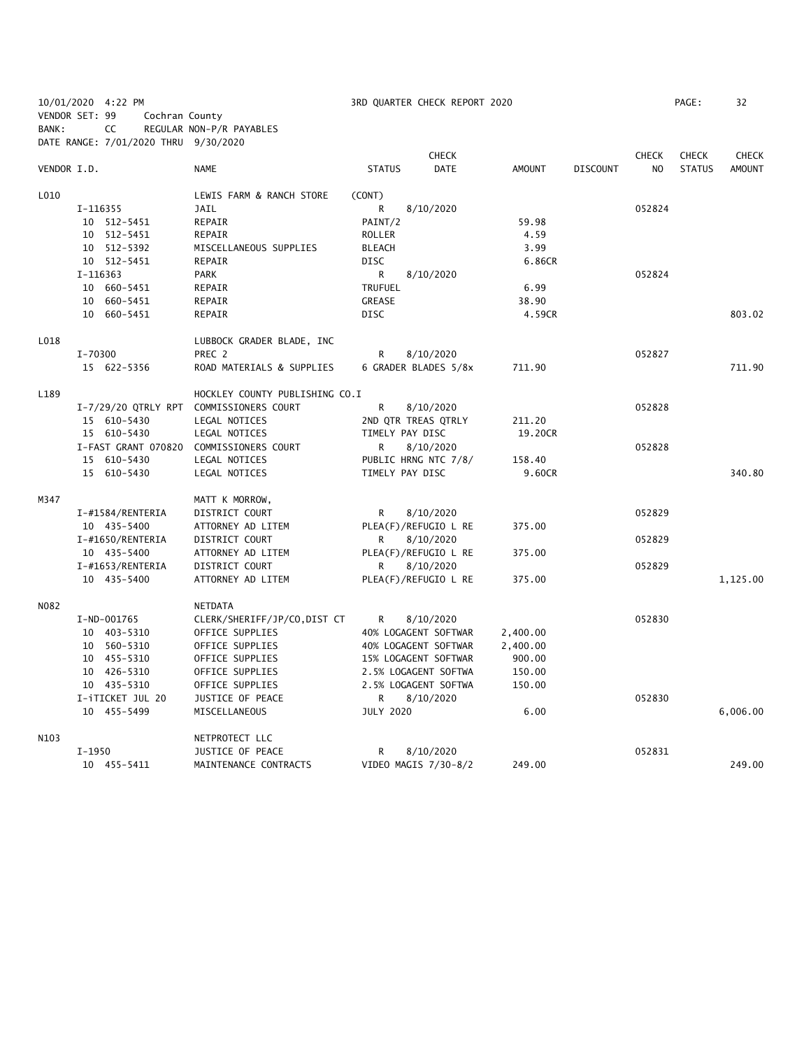10/01/2020 4:22 PM 3RD QUARTER CHECK REPORT 2020 PAGE: 32
VENDOR SET: 99 Cochran County
BANK: CC REGULAR NON-P/R PAYABLES
DATE RANGE: 7/01/2020 THRU 9/30/2020

| VENDOR I.D. | NAME | STATUS | CHECK DATE | AMOUNT | DISCOUNT | CHECK NO | CHECK STATUS | CHECK AMOUNT |
|---|---|---|---|---|---|---|---|---|
| L010 | LEWIS FARM & RANCH STORE | (CONT) | | | | | | |
| I-116355 | JAIL | R | 8/10/2020 | | | 052824 | | |
| 10 512-5451 | REPAIR | PAINT/2 | | 59.98 | | | | |
| 10 512-5451 | REPAIR | ROLLER | | 4.59 | | | | |
| 10 512-5392 | MISCELLANEOUS SUPPLIES | BLEACH | | 3.99 | | | | |
| 10 512-5451 | REPAIR | DISC | | 6.86CR | | | | |
| I-116363 | PARK | R | 8/10/2020 | | | 052824 | | |
| 10 660-5451 | REPAIR | TRUFUEL | | 6.99 | | | | |
| 10 660-5451 | REPAIR | GREASE | | 38.90 | | | | |
| 10 660-5451 | REPAIR | DISC | | 4.59CR | | | | 803.02 |
| L018 | LUBBOCK GRADER BLADE, INC | | | | | | | |
| I-70300 | PREC 2 | R | 8/10/2020 | | | 052827 | | |
| 15 622-5356 | ROAD MATERIALS & SUPPLIES | 6 GRADER BLADES 5/8x | | 711.90 | | | | 711.90 |
| L189 | HOCKLEY COUNTY PUBLISHING CO.I | | | | | | | |
| I-7/29/20 QTRLY RPT | COMMISSIONERS COURT | R | 8/10/2020 | | | 052828 | | |
| 15 610-5430 | LEGAL NOTICES | 2ND QTR TREAS QTRLY | | 211.20 | | | | |
| 15 610-5430 | LEGAL NOTICES | TIMELY PAY DISC | | 19.20CR | | | | |
| I-FAST GRANT 070820 | COMMISSIONERS COURT | R | 8/10/2020 | | | 052828 | | |
| 15 610-5430 | LEGAL NOTICES | PUBLIC HRNG NTC 7/8/ | | 158.40 | | | | |
| 15 610-5430 | LEGAL NOTICES | TIMELY PAY DISC | | 9.60CR | | | | 340.80 |
| M347 | MATT K MORROW, | | | | | | | |
| I-#1584/RENTERIA | DISTRICT COURT | R | 8/10/2020 | | | 052829 | | |
| 10 435-5400 | ATTORNEY AD LITEM | PLEA(F)/REFUGIO L RE | | 375.00 | | | | |
| I-#1650/RENTERIA | DISTRICT COURT | R | 8/10/2020 | | | 052829 | | |
| 10 435-5400 | ATTORNEY AD LITEM | PLEA(F)/REFUGIO L RE | | 375.00 | | | | |
| I-#1653/RENTERIA | DISTRICT COURT | R | 8/10/2020 | | | 052829 | | |
| 10 435-5400 | ATTORNEY AD LITEM | PLEA(F)/REFUGIO L RE | | 375.00 | | | | 1,125.00 |
| N082 | NETDATA | | | | | | | |
| I-ND-001765 | CLERK/SHERIFF/JP/CO,DIST CT | R | 8/10/2020 | | | 052830 | | |
| 10 403-5310 | OFFICE SUPPLIES | 40% LOGAGENT SOFTWAR | | 2,400.00 | | | | |
| 10 560-5310 | OFFICE SUPPLIES | 40% LOGAGENT SOFTWAR | | 2,400.00 | | | | |
| 10 455-5310 | OFFICE SUPPLIES | 15% LOGAGENT SOFTWAR | | 900.00 | | | | |
| 10 426-5310 | OFFICE SUPPLIES | 2.5% LOGAGENT SOFTWA | | 150.00 | | | | |
| 10 435-5310 | OFFICE SUPPLIES | 2.5% LOGAGENT SOFTWA | | 150.00 | | | | |
| I-iTICKET JUL 20 | JUSTICE OF PEACE | R | 8/10/2020 | | | 052830 | | |
| 10 455-5499 | MISCELLANEOUS | JULY 2020 | | 6.00 | | | | 6,006.00 |
| N103 | NETPROTECT LLC | | | | | | | |
| I-1950 | JUSTICE OF PEACE | R | 8/10/2020 | | | 052831 | | |
| 10 455-5411 | MAINTENANCE CONTRACTS | VIDEO MAGIS 7/30-8/2 | | 249.00 | | | | 249.00 |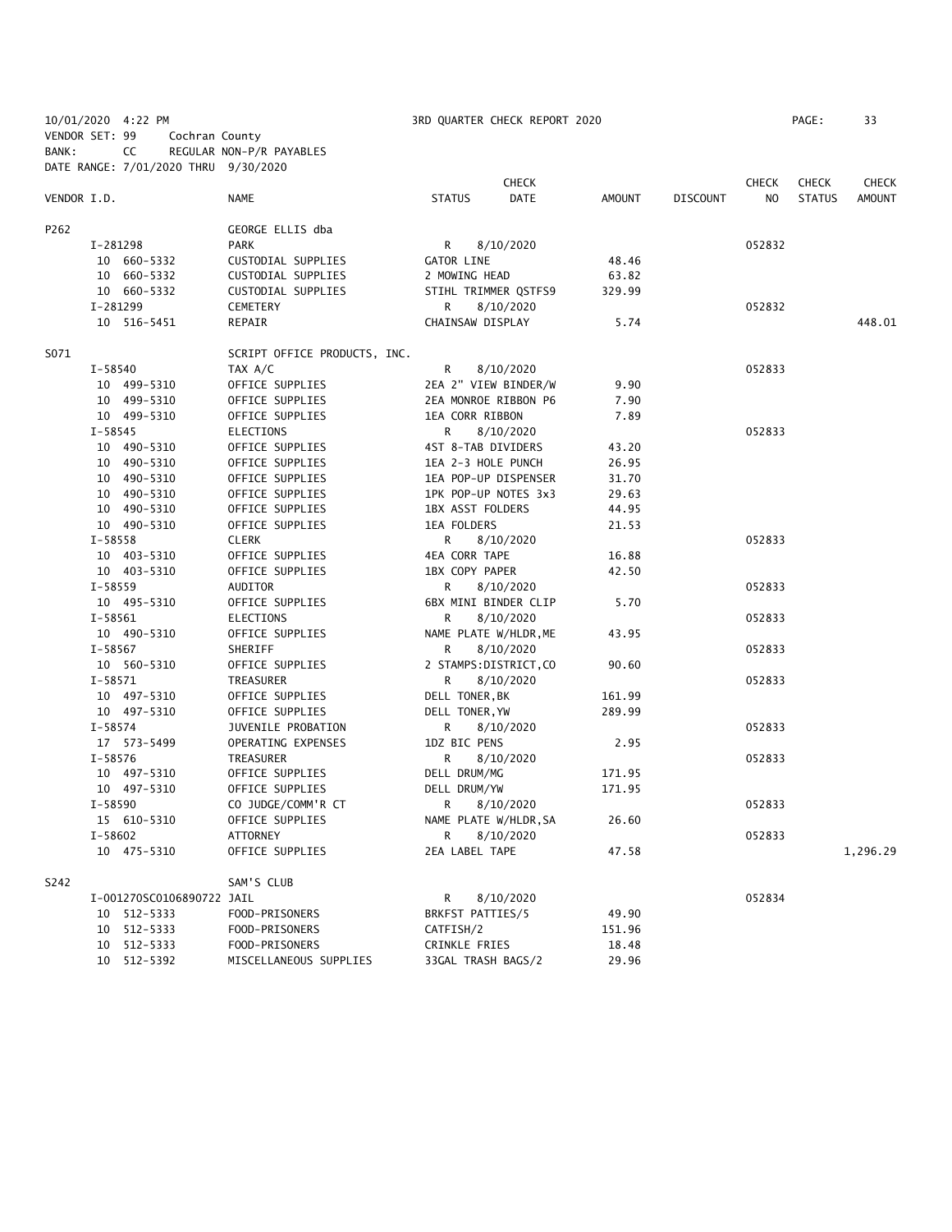10/01/2020 4:22 PM 3RD QUARTER CHECK REPORT 2020
VENDOR SET: 99 Cochran County
BANK: CC REGULAR NON-P/R PAYABLES
DATE RANGE: 7/01/2020 THRU 9/30/2020

| VENDOR I.D. | NAME | STATUS | CHECK DATE | AMOUNT | DISCOUNT | CHECK NO | CHECK STATUS | CHECK AMOUNT |
|---|---|---|---|---|---|---|---|---|
| P262 | GEORGE ELLIS dba | | | | | | | |
| I-281298 | PARK | R | 8/10/2020 | | | 052832 | | |
| 10 660-5332 | CUSTODIAL SUPPLIES | GATOR LINE | | 48.46 | | | | |
| 10 660-5332 | CUSTODIAL SUPPLIES | 2 MOWING HEAD | | 63.82 | | | | |
| 10 660-5332 | CUSTODIAL SUPPLIES | STIHL TRIMMER QSTFS9 | | 329.99 | | | | |
| I-281299 | CEMETERY | R | 8/10/2020 | | | 052832 | | |
| 10 516-5451 | REPAIR | CHAINSAW DISPLAY | | 5.74 | | | | 448.01 |
| S071 | SCRIPT OFFICE PRODUCTS, INC. | | | | | | | |
| I-58540 | TAX A/C | R | 8/10/2020 | | | 052833 | | |
| 10 499-5310 | OFFICE SUPPLIES | 2EA 2" VIEW BINDER/W | | 9.90 | | | | |
| 10 499-5310 | OFFICE SUPPLIES | 2EA MONROE RIBBON P6 | | 7.90 | | | | |
| 10 499-5310 | OFFICE SUPPLIES | 1EA CORR RIBBON | | 7.89 | | | | |
| I-58545 | ELECTIONS | R | 8/10/2020 | | | 052833 | | |
| 10 490-5310 | OFFICE SUPPLIES | 4ST 8-TAB DIVIDERS | | 43.20 | | | | |
| 10 490-5310 | OFFICE SUPPLIES | 1EA 2-3 HOLE PUNCH | | 26.95 | | | | |
| 10 490-5310 | OFFICE SUPPLIES | 1EA POP-UP DISPENSER | | 31.70 | | | | |
| 10 490-5310 | OFFICE SUPPLIES | 1PK POP-UP NOTES 3x3 | | 29.63 | | | | |
| 10 490-5310 | OFFICE SUPPLIES | 1BX ASST FOLDERS | | 44.95 | | | | |
| 10 490-5310 | OFFICE SUPPLIES | 1EA FOLDERS | | 21.53 | | | | |
| I-58558 | CLERK | R | 8/10/2020 | | | 052833 | | |
| 10 403-5310 | OFFICE SUPPLIES | 4EA CORR TAPE | | 16.88 | | | | |
| 10 403-5310 | OFFICE SUPPLIES | 1BX COPY PAPER | | 42.50 | | | | |
| I-58559 | AUDITOR | R | 8/10/2020 | | | 052833 | | |
| 10 495-5310 | OFFICE SUPPLIES | 6BX MINI BINDER CLIP | | 5.70 | | | | |
| I-58561 | ELECTIONS | R | 8/10/2020 | | | 052833 | | |
| 10 490-5310 | OFFICE SUPPLIES | NAME PLATE W/HLDR,ME | | 43.95 | | | | |
| I-58567 | SHERIFF | R | 8/10/2020 | | | 052833 | | |
| 10 560-5310 | OFFICE SUPPLIES | 2 STAMPS:DISTRICT,CO | | 90.60 | | | | |
| I-58571 | TREASURER | R | 8/10/2020 | | | 052833 | | |
| 10 497-5310 | OFFICE SUPPLIES | DELL TONER,BK | | 161.99 | | | | |
| 10 497-5310 | OFFICE SUPPLIES | DELL TONER,YW | | 289.99 | | | | |
| I-58574 | JUVENILE PROBATION | R | 8/10/2020 | | | 052833 | | |
| 17 573-5499 | OPERATING EXPENSES | 1DZ BIC PENS | | 2.95 | | | | |
| I-58576 | TREASURER | R | 8/10/2020 | | | 052833 | | |
| 10 497-5310 | OFFICE SUPPLIES | DELL DRUM/MG | | 171.95 | | | | |
| 10 497-5310 | OFFICE SUPPLIES | DELL DRUM/YW | | 171.95 | | | | |
| I-58590 | CO JUDGE/COMM'R CT | R | 8/10/2020 | | | 052833 | | |
| 15 610-5310 | OFFICE SUPPLIES | NAME PLATE W/HLDR,SA | | 26.60 | | | | |
| I-58602 | ATTORNEY | R | 8/10/2020 | | | 052833 | | |
| 10 475-5310 | OFFICE SUPPLIES | 2EA LABEL TAPE | | 47.58 | | | | 1,296.29 |
| S242 | SAM'S CLUB | | | | | | | |
| I-001270SC0106890722 | JAIL | R | 8/10/2020 | | | 052834 | | |
| 10 512-5333 | FOOD-PRISONERS | BRKFST PATTIES/5 | | 49.90 | | | | |
| 10 512-5333 | FOOD-PRISONERS | CATFISH/2 | | 151.96 | | | | |
| 10 512-5333 | FOOD-PRISONERS | CRINKLE FRIES | | 18.48 | | | | |
| 10 512-5392 | MISCELLANEOUS SUPPLIES | 33GAL TRASH BAGS/2 | | 29.96 | | | | |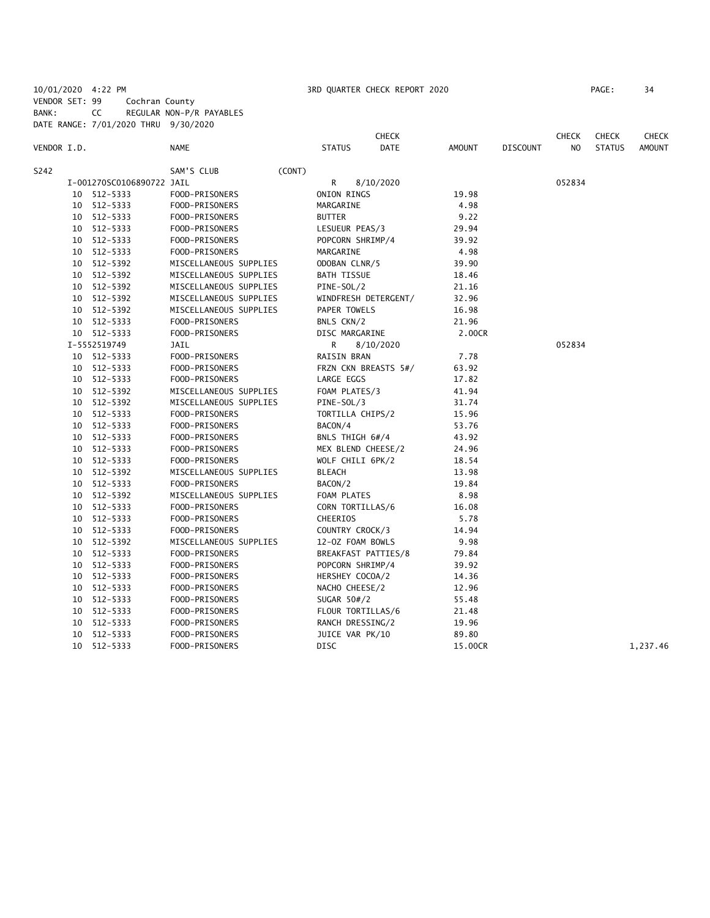10/01/2020 4:22 PM 3RD QUARTER CHECK REPORT 2020

VENDOR SET: 99 Cochran County
BANK: CC REGULAR NON-P/R PAYABLES
DATE RANGE: 7/01/2020 THRU 9/30/2020

| VENDOR I.D. | | NAME | STATUS | CHECK DATE | AMOUNT | DISCOUNT | CHECK NO | CHECK STATUS | CHECK AMOUNT |
|---|---|---|---|---|---|---|---|---|---|
| S242 | | SAM'S CLUB (CONT) | | | | | | | |
| | I-001270SC0106890722 JAIL | | R | 8/10/2020 | | | 052834 | | |
| | 10 512-5333 | FOOD-PRISONERS | ONION RINGS | | 19.98 | | | | |
| | 10 512-5333 | FOOD-PRISONERS | MARGARINE | | 4.98 | | | | |
| | 10 512-5333 | FOOD-PRISONERS | BUTTER | | 9.22 | | | | |
| | 10 512-5333 | FOOD-PRISONERS | LESUEUR PEAS/3 | | 29.94 | | | | |
| | 10 512-5333 | FOOD-PRISONERS | POPCORN SHRIMP/4 | | 39.92 | | | | |
| | 10 512-5333 | FOOD-PRISONERS | MARGARINE | | 4.98 | | | | |
| | 10 512-5392 | MISCELLANEOUS SUPPLIES | ODOBAN CLNR/5 | | 39.90 | | | | |
| | 10 512-5392 | MISCELLANEOUS SUPPLIES | BATH TISSUE | | 18.46 | | | | |
| | 10 512-5392 | MISCELLANEOUS SUPPLIES | PINE-SOL/2 | | 21.16 | | | | |
| | 10 512-5392 | MISCELLANEOUS SUPPLIES | WINDFRESH DETERGENT/ | | 32.96 | | | | |
| | 10 512-5392 | MISCELLANEOUS SUPPLIES | PAPER TOWELS | | 16.98 | | | | |
| | 10 512-5333 | FOOD-PRISONERS | BNLS CKN/2 | | 21.96 | | | | |
| | 10 512-5333 | FOOD-PRISONERS | DISC MARGARINE | | 2.00CR | | | | |
| | I-5552519749 | JAIL | R | 8/10/2020 | | | 052834 | | |
| | 10 512-5333 | FOOD-PRISONERS | RAISIN BRAN | | 7.78 | | | | |
| | 10 512-5333 | FOOD-PRISONERS | FRZN CKN BREASTS 5#/ | | 63.92 | | | | |
| | 10 512-5333 | FOOD-PRISONERS | LARGE EGGS | | 17.82 | | | | |
| | 10 512-5392 | MISCELLANEOUS SUPPLIES | FOAM PLATES/3 | | 41.94 | | | | |
| | 10 512-5392 | MISCELLANEOUS SUPPLIES | PINE-SOL/3 | | 31.74 | | | | |
| | 10 512-5333 | FOOD-PRISONERS | TORTILLA CHIPS/2 | | 15.96 | | | | |
| | 10 512-5333 | FOOD-PRISONERS | BACON/4 | | 53.76 | | | | |
| | 10 512-5333 | FOOD-PRISONERS | BNLS THIGH 6#/4 | | 43.92 | | | | |
| | 10 512-5333 | FOOD-PRISONERS | MEX BLEND CHEESE/2 | | 24.96 | | | | |
| | 10 512-5333 | FOOD-PRISONERS | WOLF CHILI 6PK/2 | | 18.54 | | | | |
| | 10 512-5392 | MISCELLANEOUS SUPPLIES | BLEACH | | 13.98 | | | | |
| | 10 512-5333 | FOOD-PRISONERS | BACON/2 | | 19.84 | | | | |
| | 10 512-5392 | MISCELLANEOUS SUPPLIES | FOAM PLATES | | 8.98 | | | | |
| | 10 512-5333 | FOOD-PRISONERS | CORN TORTILLAS/6 | | 16.08 | | | | |
| | 10 512-5333 | FOOD-PRISONERS | CHEERIOS | | 5.78 | | | | |
| | 10 512-5333 | FOOD-PRISONERS | COUNTRY CROCK/3 | | 14.94 | | | | |
| | 10 512-5392 | MISCELLANEOUS SUPPLIES | 12-OZ FOAM BOWLS | | 9.98 | | | | |
| | 10 512-5333 | FOOD-PRISONERS | BREAKFAST PATTIES/8 | | 79.84 | | | | |
| | 10 512-5333 | FOOD-PRISONERS | POPCORN SHRIMP/4 | | 39.92 | | | | |
| | 10 512-5333 | FOOD-PRISONERS | HERSHEY COCOA/2 | | 14.36 | | | | |
| | 10 512-5333 | FOOD-PRISONERS | NACHO CHEESE/2 | | 12.96 | | | | |
| | 10 512-5333 | FOOD-PRISONERS | SUGAR 50#/2 | | 55.48 | | | | |
| | 10 512-5333 | FOOD-PRISONERS | FLOUR TORTILLAS/6 | | 21.48 | | | | |
| | 10 512-5333 | FOOD-PRISONERS | RANCH DRESSING/2 | | 19.96 | | | | |
| | 10 512-5333 | FOOD-PRISONERS | JUICE VAR PK/10 | | 89.80 | | | | |
| | 10 512-5333 | FOOD-PRISONERS | DISC | | 15.00CR | | | | 1,237.46 |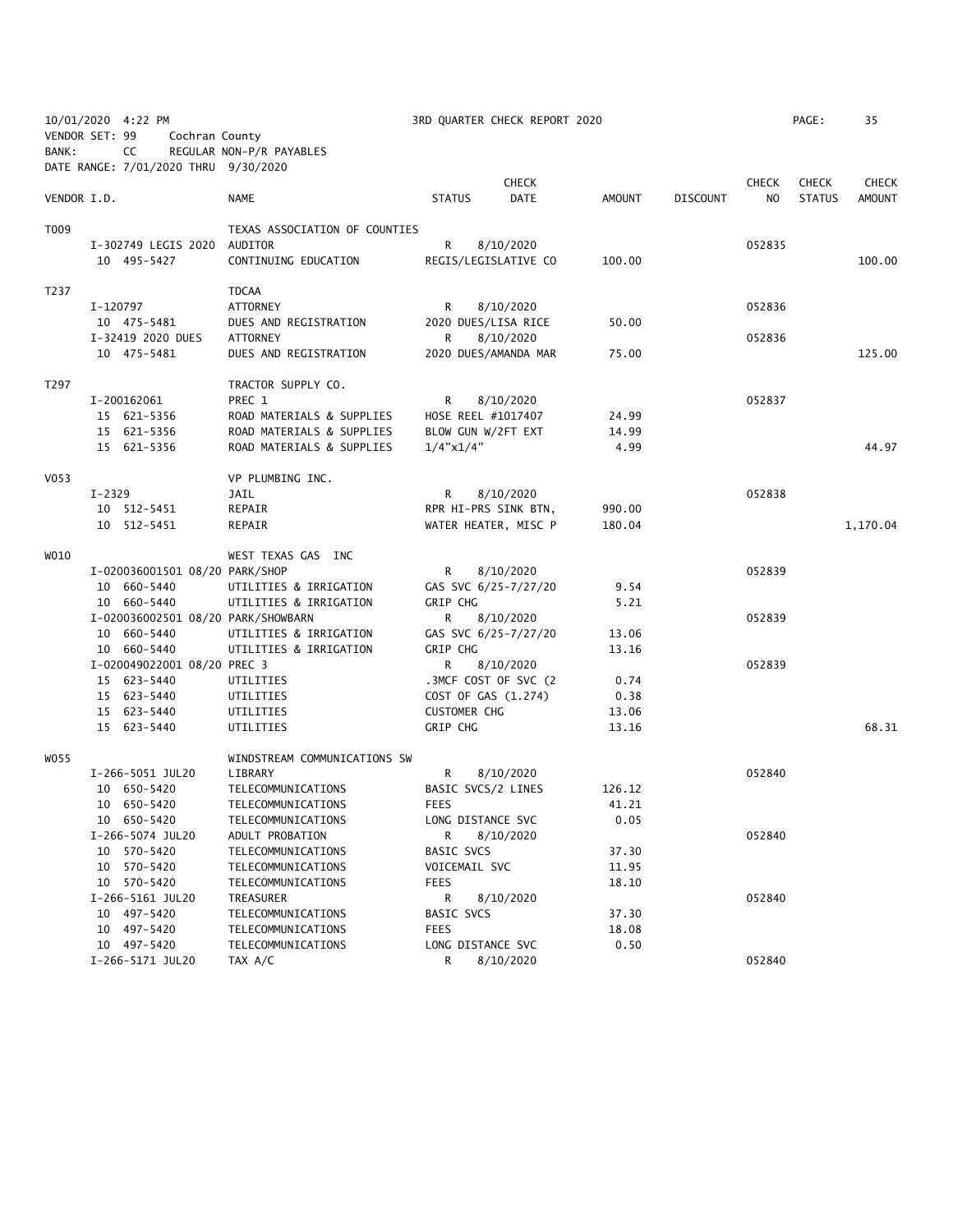10/01/2020 4:22 PM 3RD QUARTER CHECK REPORT 2020

VENDOR SET: 99 Cochran County

BANK: CC REGULAR NON-P/R PAYABLES

DATE RANGE: 7/01/2020 THRU 9/30/2020

| VENDOR I.D. | | NAME | STATUS | CHECK DATE | AMOUNT | DISCOUNT | CHECK NO | CHECK STATUS | CHECK AMOUNT |
|---|---|---|---|---|---|---|---|---|---|
| T009 | | TEXAS ASSOCIATION OF COUNTIES | | | | | | | |
| | I-302749 LEGIS 2020 | AUDITOR | R | 8/10/2020 | | | 052835 | | |
| | 10 495-5427 | CONTINUING EDUCATION | REGIS/LEGISLATIVE CO | | 100.00 | | | | 100.00 |
| T237 | | TDCAA | | | | | | | |
| | I-120797 | ATTORNEY | R | 8/10/2020 | | | 052836 | | |
| | 10 475-5481 | DUES AND REGISTRATION | 2020 DUES/LISA RICE | | 50.00 | | | | |
| | I-32419 2020 DUES | ATTORNEY | R | 8/10/2020 | | | 052836 | | |
| | 10 475-5481 | DUES AND REGISTRATION | 2020 DUES/AMANDA MAR | | 75.00 | | | | 125.00 |
| T297 | | TRACTOR SUPPLY CO. | | | | | | | |
| | I-200162061 | PREC 1 | R | 8/10/2020 | | | 052837 | | |
| | 15 621-5356 | ROAD MATERIALS & SUPPLIES | HOSE REEL #1017407 | | 24.99 | | | | |
| | 15 621-5356 | ROAD MATERIALS & SUPPLIES | BLOW GUN W/2FT EXT | | 14.99 | | | | |
| | 15 621-5356 | ROAD MATERIALS & SUPPLIES | 1/4"x1/4" | | 4.99 | | | | 44.97 |
| V053 | | VP PLUMBING INC. | | | | | | | |
| | I-2329 | JAIL | R | 8/10/2020 | | | 052838 | | |
| | 10 512-5451 | REPAIR | RPR HI-PRS SINK BTN, | | 990.00 | | | | |
| | 10 512-5451 | REPAIR | WATER HEATER, MISC P | | 180.04 | | | | 1,170.04 |
| W010 | | WEST TEXAS GAS INC | | | | | | | |
| | I-020036001501 08/20 | PARK/SHOP | R | 8/10/2020 | | | 052839 | | |
| | 10 660-5440 | UTILITIES & IRRIGATION | GAS SVC 6/25-7/27/20 | | 9.54 | | | | |
| | 10 660-5440 | UTILITIES & IRRIGATION | GRIP CHG | | 5.21 | | | | |
| | I-020036002501 08/20 | PARK/SHOWBARN | R | 8/10/2020 | | | 052839 | | |
| | 10 660-5440 | UTILITIES & IRRIGATION | GAS SVC 6/25-7/27/20 | | 13.06 | | | | |
| | 10 660-5440 | UTILITIES & IRRIGATION | GRIP CHG | | 13.16 | | | | |
| | I-020049022001 08/20 | PREC 3 | R | 8/10/2020 | | | 052839 | | |
| | 15 623-5440 | UTILITIES | .3MCF COST OF SVC (2 | | 0.74 | | | | |
| | 15 623-5440 | UTILITIES | COST OF GAS (1.274) | | 0.38 | | | | |
| | 15 623-5440 | UTILITIES | CUSTOMER CHG | | 13.06 | | | | |
| | 15 623-5440 | UTILITIES | GRIP CHG | | 13.16 | | | | 68.31 |
| W055 | | WINDSTREAM COMMUNICATIONS SW | | | | | | | |
| | I-266-5051 JUL20 | LIBRARY | R | 8/10/2020 | | | 052840 | | |
| | 10 650-5420 | TELECOMMUNICATIONS | BASIC SVCS/2 LINES | | 126.12 | | | | |
| | 10 650-5420 | TELECOMMUNICATIONS | FEES | | 41.21 | | | | |
| | 10 650-5420 | TELECOMMUNICATIONS | LONG DISTANCE SVC | | 0.05 | | | | |
| | I-266-5074 JUL20 | ADULT PROBATION | R | 8/10/2020 | | | 052840 | | |
| | 10 570-5420 | TELECOMMUNICATIONS | BASIC SVCS | | 37.30 | | | | |
| | 10 570-5420 | TELECOMMUNICATIONS | VOICEMAIL SVC | | 11.95 | | | | |
| | 10 570-5420 | TELECOMMUNICATIONS | FEES | | 18.10 | | | | |
| | I-266-5161 JUL20 | TREASURER | R | 8/10/2020 | | | 052840 | | |
| | 10 497-5420 | TELECOMMUNICATIONS | BASIC SVCS | | 37.30 | | | | |
| | 10 497-5420 | TELECOMMUNICATIONS | FEES | | 18.08 | | | | |
| | 10 497-5420 | TELECOMMUNICATIONS | LONG DISTANCE SVC | | 0.50 | | | | |
| | I-266-5171 JUL20 | TAX A/C | R | 8/10/2020 | | | 052840 | | |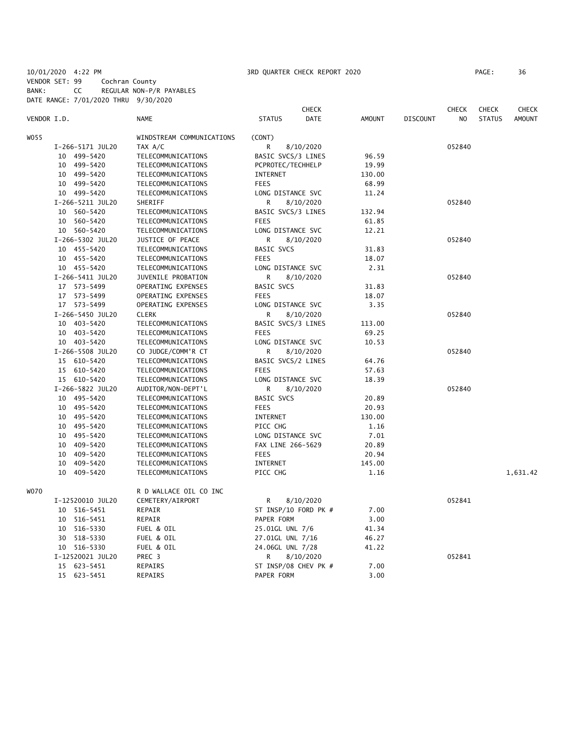10/01/2020 4:22 PM 3RD QUARTER CHECK REPORT 2020

VENDOR SET: 99 Cochran County
BANK: CC REGULAR NON-P/R PAYABLES
DATE RANGE: 7/01/2020 THRU 9/30/2020

| VENDOR I.D. | NAME | STATUS | CHECK DATE | AMOUNT | DISCOUNT | CHECK NO | CHECK STATUS | CHECK AMOUNT |
|---|---|---|---|---|---|---|---|---|
| W055 | WINDSTREAM COMMUNICATIONS | (CONT) | | | | | | |
| I-266-5171 JUL20 | TAX A/C | R | 8/10/2020 | | | 052840 | | |
| 10 499-5420 | TELECOMMUNICATIONS | BASIC SVCS/3 LINES | | 96.59 | | | | |
| 10 499-5420 | TELECOMMUNICATIONS | PCPROTEC/TECHHELP | | 19.99 | | | | |
| 10 499-5420 | TELECOMMUNICATIONS | INTERNET | | 130.00 | | | | |
| 10 499-5420 | TELECOMMUNICATIONS | FEES | | 68.99 | | | | |
| 10 499-5420 | TELECOMMUNICATIONS | LONG DISTANCE SVC | | 11.24 | | | | |
| I-266-5211 JUL20 | SHERIFF | R | 8/10/2020 | | | 052840 | | |
| 10 560-5420 | TELECOMMUNICATIONS | BASIC SVCS/3 LINES | | 132.94 | | | | |
| 10 560-5420 | TELECOMMUNICATIONS | FEES | | 61.85 | | | | |
| 10 560-5420 | TELECOMMUNICATIONS | LONG DISTANCE SVC | | 12.21 | | | | |
| I-266-5302 JUL20 | JUSTICE OF PEACE | R | 8/10/2020 | | | 052840 | | |
| 10 455-5420 | TELECOMMUNICATIONS | BASIC SVCS | | 31.83 | | | | |
| 10 455-5420 | TELECOMMUNICATIONS | FEES | | 18.07 | | | | |
| 10 455-5420 | TELECOMMUNICATIONS | LONG DISTANCE SVC | | 2.31 | | | | |
| I-266-5411 JUL20 | JUVENILE PROBATION | R | 8/10/2020 | | | 052840 | | |
| 17 573-5499 | OPERATING EXPENSES | BASIC SVCS | | 31.83 | | | | |
| 17 573-5499 | OPERATING EXPENSES | FEES | | 18.07 | | | | |
| 17 573-5499 | OPERATING EXPENSES | LONG DISTANCE SVC | | 3.35 | | | | |
| I-266-5450 JUL20 | CLERK | R | 8/10/2020 | | | 052840 | | |
| 10 403-5420 | TELECOMMUNICATIONS | BASIC SVCS/3 LINES | | 113.00 | | | | |
| 10 403-5420 | TELECOMMUNICATIONS | FEES | | 69.25 | | | | |
| 10 403-5420 | TELECOMMUNICATIONS | LONG DISTANCE SVC | | 10.53 | | | | |
| I-266-5508 JUL20 | CO JUDGE/COMM'R CT | R | 8/10/2020 | | | 052840 | | |
| 15 610-5420 | TELECOMMUNICATIONS | BASIC SVCS/2 LINES | | 64.76 | | | | |
| 15 610-5420 | TELECOMMUNICATIONS | FEES | | 57.63 | | | | |
| 15 610-5420 | TELECOMMUNICATIONS | LONG DISTANCE SVC | | 18.39 | | | | |
| I-266-5822 JUL20 | AUDITOR/NON-DEPT'L | R | 8/10/2020 | | | 052840 | | |
| 10 495-5420 | TELECOMMUNICATIONS | BASIC SVCS | | 20.89 | | | | |
| 10 495-5420 | TELECOMMUNICATIONS | FEES | | 20.93 | | | | |
| 10 495-5420 | TELECOMMUNICATIONS | INTERNET | | 130.00 | | | | |
| 10 495-5420 | TELECOMMUNICATIONS | PICC CHG | | 1.16 | | | | |
| 10 495-5420 | TELECOMMUNICATIONS | LONG DISTANCE SVC | | 7.01 | | | | |
| 10 409-5420 | TELECOMMUNICATIONS | FAX LINE 266-5629 | | 20.89 | | | | |
| 10 409-5420 | TELECOMMUNICATIONS | FEES | | 20.94 | | | | |
| 10 409-5420 | TELECOMMUNICATIONS | INTERNET | | 145.00 | | | | |
| 10 409-5420 | TELECOMMUNICATIONS | PICC CHG | | 1.16 | | | | 1,631.42 |
| W070 | R D WALLACE OIL CO INC | | | | | | | |
| I-12520010 JUL20 | CEMETERY/AIRPORT | R | 8/10/2020 | | | 052841 | | |
| 10 516-5451 | REPAIR | ST INSP/10 FORD PK # | | 7.00 | | | | |
| 10 516-5451 | REPAIR | PAPER FORM | | 3.00 | | | | |
| 10 516-5330 | FUEL & OIL | 25.01GL UNL 7/6 | | 41.34 | | | | |
| 30 518-5330 | FUEL & OIL | 27.01GL UNL 7/16 | | 46.27 | | | | |
| 10 516-5330 | FUEL & OIL | 24.06GL UNL 7/28 | | 41.22 | | | | |
| I-12520021 JUL20 | PREC 3 | R | 8/10/2020 | | | 052841 | | |
| 15 623-5451 | REPAIRS | ST INSP/08 CHEV PK # | | 7.00 | | | | |
| 15 623-5451 | REPAIRS | PAPER FORM | | 3.00 | | | | |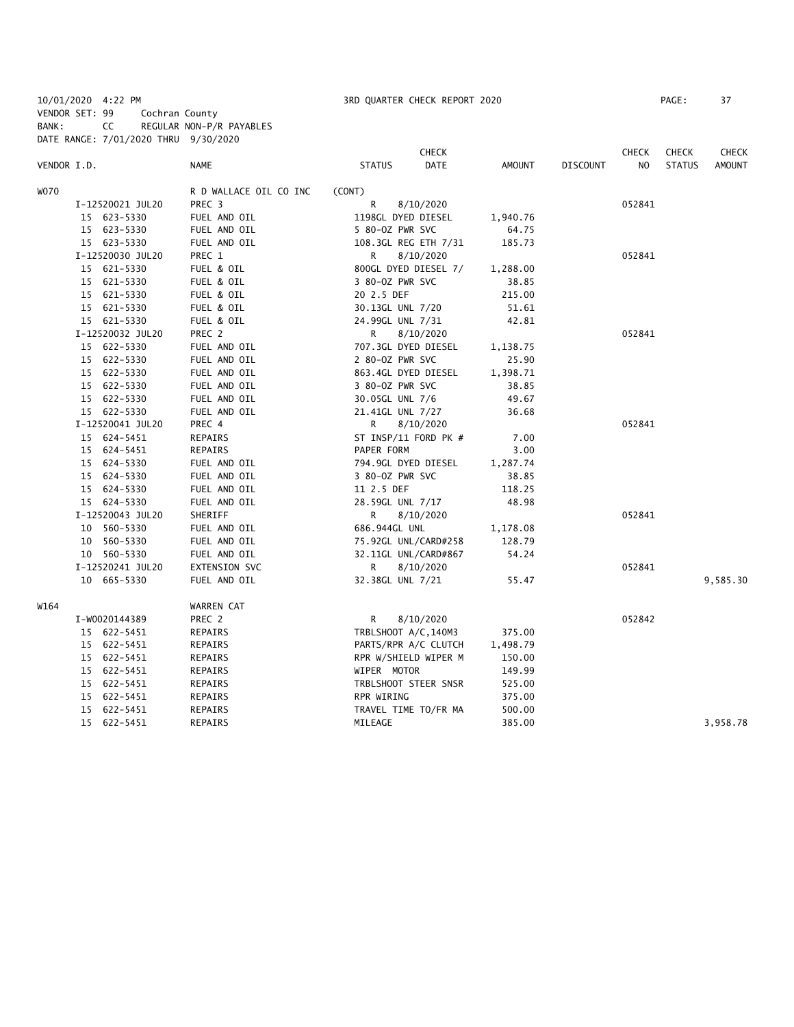10/01/2020 4:22 PM 3RD QUARTER CHECK REPORT 2020

VENDOR SET: 99 Cochran County
BANK: CC REGULAR NON-P/R PAYABLES
DATE RANGE: 7/01/2020 THRU 9/30/2020

| VENDOR I.D. | NAME | STATUS | CHECK DATE | AMOUNT | DISCOUNT | CHECK NO | CHECK STATUS | CHECK AMOUNT |
|---|---|---|---|---|---|---|---|---|
| W070 | R D WALLACE OIL CO INC | (CONT) | | | | | | |
| I-12520021 JUL20 | PREC 3 | R | 8/10/2020 | | | 052841 | | |
| 15 623-5330 | FUEL AND OIL | 1198GL DYED DIESEL | | 1,940.76 | | | | |
| 15 623-5330 | FUEL AND OIL | 5 80-OZ PWR SVC | | 64.75 | | | | |
| 15 623-5330 | FUEL AND OIL | 108.3GL REG ETH 7/31 | | 185.73 | | | | |
| I-12520030 JUL20 | PREC 1 | R | 8/10/2020 | | | 052841 | | |
| 15 621-5330 | FUEL & OIL | 800GL DYED DIESEL 7/ | | 1,288.00 | | | | |
| 15 621-5330 | FUEL & OIL | 3 80-OZ PWR SVC | | 38.85 | | | | |
| 15 621-5330 | FUEL & OIL | 20 2.5 DEF | | 215.00 | | | | |
| 15 621-5330 | FUEL & OIL | 30.13GL UNL 7/20 | | 51.61 | | | | |
| 15 621-5330 | FUEL & OIL | 24.99GL UNL 7/31 | | 42.81 | | | | |
| I-12520032 JUL20 | PREC 2 | R | 8/10/2020 | | | 052841 | | |
| 15 622-5330 | FUEL AND OIL | 707.3GL DYED DIESEL | | 1,138.75 | | | | |
| 15 622-5330 | FUEL AND OIL | 2 80-OZ PWR SVC | | 25.90 | | | | |
| 15 622-5330 | FUEL AND OIL | 863.4GL DYED DIESEL | | 1,398.71 | | | | |
| 15 622-5330 | FUEL AND OIL | 3 80-OZ PWR SVC | | 38.85 | | | | |
| 15 622-5330 | FUEL AND OIL | 30.05GL UNL 7/6 | | 49.67 | | | | |
| 15 622-5330 | FUEL AND OIL | 21.41GL UNL 7/27 | | 36.68 | | | | |
| I-12520041 JUL20 | PREC 4 | R | 8/10/2020 | | | 052841 | | |
| 15 624-5451 | REPAIRS | ST INSP/11 FORD PK # | | 7.00 | | | | |
| 15 624-5451 | REPAIRS | PAPER FORM | | 3.00 | | | | |
| 15 624-5330 | FUEL AND OIL | 794.9GL DYED DIESEL | | 1,287.74 | | | | |
| 15 624-5330 | FUEL AND OIL | 3 80-OZ PWR SVC | | 38.85 | | | | |
| 15 624-5330 | FUEL AND OIL | 11 2.5 DEF | | 118.25 | | | | |
| 15 624-5330 | FUEL AND OIL | 28.59GL UNL 7/17 | | 48.98 | | | | |
| I-12520043 JUL20 | SHERIFF | R | 8/10/2020 | | | 052841 | | |
| 10 560-5330 | FUEL AND OIL | 686.944GL UNL | | 1,178.08 | | | | |
| 10 560-5330 | FUEL AND OIL | 75.92GL UNL/CARD#258 | | 128.79 | | | | |
| 10 560-5330 | FUEL AND OIL | 32.11GL UNL/CARD#867 | | 54.24 | | | | |
| I-12520241 JUL20 | EXTENSION SVC | R | 8/10/2020 | | | 052841 | | |
| 10 665-5330 | FUEL AND OIL | 32.38GL UNL 7/21 | | 55.47 | | | | 9,585.30 |
| W164 | WARREN CAT | | | | | | | |
| I-W0020144389 | PREC 2 | R | 8/10/2020 | | | 052842 | | |
| 15 622-5451 | REPAIRS | TRBLSHOOT A/C,140M3 | | 375.00 | | | | |
| 15 622-5451 | REPAIRS | PARTS/RPR A/C CLUTCH | | 1,498.79 | | | | |
| 15 622-5451 | REPAIRS | RPR W/SHIELD WIPER M | | 150.00 | | | | |
| 15 622-5451 | REPAIRS | WIPER MOTOR | | 149.99 | | | | |
| 15 622-5451 | REPAIRS | TRBLSHOOT STEER SNSR | | 525.00 | | | | |
| 15 622-5451 | REPAIRS | RPR WIRING | | 375.00 | | | | |
| 15 622-5451 | REPAIRS | TRAVEL TIME TO/FR MA | | 500.00 | | | | |
| 15 622-5451 | REPAIRS | MILEAGE | | 385.00 | | | | 3,958.78 |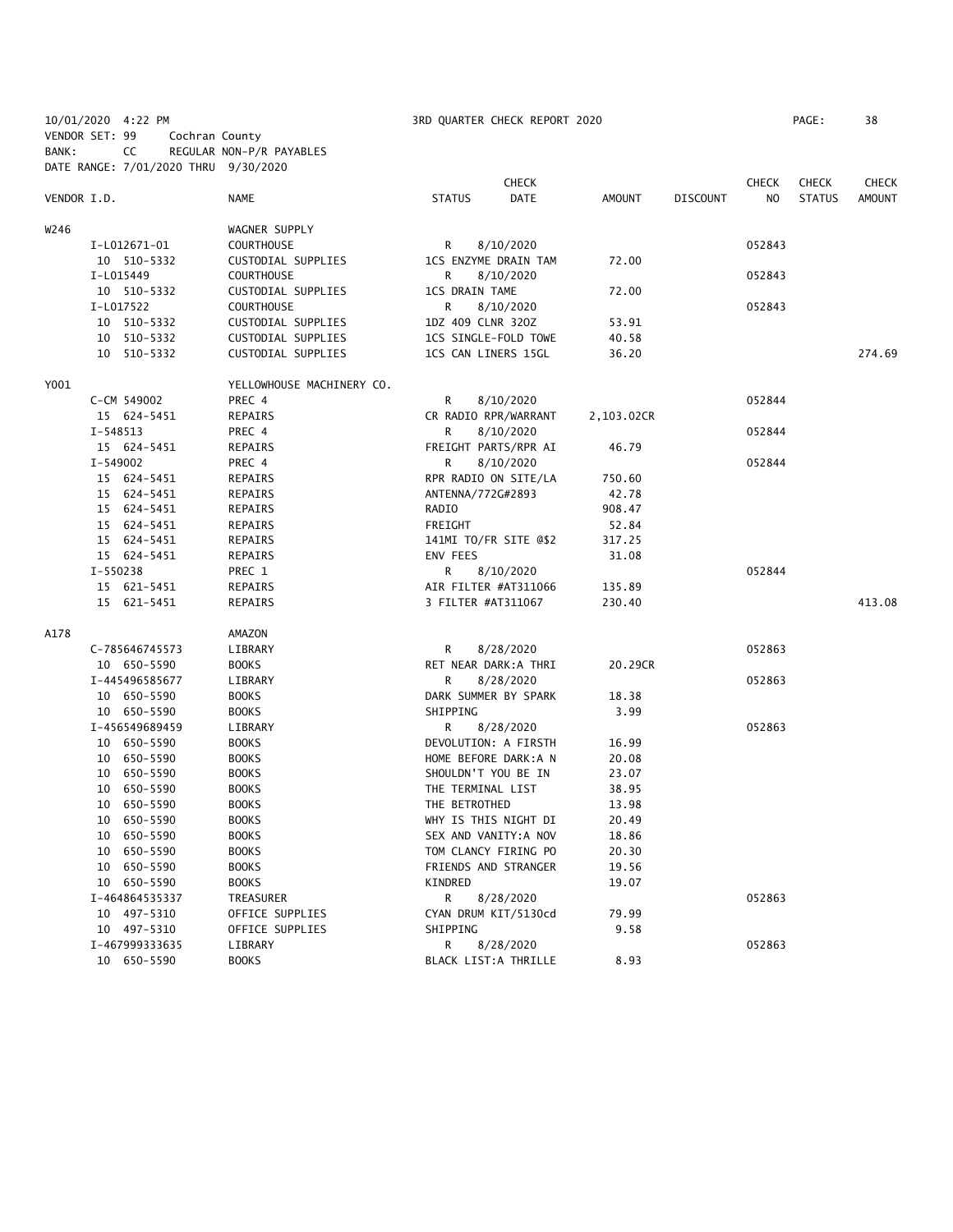10/01/2020 4:22 PM 3RD QUARTER CHECK REPORT 2020

VENDOR SET: 99 Cochran County
BANK: CC REGULAR NON-P/R PAYABLES
DATE RANGE: 7/01/2020 THRU 9/30/2020

| VENDOR I.D. | NAME | STATUS | CHECK DATE | AMOUNT | DISCOUNT | CHECK NO | CHECK STATUS | CHECK AMOUNT |
|---|---|---|---|---|---|---|---|---|
| W246 | WAGNER SUPPLY | | | | | | | |
| I-L012671-01 | COURTHOUSE | R | 8/10/2020 | | | 052843 | | |
| 10 510-5332 | CUSTODIAL SUPPLIES | 1CS ENZYME DRAIN TAM | | 72.00 | | | | |
| I-L015449 | COURTHOUSE | R | 8/10/2020 | | | 052843 | | |
| 10 510-5332 | CUSTODIAL SUPPLIES | 1CS DRAIN TAME | | 72.00 | | | | |
| I-L017522 | COURTHOUSE | R | 8/10/2020 | | | 052843 | | |
| 10 510-5332 | CUSTODIAL SUPPLIES | 1DZ 409 CLNR 32OZ | | 53.91 | | | | |
| 10 510-5332 | CUSTODIAL SUPPLIES | 1CS SINGLE-FOLD TOWE | | 40.58 | | | | |
| 10 510-5332 | CUSTODIAL SUPPLIES | 1CS CAN LINERS 15GL | | 36.20 | | | | 274.69 |
| Y001 | YELLOWHOUSE MACHINERY CO. | | | | | | | |
| C-CM 549002 | PREC 4 | R | 8/10/2020 | | | 052844 | | |
| 15 624-5451 | REPAIRS | CR RADIO RPR/WARRANT | | 2,103.02CR | | | | |
| I-548513 | PREC 4 | R | 8/10/2020 | | | 052844 | | |
| 15 624-5451 | REPAIRS | FREIGHT PARTS/RPR AI | | 46.79 | | | | |
| I-549002 | PREC 4 | R | 8/10/2020 | | | 052844 | | |
| 15 624-5451 | REPAIRS | RPR RADIO ON SITE/LA | | 750.60 | | | | |
| 15 624-5451 | REPAIRS | ANTENNA/772G#2893 | | 42.78 | | | | |
| 15 624-5451 | REPAIRS | RADIO | | 908.47 | | | | |
| 15 624-5451 | REPAIRS | FREIGHT | | 52.84 | | | | |
| 15 624-5451 | REPAIRS | 141MI TO/FR SITE @$2 | | 317.25 | | | | |
| 15 624-5451 | REPAIRS | ENV FEES | | 31.08 | | | | |
| I-550238 | PREC 1 | R | 8/10/2020 | | | 052844 | | |
| 15 621-5451 | REPAIRS | AIR FILTER #AT311066 | | 135.89 | | | | |
| 15 621-5451 | REPAIRS | 3 FILTER #AT311067 | | 230.40 | | | | 413.08 |
| A178 | AMAZON | | | | | | | |
| C-785646745573 | LIBRARY | R | 8/28/2020 | | | 052863 | | |
| 10 650-5590 | BOOKS | RET NEAR DARK:A THRI | | 20.29CR | | | | |
| I-445496585677 | LIBRARY | R | 8/28/2020 | | | 052863 | | |
| 10 650-5590 | BOOKS | DARK SUMMER BY SPARK | | 18.38 | | | | |
| 10 650-5590 | BOOKS | SHIPPING | | 3.99 | | | | |
| I-456549689459 | LIBRARY | R | 8/28/2020 | | | 052863 | | |
| 10 650-5590 | BOOKS | DEVOLUTION: A FIRSTH | | 16.99 | | | | |
| 10 650-5590 | BOOKS | HOME BEFORE DARK:A N | | 20.08 | | | | |
| 10 650-5590 | BOOKS | SHOULDN'T YOU BE IN | | 23.07 | | | | |
| 10 650-5590 | BOOKS | THE TERMINAL LIST | | 38.95 | | | | |
| 10 650-5590 | BOOKS | THE BETROTHED | | 13.98 | | | | |
| 10 650-5590 | BOOKS | WHY IS THIS NIGHT DI | | 20.49 | | | | |
| 10 650-5590 | BOOKS | SEX AND VANITY:A NOV | | 18.86 | | | | |
| 10 650-5590 | BOOKS | TOM CLANCY FIRING PO | | 20.30 | | | | |
| 10 650-5590 | BOOKS | FRIENDS AND STRANGER | | 19.56 | | | | |
| 10 650-5590 | BOOKS | KINDRED | | 19.07 | | | | |
| I-464864535337 | TREASURER | R | 8/28/2020 | | | 052863 | | |
| 10 497-5310 | OFFICE SUPPLIES | CYAN DRUM KIT/5130cd | | 79.99 | | | | |
| 10 497-5310 | OFFICE SUPPLIES | SHIPPING | | 9.58 | | | | |
| I-467999333635 | LIBRARY | R | 8/28/2020 | | | 052863 | | |
| 10 650-5590 | BOOKS | BLACK LIST:A THRILLE | | 8.93 | | | | |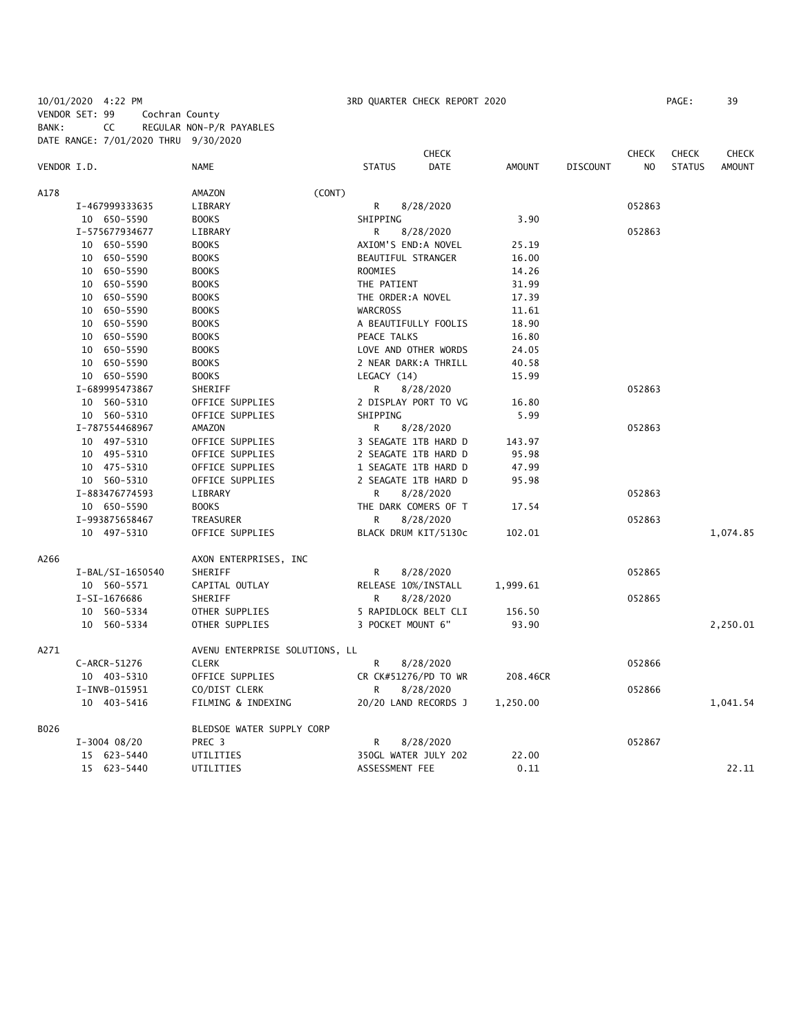10/01/2020 4:22 PM 3RD QUARTER CHECK REPORT 2020 PAGE: 39

VENDOR SET: 99 Cochran County
BANK: CC REGULAR NON-P/R PAYABLES
DATE RANGE: 7/01/2020 THRU 9/30/2020

| VENDOR I.D. | NAME | STATUS | CHECK DATE | AMOUNT | DISCOUNT | CHECK NO | CHECK STATUS | CHECK AMOUNT |
|---|---|---|---|---|---|---|---|---|
| A178 | AMAZON (CONT) | | | | | | | |
| I-467999333635 | LIBRARY | R | 8/28/2020 | | | 052863 | | |
| 10 650-5590 | BOOKS | SHIPPING | | 3.90 | | | | |
| I-575677934677 | LIBRARY | R | 8/28/2020 | | | 052863 | | |
| 10 650-5590 | BOOKS | AXIOM'S END:A NOVEL | | 25.19 | | | | |
| 10 650-5590 | BOOKS | BEAUTIFUL STRANGER | | 16.00 | | | | |
| 10 650-5590 | BOOKS | ROOMIES | | 14.26 | | | | |
| 10 650-5590 | BOOKS | THE PATIENT | | 31.99 | | | | |
| 10 650-5590 | BOOKS | THE ORDER:A NOVEL | | 17.39 | | | | |
| 10 650-5590 | BOOKS | WARCROSS | | 11.61 | | | | |
| 10 650-5590 | BOOKS | A BEAUTIFULLY FOOLIS | | 18.90 | | | | |
| 10 650-5590 | BOOKS | PEACE TALKS | | 16.80 | | | | |
| 10 650-5590 | BOOKS | LOVE AND OTHER WORDS | | 24.05 | | | | |
| 10 650-5590 | BOOKS | 2 NEAR DARK:A THRILL | | 40.58 | | | | |
| 10 650-5590 | BOOKS | LEGACY (14) | | 15.99 | | | | |
| I-689995473867 | SHERIFF | R | 8/28/2020 | | | 052863 | | |
| 10 560-5310 | OFFICE SUPPLIES | 2 DISPLAY PORT TO VG | | 16.80 | | | | |
| 10 560-5310 | OFFICE SUPPLIES | SHIPPING | | 5.99 | | | | |
| I-787554468967 | AMAZON | R | 8/28/2020 | | | 052863 | | |
| 10 497-5310 | OFFICE SUPPLIES | 3 SEAGATE 1TB HARD D | | 143.97 | | | | |
| 10 495-5310 | OFFICE SUPPLIES | 2 SEAGATE 1TB HARD D | | 95.98 | | | | |
| 10 475-5310 | OFFICE SUPPLIES | 1 SEAGATE 1TB HARD D | | 47.99 | | | | |
| 10 560-5310 | OFFICE SUPPLIES | 2 SEAGATE 1TB HARD D | | 95.98 | | | | |
| I-883476774593 | LIBRARY | R | 8/28/2020 | | | 052863 | | |
| 10 650-5590 | BOOKS | THE DARK COMERS OF T | | 17.54 | | | | |
| I-993875658467 | TREASURER | R | 8/28/2020 | | | 052863 | | |
| 10 497-5310 | OFFICE SUPPLIES | BLACK DRUM KIT/5130c | | 102.01 | | | | 1,074.85 |
| A266 | AXON ENTERPRISES, INC | | | | | | | |
| I-BAL/SI-1650540 | SHERIFF | R | 8/28/2020 | | | 052865 | | |
| 10 560-5571 | CAPITAL OUTLAY | RELEASE 10%/INSTALL | | 1,999.61 | | | | |
| I-SI-1676686 | SHERIFF | R | 8/28/2020 | | | 052865 | | |
| 10 560-5334 | OTHER SUPPLIES | 5 RAPIDLOCK BELT CLI | | 156.50 | | | | |
| 10 560-5334 | OTHER SUPPLIES | 3 POCKET MOUNT 6" | | 93.90 | | | | 2,250.01 |
| A271 | AVENU ENTERPRISE SOLUTIONS, LL | | | | | | | |
| C-ARCR-51276 | CLERK | R | 8/28/2020 | | | 052866 | | |
| 10 403-5310 | OFFICE SUPPLIES | CR CK#51276/PD TO WR | | 208.46CR | | | | |
| I-INVB-015951 | CO/DIST CLERK | R | 8/28/2020 | | | 052866 | | |
| 10 403-5416 | FILMING & INDEXING | 20/20 LAND RECORDS J | | 1,250.00 | | | | 1,041.54 |
| B026 | BLEDSOE WATER SUPPLY CORP | | | | | | | |
| I-3004 08/20 | PREC 3 | R | 8/28/2020 | | | 052867 | | |
| 15 623-5440 | UTILITIES | 350GL WATER JULY 202 | | 22.00 | | | | |
| 15 623-5440 | UTILITIES | ASSESSMENT FEE | | 0.11 | | | | 22.11 |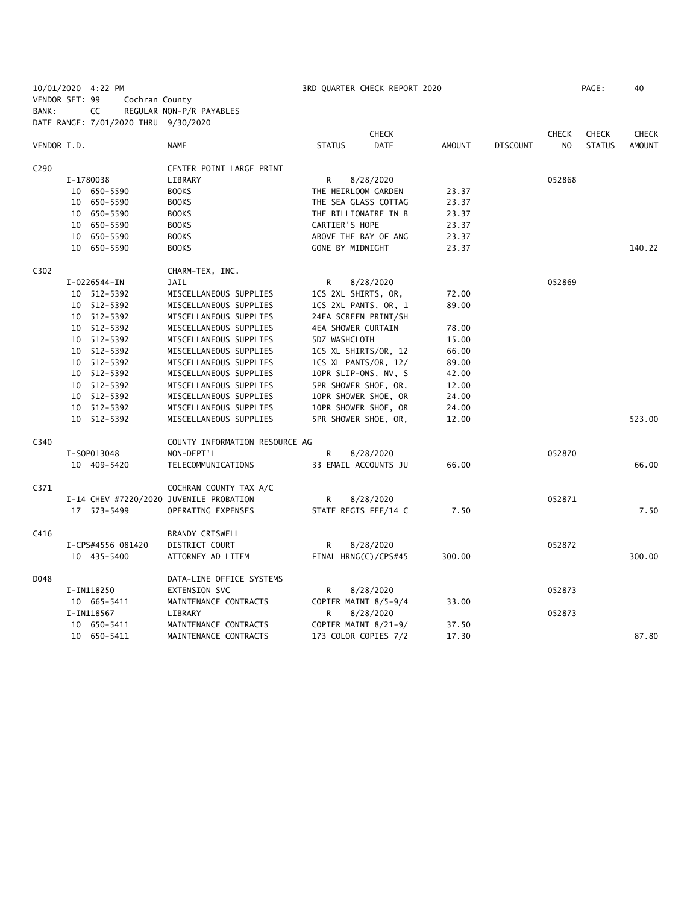10/01/2020 4:22 PM    3RD QUARTER CHECK REPORT 2020    PAGE: 40

VENDOR SET: 99    Cochran County
BANK: CC    REGULAR NON-P/R PAYABLES
DATE RANGE: 7/01/2020 THRU 9/30/2020

| VENDOR I.D. | NAME | STATUS | CHECK DATE | AMOUNT | DISCOUNT | CHECK NO | CHECK STATUS | CHECK AMOUNT |
|---|---|---|---|---|---|---|---|---|
| C290 | CENTER POINT LARGE PRINT | | | | | | | |
| I-1780038 | LIBRARY | R | 8/28/2020 | | | 052868 | | |
| 10 650-5590 | BOOKS | THE HEIRLOOM GARDEN | | 23.37 | | | | |
| 10 650-5590 | BOOKS | THE SEA GLASS COTTAG | | 23.37 | | | | |
| 10 650-5590 | BOOKS | THE BILLIONAIRE IN B | | 23.37 | | | | |
| 10 650-5590 | BOOKS | CARTIER'S HOPE | | 23.37 | | | | |
| 10 650-5590 | BOOKS | ABOVE THE BAY OF ANG | | 23.37 | | | | |
| 10 650-5590 | BOOKS | GONE BY MIDNIGHT | | 23.37 | | | | 140.22 |
| C302 | CHARM-TEX, INC. | | | | | | | |
| I-0226544-IN | JAIL | R | 8/28/2020 | | | 052869 | | |
| 10 512-5392 | MISCELLANEOUS SUPPLIES | 1CS 2XL SHIRTS, OR, | | 72.00 | | | | |
| 10 512-5392 | MISCELLANEOUS SUPPLIES | 1CS 2XL PANTS, OR, 1 | | 89.00 | | | | |
| 10 512-5392 | MISCELLANEOUS SUPPLIES | 24EA SCREEN PRINT/SH | | | | | | |
| 10 512-5392 | MISCELLANEOUS SUPPLIES | 4EA SHOWER CURTAIN | | 78.00 | | | | |
| 10 512-5392 | MISCELLANEOUS SUPPLIES | 5DZ WASHCLOTH | | 15.00 | | | | |
| 10 512-5392 | MISCELLANEOUS SUPPLIES | 1CS XL SHIRTS/OR, 12 | | 66.00 | | | | |
| 10 512-5392 | MISCELLANEOUS SUPPLIES | 1CS XL PANTS/OR, 12/ | | 89.00 | | | | |
| 10 512-5392 | MISCELLANEOUS SUPPLIES | 10PR SLIP-ONS, NV, S | | 42.00 | | | | |
| 10 512-5392 | MISCELLANEOUS SUPPLIES | 5PR SHOWER SHOE, OR, | | 12.00 | | | | |
| 10 512-5392 | MISCELLANEOUS SUPPLIES | 10PR SHOWER SHOE, OR | | 24.00 | | | | |
| 10 512-5392 | MISCELLANEOUS SUPPLIES | 10PR SHOWER SHOE, OR | | 24.00 | | | | |
| 10 512-5392 | MISCELLANEOUS SUPPLIES | 5PR SHOWER SHOE, OR, | | 12.00 | | | | 523.00 |
| C340 | COUNTY INFORMATION RESOURCE AG | | | | | | | |
| I-SOP013048 | NON-DEPT'L | R | 8/28/2020 | | | 052870 | | |
| 10 409-5420 | TELECOMMUNICATIONS | 33 EMAIL ACCOUNTS JU | | 66.00 | | | | 66.00 |
| C371 | COCHRAN COUNTY TAX A/C | | | | | | | |
| I-14 CHEV #7220/2020 | JUVENILE PROBATION | R | 8/28/2020 | | | 052871 | | |
| 17 573-5499 | OPERATING EXPENSES | STATE REGIS FEE/14 C | | 7.50 | | | | 7.50 |
| C416 | BRANDY CRISWELL | | | | | | | |
| I-CPS#4556 081420 | DISTRICT COURT | R | 8/28/2020 | | | 052872 | | |
| 10 435-5400 | ATTORNEY AD LITEM | FINAL HRNG(C)/CPS#45 | | 300.00 | | | | 300.00 |
| D048 | DATA-LINE OFFICE SYSTEMS | | | | | | | |
| I-IN118250 | EXTENSION SVC | R | 8/28/2020 | | | 052873 | | |
| 10 665-5411 | MAINTENANCE CONTRACTS | COPIER MAINT 8/5-9/4 | | 33.00 | | | | |
| I-IN118567 | LIBRARY | R | 8/28/2020 | | | 052873 | | |
| 10 650-5411 | MAINTENANCE CONTRACTS | COPIER MAINT 8/21-9/ | | 37.50 | | | | |
| 10 650-5411 | MAINTENANCE CONTRACTS | 173 COLOR COPIES 7/2 | | 17.30 | | | | 87.80 |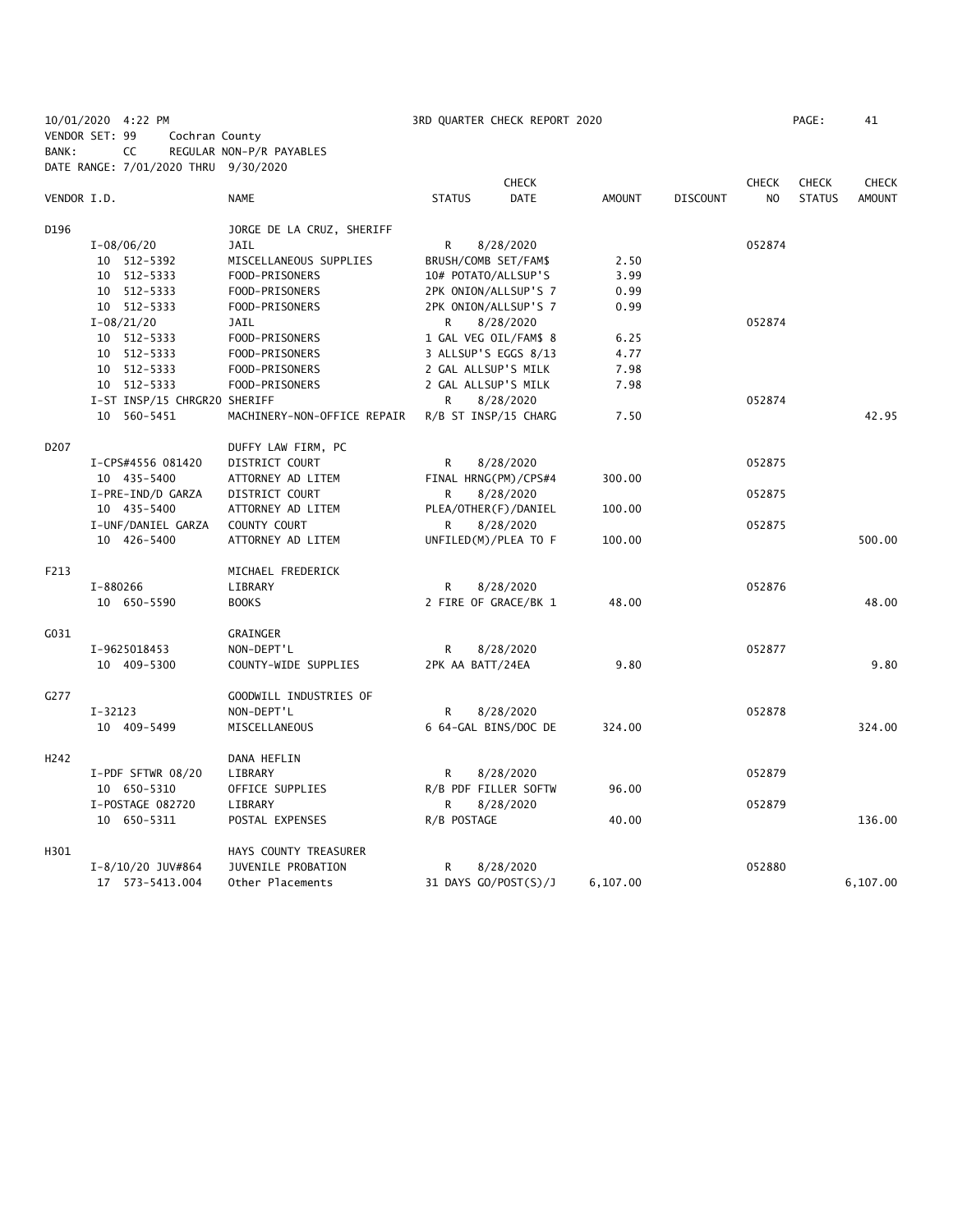10/01/2020 4:22 PM 3RD QUARTER CHECK REPORT 2020 PAGE: 41
VENDOR SET: 99 Cochran County
BANK: CC REGULAR NON-P/R PAYABLES
DATE RANGE: 7/01/2020 THRU 9/30/2020

| VENDOR I.D. | NAME | STATUS | CHECK DATE | AMOUNT | DISCOUNT | CHECK NO | CHECK STATUS | CHECK AMOUNT |
|---|---|---|---|---|---|---|---|---|
| D196 | JORGE DE LA CRUZ, SHERIFF | | | | | | | |
| I-08/06/20 | JAIL | R | 8/28/2020 | | | 052874 | | |
| 10 512-5392 | MISCELLANEOUS SUPPLIES | BRUSH/COMB SET/FAM$ | | 2.50 | | | | |
| 10 512-5333 | FOOD-PRISONERS | 10# POTATO/ALLSUP'S | | 3.99 | | | | |
| 10 512-5333 | FOOD-PRISONERS | 2PK ONION/ALLSUP'S 7 | | 0.99 | | | | |
| 10 512-5333 | FOOD-PRISONERS | 2PK ONION/ALLSUP'S 7 | | 0.99 | | | | |
| I-08/21/20 | JAIL | R | 8/28/2020 | | | 052874 | | |
| 10 512-5333 | FOOD-PRISONERS | 1 GAL VEG OIL/FAM$ 8 | | 6.25 | | | | |
| 10 512-5333 | FOOD-PRISONERS | 3 ALLSUP'S EGGS 8/13 | | 4.77 | | | | |
| 10 512-5333 | FOOD-PRISONERS | 2 GAL ALLSUP'S MILK | | 7.98 | | | | |
| 10 512-5333 | FOOD-PRISONERS | 2 GAL ALLSUP'S MILK | | 7.98 | | | | |
| I-ST INSP/15 CHRGR20 | SHERIFF | R | 8/28/2020 | | | 052874 | | |
| 10 560-5451 | MACHINERY-NON-OFFICE REPAIR | R/B ST INSP/15 CHARG | | 7.50 | | | | 42.95 |
| D207 | DUFFY LAW FIRM, PC | | | | | | | |
| I-CPS#4556 081420 | DISTRICT COURT | R | 8/28/2020 | | | 052875 | | |
| 10 435-5400 | ATTORNEY AD LITEM | FINAL HRNG(PM)/CPS#4 | | 300.00 | | | | |
| I-PRE-IND/D GARZA | DISTRICT COURT | R | 8/28/2020 | | | 052875 | | |
| 10 435-5400 | ATTORNEY AD LITEM | PLEA/OTHER(F)/DANIEL | | 100.00 | | | | |
| I-UNF/DANIEL GARZA | COUNTY COURT | R | 8/28/2020 | | | 052875 | | |
| 10 426-5400 | ATTORNEY AD LITEM | UNFILED(M)/PLEA TO F | | 100.00 | | | | 500.00 |
| F213 | MICHAEL FREDERICK | | | | | | | |
| I-880266 | LIBRARY | R | 8/28/2020 | | | 052876 | | |
| 10 650-5590 | BOOKS | 2 FIRE OF GRACE/BK 1 | | 48.00 | | | | 48.00 |
| G031 | GRAINGER | | | | | | | |
| I-9625018453 | NON-DEPT'L | R | 8/28/2020 | | | 052877 | | |
| 10 409-5300 | COUNTY-WIDE SUPPLIES | 2PK AA BATT/24EA | | 9.80 | | | | 9.80 |
| G277 | GOODWILL INDUSTRIES OF | | | | | | | |
| I-32123 | NON-DEPT'L | R | 8/28/2020 | | | 052878 | | |
| 10 409-5499 | MISCELLANEOUS | 6 64-GAL BINS/DOC DE | | 324.00 | | | | 324.00 |
| H242 | DANA HEFLIN | | | | | | | |
| I-PDF SFTWR 08/20 | LIBRARY | R | 8/28/2020 | | | 052879 | | |
| 10 650-5310 | OFFICE SUPPLIES | R/B PDF FILLER SOFTW | | 96.00 | | | | |
| I-POSTAGE 082720 | LIBRARY | R | 8/28/2020 | | | 052879 | | |
| 10 650-5311 | POSTAL EXPENSES | R/B POSTAGE | | 40.00 | | | | 136.00 |
| H301 | HAYS COUNTY TREASURER | | | | | | | |
| I-8/10/20 JUV#864 | JUVENILE PROBATION | R | 8/28/2020 | | | 052880 | | |
| 17 573-5413.004 | Other Placements | 31 DAYS GO/POST(S)/J | | 6,107.00 | | | | 6,107.00 |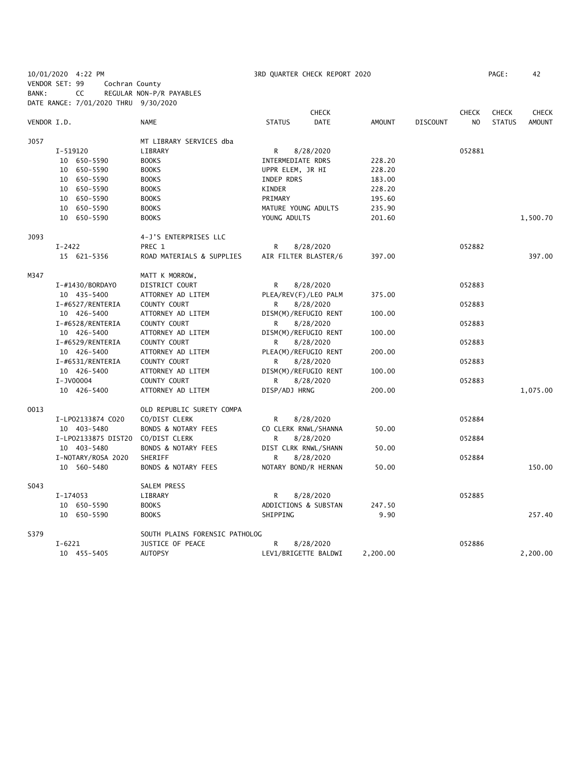10/01/2020 4:22 PM 3RD QUARTER CHECK REPORT 2020
VENDOR SET: 99 Cochran County
BANK: CC REGULAR NON-P/R PAYABLES
DATE RANGE: 7/01/2020 THRU 9/30/2020

| VENDOR I.D. | NAME | STATUS | CHECK DATE | AMOUNT | DISCOUNT | CHECK NO | CHECK STATUS | CHECK AMOUNT |
|---|---|---|---|---|---|---|---|---|
| J057 | MT LIBRARY SERVICES dba | | | | | | | |
| I-519120 | LIBRARY | R | 8/28/2020 | | | 052881 | | |
| 10 650-5590 | BOOKS | INTERMEDIATE RDRS | | 228.20 | | | | |
| 10 650-5590 | BOOKS | UPPR ELEM, JR HI | | 228.20 | | | | |
| 10 650-5590 | BOOKS | INDEP RDRS | | 183.00 | | | | |
| 10 650-5590 | BOOKS | KINDER | | 228.20 | | | | |
| 10 650-5590 | BOOKS | PRIMARY | | 195.60 | | | | |
| 10 650-5590 | BOOKS | MATURE YOUNG ADULTS | | 235.90 | | | | |
| 10 650-5590 | BOOKS | YOUNG ADULTS | | 201.60 | | | | 1,500.70 |
| J093 | 4-J'S ENTERPRISES LLC | | | | | | | |
| I-2422 | PREC 1 | R | 8/28/2020 | | | 052882 | | |
| 15 621-5356 | ROAD MATERIALS & SUPPLIES | AIR FILTER BLASTER/6 | | 397.00 | | | | 397.00 |
| M347 | MATT K MORROW, | | | | | | | |
| I-#1430/BORDAYO | DISTRICT COURT | R | 8/28/2020 | | | 052883 | | |
| 10 435-5400 | ATTORNEY AD LITEM | PLEA/REV(F)/LEO PALM | | 375.00 | | | | |
| I-#6527/RENTERIA | COUNTY COURT | R | 8/28/2020 | | | 052883 | | |
| 10 426-5400 | ATTORNEY AD LITEM | DISM(M)/REFUGIO RENT | | 100.00 | | | | |
| I-#6528/RENTERIA | COUNTY COURT | R | 8/28/2020 | | | 052883 | | |
| 10 426-5400 | ATTORNEY AD LITEM | DISM(M)/REFUGIO RENT | | 100.00 | | | | |
| I-#6529/RENTERIA | COUNTY COURT | R | 8/28/2020 | | | 052883 | | |
| 10 426-5400 | ATTORNEY AD LITEM | PLEA(M)/REFUGIO RENT | | 200.00 | | | | |
| I-#6531/RENTERIA | COUNTY COURT | R | 8/28/2020 | | | 052883 | | |
| 10 426-5400 | ATTORNEY AD LITEM | DISM(M)/REFUGIO RENT | | 100.00 | | | | |
| I-JV00004 | COUNTY COURT | R | 8/28/2020 | | | 052883 | | |
| 10 426-5400 | ATTORNEY AD LITEM | DISP/ADJ HRNG | | 200.00 | | | | 1,075.00 |
| O013 | OLD REPUBLIC SURETY COMPA | | | | | | | |
| I-LPO2133874 CO20 | CO/DIST CLERK | R | 8/28/2020 | | | 052884 | | |
| 10 403-5480 | BONDS & NOTARY FEES | CO CLERK RNWL/SHANNA | | 50.00 | | | | |
| I-LPO2133875 DIST20 | CO/DIST CLERK | R | 8/28/2020 | | | 052884 | | |
| 10 403-5480 | BONDS & NOTARY FEES | DIST CLRK RNWL/SHANN | | 50.00 | | | | |
| I-NOTARY/ROSA 2020 | SHERIFF | R | 8/28/2020 | | | 052884 | | |
| 10 560-5480 | BONDS & NOTARY FEES | NOTARY BOND/R HERNAN | | 50.00 | | | | 150.00 |
| S043 | SALEM PRESS | | | | | | | |
| I-174053 | LIBRARY | R | 8/28/2020 | | | 052885 | | |
| 10 650-5590 | BOOKS | ADDICTIONS & SUBSTAN | | 247.50 | | | | |
| 10 650-5590 | BOOKS | SHIPPING | | 9.90 | | | | 257.40 |
| S379 | SOUTH PLAINS FORENSIC PATHOLOG | | | | | | | |
| I-6221 | JUSTICE OF PEACE | R | 8/28/2020 | | | 052886 | | |
| 10 455-5405 | AUTOPSY | LEV1/BRIGETTE BALDWI | | 2,200.00 | | | | 2,200.00 |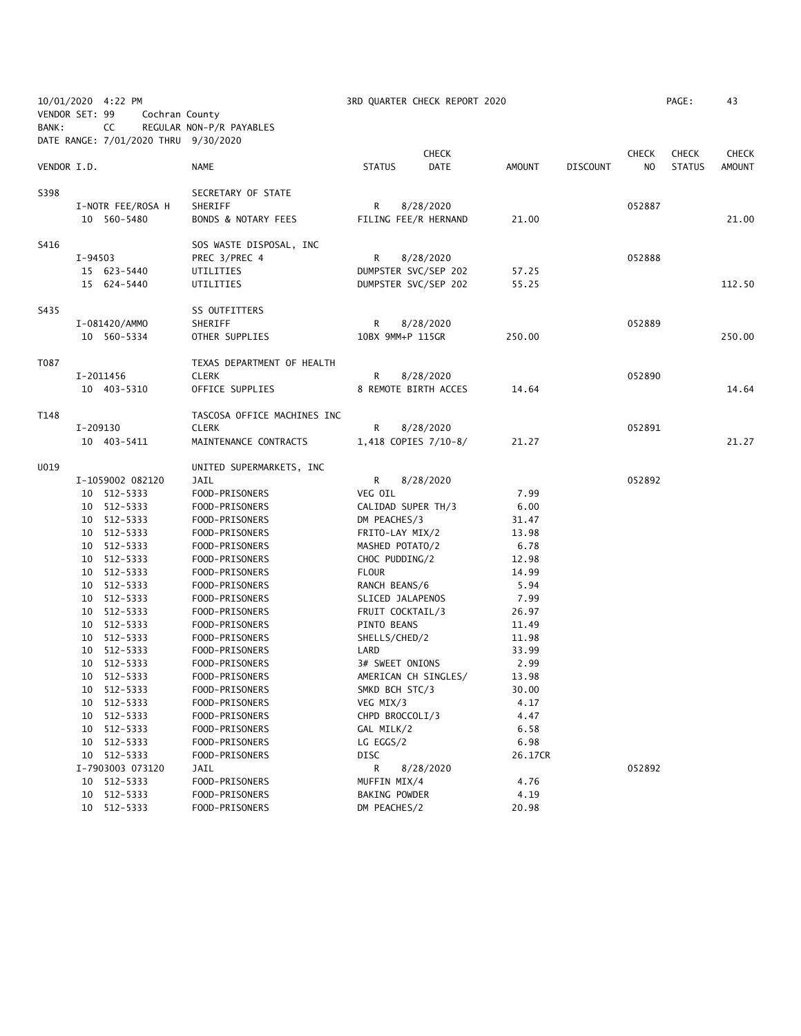10/01/2020 4:22 PM 3RD QUARTER CHECK REPORT 2020
VENDOR SET: 99 Cochran County
BANK: CC REGULAR NON-P/R PAYABLES
DATE RANGE: 7/01/2020 THRU 9/30/2020

| VENDOR I.D. | NAME | STATUS | CHECK DATE | AMOUNT | DISCOUNT | CHECK NO | CHECK STATUS | CHECK AMOUNT |
|---|---|---|---|---|---|---|---|---|
| S398 | SECRETARY OF STATE | | | | | | | |
| I-NOTR FEE/ROSA H | SHERIFF | R | 8/28/2020 | | | 052887 | | |
| 10 560-5480 | BONDS & NOTARY FEES | FILING FEE/R HERNAND | | 21.00 | | | | 21.00 |
| S416 | SOS WASTE DISPOSAL, INC | | | | | | | |
| I-94503 | PREC 3/PREC 4 | R | 8/28/2020 | | | 052888 | | |
| 15 623-5440 | UTILITIES | DUMPSTER SVC/SEP 202 | | 57.25 | | | | |
| 15 624-5440 | UTILITIES | DUMPSTER SVC/SEP 202 | | 55.25 | | | | 112.50 |
| S435 | SS OUTFITTERS | | | | | | | |
| I-081420/AMMO | SHERIFF | R | 8/28/2020 | | | 052889 | | |
| 10 560-5334 | OTHER SUPPLIES | 10BX 9MM+P 115GR | | 250.00 | | | | 250.00 |
| T087 | TEXAS DEPARTMENT OF HEALTH | | | | | | | |
| I-2011456 | CLERK | R | 8/28/2020 | | | 052890 | | |
| 10 403-5310 | OFFICE SUPPLIES | 8 REMOTE BIRTH ACCES | | 14.64 | | | | 14.64 |
| T148 | TASCOSA OFFICE MACHINES INC | | | | | | | |
| I-209130 | CLERK | R | 8/28/2020 | | | 052891 | | |
| 10 403-5411 | MAINTENANCE CONTRACTS | 1,418 COPIES 7/10-8/ | | 21.27 | | | | 21.27 |
| U019 | UNITED SUPERMARKETS, INC | | | | | | | |
| I-1059002 082120 | JAIL | R | 8/28/2020 | | | 052892 | | |
| 10 512-5333 | FOOD-PRISONERS | VEG OIL | | 7.99 | | | | |
| 10 512-5333 | FOOD-PRISONERS | CALIDAD SUPER TH/3 | | 6.00 | | | | |
| 10 512-5333 | FOOD-PRISONERS | DM PEACHES/3 | | 31.47 | | | | |
| 10 512-5333 | FOOD-PRISONERS | FRITO-LAY MIX/2 | | 13.98 | | | | |
| 10 512-5333 | FOOD-PRISONERS | MASHED POTATO/2 | | 6.78 | | | | |
| 10 512-5333 | FOOD-PRISONERS | CHOC PUDDING/2 | | 12.98 | | | | |
| 10 512-5333 | FOOD-PRISONERS | FLOUR | | 14.99 | | | | |
| 10 512-5333 | FOOD-PRISONERS | RANCH BEANS/6 | | 5.94 | | | | |
| 10 512-5333 | FOOD-PRISONERS | SLICED JALAPENOS | | 7.99 | | | | |
| 10 512-5333 | FOOD-PRISONERS | FRUIT COCKTAIL/3 | | 26.97 | | | | |
| 10 512-5333 | FOOD-PRISONERS | PINTO BEANS | | 11.49 | | | | |
| 10 512-5333 | FOOD-PRISONERS | SHELLS/CHED/2 | | 11.98 | | | | |
| 10 512-5333 | FOOD-PRISONERS | LARD | | 33.99 | | | | |
| 10 512-5333 | FOOD-PRISONERS | 3# SWEET ONIONS | | 2.99 | | | | |
| 10 512-5333 | FOOD-PRISONERS | AMERICAN CH SINGLES/ | | 13.98 | | | | |
| 10 512-5333 | FOOD-PRISONERS | SMKD BCH STC/3 | | 30.00 | | | | |
| 10 512-5333 | FOOD-PRISONERS | VEG MIX/3 | | 4.17 | | | | |
| 10 512-5333 | FOOD-PRISONERS | CHPD BROCCOLI/3 | | 4.47 | | | | |
| 10 512-5333 | FOOD-PRISONERS | GAL MILK/2 | | 6.58 | | | | |
| 10 512-5333 | FOOD-PRISONERS | LG EGGS/2 | | 6.98 | | | | |
| 10 512-5333 | FOOD-PRISONERS | DISC | | 26.17CR | | | | |
| I-7903003 073120 | JAIL | R | 8/28/2020 | | | 052892 | | |
| 10 512-5333 | FOOD-PRISONERS | MUFFIN MIX/4 | | 4.76 | | | | |
| 10 512-5333 | FOOD-PRISONERS | BAKING POWDER | | 4.19 | | | | |
| 10 512-5333 | FOOD-PRISONERS | DM PEACHES/2 | | 20.98 | | | | |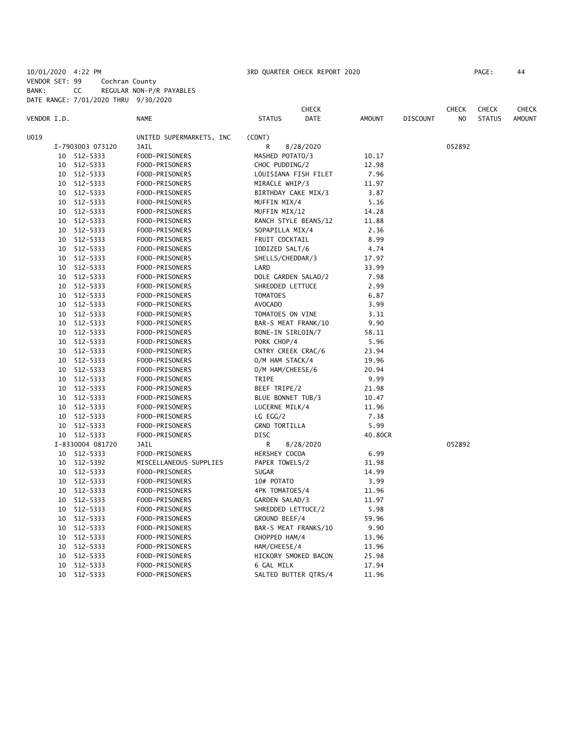10/01/2020 4:22 PM 3RD QUARTER CHECK REPORT 2020
VENDOR SET: 99 Cochran County
BANK: CC REGULAR NON-P/R PAYABLES
DATE RANGE: 7/01/2020 THRU 9/30/2020

| VENDOR I.D. | | NAME | STATUS | CHECK DATE | AMOUNT | DISCOUNT | CHECK NO | CHECK STATUS | CHECK AMOUNT |
|---|---|---|---|---|---|---|---|---|---|
| U019 | | UNITED SUPERMARKETS, INC | (CONT) | | | | | | |
| I-7903003 073120 | | JAIL | R | 8/28/2020 | | | 052892 | | |
| 10 | 512-5333 | FOOD-PRISONERS | MASHED POTATO/3 | | 10.17 | | | | |
| 10 | 512-5333 | FOOD-PRISONERS | CHOC PUDDING/2 | | 12.98 | | | | |
| 10 | 512-5333 | FOOD-PRISONERS | LOUISIANA FISH FILET | | 7.96 | | | | |
| 10 | 512-5333 | FOOD-PRISONERS | MIRACLE WHIP/3 | | 11.97 | | | | |
| 10 | 512-5333 | FOOD-PRISONERS | BIRTHDAY CAKE MIX/3 | | 3.87 | | | | |
| 10 | 512-5333 | FOOD-PRISONERS | MUFFIN MIX/4 | | 5.16 | | | | |
| 10 | 512-5333 | FOOD-PRISONERS | MUFFIN MIX/12 | | 14.28 | | | | |
| 10 | 512-5333 | FOOD-PRISONERS | RANCH STYLE BEANS/12 | | 11.88 | | | | |
| 10 | 512-5333 | FOOD-PRISONERS | SOPAPILLA MIX/4 | | 2.36 | | | | |
| 10 | 512-5333 | FOOD-PRISONERS | FRUIT COCKTAIL | | 8.99 | | | | |
| 10 | 512-5333 | FOOD-PRISONERS | IODIZED SALT/6 | | 4.74 | | | | |
| 10 | 512-5333 | FOOD-PRISONERS | SHELLS/CHEDDAR/3 | | 17.97 | | | | |
| 10 | 512-5333 | FOOD-PRISONERS | LARD | | 33.99 | | | | |
| 10 | 512-5333 | FOOD-PRISONERS | DOLE GARDEN SALAD/2 | | 7.98 | | | | |
| 10 | 512-5333 | FOOD-PRISONERS | SHREDDED LETTUCE | | 2.99 | | | | |
| 10 | 512-5333 | FOOD-PRISONERS | TOMATOES | | 6.87 | | | | |
| 10 | 512-5333 | FOOD-PRISONERS | AVOCADO | | 3.99 | | | | |
| 10 | 512-5333 | FOOD-PRISONERS | TOMATOES ON VINE | | 3.31 | | | | |
| 10 | 512-5333 | FOOD-PRISONERS | BAR-S MEAT FRANK/10 | | 9.90 | | | | |
| 10 | 512-5333 | FOOD-PRISONERS | BONE-IN SIRLOIN/7 | | 58.11 | | | | |
| 10 | 512-5333 | FOOD-PRISONERS | PORK CHOP/4 | | 5.96 | | | | |
| 10 | 512-5333 | FOOD-PRISONERS | CNTRY CREEK CRAC/6 | | 23.94 | | | | |
| 10 | 512-5333 | FOOD-PRISONERS | O/M HAM STACK/4 | | 19.96 | | | | |
| 10 | 512-5333 | FOOD-PRISONERS | O/M HAM/CHEESE/6 | | 20.94 | | | | |
| 10 | 512-5333 | FOOD-PRISONERS | TRIPE | | 9.99 | | | | |
| 10 | 512-5333 | FOOD-PRISONERS | BEEF TRIPE/2 | | 21.98 | | | | |
| 10 | 512-5333 | FOOD-PRISONERS | BLUE BONNET TUB/3 | | 10.47 | | | | |
| 10 | 512-5333 | FOOD-PRISONERS | LUCERNE MILK/4 | | 11.96 | | | | |
| 10 | 512-5333 | FOOD-PRISONERS | LG EGG/2 | | 7.38 | | | | |
| 10 | 512-5333 | FOOD-PRISONERS | GRND TORTILLA | | 5.99 | | | | |
| 10 | 512-5333 | FOOD-PRISONERS | DISC | | 40.80CR | | | | |
| I-8330004 081720 | | JAIL | R | 8/28/2020 | | | 052892 | | |
| 10 | 512-5333 | FOOD-PRISONERS | HERSHEY COCOA | | 6.99 | | | | |
| 10 | 512-5392 | MISCELLANEOUS SUPPLIES | PAPER TOWELS/2 | | 31.98 | | | | |
| 10 | 512-5333 | FOOD-PRISONERS | SUGAR | | 14.99 | | | | |
| 10 | 512-5333 | FOOD-PRISONERS | 10# POTATO | | 3.99 | | | | |
| 10 | 512-5333 | FOOD-PRISONERS | 4PK TOMATOES/4 | | 11.96 | | | | |
| 10 | 512-5333 | FOOD-PRISONERS | GARDEN SALAD/3 | | 11.97 | | | | |
| 10 | 512-5333 | FOOD-PRISONERS | SHREDDED LETTUCE/2 | | 5.98 | | | | |
| 10 | 512-5333 | FOOD-PRISONERS | GROUND BEEF/4 | | 59.96 | | | | |
| 10 | 512-5333 | FOOD-PRISONERS | BAR-S MEAT FRANKS/10 | | 9.90 | | | | |
| 10 | 512-5333 | FOOD-PRISONERS | CHOPPED HAM/4 | | 13.96 | | | | |
| 10 | 512-5333 | FOOD-PRISONERS | HAM/CHEESE/4 | | 13.96 | | | | |
| 10 | 512-5333 | FOOD-PRISONERS | HICKORY SMOKED BACON | | 25.98 | | | | |
| 10 | 512-5333 | FOOD-PRISONERS | 6 GAL MILK | | 17.94 | | | | |
| 10 | 512-5333 | FOOD-PRISONERS | SALTED BUTTER QTRS/4 | | 11.96 | | | | |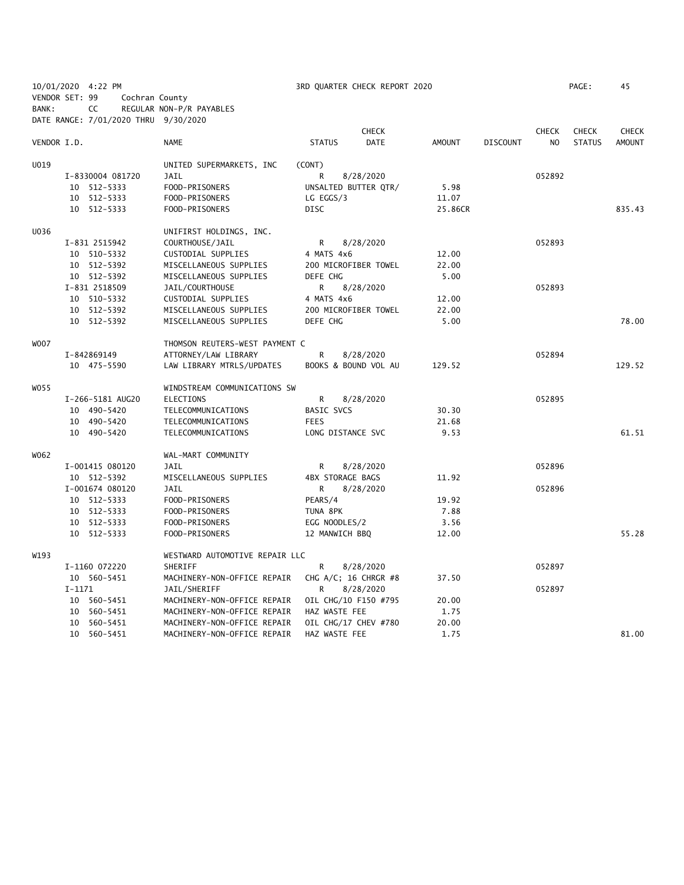10/01/2020 4:22 PM 3RD QUARTER CHECK REPORT 2020
VENDOR SET: 99 Cochran County
BANK: CC REGULAR NON-P/R PAYABLES
DATE RANGE: 7/01/2020 THRU 9/30/2020

| VENDOR I.D. | NAME | STATUS | CHECK DATE | AMOUNT | DISCOUNT | CHECK NO | CHECK STATUS | CHECK AMOUNT |
|---|---|---|---|---|---|---|---|---|
| U019 | UNITED SUPERMARKETS, INC | (CONT) | | | | | | |
| I-8330004 081720 | JAIL | R | 8/28/2020 | | | 052892 | | |
| 10 512-5333 | FOOD-PRISONERS | UNSALTED BUTTER QTR/ | | 5.98 | | | | |
| 10 512-5333 | FOOD-PRISONERS | LG EGGS/3 | | 11.07 | | | | |
| 10 512-5333 | FOOD-PRISONERS | DISC | | 25.86CR | | | | 835.43 |
| U036 | UNIFIRST HOLDINGS, INC. | | | | | | | |
| I-831 2515942 | COURTHOUSE/JAIL | R | 8/28/2020 | | | 052893 | | |
| 10 510-5332 | CUSTODIAL SUPPLIES | 4 MATS 4x6 | | 12.00 | | | | |
| 10 512-5392 | MISCELLANEOUS SUPPLIES | 200 MICROFIBER TOWEL | | 22.00 | | | | |
| 10 512-5392 | MISCELLANEOUS SUPPLIES | DEFE CHG | | 5.00 | | | | |
| I-831 2518509 | JAIL/COURTHOUSE | R | 8/28/2020 | | | 052893 | | |
| 10 510-5332 | CUSTODIAL SUPPLIES | 4 MATS 4x6 | | 12.00 | | | | |
| 10 512-5392 | MISCELLANEOUS SUPPLIES | 200 MICROFIBER TOWEL | | 22.00 | | | | |
| 10 512-5392 | MISCELLANEOUS SUPPLIES | DEFE CHG | | 5.00 | | | | 78.00 |
| W007 | THOMSON REUTERS-WEST PAYMENT C | | | | | | | |
| I-842869149 | ATTORNEY/LAW LIBRARY | R | 8/28/2020 | | | 052894 | | |
| 10 475-5590 | LAW LIBRARY MTRLS/UPDATES | BOOKS & BOUND VOL AU | | 129.52 | | | | 129.52 |
| W055 | WINDSTREAM COMMUNICATIONS SW | | | | | | | |
| I-266-5181 AUG20 | ELECTIONS | R | 8/28/2020 | | | 052895 | | |
| 10 490-5420 | TELECOMMUNICATIONS | BASIC SVCS | | 30.30 | | | | |
| 10 490-5420 | TELECOMMUNICATIONS | FEES | | 21.68 | | | | |
| 10 490-5420 | TELECOMMUNICATIONS | LONG DISTANCE SVC | | 9.53 | | | | 61.51 |
| W062 | WAL-MART COMMUNITY | | | | | | | |
| I-001415 080120 | JAIL | R | 8/28/2020 | | | 052896 | | |
| 10 512-5392 | MISCELLANEOUS SUPPLIES | 4BX STORAGE BAGS | | 11.92 | | | | |
| I-001674 080120 | JAIL | R | 8/28/2020 | | | 052896 | | |
| 10 512-5333 | FOOD-PRISONERS | PEARS/4 | | 19.92 | | | | |
| 10 512-5333 | FOOD-PRISONERS | TUNA 8PK | | 7.88 | | | | |
| 10 512-5333 | FOOD-PRISONERS | EGG NOODLES/2 | | 3.56 | | | | |
| 10 512-5333 | FOOD-PRISONERS | 12 MANWICH BBQ | | 12.00 | | | | 55.28 |
| W193 | WESTWARD AUTOMOTIVE REPAIR LLC | | | | | | | |
| I-1160 072220 | SHERIFF | R | 8/28/2020 | | | 052897 | | |
| 10 560-5451 | MACHINERY-NON-OFFICE REPAIR | CHG A/C; 16 CHRGR #8 | | 37.50 | | | | |
| I-1171 | JAIL/SHERIFF | R | 8/28/2020 | | | 052897 | | |
| 10 560-5451 | MACHINERY-NON-OFFICE REPAIR | OIL CHG/10 F150 #795 | | 20.00 | | | | |
| 10 560-5451 | MACHINERY-NON-OFFICE REPAIR | HAZ WASTE FEE | | 1.75 | | | | |
| 10 560-5451 | MACHINERY-NON-OFFICE REPAIR | OIL CHG/17 CHEV #780 | | 20.00 | | | | |
| 10 560-5451 | MACHINERY-NON-OFFICE REPAIR | HAZ WASTE FEE | | 1.75 | | | | 81.00 |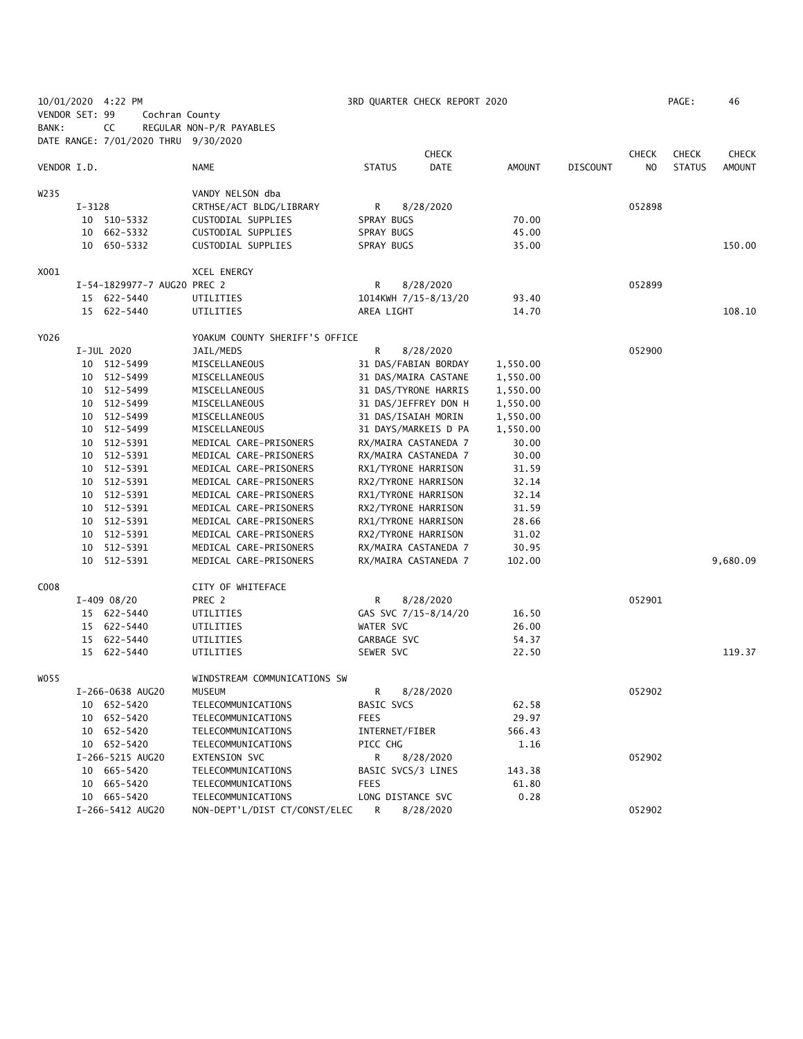10/01/2020 4:22 PM 3RD QUARTER CHECK REPORT 2020 PAGE: 46
VENDOR SET: 99 Cochran County
BANK: CC REGULAR NON-P/R PAYABLES
DATE RANGE: 7/01/2020 THRU 9/30/2020

| VENDOR I.D. | NAME | STATUS | CHECK DATE | AMOUNT | DISCOUNT | CHECK NO | CHECK STATUS | CHECK AMOUNT |
|---|---|---|---|---|---|---|---|---|
| W235 | VANDY NELSON dba | | | | | | | |
| I-3128 | CRTHSE/ACT BLDG/LIBRARY | R | 8/28/2020 | | | 052898 | | |
| 10 510-5332 | CUSTODIAL SUPPLIES | SPRAY BUGS | | 70.00 | | | | |
| 10 662-5332 | CUSTODIAL SUPPLIES | SPRAY BUGS | | 45.00 | | | | |
| 10 650-5332 | CUSTODIAL SUPPLIES | SPRAY BUGS | | 35.00 | | | | 150.00 |
| X001 | XCEL ENERGY | | | | | | | |
| I-54-1829977-7 AUG20 PREC 2 | | R | 8/28/2020 | | | 052899 | | |
| 15 622-5440 | UTILITIES | 1014KWH 7/15-8/13/20 | | 93.40 | | | | |
| 15 622-5440 | UTILITIES | AREA LIGHT | | 14.70 | | | | 108.10 |
| Y026 | YOAKUM COUNTY SHERIFF'S OFFICE | | | | | | | |
| I-JUL 2020 | JAIL/MEDS | R | 8/28/2020 | | | 052900 | | |
| 10 512-5499 | MISCELLANEOUS | 31 DAS/FABIAN BORDAY | | 1,550.00 | | | | |
| 10 512-5499 | MISCELLANEOUS | 31 DAS/MAIRA CASTANE | | 1,550.00 | | | | |
| 10 512-5499 | MISCELLANEOUS | 31 DAS/TYRONE HARRIS | | 1,550.00 | | | | |
| 10 512-5499 | MISCELLANEOUS | 31 DAS/JEFFREY DON H | | 1,550.00 | | | | |
| 10 512-5499 | MISCELLANEOUS | 31 DAS/ISAIAH MORIN | | 1,550.00 | | | | |
| 10 512-5499 | MISCELLANEOUS | 31 DAYS/MARKEIS D PA | | 1,550.00 | | | | |
| 10 512-5391 | MEDICAL CARE-PRISONERS | RX/MAIRA CASTANEDA 7 | | 30.00 | | | | |
| 10 512-5391 | MEDICAL CARE-PRISONERS | RX/MAIRA CASTANEDA 7 | | 30.00 | | | | |
| 10 512-5391 | MEDICAL CARE-PRISONERS | RX1/TYRONE HARRISON | | 31.59 | | | | |
| 10 512-5391 | MEDICAL CARE-PRISONERS | RX2/TYRONE HARRISON | | 32.14 | | | | |
| 10 512-5391 | MEDICAL CARE-PRISONERS | RX1/TYRONE HARRISON | | 32.14 | | | | |
| 10 512-5391 | MEDICAL CARE-PRISONERS | RX2/TYRONE HARRISON | | 31.59 | | | | |
| 10 512-5391 | MEDICAL CARE-PRISONERS | RX1/TYRONE HARRISON | | 28.66 | | | | |
| 10 512-5391 | MEDICAL CARE-PRISONERS | RX2/TYRONE HARRISON | | 31.02 | | | | |
| 10 512-5391 | MEDICAL CARE-PRISONERS | RX/MAIRA CASTANEDA 7 | | 30.95 | | | | |
| 10 512-5391 | MEDICAL CARE-PRISONERS | RX/MAIRA CASTANEDA 7 | | 102.00 | | | | 9,680.09 |
| C008 | CITY OF WHITEFACE | | | | | | | |
| I-409 08/20 | PREC 2 | R | 8/28/2020 | | | 052901 | | |
| 15 622-5440 | UTILITIES | GAS SVC 7/15-8/14/20 | | 16.50 | | | | |
| 15 622-5440 | UTILITIES | WATER SVC | | 26.00 | | | | |
| 15 622-5440 | UTILITIES | GARBAGE SVC | | 54.37 | | | | |
| 15 622-5440 | UTILITIES | SEWER SVC | | 22.50 | | | | 119.37 |
| W055 | WINDSTREAM COMMUNICATIONS SW | | | | | | | |
| I-266-0638 AUG20 | MUSEUM | R | 8/28/2020 | | | 052902 | | |
| 10 652-5420 | TELECOMMUNICATIONS | BASIC SVCS | | 62.58 | | | | |
| 10 652-5420 | TELECOMMUNICATIONS | FEES | | 29.97 | | | | |
| 10 652-5420 | TELECOMMUNICATIONS | INTERNET/FIBER | | 566.43 | | | | |
| 10 652-5420 | TELECOMMUNICATIONS | PICC CHG | | 1.16 | | | | |
| I-266-5215 AUG20 | EXTENSION SVC | R | 8/28/2020 | | | 052902 | | |
| 10 665-5420 | TELECOMMUNICATIONS | BASIC SVCS/3 LINES | | 143.38 | | | | |
| 10 665-5420 | TELECOMMUNICATIONS | FEES | | 61.80 | | | | |
| 10 665-5420 | TELECOMMUNICATIONS | LONG DISTANCE SVC | | 0.28 | | | | |
| I-266-5412 AUG20 | NON-DEPT'L/DIST CT/CONST/ELEC | R | 8/28/2020 | | | 052902 | | |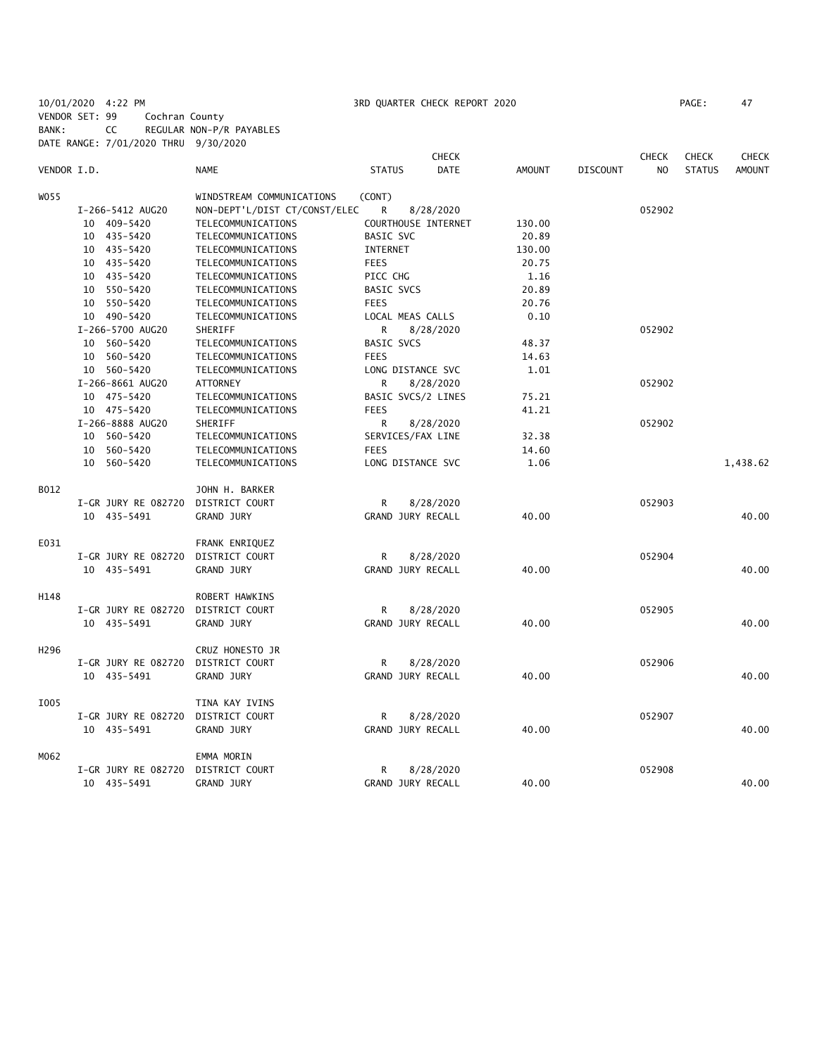10/01/2020 4:22 PM 3RD QUARTER CHECK REPORT 2020 PAGE: 47
VENDOR SET: 99 Cochran County
BANK: CC REGULAR NON-P/R PAYABLES
DATE RANGE: 7/01/2020 THRU 9/30/2020

| VENDOR I.D. | | NAME | STATUS | CHECK DATE | AMOUNT | DISCOUNT | CHECK NO | CHECK STATUS | CHECK AMOUNT |
|---|---|---|---|---|---|---|---|---|---|
| W055 | | WINDSTREAM COMMUNICATIONS | (CONT) | | | | | | |
| | I-266-5412 AUG20 | NON-DEPT'L/DIST CT/CONST/ELEC | R | 8/28/2020 | | | 052902 | | |
| | 10 409-5420 | TELECOMMUNICATIONS | COURTHOUSE INTERNET | | 130.00 | | | | |
| | 10 435-5420 | TELECOMMUNICATIONS | BASIC SVC | | 20.89 | | | | |
| | 10 435-5420 | TELECOMMUNICATIONS | INTERNET | | 130.00 | | | | |
| | 10 435-5420 | TELECOMMUNICATIONS | FEES | | 20.75 | | | | |
| | 10 435-5420 | TELECOMMUNICATIONS | PICC CHG | | 1.16 | | | | |
| | 10 550-5420 | TELECOMMUNICATIONS | BASIC SVCS | | 20.89 | | | | |
| | 10 550-5420 | TELECOMMUNICATIONS | FEES | | 20.76 | | | | |
| | 10 490-5420 | TELECOMMUNICATIONS | LOCAL MEAS CALLS | | 0.10 | | | | |
| | I-266-5700 AUG20 | SHERIFF | R | 8/28/2020 | | | 052902 | | |
| | 10 560-5420 | TELECOMMUNICATIONS | BASIC SVCS | | 48.37 | | | | |
| | 10 560-5420 | TELECOMMUNICATIONS | FEES | | 14.63 | | | | |
| | 10 560-5420 | TELECOMMUNICATIONS | LONG DISTANCE SVC | | 1.01 | | | | |
| | I-266-8661 AUG20 | ATTORNEY | R | 8/28/2020 | | | 052902 | | |
| | 10 475-5420 | TELECOMMUNICATIONS | BASIC SVCS/2 LINES | | 75.21 | | | | |
| | 10 475-5420 | TELECOMMUNICATIONS | FEES | | 41.21 | | | | |
| | I-266-8888 AUG20 | SHERIFF | R | 8/28/2020 | | | 052902 | | |
| | 10 560-5420 | TELECOMMUNICATIONS | SERVICES/FAX LINE | | 32.38 | | | | |
| | 10 560-5420 | TELECOMMUNICATIONS | FEES | | 14.60 | | | | |
| | 10 560-5420 | TELECOMMUNICATIONS | LONG DISTANCE SVC | | 1.06 | | | | 1,438.62 |
| B012 | | JOHN H. BARKER | | | | | | | |
| | I-GR JURY RE 082720 | DISTRICT COURT | R | 8/28/2020 | | | 052903 | | |
| | 10 435-5491 | GRAND JURY | GRAND JURY RECALL | | 40.00 | | | | 40.00 |
| E031 | | FRANK ENRIQUEZ | | | | | | | |
| | I-GR JURY RE 082720 | DISTRICT COURT | R | 8/28/2020 | | | 052904 | | |
| | 10 435-5491 | GRAND JURY | GRAND JURY RECALL | | 40.00 | | | | 40.00 |
| H148 | | ROBERT HAWKINS | | | | | | | |
| | I-GR JURY RE 082720 | DISTRICT COURT | R | 8/28/2020 | | | 052905 | | |
| | 10 435-5491 | GRAND JURY | GRAND JURY RECALL | | 40.00 | | | | 40.00 |
| H296 | | CRUZ HONESTO JR | | | | | | | |
| | I-GR JURY RE 082720 | DISTRICT COURT | R | 8/28/2020 | | | 052906 | | |
| | 10 435-5491 | GRAND JURY | GRAND JURY RECALL | | 40.00 | | | | 40.00 |
| I005 | | TINA KAY IVINS | | | | | | | |
| | I-GR JURY RE 082720 | DISTRICT COURT | R | 8/28/2020 | | | 052907 | | |
| | 10 435-5491 | GRAND JURY | GRAND JURY RECALL | | 40.00 | | | | 40.00 |
| M062 | | EMMA MORIN | | | | | | | |
| | I-GR JURY RE 082720 | DISTRICT COURT | R | 8/28/2020 | | | 052908 | | |
| | 10 435-5491 | GRAND JURY | GRAND JURY RECALL | | 40.00 | | | | 40.00 |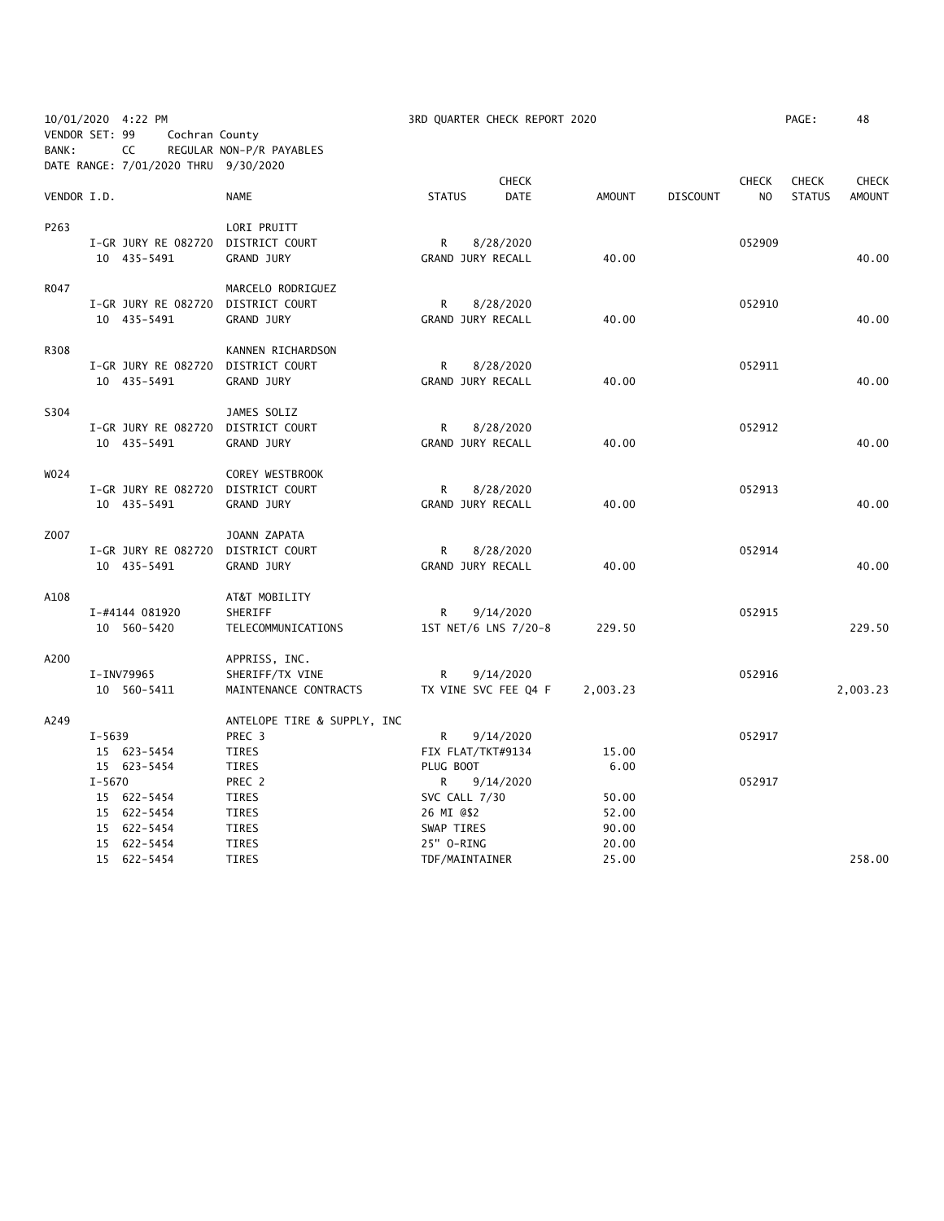10/01/2020 4:22 PM　　3RD QUARTER CHECK REPORT 2020　　PAGE: 48

VENDOR SET: 99　Cochran County
BANK: CC　REGULAR NON-P/R PAYABLES
DATE RANGE: 7/01/2020 THRU 9/30/2020

| VENDOR I.D. | | NAME | STATUS | CHECK DATE | AMOUNT | DISCOUNT | CHECK NO | CHECK STATUS | CHECK AMOUNT |
|---|---|---|---|---|---|---|---|---|---|
| P263 | | LORI PRUITT | | | | | | | |
| | I-GR JURY RE 082720 | DISTRICT COURT | R | 8/28/2020 | | | 052909 | | |
| | 10 435-5491 | GRAND JURY | GRAND JURY RECALL | | 40.00 | | | | 40.00 |
| R047 | | MARCELO RODRIGUEZ | | | | | | | |
| | I-GR JURY RE 082720 | DISTRICT COURT | R | 8/28/2020 | | | 052910 | | |
| | 10 435-5491 | GRAND JURY | GRAND JURY RECALL | | 40.00 | | | | 40.00 |
| R308 | | KANNEN RICHARDSON | | | | | | | |
| | I-GR JURY RE 082720 | DISTRICT COURT | R | 8/28/2020 | | | 052911 | | |
| | 10 435-5491 | GRAND JURY | GRAND JURY RECALL | | 40.00 | | | | 40.00 |
| S304 | | JAMES SOLIZ | | | | | | | |
| | I-GR JURY RE 082720 | DISTRICT COURT | R | 8/28/2020 | | | 052912 | | |
| | 10 435-5491 | GRAND JURY | GRAND JURY RECALL | | 40.00 | | | | 40.00 |
| W024 | | COREY WESTBROOK | | | | | | | |
| | I-GR JURY RE 082720 | DISTRICT COURT | R | 8/28/2020 | | | 052913 | | |
| | 10 435-5491 | GRAND JURY | GRAND JURY RECALL | | 40.00 | | | | 40.00 |
| Z007 | | JOANN ZAPATA | | | | | | | |
| | I-GR JURY RE 082720 | DISTRICT COURT | R | 8/28/2020 | | | 052914 | | |
| | 10 435-5491 | GRAND JURY | GRAND JURY RECALL | | 40.00 | | | | 40.00 |
| A108 | | AT&T MOBILITY | | | | | | | |
| | I-#4144 081920 | SHERIFF | R | 9/14/2020 | | | 052915 | | |
| | 10 560-5420 | TELECOMMUNICATIONS | 1ST NET/6 LNS 7/20-8 | | 229.50 | | | | 229.50 |
| A200 | | APPRISS, INC. | | | | | | | |
| | I-INV79965 | SHERIFF/TX VINE | R | 9/14/2020 | | | 052916 | | |
| | 10 560-5411 | MAINTENANCE CONTRACTS | TX VINE SVC FEE Q4 F | | 2,003.23 | | | | 2,003.23 |
| A249 | | ANTELOPE TIRE & SUPPLY, INC | | | | | | | |
| | I-5639 | PREC 3 | R | 9/14/2020 | | | 052917 | | |
| | 15 623-5454 | TIRES | FIX FLAT/TKT#9134 | | 15.00 | | | | |
| | 15 623-5454 | TIRES | PLUG BOOT | | 6.00 | | | | |
| | I-5670 | PREC 2 | R | 9/14/2020 | | | 052917 | | |
| | 15 622-5454 | TIRES | SVC CALL 7/30 | | 50.00 | | | | |
| | 15 622-5454 | TIRES | 26 MI @$2 | | 52.00 | | | | |
| | 15 622-5454 | TIRES | SWAP TIRES | | 90.00 | | | | |
| | 15 622-5454 | TIRES | 25" O-RING | | 20.00 | | | | |
| | 15 622-5454 | TIRES | TDF/MAINTAINER | | 25.00 | | | | 258.00 |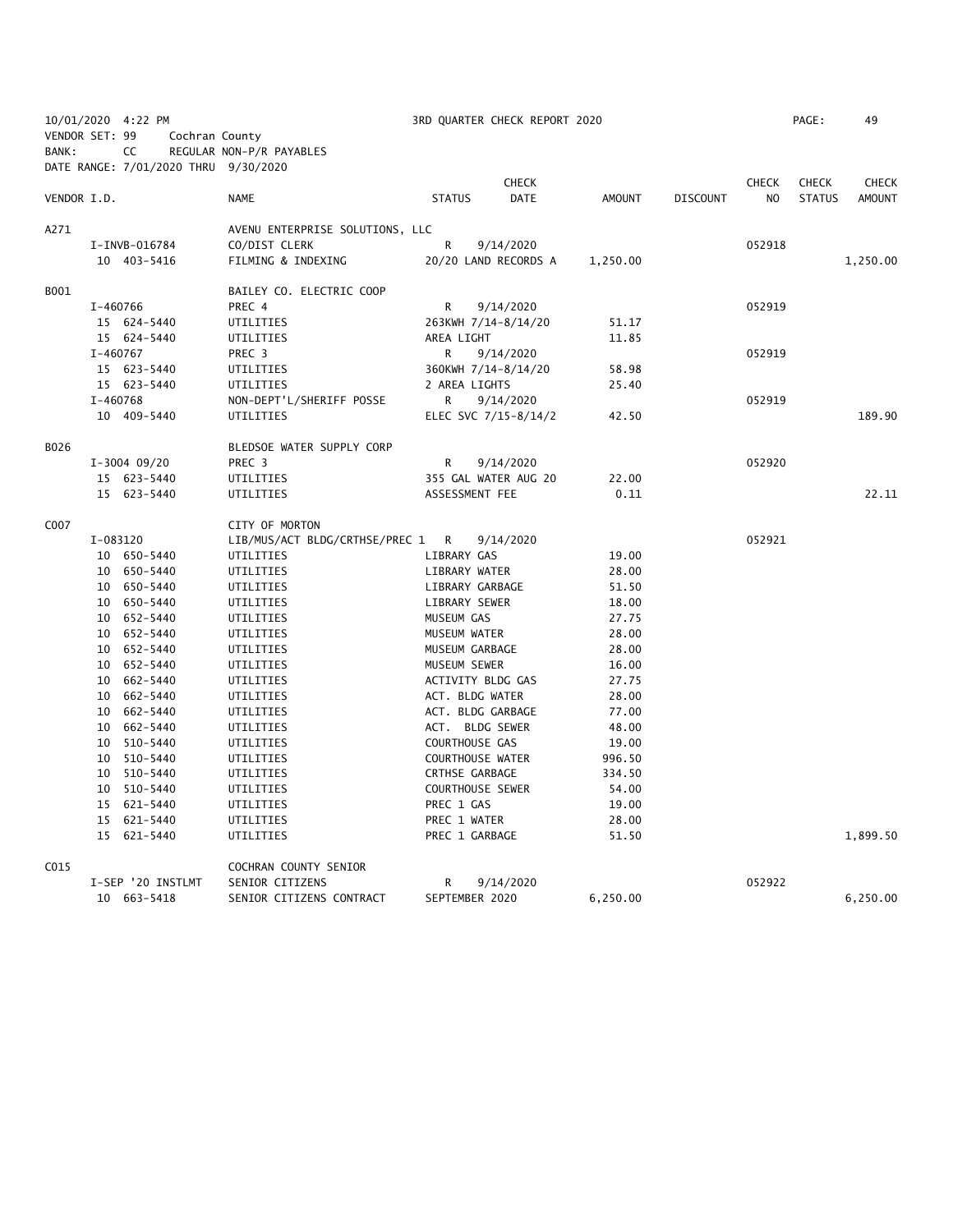10/01/2020 4:22 PM 3RD QUARTER CHECK REPORT 2020 PAGE: 49
VENDOR SET: 99 Cochran County
BANK: CC REGULAR NON-P/R PAYABLES
DATE RANGE: 7/01/2020 THRU 9/30/2020

| VENDOR I.D. | NAME | STATUS | CHECK DATE | AMOUNT | DISCOUNT | CHECK NO | CHECK STATUS | CHECK AMOUNT |
|---|---|---|---|---|---|---|---|---|
| A271 | AVENU ENTERPRISE SOLUTIONS, LLC | | | | | | | |
| I-INVB-016784 | CO/DIST CLERK | R | 9/14/2020 | | | 052918 | | |
| 10 403-5416 | FILMING & INDEXING | 20/20 LAND RECORDS A | | 1,250.00 | | | | 1,250.00 |
| B001 | BAILEY CO. ELECTRIC COOP | | | | | | | |
| I-460766 | PREC 4 | R | 9/14/2020 | | | 052919 | | |
| 15 624-5440 | UTILITIES | 263KWH 7/14-8/14/20 | | 51.17 | | | | |
| 15 624-5440 | UTILITIES | AREA LIGHT | | 11.85 | | | | |
| I-460767 | PREC 3 | R | 9/14/2020 | | | 052919 | | |
| 15 623-5440 | UTILITIES | 360KWH 7/14-8/14/20 | | 58.98 | | | | |
| 15 623-5440 | UTILITIES | 2 AREA LIGHTS | | 25.40 | | | | |
| I-460768 | NON-DEPT'L/SHERIFF POSSE | R | 9/14/2020 | | | 052919 | | |
| 10 409-5440 | UTILITIES | ELEC SVC 7/15-8/14/2 | | 42.50 | | | | 189.90 |
| B026 | BLEDSOE WATER SUPPLY CORP | | | | | | | |
| I-3004 09/20 | PREC 3 | R | 9/14/2020 | | | 052920 | | |
| 15 623-5440 | UTILITIES | 355 GAL WATER AUG 20 | | 22.00 | | | | |
| 15 623-5440 | UTILITIES | ASSESSMENT FEE | | 0.11 | | | | 22.11 |
| C007 | CITY OF MORTON | | | | | | | |
| I-083120 | LIB/MUS/ACT BLDG/CRTHSE/PREC 1 | R | 9/14/2020 | | | 052921 | | |
| 10 650-5440 | UTILITIES | LIBRARY GAS | | 19.00 | | | | |
| 10 650-5440 | UTILITIES | LIBRARY WATER | | 28.00 | | | | |
| 10 650-5440 | UTILITIES | LIBRARY GARBAGE | | 51.50 | | | | |
| 10 650-5440 | UTILITIES | LIBRARY SEWER | | 18.00 | | | | |
| 10 652-5440 | UTILITIES | MUSEUM GAS | | 27.75 | | | | |
| 10 652-5440 | UTILITIES | MUSEUM WATER | | 28.00 | | | | |
| 10 652-5440 | UTILITIES | MUSEUM GARBAGE | | 28.00 | | | | |
| 10 652-5440 | UTILITIES | MUSEUM SEWER | | 16.00 | | | | |
| 10 662-5440 | UTILITIES | ACTIVITY BLDG GAS | | 27.75 | | | | |
| 10 662-5440 | UTILITIES | ACT. BLDG WATER | | 28.00 | | | | |
| 10 662-5440 | UTILITIES | ACT. BLDG GARBAGE | | 77.00 | | | | |
| 10 662-5440 | UTILITIES | ACT. BLDG SEWER | | 48.00 | | | | |
| 10 510-5440 | UTILITIES | COURTHOUSE GAS | | 19.00 | | | | |
| 10 510-5440 | UTILITIES | COURTHOUSE WATER | | 996.50 | | | | |
| 10 510-5440 | UTILITIES | CRTHSE GARBAGE | | 334.50 | | | | |
| 10 510-5440 | UTILITIES | COURTHOUSE SEWER | | 54.00 | | | | |
| 15 621-5440 | UTILITIES | PREC 1 GAS | | 19.00 | | | | |
| 15 621-5440 | UTILITIES | PREC 1 WATER | | 28.00 | | | | |
| 15 621-5440 | UTILITIES | PREC 1 GARBAGE | | 51.50 | | | | 1,899.50 |
| C015 | COCHRAN COUNTY SENIOR | | | | | | | |
| I-SEP '20 INSTLMT | SENIOR CITIZENS | R | 9/14/2020 | | | 052922 | | |
| 10 663-5418 | SENIOR CITIZENS CONTRACT | SEPTEMBER 2020 | | 6,250.00 | | | | 6,250.00 |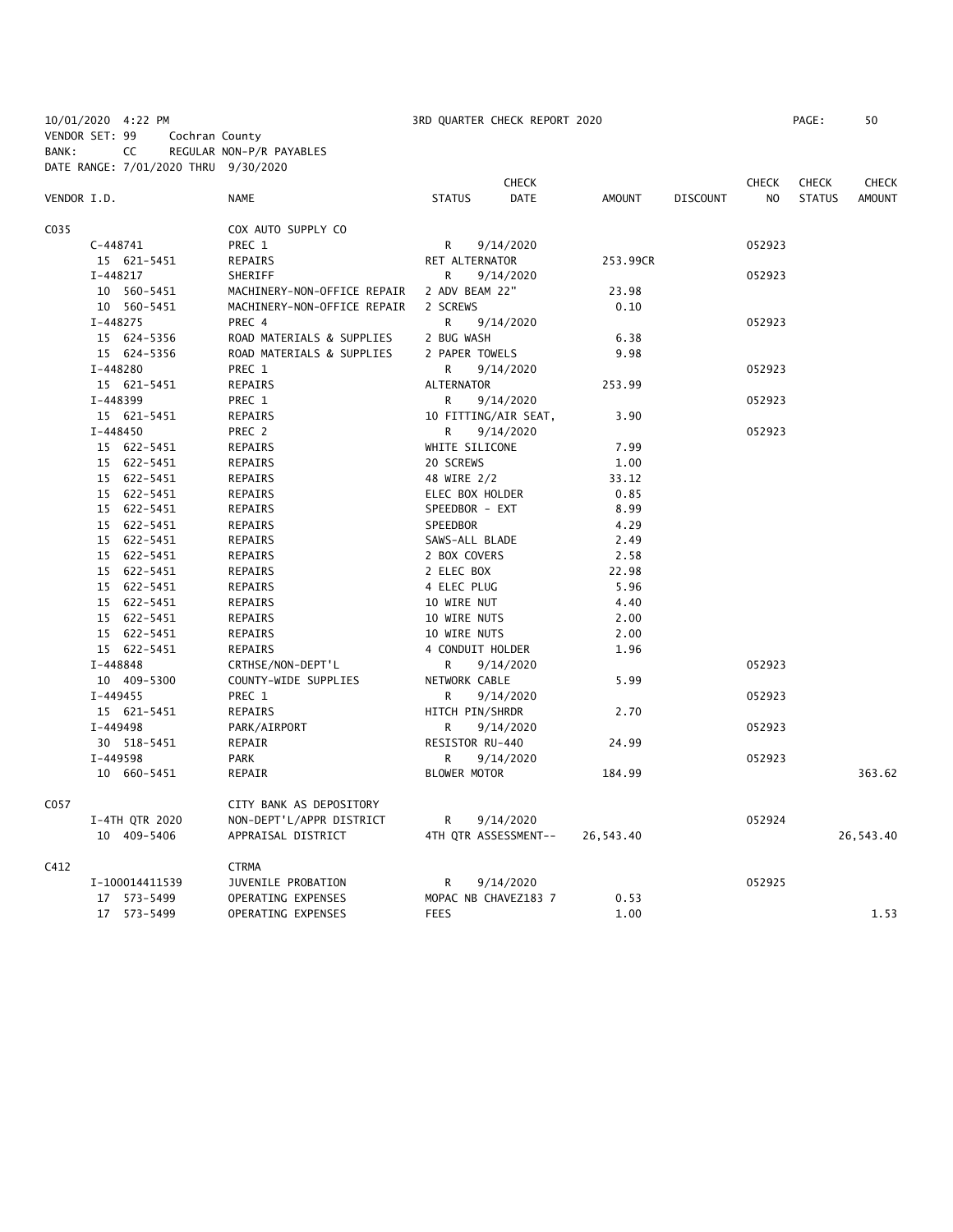10/01/2020 4:22 PM 3RD QUARTER CHECK REPORT 2020

VENDOR SET: 99 Cochran County
BANK: CC REGULAR NON-P/R PAYABLES
DATE RANGE: 7/01/2020 THRU 9/30/2020

| VENDOR I.D. | NAME | STATUS | CHECK DATE | AMOUNT | DISCOUNT | CHECK NO | CHECK STATUS | CHECK AMOUNT |
|---|---|---|---|---|---|---|---|---|
| C035 | COX AUTO SUPPLY CO | | | | | | | |
| C-448741 | PREC 1 | R | 9/14/2020 | | | 052923 | | |
| 15 621-5451 | REPAIRS | RET ALTERNATOR | | 253.99CR | | | | |
| I-448217 | SHERIFF | R | 9/14/2020 | | | 052923 | | |
| 10 560-5451 | MACHINERY-NON-OFFICE REPAIR | 2 ADV BEAM 22" | | 23.98 | | | | |
| 10 560-5451 | MACHINERY-NON-OFFICE REPAIR | 2 SCREWS | | 0.10 | | | | |
| I-448275 | PREC 4 | R | 9/14/2020 | | | 052923 | | |
| 15 624-5356 | ROAD MATERIALS & SUPPLIES | 2 BUG WASH | | 6.38 | | | | |
| 15 624-5356 | ROAD MATERIALS & SUPPLIES | 2 PAPER TOWELS | | 9.98 | | | | |
| I-448280 | PREC 1 | R | 9/14/2020 | | | 052923 | | |
| 15 621-5451 | REPAIRS | ALTERNATOR | | 253.99 | | | | |
| I-448399 | PREC 1 | R | 9/14/2020 | | | 052923 | | |
| 15 621-5451 | REPAIRS | 10 FITTING/AIR SEAT, | | 3.90 | | | | |
| I-448450 | PREC 2 | R | 9/14/2020 | | | 052923 | | |
| 15 622-5451 | REPAIRS | WHITE SILICONE | | 7.99 | | | | |
| 15 622-5451 | REPAIRS | 20 SCREWS | | 1.00 | | | | |
| 15 622-5451 | REPAIRS | 48 WIRE 2/2 | | 33.12 | | | | |
| 15 622-5451 | REPAIRS | ELEC BOX HOLDER | | 0.85 | | | | |
| 15 622-5451 | REPAIRS | SPEEDBOR - EXT | | 8.99 | | | | |
| 15 622-5451 | REPAIRS | SPEEDBOR | | 4.29 | | | | |
| 15 622-5451 | REPAIRS | SAWS-ALL BLADE | | 2.49 | | | | |
| 15 622-5451 | REPAIRS | 2 BOX COVERS | | 2.58 | | | | |
| 15 622-5451 | REPAIRS | 2 ELEC BOX | | 22.98 | | | | |
| 15 622-5451 | REPAIRS | 4 ELEC PLUG | | 5.96 | | | | |
| 15 622-5451 | REPAIRS | 10 WIRE NUT | | 4.40 | | | | |
| 15 622-5451 | REPAIRS | 10 WIRE NUTS | | 2.00 | | | | |
| 15 622-5451 | REPAIRS | 10 WIRE NUTS | | 2.00 | | | | |
| 15 622-5451 | REPAIRS | 4 CONDUIT HOLDER | | 1.96 | | | | |
| I-448848 | CRTHSE/NON-DEPT'L | R | 9/14/2020 | | | 052923 | | |
| 10 409-5300 | COUNTY-WIDE SUPPLIES | NETWORK CABLE | | 5.99 | | | | |
| I-449455 | PREC 1 | R | 9/14/2020 | | | 052923 | | |
| 15 621-5451 | REPAIRS | HITCH PIN/SHRDR | | 2.70 | | | | |
| I-449498 | PARK/AIRPORT | R | 9/14/2020 | | | 052923 | | |
| 30 518-5451 | REPAIR | RESISTOR RU-440 | | 24.99 | | | | |
| I-449598 | PARK | R | 9/14/2020 | | | 052923 | | |
| 10 660-5451 | REPAIR | BLOWER MOTOR | | 184.99 | | | | 363.62 |
| C057 | CITY BANK AS DEPOSITORY | | | | | | | |
| I-4TH QTR 2020 | NON-DEPT'L/APPR DISTRICT | R | 9/14/2020 | | | 052924 | | |
| 10 409-5406 | APPRAISAL DISTRICT | 4TH QTR ASSESSMENT-- | | 26,543.40 | | | | 26,543.40 |
| C412 | CTRMA | | | | | | | |
| I-100014411539 | JUVENILE PROBATION | R | 9/14/2020 | | | 052925 | | |
| 17 573-5499 | OPERATING EXPENSES | MOPAC NB CHAVEZ183 7 | | 0.53 | | | | |
| 17 573-5499 | OPERATING EXPENSES | FEES | | 1.00 | | | | 1.53 |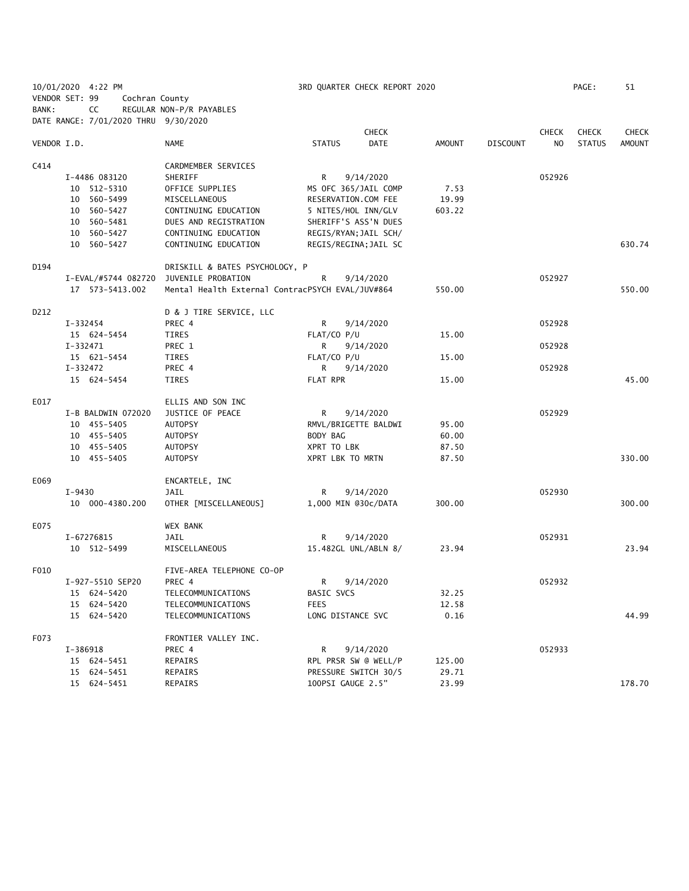10/01/2020 4:22 PM 3RD QUARTER CHECK REPORT 2020

VENDOR SET: 99 Cochran County

BANK: CC REGULAR NON-P/R PAYABLES

DATE RANGE: 7/01/2020 THRU 9/30/2020

| VENDOR I.D. | NAME | STATUS | CHECK DATE | AMOUNT | DISCOUNT | CHECK NO | CHECK STATUS | CHECK AMOUNT |
|---|---|---|---|---|---|---|---|---|
| C414 | CARDMEMBER SERVICES | | | | | | | |
| I-4486 083120 | SHERIFF | R | 9/14/2020 | | | 052926 | | |
| 10 512-5310 | OFFICE SUPPLIES | MS OFC 365/JAIL COMP | | 7.53 | | | | |
| 10 560-5499 | MISCELLANEOUS | RESERVATION.COM FEE | | 19.99 | | | | |
| 10 560-5427 | CONTINUING EDUCATION | 5 NITES/HOL INN/GLV | | 603.22 | | | | |
| 10 560-5481 | DUES AND REGISTRATION | SHERIFF'S ASS'N DUES | | | | | | |
| 10 560-5427 | CONTINUING EDUCATION | REGIS/RYAN;JAIL SCH/ | | | | | | |
| 10 560-5427 | CONTINUING EDUCATION | REGIS/REGINA;JAIL SC | | | | | | 630.74 |
| D194 | DRISKILL & BATES PSYCHOLOGY, P | | | | | | | |
| I-EVAL/#5744 082720 | JUVENILE PROBATION | R | 9/14/2020 | | | 052927 | | |
| 17 573-5413.002 | Mental Health External ContracPSYCH EVAL/JUV#864 | | | 550.00 | | | | 550.00 |
| D212 | D & J TIRE SERVICE, LLC | | | | | | | |
| I-332454 | PREC 4 | R | 9/14/2020 | | | 052928 | | |
| 15 624-5454 | TIRES | FLAT/CO P/U | | 15.00 | | | | |
| I-332471 | PREC 1 | R | 9/14/2020 | | | 052928 | | |
| 15 621-5454 | TIRES | FLAT/CO P/U | | 15.00 | | | | |
| I-332472 | PREC 4 | R | 9/14/2020 | | | 052928 | | |
| 15 624-5454 | TIRES | FLAT RPR | | 15.00 | | | | 45.00 |
| E017 | ELLIS AND SON INC | | | | | | | |
| I-B BALDWIN 072020 | JUSTICE OF PEACE | R | 9/14/2020 | | | 052929 | | |
| 10 455-5405 | AUTOPSY | RMVL/BRIGETTE BALDWI | | 95.00 | | | | |
| 10 455-5405 | AUTOPSY | BODY BAG | | 60.00 | | | | |
| 10 455-5405 | AUTOPSY | XPRT TO LBK | | 87.50 | | | | |
| 10 455-5405 | AUTOPSY | XPRT LBK TO MRTN | | 87.50 | | | | 330.00 |
| E069 | ENCARTELE, INC | | | | | | | |
| I-9430 | JAIL | R | 9/14/2020 | | | 052930 | | |
| 10 000-4380.200 | OTHER [MISCELLANEOUS] | 1,000 MIN @30c/DATA | | 300.00 | | | | 300.00 |
| E075 | WEX BANK | | | | | | | |
| I-67276815 | JAIL | R | 9/14/2020 | | | 052931 | | |
| 10 512-5499 | MISCELLANEOUS | 15.482GL UNL/ABLN 8/ | | 23.94 | | | | 23.94 |
| F010 | FIVE-AREA TELEPHONE CO-OP | | | | | | | |
| I-927-5510 SEP20 | PREC 4 | R | 9/14/2020 | | | 052932 | | |
| 15 624-5420 | TELECOMMUNICATIONS | BASIC SVCS | | 32.25 | | | | |
| 15 624-5420 | TELECOMMUNICATIONS | FEES | | 12.58 | | | | |
| 15 624-5420 | TELECOMMUNICATIONS | LONG DISTANCE SVC | | 0.16 | | | | 44.99 |
| F073 | FRONTIER VALLEY INC. | | | | | | | |
| I-386918 | PREC 4 | R | 9/14/2020 | | | 052933 | | |
| 15 624-5451 | REPAIRS | RPL PRSR SW @ WELL/P | | 125.00 | | | | |
| 15 624-5451 | REPAIRS | PRESSURE SWITCH 30/5 | | 29.71 | | | | |
| 15 624-5451 | REPAIRS | 100PSI GAUGE 2.5" | | 23.99 | | | | 178.70 |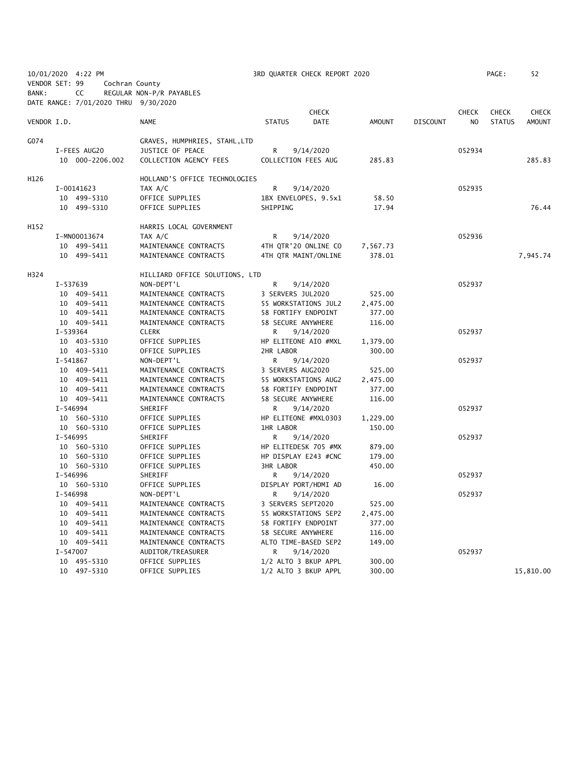10/01/2020 4:22 PM 3RD QUARTER CHECK REPORT 2020

VENDOR SET: 99 Cochran County
BANK: CC REGULAR NON-P/R PAYABLES
DATE RANGE: 7/01/2020 THRU 9/30/2020

| VENDOR I.D. | NAME | STATUS | CHECK DATE | AMOUNT | DISCOUNT | CHECK NO | CHECK STATUS | CHECK AMOUNT |
|---|---|---|---|---|---|---|---|---|
| G074 | GRAVES, HUMPHRIES, STAHL,LTD | | | | | | | |
| I-FEES AUG20 | JUSTICE OF PEACE | R | 9/14/2020 | | | 052934 | | |
| 10 000-2206.002 | COLLECTION AGENCY FEES | COLLECTION FEES AUG | | 285.83 | | | | 285.83 |
| H126 | HOLLAND'S OFFICE TECHNOLOGIES | | | | | | | |
| I-00141623 | TAX A/C | R | 9/14/2020 | | | 052935 | | |
| 10 499-5310 | OFFICE SUPPLIES | 1BX ENVELOPES, 9.5x1 | | 58.50 | | | | |
| 10 499-5310 | OFFICE SUPPLIES | SHIPPING | | 17.94 | | | | 76.44 |
| H152 | HARRIS LOCAL GOVERNMENT | | | | | | | |
| I-MN00013674 | TAX A/C | R | 9/14/2020 | | | 052936 | | |
| 10 499-5411 | MAINTENANCE CONTRACTS | 4TH QTR'20 ONLINE CO | | 7,567.73 | | | | |
| 10 499-5411 | MAINTENANCE CONTRACTS | 4TH QTR MAINT/ONLINE | | 378.01 | | | | 7,945.74 |
| H324 | HILLIARD OFFICE SOLUTIONS, LTD | | | | | | | |
| I-537639 | NON-DEPT'L | R | 9/14/2020 | | | 052937 | | |
| 10 409-5411 | MAINTENANCE CONTRACTS | 3 SERVERS JUL2020 | | 525.00 | | | | |
| 10 409-5411 | MAINTENANCE CONTRACTS | 55 WORKSTATIONS JUL2 | | 2,475.00 | | | | |
| 10 409-5411 | MAINTENANCE CONTRACTS | 58 FORTIFY ENDPOINT | | 377.00 | | | | |
| 10 409-5411 | MAINTENANCE CONTRACTS | 58 SECURE ANYWHERE | | 116.00 | | | | |
| I-539364 | CLERK | R | 9/14/2020 | | | 052937 | | |
| 10 403-5310 | OFFICE SUPPLIES | HP ELITEONE AIO #MXL | | 1,379.00 | | | | |
| 10 403-5310 | OFFICE SUPPLIES | 2HR LABOR | | 300.00 | | | | |
| I-541867 | NON-DEPT'L | R | 9/14/2020 | | | 052937 | | |
| 10 409-5411 | MAINTENANCE CONTRACTS | 3 SERVERS AUG2020 | | 525.00 | | | | |
| 10 409-5411 | MAINTENANCE CONTRACTS | 55 WORKSTATIONS AUG2 | | 2,475.00 | | | | |
| 10 409-5411 | MAINTENANCE CONTRACTS | 58 FORTIFY ENDPOINT | | 377.00 | | | | |
| 10 409-5411 | MAINTENANCE CONTRACTS | 58 SECURE ANYWHERE | | 116.00 | | | | |
| I-546994 | SHERIFF | R | 9/14/2020 | | | 052937 | | |
| 10 560-5310 | OFFICE SUPPLIES | HP ELITEONE #MXL0303 | | 1,229.00 | | | | |
| 10 560-5310 | OFFICE SUPPLIES | 1HR LABOR | | 150.00 | | | | |
| I-546995 | SHERIFF | R | 9/14/2020 | | | 052937 | | |
| 10 560-5310 | OFFICE SUPPLIES | HP ELITEDESK 705 #MX | | 879.00 | | | | |
| 10 560-5310 | OFFICE SUPPLIES | HP DISPLAY E243 #CNC | | 179.00 | | | | |
| 10 560-5310 | OFFICE SUPPLIES | 3HR LABOR | | 450.00 | | | | |
| I-546996 | SHERIFF | R | 9/14/2020 | | | 052937 | | |
| 10 560-5310 | OFFICE SUPPLIES | DISPLAY PORT/HDMI AD | | 16.00 | | | | |
| I-546998 | NON-DEPT'L | R | 9/14/2020 | | | 052937 | | |
| 10 409-5411 | MAINTENANCE CONTRACTS | 3 SERVERS SEPT2020 | | 525.00 | | | | |
| 10 409-5411 | MAINTENANCE CONTRACTS | 55 WORKSTATIONS SEP2 | | 2,475.00 | | | | |
| 10 409-5411 | MAINTENANCE CONTRACTS | 58 FORTIFY ENDPOINT | | 377.00 | | | | |
| 10 409-5411 | MAINTENANCE CONTRACTS | 58 SECURE ANYWHERE | | 116.00 | | | | |
| 10 409-5411 | MAINTENANCE CONTRACTS | ALTO TIME-BASED SEP2 | | 149.00 | | | | |
| I-547007 | AUDITOR/TREASURER | R | 9/14/2020 | | | 052937 | | |
| 10 495-5310 | OFFICE SUPPLIES | 1/2 ALTO 3 BKUP APPL | | 300.00 | | | | |
| 10 497-5310 | OFFICE SUPPLIES | 1/2 ALTO 3 BKUP APPL | | 300.00 | | | | 15,810.00 |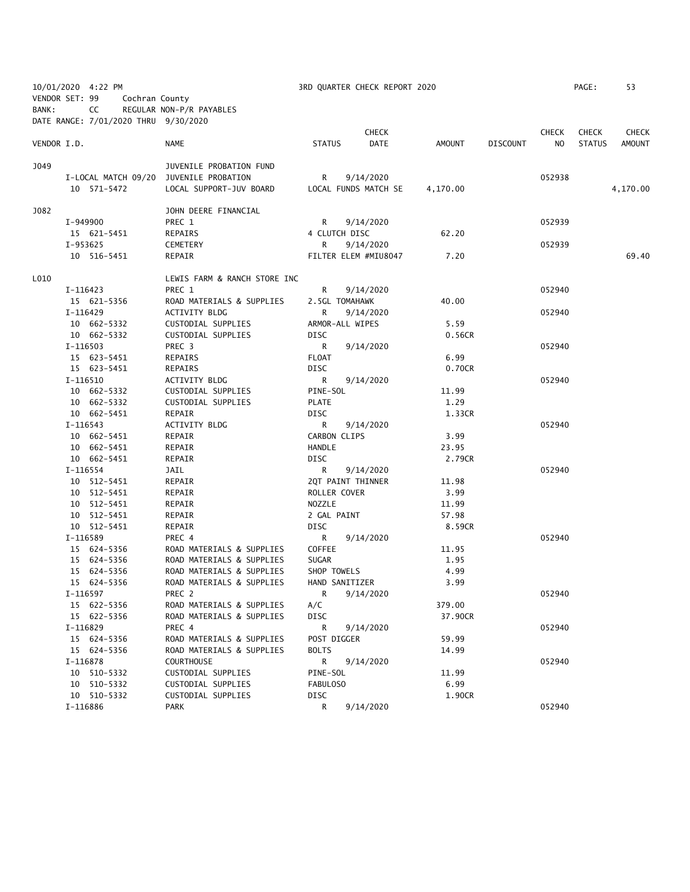10/01/2020 4:22 PM 3RD QUARTER CHECK REPORT 2020 PAGE: 53

VENDOR SET: 99 Cochran County

BANK: CC REGULAR NON-P/R PAYABLES

DATE RANGE: 7/01/2020 THRU 9/30/2020

| VENDOR I.D. | NAME | STATUS | CHECK DATE | AMOUNT | DISCOUNT | CHECK NO | CHECK STATUS | CHECK AMOUNT |
|---|---|---|---|---|---|---|---|---|
| J049 | JUVENILE PROBATION FUND | | | | | | | |
| I-LOCAL MATCH 09/20 | JUVENILE PROBATION | R | 9/14/2020 | | | 052938 | | |
| 10 571-5472 | LOCAL SUPPORT-JUV BOARD | LOCAL FUNDS MATCH SE | | 4,170.00 | | | | 4,170.00 |
| J082 | JOHN DEERE FINANCIAL | | | | | | | |
| I-949900 | PREC 1 | R | 9/14/2020 | | | 052939 | | |
| 15 621-5451 | REPAIRS | 4 CLUTCH DISC | | 62.20 | | | | |
| I-953625 | CEMETERY | R | 9/14/2020 | | | 052939 | | |
| 10 516-5451 | REPAIR | FILTER ELEM #MIU8047 | | 7.20 | | | | 69.40 |
| L010 | LEWIS FARM & RANCH STORE INC | | | | | | | |
| I-116423 | PREC 1 | R | 9/14/2020 | | | 052940 | | |
| 15 621-5356 | ROAD MATERIALS & SUPPLIES | 2.5GL TOMAHAWK | | 40.00 | | | | |
| I-116429 | ACTIVITY BLDG | R | 9/14/2020 | | | 052940 | | |
| 10 662-5332 | CUSTODIAL SUPPLIES | ARMOR-ALL WIPES | | 5.59 | | | | |
| 10 662-5332 | CUSTODIAL SUPPLIES | DISC | | 0.56CR | | | | |
| I-116503 | PREC 3 | R | 9/14/2020 | | | 052940 | | |
| 15 623-5451 | REPAIRS | FLOAT | | 6.99 | | | | |
| 15 623-5451 | REPAIRS | DISC | | 0.70CR | | | | |
| I-116510 | ACTIVITY BLDG | R | 9/14/2020 | | | 052940 | | |
| 10 662-5332 | CUSTODIAL SUPPLIES | PINE-SOL | | 11.99 | | | | |
| 10 662-5332 | CUSTODIAL SUPPLIES | PLATE | | 1.29 | | | | |
| 10 662-5451 | REPAIR | DISC | | 1.33CR | | | | |
| I-116543 | ACTIVITY BLDG | R | 9/14/2020 | | | 052940 | | |
| 10 662-5451 | REPAIR | CARBON CLIPS | | 3.99 | | | | |
| 10 662-5451 | REPAIR | HANDLE | | 23.95 | | | | |
| 10 662-5451 | REPAIR | DISC | | 2.79CR | | | | |
| I-116554 | JAIL | R | 9/14/2020 | | | 052940 | | |
| 10 512-5451 | REPAIR | 2QT PAINT THINNER | | 11.98 | | | | |
| 10 512-5451 | REPAIR | ROLLER COVER | | 3.99 | | | | |
| 10 512-5451 | REPAIR | NOZZLE | | 11.99 | | | | |
| 10 512-5451 | REPAIR | 2 GAL PAINT | | 57.98 | | | | |
| 10 512-5451 | REPAIR | DISC | | 8.59CR | | | | |
| I-116589 | PREC 4 | R | 9/14/2020 | | | 052940 | | |
| 15 624-5356 | ROAD MATERIALS & SUPPLIES | COFFEE | | 11.95 | | | | |
| 15 624-5356 | ROAD MATERIALS & SUPPLIES | SUGAR | | 1.95 | | | | |
| 15 624-5356 | ROAD MATERIALS & SUPPLIES | SHOP TOWELS | | 4.99 | | | | |
| 15 624-5356 | ROAD MATERIALS & SUPPLIES | HAND SANITIZER | | 3.99 | | | | |
| I-116597 | PREC 2 | R | 9/14/2020 | | | 052940 | | |
| 15 622-5356 | ROAD MATERIALS & SUPPLIES | A/C | | 379.00 | | | | |
| 15 622-5356 | ROAD MATERIALS & SUPPLIES | DISC | | 37.90CR | | | | |
| I-116829 | PREC 4 | R | 9/14/2020 | | | 052940 | | |
| 15 624-5356 | ROAD MATERIALS & SUPPLIES | POST DIGGER | | 59.99 | | | | |
| 15 624-5356 | ROAD MATERIALS & SUPPLIES | BOLTS | | 14.99 | | | | |
| I-116878 | COURTHOUSE | R | 9/14/2020 | | | 052940 | | |
| 10 510-5332 | CUSTODIAL SUPPLIES | PINE-SOL | | 11.99 | | | | |
| 10 510-5332 | CUSTODIAL SUPPLIES | FABULOSO | | 6.99 | | | | |
| 10 510-5332 | CUSTODIAL SUPPLIES | DISC | | 1.90CR | | | | |
| I-116886 | PARK | R | 9/14/2020 | | | 052940 | | |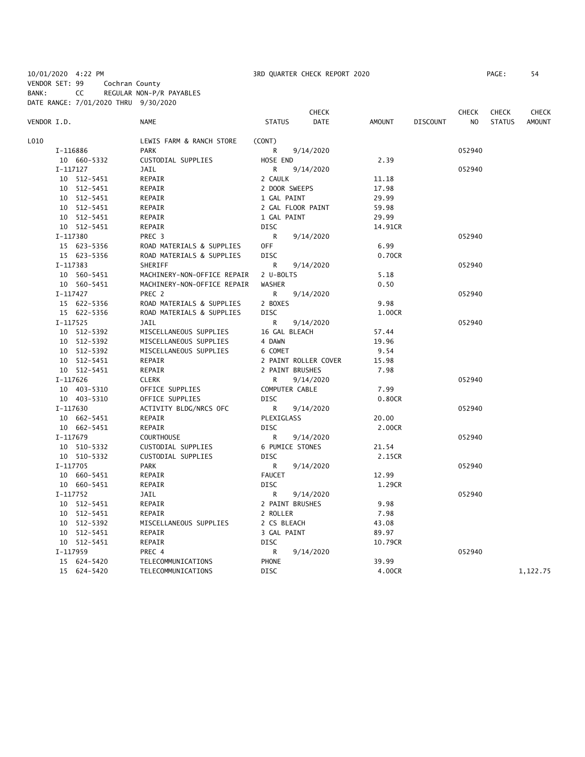10/01/2020 4:22 PM 3RD QUARTER CHECK REPORT 2020
VENDOR SET: 99 Cochran County
BANK: CC REGULAR NON-P/R PAYABLES
DATE RANGE: 7/01/2020 THRU 9/30/2020

| VENDOR I.D. | NAME | STATUS | CHECK DATE | AMOUNT | DISCOUNT | CHECK NO | CHECK STATUS | CHECK AMOUNT |
|---|---|---|---|---|---|---|---|---|
| L010 | LEWIS FARM & RANCH STORE | (CONT) | | | | | | |
| I-116886 | PARK | R | 9/14/2020 | | | 052940 | | |
| 10 660-5332 | CUSTODIAL SUPPLIES | HOSE END | | 2.39 | | | | |
| I-117127 | JAIL | R | 9/14/2020 | | | 052940 | | |
| 10 512-5451 | REPAIR | 2 CAULK | | 11.18 | | | | |
| 10 512-5451 | REPAIR | 2 DOOR SWEEPS | | 17.98 | | | | |
| 10 512-5451 | REPAIR | 1 GAL PAINT | | 29.99 | | | | |
| 10 512-5451 | REPAIR | 2 GAL FLOOR PAINT | | 59.98 | | | | |
| 10 512-5451 | REPAIR | 1 GAL PAINT | | 29.99 | | | | |
| 10 512-5451 | REPAIR | DISC | | 14.91CR | | | | |
| I-117380 | PREC 3 | R | 9/14/2020 | | | 052940 | | |
| 15 623-5356 | ROAD MATERIALS & SUPPLIES | OFF | | 6.99 | | | | |
| 15 623-5356 | ROAD MATERIALS & SUPPLIES | DISC | | 0.70CR | | | | |
| I-117383 | SHERIFF | R | 9/14/2020 | | | 052940 | | |
| 10 560-5451 | MACHINERY-NON-OFFICE REPAIR | 2 U-BOLTS | | 5.18 | | | | |
| 10 560-5451 | MACHINERY-NON-OFFICE REPAIR | WASHER | | 0.50 | | | | |
| I-117427 | PREC 2 | R | 9/14/2020 | | | 052940 | | |
| 15 622-5356 | ROAD MATERIALS & SUPPLIES | 2 BOXES | | 9.98 | | | | |
| 15 622-5356 | ROAD MATERIALS & SUPPLIES | DISC | | 1.00CR | | | | |
| I-117525 | JAIL | R | 9/14/2020 | | | 052940 | | |
| 10 512-5392 | MISCELLANEOUS SUPPLIES | 16 GAL BLEACH | | 57.44 | | | | |
| 10 512-5392 | MISCELLANEOUS SUPPLIES | 4 DAWN | | 19.96 | | | | |
| 10 512-5392 | MISCELLANEOUS SUPPLIES | 6 COMET | | 9.54 | | | | |
| 10 512-5451 | REPAIR | 2 PAINT ROLLER COVER | | 15.98 | | | | |
| 10 512-5451 | REPAIR | 2 PAINT BRUSHES | | 7.98 | | | | |
| I-117626 | CLERK | R | 9/14/2020 | | | 052940 | | |
| 10 403-5310 | OFFICE SUPPLIES | COMPUTER CABLE | | 7.99 | | | | |
| 10 403-5310 | OFFICE SUPPLIES | DISC | | 0.80CR | | | | |
| I-117630 | ACTIVITY BLDG/NRCS OFC | R | 9/14/2020 | | | 052940 | | |
| 10 662-5451 | REPAIR | PLEXIGLASS | | 20.00 | | | | |
| 10 662-5451 | REPAIR | DISC | | 2.00CR | | | | |
| I-117679 | COURTHOUSE | R | 9/14/2020 | | | 052940 | | |
| 10 510-5332 | CUSTODIAL SUPPLIES | 6 PUMICE STONES | | 21.54 | | | | |
| 10 510-5332 | CUSTODIAL SUPPLIES | DISC | | 2.15CR | | | | |
| I-117705 | PARK | R | 9/14/2020 | | | 052940 | | |
| 10 660-5451 | REPAIR | FAUCET | | 12.99 | | | | |
| 10 660-5451 | REPAIR | DISC | | 1.29CR | | | | |
| I-117752 | JAIL | R | 9/14/2020 | | | 052940 | | |
| 10 512-5451 | REPAIR | 2 PAINT BRUSHES | | 9.98 | | | | |
| 10 512-5451 | REPAIR | 2 ROLLER | | 7.98 | | | | |
| 10 512-5392 | MISCELLANEOUS SUPPLIES | 2 CS BLEACH | | 43.08 | | | | |
| 10 512-5451 | REPAIR | 3 GAL PAINT | | 89.97 | | | | |
| 10 512-5451 | REPAIR | DISC | | 10.79CR | | | | |
| I-117959 | PREC 4 | R | 9/14/2020 | | | 052940 | | |
| 15 624-5420 | TELECOMMUNICATIONS | PHONE | | 39.99 | | | | |
| 15 624-5420 | TELECOMMUNICATIONS | DISC | | 4.00CR | | | | 1,122.75 |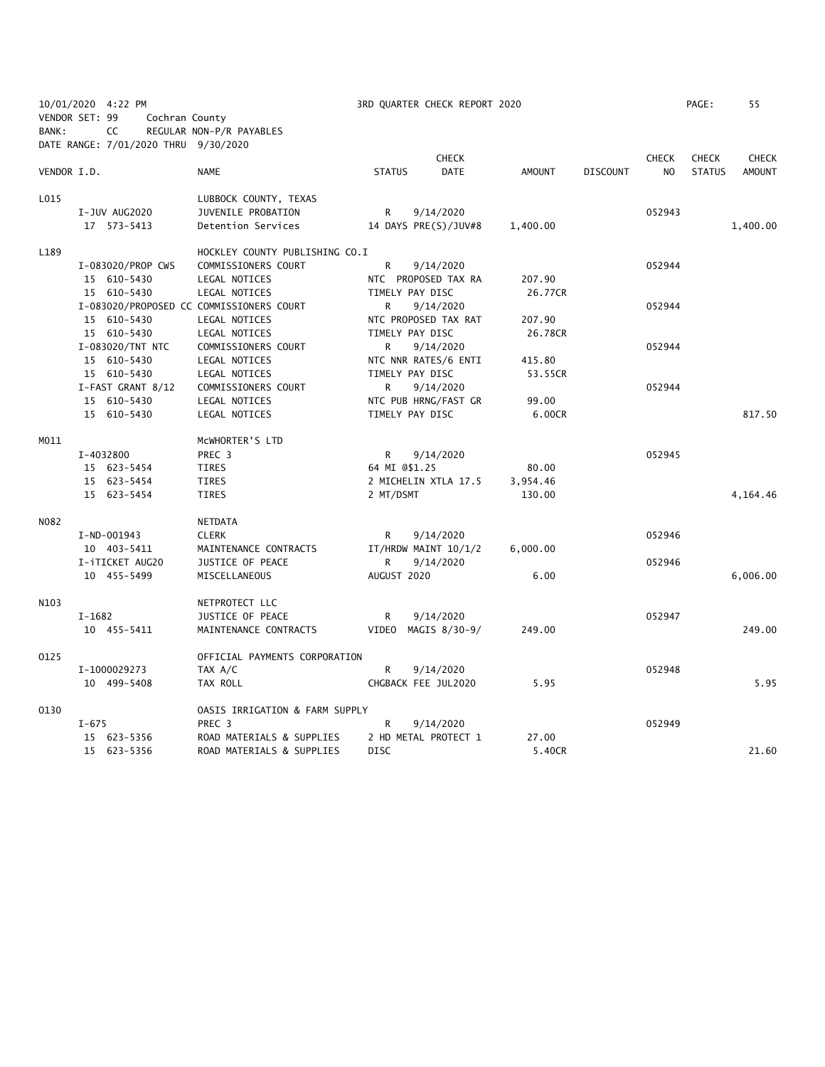10/01/2020 4:22 PM 3RD QUARTER CHECK REPORT 2020
VENDOR SET: 99 Cochran County
BANK: CC REGULAR NON-P/R PAYABLES
DATE RANGE: 7/01/2020 THRU 9/30/2020

| VENDOR I.D. | NAME | STATUS | CHECK DATE | AMOUNT | DISCOUNT | CHECK NO | CHECK STATUS | CHECK AMOUNT |
|---|---|---|---|---|---|---|---|---|
| L015 | LUBBOCK COUNTY, TEXAS | | | | | | | |
| I-JUV AUG2020 | JUVENILE PROBATION | R | 9/14/2020 | | | 052943 | | |
| 17 573-5413 | Detention Services | 14 DAYS PRE(S)/JUV#8 | | 1,400.00 | | | | 1,400.00 |
| L189 | HOCKLEY COUNTY PUBLISHING CO.I | | | | | | | |
| I-083020/PROP CWS | COMMISSIONERS COURT | R | 9/14/2020 | | | 052944 | | |
| 15 610-5430 | LEGAL NOTICES | NTC PROPOSED TAX RA | | 207.90 | | | | |
| 15 610-5430 | LEGAL NOTICES | TIMELY PAY DISC | | 26.77CR | | | | |
| I-083020/PROPOSED CC | COMMISSIONERS COURT | R | 9/14/2020 | | | 052944 | | |
| 15 610-5430 | LEGAL NOTICES | NTC PROPOSED TAX RAT | | 207.90 | | | | |
| 15 610-5430 | LEGAL NOTICES | TIMELY PAY DISC | | 26.78CR | | | | |
| I-083020/TNT NTC | COMMISSIONERS COURT | R | 9/14/2020 | | | 052944 | | |
| 15 610-5430 | LEGAL NOTICES | NTC NNR RATES/6 ENTI | | 415.80 | | | | |
| 15 610-5430 | LEGAL NOTICES | TIMELY PAY DISC | | 53.55CR | | | | |
| I-FAST GRANT 8/12 | COMMISSIONERS COURT | R | 9/14/2020 | | | 052944 | | |
| 15 610-5430 | LEGAL NOTICES | NTC PUB HRNG/FAST GR | | 99.00 | | | | |
| 15 610-5430 | LEGAL NOTICES | TIMELY PAY DISC | | 6.00CR | | | | 817.50 |
| M011 | McWHORTER'S LTD | | | | | | | |
| I-4032800 | PREC 3 | R | 9/14/2020 | | | 052945 | | |
| 15 623-5454 | TIRES | 64 MI @$1.25 | | 80.00 | | | | |
| 15 623-5454 | TIRES | 2 MICHELIN XTLA 17.5 | | 3,954.46 | | | | |
| 15 623-5454 | TIRES | 2 MT/DSMT | | 130.00 | | | | 4,164.46 |
| N082 | NETDATA | | | | | | | |
| I-ND-001943 | CLERK | R | 9/14/2020 | | | 052946 | | |
| 10 403-5411 | MAINTENANCE CONTRACTS | IT/HRDW MAINT 10/1/2 | | 6,000.00 | | | | |
| I-iTICKET AUG20 | JUSTICE OF PEACE | R | 9/14/2020 | | | 052946 | | |
| 10 455-5499 | MISCELLANEOUS | AUGUST 2020 | | 6.00 | | | | 6,006.00 |
| N103 | NETPROTECT LLC | | | | | | | |
| I-1682 | JUSTICE OF PEACE | R | 9/14/2020 | | | 052947 | | |
| 10 455-5411 | MAINTENANCE CONTRACTS | VIDEO MAGIS 8/30-9/ | | 249.00 | | | | 249.00 |
| O125 | OFFICIAL PAYMENTS CORPORATION | | | | | | | |
| I-1000029273 | TAX A/C | R | 9/14/2020 | | | 052948 | | |
| 10 499-5408 | TAX ROLL | CHGBACK FEE JUL2020 | | 5.95 | | | | 5.95 |
| O130 | OASIS IRRIGATION & FARM SUPPLY | | | | | | | |
| I-675 | PREC 3 | R | 9/14/2020 | | | 052949 | | |
| 15 623-5356 | ROAD MATERIALS & SUPPLIES | 2 HD METAL PROTECT 1 | | 27.00 | | | | |
| 15 623-5356 | ROAD MATERIALS & SUPPLIES | DISC | | 5.40CR | | | | 21.60 |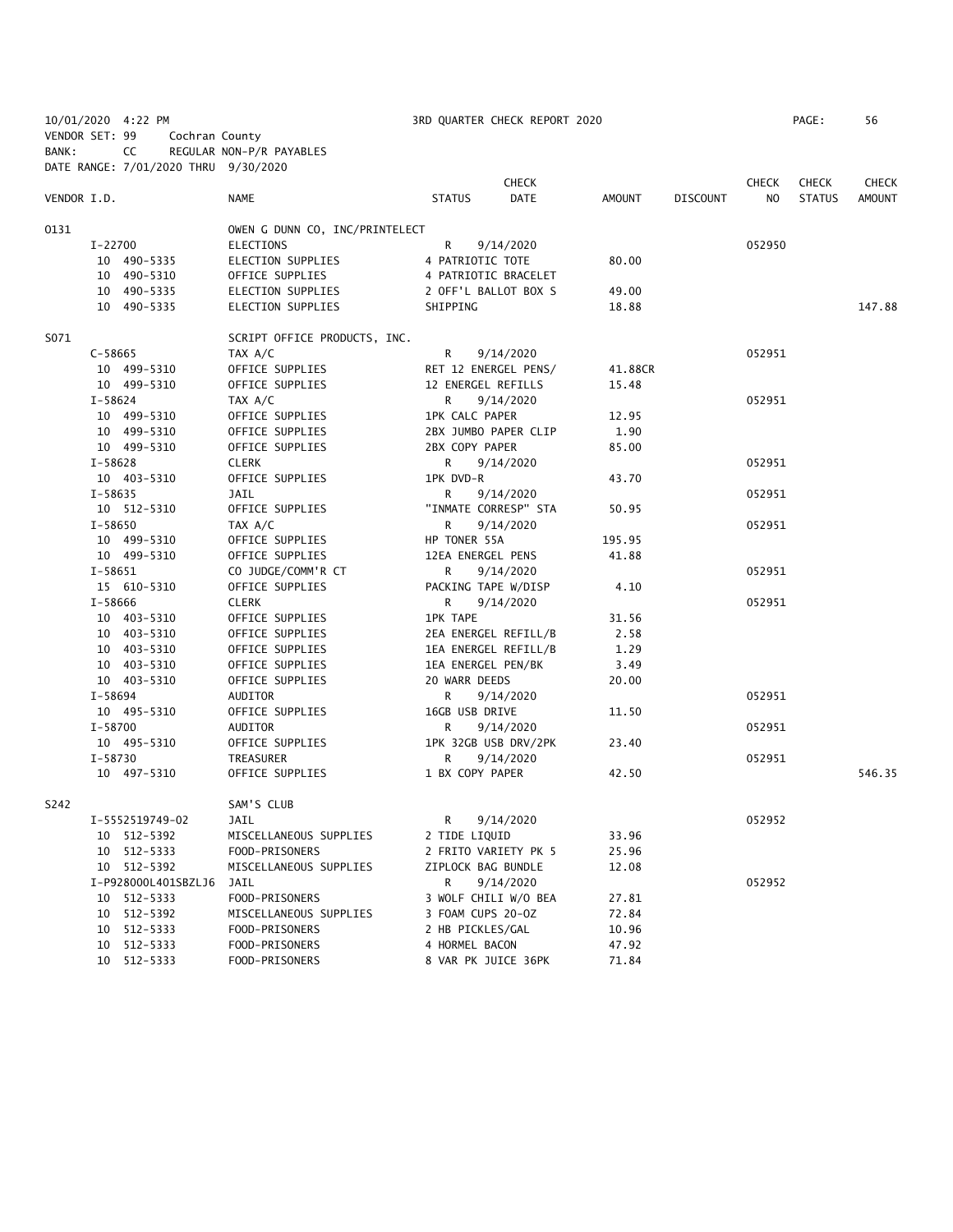10/01/2020 4:22 PM 3RD QUARTER CHECK REPORT 2020 PAGE: 56
VENDOR SET: 99 Cochran County
BANK: CC REGULAR NON-P/R PAYABLES
DATE RANGE: 7/01/2020 THRU 9/30/2020

| VENDOR I.D. | NAME | STATUS | CHECK DATE | AMOUNT | DISCOUNT | CHECK NO | CHECK STATUS | CHECK AMOUNT |
|---|---|---|---|---|---|---|---|---|
| 0131 | OWEN G DUNN CO, INC/PRINTELECT | | | | | | | |
| I-22700 | ELECTIONS | R | 9/14/2020 | | | 052950 | | |
| 10 490-5335 | ELECTION SUPPLIES | 4 PATRIOTIC TOTE | | 80.00 | | | | |
| 10 490-5310 | OFFICE SUPPLIES | 4 PATRIOTIC BRACELET | | | | | | |
| 10 490-5335 | ELECTION SUPPLIES | 2 OFF'L BALLOT BOX S | | 49.00 | | | | |
| 10 490-5335 | ELECTION SUPPLIES | SHIPPING | | 18.88 | | | | 147.88 |
| S071 | SCRIPT OFFICE PRODUCTS, INC. | | | | | | | |
| C-58665 | TAX A/C | R | 9/14/2020 | | | 052951 | | |
| 10 499-5310 | OFFICE SUPPLIES | RET 12 ENERGEL PENS/ | | 41.88CR | | | | |
| 10 499-5310 | OFFICE SUPPLIES | 12 ENERGEL REFILLS | | 15.48 | | | | |
| I-58624 | TAX A/C | R | 9/14/2020 | | | 052951 | | |
| 10 499-5310 | OFFICE SUPPLIES | 1PK CALC PAPER | | 12.95 | | | | |
| 10 499-5310 | OFFICE SUPPLIES | 2BX JUMBO PAPER CLIP | | 1.90 | | | | |
| 10 499-5310 | OFFICE SUPPLIES | 2BX COPY PAPER | | 85.00 | | | | |
| I-58628 | CLERK | R | 9/14/2020 | | | 052951 | | |
| 10 403-5310 | OFFICE SUPPLIES | 1PK DVD-R | | 43.70 | | | | |
| I-58635 | JAIL | R | 9/14/2020 | | | 052951 | | |
| 10 512-5310 | OFFICE SUPPLIES | "INMATE CORRESP" STA | | 50.95 | | | | |
| I-58650 | TAX A/C | R | 9/14/2020 | | | 052951 | | |
| 10 499-5310 | OFFICE SUPPLIES | HP TONER 55A | | 195.95 | | | | |
| 10 499-5310 | OFFICE SUPPLIES | 12EA ENERGEL PENS | | 41.88 | | | | |
| I-58651 | CO JUDGE/COMM'R CT | R | 9/14/2020 | | | 052951 | | |
| 15 610-5310 | OFFICE SUPPLIES | PACKING TAPE W/DISP | | 4.10 | | | | |
| I-58666 | CLERK | R | 9/14/2020 | | | 052951 | | |
| 10 403-5310 | OFFICE SUPPLIES | 1PK TAPE | | 31.56 | | | | |
| 10 403-5310 | OFFICE SUPPLIES | 2EA ENERGEL REFILL/B | | 2.58 | | | | |
| 10 403-5310 | OFFICE SUPPLIES | 1EA ENERGEL REFILL/B | | 1.29 | | | | |
| 10 403-5310 | OFFICE SUPPLIES | 1EA ENERGEL PEN/BK | | 3.49 | | | | |
| 10 403-5310 | OFFICE SUPPLIES | 20 WARR DEEDS | | 20.00 | | | | |
| I-58694 | AUDITOR | R | 9/14/2020 | | | 052951 | | |
| 10 495-5310 | OFFICE SUPPLIES | 16GB USB DRIVE | | 11.50 | | | | |
| I-58700 | AUDITOR | R | 9/14/2020 | | | 052951 | | |
| 10 495-5310 | OFFICE SUPPLIES | 1PK 32GB USB DRV/2PK | | 23.40 | | | | |
| I-58730 | TREASURER | R | 9/14/2020 | | | 052951 | | |
| 10 497-5310 | OFFICE SUPPLIES | 1 BX COPY PAPER | | 42.50 | | | | 546.35 |
| S242 | SAM'S CLUB | | | | | | | |
| I-5552519749-02 | JAIL | R | 9/14/2020 | | | 052952 | | |
| 10 512-5392 | MISCELLANEOUS SUPPLIES | 2 TIDE LIQUID | | 33.96 | | | | |
| 10 512-5333 | FOOD-PRISONERS | 2 FRITO VARIETY PK 5 | | 25.96 | | | | |
| 10 512-5392 | MISCELLANEOUS SUPPLIES | ZIPLOCK BAG BUNDLE | | 12.08 | | | | |
| I-P928000L401SBZLJ6 | JAIL | R | 9/14/2020 | | | 052952 | | |
| 10 512-5333 | FOOD-PRISONERS | 3 WOLF CHILI W/O BEA | | 27.81 | | | | |
| 10 512-5392 | MISCELLANEOUS SUPPLIES | 3 FOAM CUPS 20-OZ | | 72.84 | | | | |
| 10 512-5333 | FOOD-PRISONERS | 2 HB PICKLES/GAL | | 10.96 | | | | |
| 10 512-5333 | FOOD-PRISONERS | 4 HORMEL BACON | | 47.92 | | | | |
| 10 512-5333 | FOOD-PRISONERS | 8 VAR PK JUICE 36PK | | 71.84 | | | | |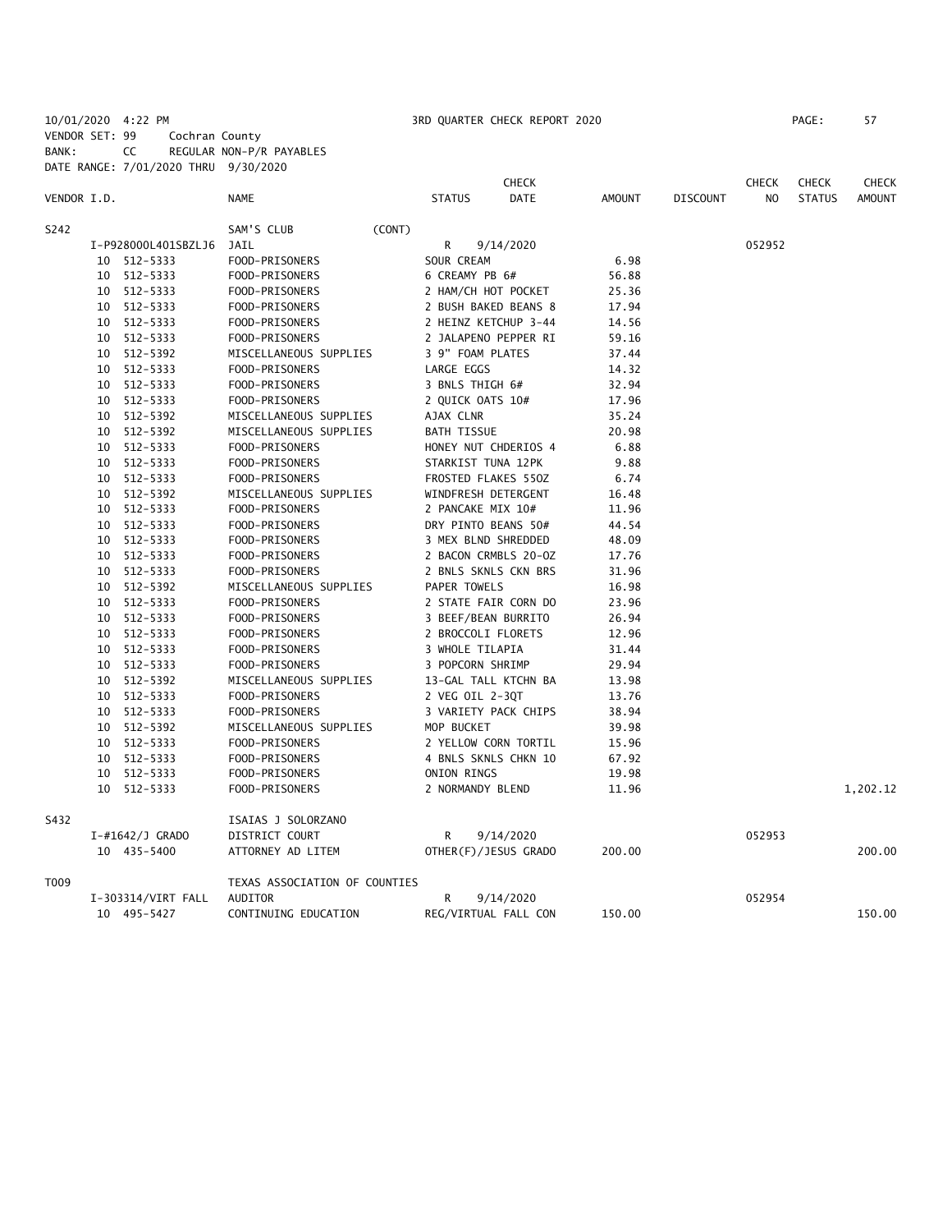10/01/2020 4:22 PM 3RD QUARTER CHECK REPORT 2020 PAGE: 57
VENDOR SET: 99 Cochran County
BANK: CC REGULAR NON-P/R PAYABLES
DATE RANGE: 7/01/2020 THRU 9/30/2020

| VENDOR I.D. | | NAME | STATUS | CHECK DATE | AMOUNT | DISCOUNT | CHECK NO | CHECK STATUS | CHECK AMOUNT |
|---|---|---|---|---|---|---|---|---|---|
| S242 | | SAM'S CLUB (CONT) | | | | | | | |
| | I-P928000L401SBZLJ6 | JAIL | R | 9/14/2020 | | | 052952 | | |
| | 10 512-5333 | FOOD-PRISONERS | SOUR CREAM | | 6.98 | | | | |
| | 10 512-5333 | FOOD-PRISONERS | 6 CREAMY PB 6# | | 56.88 | | | | |
| | 10 512-5333 | FOOD-PRISONERS | 2 HAM/CH HOT POCKET | | 25.36 | | | | |
| | 10 512-5333 | FOOD-PRISONERS | 2 BUSH BAKED BEANS 8 | | 17.94 | | | | |
| | 10 512-5333 | FOOD-PRISONERS | 2 HEINZ KETCHUP 3-44 | | 14.56 | | | | |
| | 10 512-5333 | FOOD-PRISONERS | 2 JALAPENO PEPPER RI | | 59.16 | | | | |
| | 10 512-5392 | MISCELLANEOUS SUPPLIES | 3 9" FOAM PLATES | | 37.44 | | | | |
| | 10 512-5333 | FOOD-PRISONERS | LARGE EGGS | | 14.32 | | | | |
| | 10 512-5333 | FOOD-PRISONERS | 3 BNLS THIGH 6# | | 32.94 | | | | |
| | 10 512-5333 | FOOD-PRISONERS | 2 QUICK OATS 10# | | 17.96 | | | | |
| | 10 512-5392 | MISCELLANEOUS SUPPLIES | AJAX CLNR | | 35.24 | | | | |
| | 10 512-5392 | MISCELLANEOUS SUPPLIES | BATH TISSUE | | 20.98 | | | | |
| | 10 512-5333 | FOOD-PRISONERS | HONEY NUT CHDERIOS 4 | | 6.88 | | | | |
| | 10 512-5333 | FOOD-PRISONERS | STARKIST TUNA 12PK | | 9.88 | | | | |
| | 10 512-5333 | FOOD-PRISONERS | FROSTED FLAKES 55OZ | | 6.74 | | | | |
| | 10 512-5392 | MISCELLANEOUS SUPPLIES | WINDFRESH DETERGENT | | 16.48 | | | | |
| | 10 512-5333 | FOOD-PRISONERS | 2 PANCAKE MIX 10# | | 11.96 | | | | |
| | 10 512-5333 | FOOD-PRISONERS | DRY PINTO BEANS 50# | | 44.54 | | | | |
| | 10 512-5333 | FOOD-PRISONERS | 3 MEX BLND SHREDDED | | 48.09 | | | | |
| | 10 512-5333 | FOOD-PRISONERS | 2 BACON CRMBLS 20-OZ | | 17.76 | | | | |
| | 10 512-5333 | FOOD-PRISONERS | 2 BNLS SKNLS CKN BRS | | 31.96 | | | | |
| | 10 512-5392 | MISCELLANEOUS SUPPLIES | PAPER TOWELS | | 16.98 | | | | |
| | 10 512-5333 | FOOD-PRISONERS | 2 STATE FAIR CORN DO | | 23.96 | | | | |
| | 10 512-5333 | FOOD-PRISONERS | 3 BEEF/BEAN BURRITO | | 26.94 | | | | |
| | 10 512-5333 | FOOD-PRISONERS | 2 BROCCOLI FLORETS | | 12.96 | | | | |
| | 10 512-5333 | FOOD-PRISONERS | 3 WHOLE TILAPIA | | 31.44 | | | | |
| | 10 512-5333 | FOOD-PRISONERS | 3 POPCORN SHRIMP | | 29.94 | | | | |
| | 10 512-5392 | MISCELLANEOUS SUPPLIES | 13-GAL TALL KTCHN BA | | 13.98 | | | | |
| | 10 512-5333 | FOOD-PRISONERS | 2 VEG OIL 2-3QT | | 13.76 | | | | |
| | 10 512-5333 | FOOD-PRISONERS | 3 VARIETY PACK CHIPS | | 38.94 | | | | |
| | 10 512-5392 | MISCELLANEOUS SUPPLIES | MOP BUCKET | | 39.98 | | | | |
| | 10 512-5333 | FOOD-PRISONERS | 2 YELLOW CORN TORTIL | | 15.96 | | | | |
| | 10 512-5333 | FOOD-PRISONERS | 4 BNLS SKNLS CHKN 10 | | 67.92 | | | | |
| | 10 512-5333 | FOOD-PRISONERS | ONION RINGS | | 19.98 | | | | |
| | 10 512-5333 | FOOD-PRISONERS | 2 NORMANDY BLEND | | 11.96 | | | | 1,202.12 |
| S432 | | ISAIAS J SOLORZANO | | | | | | | |
| | I-#1642/J GRADO | DISTRICT COURT | R | 9/14/2020 | | | 052953 | | |
| | 10 435-5400 | ATTORNEY AD LITEM | OTHER(F)/JESUS GRADO | | 200.00 | | | | 200.00 |
| T009 | | TEXAS ASSOCIATION OF COUNTIES | | | | | | | |
| | I-303314/VIRT FALL | AUDITOR | R | 9/14/2020 | | | 052954 | | |
| | 10 495-5427 | CONTINUING EDUCATION | REG/VIRTUAL FALL CON | | 150.00 | | | | 150.00 |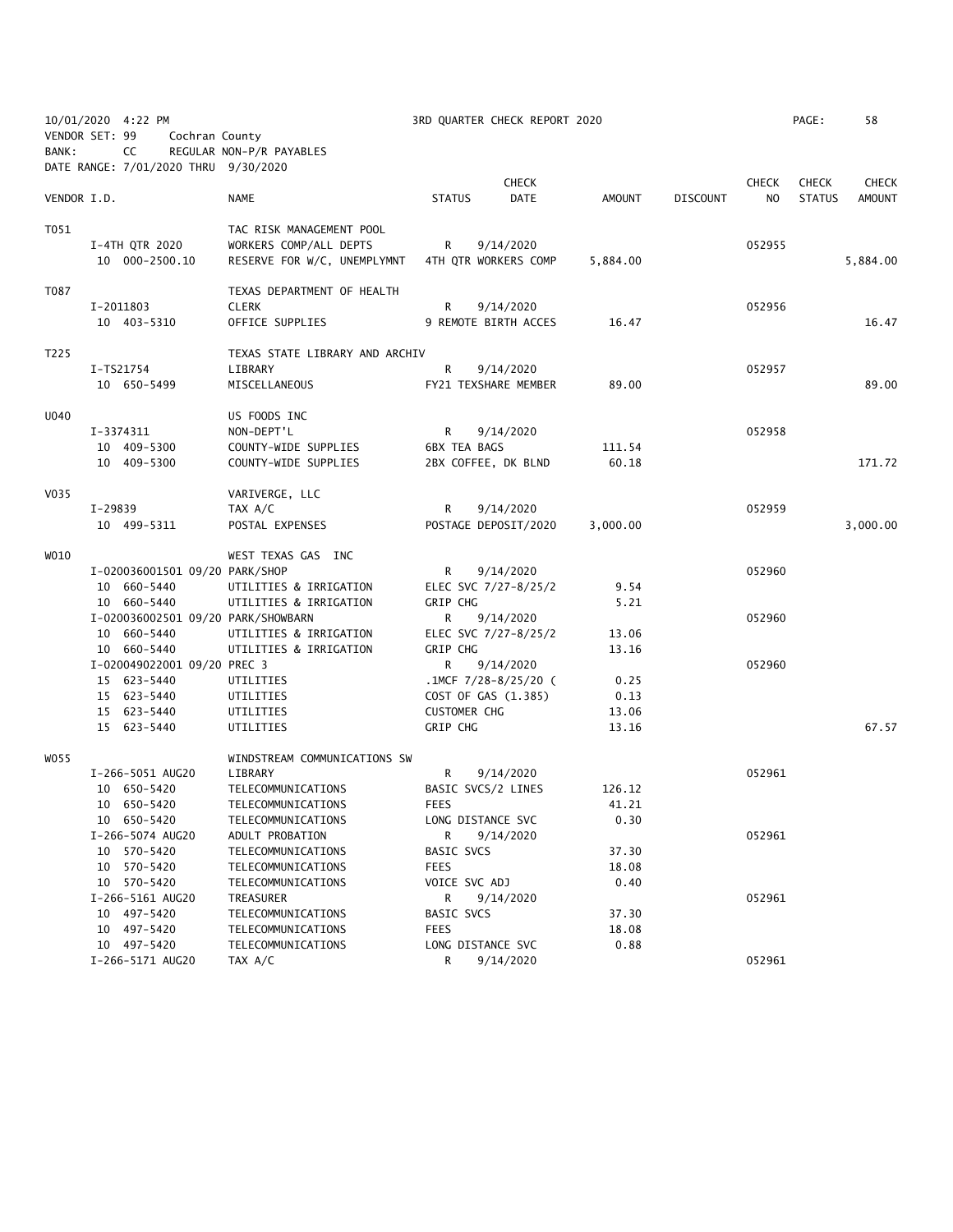10/01/2020 4:22 PM 3RD QUARTER CHECK REPORT 2020
VENDOR SET: 99 Cochran County
BANK: CC REGULAR NON-P/R PAYABLES
DATE RANGE: 7/01/2020 THRU 9/30/2020

| VENDOR I.D. | NAME | STATUS | CHECK DATE | AMOUNT | DISCOUNT | CHECK NO | CHECK STATUS | CHECK AMOUNT |
|---|---|---|---|---|---|---|---|---|
| T051 | TAC RISK MANAGEMENT POOL | | | | | | | |
| I-4TH QTR 2020 | WORKERS COMP/ALL DEPTS | R | 9/14/2020 | | | 052955 | | |
| 10 000-2500.10 | RESERVE FOR W/C, UNEMPLYMNT | 4TH QTR WORKERS COMP | | 5,884.00 | | | | 5,884.00 |
| T087 | TEXAS DEPARTMENT OF HEALTH | | | | | | | |
| I-2011803 | CLERK | R | 9/14/2020 | | | 052956 | | |
| 10 403-5310 | OFFICE SUPPLIES | 9 REMOTE BIRTH ACCES | | 16.47 | | | | 16.47 |
| T225 | TEXAS STATE LIBRARY AND ARCHIV | | | | | | | |
| I-TS21754 | LIBRARY | R | 9/14/2020 | | | 052957 | | |
| 10 650-5499 | MISCELLANEOUS | FY21 TEXSHARE MEMBER | | 89.00 | | | | 89.00 |
| U040 | US FOODS INC | | | | | | | |
| I-3374311 | NON-DEPT'L | R | 9/14/2020 | | | 052958 | | |
| 10 409-5300 | COUNTY-WIDE SUPPLIES | 6BX TEA BAGS | | 111.54 | | | | |
| 10 409-5300 | COUNTY-WIDE SUPPLIES | 2BX COFFEE, DK BLND | | 60.18 | | | | 171.72 |
| V035 | VARIVERGE, LLC | | | | | | | |
| I-29839 | TAX A/C | R | 9/14/2020 | | | 052959 | | |
| 10 499-5311 | POSTAL EXPENSES | POSTAGE DEPOSIT/2020 | | 3,000.00 | | | | 3,000.00 |
| W010 | WEST TEXAS GAS INC | | | | | | | |
| I-020036001501 09/20 PARK/SHOP | | R | 9/14/2020 | | | 052960 | | |
| 10 660-5440 | UTILITIES & IRRIGATION | ELEC SVC 7/27-8/25/2 | | 9.54 | | | | |
| 10 660-5440 | UTILITIES & IRRIGATION | GRIP CHG | | 5.21 | | | | |
| I-020036002501 09/20 PARK/SHOWBARN | | R | 9/14/2020 | | | 052960 | | |
| 10 660-5440 | UTILITIES & IRRIGATION | ELEC SVC 7/27-8/25/2 | | 13.06 | | | | |
| 10 660-5440 | UTILITIES & IRRIGATION | GRIP CHG | | 13.16 | | | | |
| I-020049022001 09/20 PREC 3 | | R | 9/14/2020 | | | 052960 | | |
| 15 623-5440 | UTILITIES | .1MCF 7/28-8/25/20 ( | | 0.25 | | | | |
| 15 623-5440 | UTILITIES | COST OF GAS (1.385) | | 0.13 | | | | |
| 15 623-5440 | UTILITIES | CUSTOMER CHG | | 13.06 | | | | |
| 15 623-5440 | UTILITIES | GRIP CHG | | 13.16 | | | | 67.57 |
| W055 | WINDSTREAM COMMUNICATIONS SW | | | | | | | |
| I-266-5051 AUG20 | LIBRARY | R | 9/14/2020 | | | 052961 | | |
| 10 650-5420 | TELECOMMUNICATIONS | BASIC SVCS/2 LINES | | 126.12 | | | | |
| 10 650-5420 | TELECOMMUNICATIONS | FEES | | 41.21 | | | | |
| 10 650-5420 | TELECOMMUNICATIONS | LONG DISTANCE SVC | | 0.30 | | | | |
| I-266-5074 AUG20 | ADULT PROBATION | R | 9/14/2020 | | | 052961 | | |
| 10 570-5420 | TELECOMMUNICATIONS | BASIC SVCS | | 37.30 | | | | |
| 10 570-5420 | TELECOMMUNICATIONS | FEES | | 18.08 | | | | |
| 10 570-5420 | TELECOMMUNICATIONS | VOICE SVC ADJ | | 0.40 | | | | |
| I-266-5161 AUG20 | TREASURER | R | 9/14/2020 | | | 052961 | | |
| 10 497-5420 | TELECOMMUNICATIONS | BASIC SVCS | | 37.30 | | | | |
| 10 497-5420 | TELECOMMUNICATIONS | FEES | | 18.08 | | | | |
| 10 497-5420 | TELECOMMUNICATIONS | LONG DISTANCE SVC | | 0.88 | | | | |
| I-266-5171 AUG20 | TAX A/C | R | 9/14/2020 | | | 052961 | | |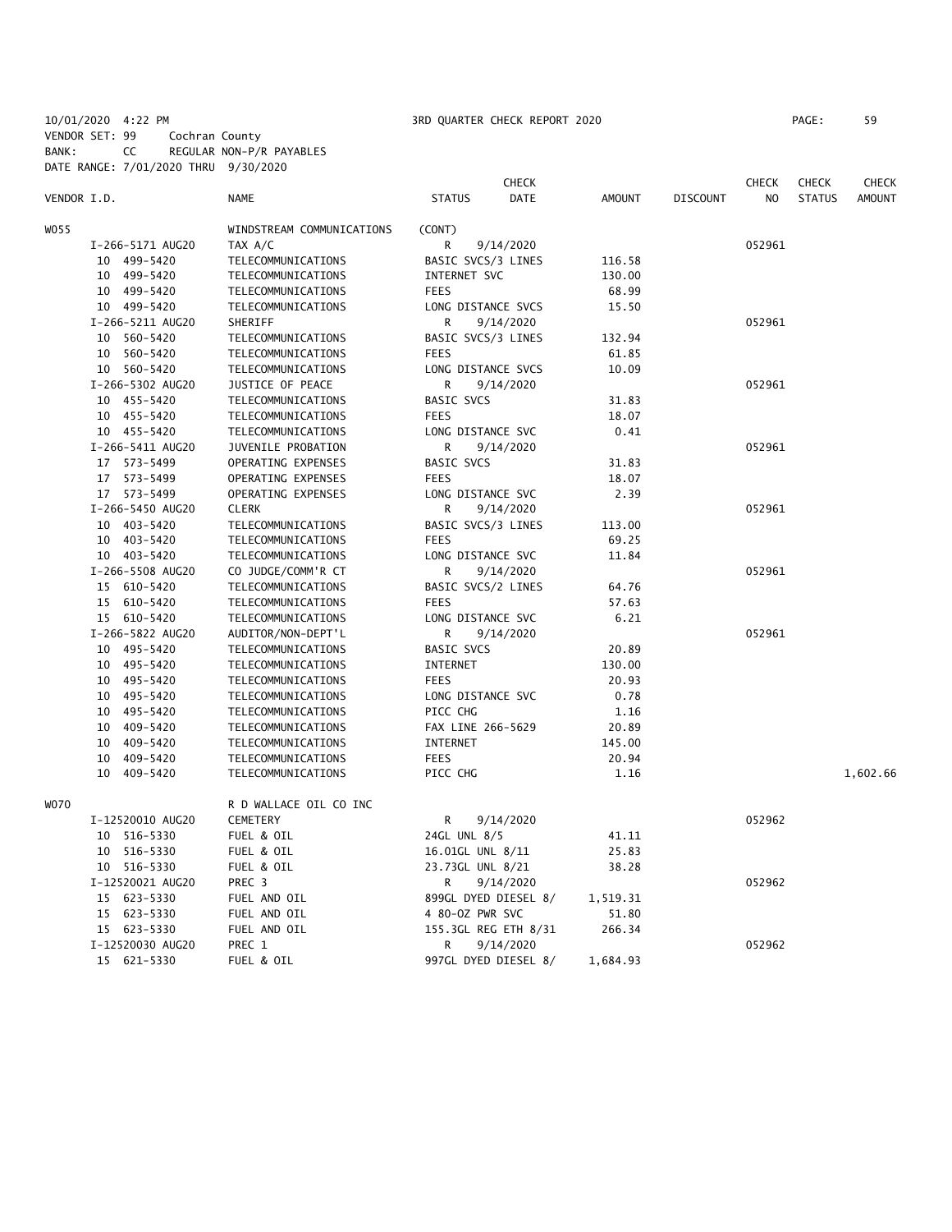10/01/2020 4:22 PM 3RD QUARTER CHECK REPORT 2020 PAGE: 59
VENDOR SET: 99 Cochran County
BANK: CC REGULAR NON-P/R PAYABLES
DATE RANGE: 7/01/2020 THRU 9/30/2020

| VENDOR I.D. | NAME | STATUS | CHECK DATE | AMOUNT | DISCOUNT | CHECK NO | CHECK STATUS | CHECK AMOUNT |
|---|---|---|---|---|---|---|---|---|
| W055 | WINDSTREAM COMMUNICATIONS | (CONT) | | | | | | |
| I-266-5171 AUG20 | TAX A/C | R | 9/14/2020 | | | 052961 | | |
| 10 499-5420 | TELECOMMUNICATIONS | BASIC SVCS/3 LINES | | 116.58 | | | | |
| 10 499-5420 | TELECOMMUNICATIONS | INTERNET SVC | | 130.00 | | | | |
| 10 499-5420 | TELECOMMUNICATIONS | FEES | | 68.99 | | | | |
| 10 499-5420 | TELECOMMUNICATIONS | LONG DISTANCE SVCS | | 15.50 | | | | |
| I-266-5211 AUG20 | SHERIFF | R | 9/14/2020 | | | 052961 | | |
| 10 560-5420 | TELECOMMUNICATIONS | BASIC SVCS/3 LINES | | 132.94 | | | | |
| 10 560-5420 | TELECOMMUNICATIONS | FEES | | 61.85 | | | | |
| 10 560-5420 | TELECOMMUNICATIONS | LONG DISTANCE SVCS | | 10.09 | | | | |
| I-266-5302 AUG20 | JUSTICE OF PEACE | R | 9/14/2020 | | | 052961 | | |
| 10 455-5420 | TELECOMMUNICATIONS | BASIC SVCS | | 31.83 | | | | |
| 10 455-5420 | TELECOMMUNICATIONS | FEES | | 18.07 | | | | |
| 10 455-5420 | TELECOMMUNICATIONS | LONG DISTANCE SVC | | 0.41 | | | | |
| I-266-5411 AUG20 | JUVENILE PROBATION | R | 9/14/2020 | | | 052961 | | |
| 17 573-5499 | OPERATING EXPENSES | BASIC SVCS | | 31.83 | | | | |
| 17 573-5499 | OPERATING EXPENSES | FEES | | 18.07 | | | | |
| 17 573-5499 | OPERATING EXPENSES | LONG DISTANCE SVC | | 2.39 | | | | |
| I-266-5450 AUG20 | CLERK | R | 9/14/2020 | | | 052961 | | |
| 10 403-5420 | TELECOMMUNICATIONS | BASIC SVCS/3 LINES | | 113.00 | | | | |
| 10 403-5420 | TELECOMMUNICATIONS | FEES | | 69.25 | | | | |
| 10 403-5420 | TELECOMMUNICATIONS | LONG DISTANCE SVC | | 11.84 | | | | |
| I-266-5508 AUG20 | CO JUDGE/COMM'R CT | R | 9/14/2020 | | | 052961 | | |
| 15 610-5420 | TELECOMMUNICATIONS | BASIC SVCS/2 LINES | | 64.76 | | | | |
| 15 610-5420 | TELECOMMUNICATIONS | FEES | | 57.63 | | | | |
| 15 610-5420 | TELECOMMUNICATIONS | LONG DISTANCE SVC | | 6.21 | | | | |
| I-266-5822 AUG20 | AUDITOR/NON-DEPT'L | R | 9/14/2020 | | | 052961 | | |
| 10 495-5420 | TELECOMMUNICATIONS | BASIC SVCS | | 20.89 | | | | |
| 10 495-5420 | TELECOMMUNICATIONS | INTERNET | | 130.00 | | | | |
| 10 495-5420 | TELECOMMUNICATIONS | FEES | | 20.93 | | | | |
| 10 495-5420 | TELECOMMUNICATIONS | LONG DISTANCE SVC | | 0.78 | | | | |
| 10 495-5420 | TELECOMMUNICATIONS | PICC CHG | | 1.16 | | | | |
| 10 409-5420 | TELECOMMUNICATIONS | FAX LINE 266-5629 | | 20.89 | | | | |
| 10 409-5420 | TELECOMMUNICATIONS | INTERNET | | 145.00 | | | | |
| 10 409-5420 | TELECOMMUNICATIONS | FEES | | 20.94 | | | | |
| 10 409-5420 | TELECOMMUNICATIONS | PICC CHG | | 1.16 | | | | 1,602.66 |
| W070 | R D WALLACE OIL CO INC | | | | | | | |
| I-12520010 AUG20 | CEMETERY | R | 9/14/2020 | | | 052962 | | |
| 10 516-5330 | FUEL & OIL | 24GL UNL 8/5 | | 41.11 | | | | |
| 10 516-5330 | FUEL & OIL | 16.01GL UNL 8/11 | | 25.83 | | | | |
| 10 516-5330 | FUEL & OIL | 23.73GL UNL 8/21 | | 38.28 | | | | |
| I-12520021 AUG20 | PREC 3 | R | 9/14/2020 | | | 052962 | | |
| 15 623-5330 | FUEL AND OIL | 899GL DYED DIESEL 8/ | | 1,519.31 | | | | |
| 15 623-5330 | FUEL AND OIL | 4 80-OZ PWR SVC | | 51.80 | | | | |
| 15 623-5330 | FUEL AND OIL | 155.3GL REG ETH 8/31 | | 266.34 | | | | |
| I-12520030 AUG20 | PREC 1 | R | 9/14/2020 | | | 052962 | | |
| 15 621-5330 | FUEL & OIL | 997GL DYED DIESEL 8/ | | 1,684.93 | | | | |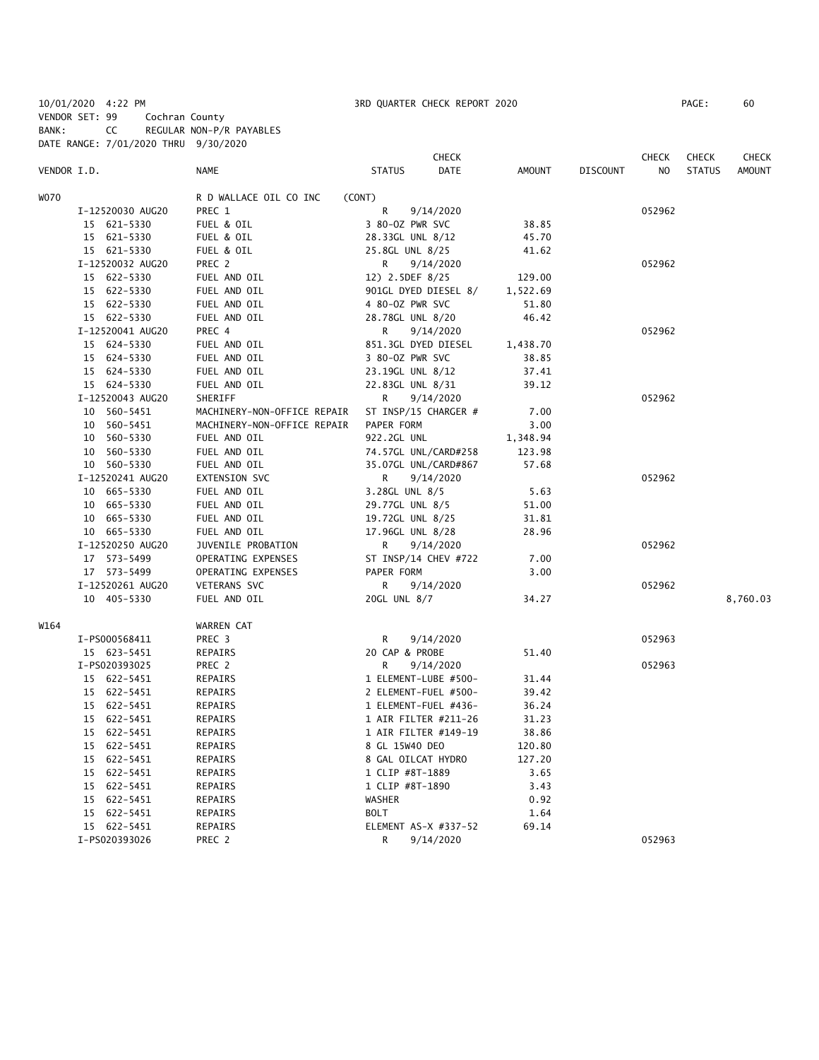10/01/2020 4:22 PM 3RD QUARTER CHECK REPORT 2020

VENDOR SET: 99 Cochran County

BANK: CC REGULAR NON-P/R PAYABLES

DATE RANGE: 7/01/2020 THRU 9/30/2020

| VENDOR I.D. | NAME | STATUS | CHECK DATE | AMOUNT | DISCOUNT | CHECK NO | CHECK STATUS | CHECK AMOUNT |
|---|---|---|---|---|---|---|---|---|
| W070 | R D WALLACE OIL CO INC (CONT) | | | | | | | |
| I-12520030 AUG20 | PREC 1 | R | 9/14/2020 | | | 052962 | | |
| 15 621-5330 | FUEL & OIL | 3 80-OZ PWR SVC | | 38.85 | | | | |
| 15 621-5330 | FUEL & OIL | 28.33GL UNL 8/12 | | 45.70 | | | | |
| 15 621-5330 | FUEL & OIL | 25.8GL UNL 8/25 | | 41.62 | | | | |
| I-12520032 AUG20 | PREC 2 | R | 9/14/2020 | | | 052962 | | |
| 15 622-5330 | FUEL AND OIL | 12) 2.5DEF 8/25 | | 129.00 | | | | |
| 15 622-5330 | FUEL AND OIL | 901GL DYED DIESEL 8/ | | 1,522.69 | | | | |
| 15 622-5330 | FUEL AND OIL | 4 80-OZ PWR SVC | | 51.80 | | | | |
| 15 622-5330 | FUEL AND OIL | 28.78GL UNL 8/20 | | 46.42 | | | | |
| I-12520041 AUG20 | PREC 4 | R | 9/14/2020 | | | 052962 | | |
| 15 624-5330 | FUEL AND OIL | 851.3GL DYED DIESEL | | 1,438.70 | | | | |
| 15 624-5330 | FUEL AND OIL | 3 80-OZ PWR SVC | | 38.85 | | | | |
| 15 624-5330 | FUEL AND OIL | 23.19GL UNL 8/12 | | 37.41 | | | | |
| 15 624-5330 | FUEL AND OIL | 22.83GL UNL 8/31 | | 39.12 | | | | |
| I-12520043 AUG20 | SHERIFF | R | 9/14/2020 | | | 052962 | | |
| 10 560-5451 | MACHINERY-NON-OFFICE REPAIR | ST INSP/15 CHARGER # | | 7.00 | | | | |
| 10 560-5451 | MACHINERY-NON-OFFICE REPAIR | PAPER FORM | | 3.00 | | | | |
| 10 560-5330 | FUEL AND OIL | 922.2GL UNL | | 1,348.94 | | | | |
| 10 560-5330 | FUEL AND OIL | 74.57GL UNL/CARD#258 | | 123.98 | | | | |
| 10 560-5330 | FUEL AND OIL | 35.07GL UNL/CARD#867 | | 57.68 | | | | |
| I-12520241 AUG20 | EXTENSION SVC | R | 9/14/2020 | | | 052962 | | |
| 10 665-5330 | FUEL AND OIL | 3.28GL UNL 8/5 | | 5.63 | | | | |
| 10 665-5330 | FUEL AND OIL | 29.77GL UNL 8/5 | | 51.00 | | | | |
| 10 665-5330 | FUEL AND OIL | 19.72GL UNL 8/25 | | 31.81 | | | | |
| 10 665-5330 | FUEL AND OIL | 17.96GL UNL 8/28 | | 28.96 | | | | |
| I-12520250 AUG20 | JUVENILE PROBATION | R | 9/14/2020 | | | 052962 | | |
| 17 573-5499 | OPERATING EXPENSES | ST INSP/14 CHEV #722 | | 7.00 | | | | |
| 17 573-5499 | OPERATING EXPENSES | PAPER FORM | | 3.00 | | | | |
| I-12520261 AUG20 | VETERANS SVC | R | 9/14/2020 | | | 052962 | | |
| 10 405-5330 | FUEL AND OIL | 20GL UNL 8/7 | | 34.27 | | | | 8,760.03 |
| W164 | WARREN CAT | | | | | | | |
| I-PS000568411 | PREC 3 | R | 9/14/2020 | | | 052963 | | |
| 15 623-5451 | REPAIRS | 20 CAP & PROBE | | 51.40 | | | | |
| I-PS020393025 | PREC 2 | R | 9/14/2020 | | | 052963 | | |
| 15 622-5451 | REPAIRS | 1 ELEMENT-LUBE #500- | | 31.44 | | | | |
| 15 622-5451 | REPAIRS | 2 ELEMENT-FUEL #500- | | 39.42 | | | | |
| 15 622-5451 | REPAIRS | 1 ELEMENT-FUEL #436- | | 36.24 | | | | |
| 15 622-5451 | REPAIRS | 1 AIR FILTER #211-26 | | 31.23 | | | | |
| 15 622-5451 | REPAIRS | 1 AIR FILTER #149-19 | | 38.86 | | | | |
| 15 622-5451 | REPAIRS | 8 GL 15W40 DEO | | 120.80 | | | | |
| 15 622-5451 | REPAIRS | 8 GAL OILCAT HYDRO | | 127.20 | | | | |
| 15 622-5451 | REPAIRS | 1 CLIP #8T-1889 | | 3.65 | | | | |
| 15 622-5451 | REPAIRS | 1 CLIP #8T-1890 | | 3.43 | | | | |
| 15 622-5451 | REPAIRS | WASHER | | 0.92 | | | | |
| 15 622-5451 | REPAIRS | BOLT | | 1.64 | | | | |
| 15 622-5451 | REPAIRS | ELEMENT AS-X #337-52 | | 69.14 | | | | |
| I-PS020393026 | PREC 2 | R | 9/14/2020 | | | 052963 | | |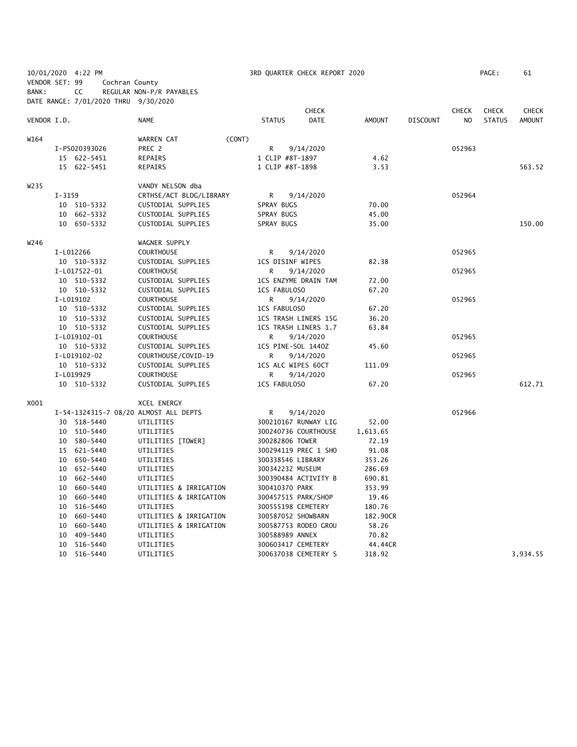10/01/2020 4:22 PM　　3RD QUARTER CHECK REPORT 2020　　PAGE: 61

VENDOR SET: 99　Cochran County

BANK: CC　REGULAR NON-P/R PAYABLES

DATE RANGE: 7/01/2020 THRU 9/30/2020

| VENDOR I.D. | NAME | STATUS | CHECK DATE | AMOUNT | DISCOUNT | CHECK NO | CHECK STATUS | CHECK AMOUNT |
|---|---|---|---|---|---|---|---|---|
| W164 | WARREN CAT (CONT) | | | | | | | |
| I-PS020393026 | PREC 2 | R | 9/14/2020 | | | 052963 | | |
| 15 622-5451 | REPAIRS | 1 CLIP #8T-1897 | | 4.62 | | | | |
| 15 622-5451 | REPAIRS | 1 CLIP #8T-1898 | | 3.53 | | | | 563.52 |
| W235 | VANDY NELSON dba | | | | | | | |
| I-3159 | CRTHSE/ACT BLDG/LIBRARY | R | 9/14/2020 | | | 052964 | | |
| 10 510-5332 | CUSTODIAL SUPPLIES | SPRAY BUGS | | 70.00 | | | | |
| 10 662-5332 | CUSTODIAL SUPPLIES | SPRAY BUGS | | 45.00 | | | | |
| 10 650-5332 | CUSTODIAL SUPPLIES | SPRAY BUGS | | 35.00 | | | | 150.00 |
| W246 | WAGNER SUPPLY | | | | | | | |
| I-L012266 | COURTHOUSE | R | 9/14/2020 | | | 052965 | | |
| 10 510-5332 | CUSTODIAL SUPPLIES | 1CS DISINF WIPES | | 82.38 | | | | |
| I-L017522-01 | COURTHOUSE | R | 9/14/2020 | | | 052965 | | |
| 10 510-5332 | CUSTODIAL SUPPLIES | 1CS ENZYME DRAIN TAM | | 72.00 | | | | |
| 10 510-5332 | CUSTODIAL SUPPLIES | 1CS FABULOSO | | 67.20 | | | | |
| I-L019102 | COURTHOUSE | R | 9/14/2020 | | | 052965 | | |
| 10 510-5332 | CUSTODIAL SUPPLIES | 1CS FABULOSO | | 67.20 | | | | |
| 10 510-5332 | CUSTODIAL SUPPLIES | 1CS TRASH LINERS 15G | | 36.20 | | | | |
| 10 510-5332 | CUSTODIAL SUPPLIES | 1CS TRASH LINERS 1.7 | | 63.84 | | | | |
| I-L019102-01 | COURTHOUSE | R | 9/14/2020 | | | 052965 | | |
| 10 510-5332 | CUSTODIAL SUPPLIES | 1CS PINE-SOL 144OZ | | 45.60 | | | | |
| I-L019102-02 | COURTHOUSE/COVID-19 | R | 9/14/2020 | | | 052965 | | |
| 10 510-5332 | CUSTODIAL SUPPLIES | 1CS ALC WIPES 60CT | | 111.09 | | | | |
| I-L019929 | COURTHOUSE | R | 9/14/2020 | | | 052965 | | |
| 10 510-5332 | CUSTODIAL SUPPLIES | 1CS FABULOSO | | 67.20 | | | | 612.71 |
| X001 | XCEL ENERGY | | | | | | | |
| I-54-1324315-7 08/20 | ALMOST ALL DEPTS | R | 9/14/2020 | | | 052966 | | |
| 30 518-5440 | UTILITIES | 300210167 RUNWAY LIG | | 52.00 | | | | |
| 10 510-5440 | UTILITIES | 300240736 COURTHOUSE | | 1,613.65 | | | | |
| 10 580-5440 | UTILITIES [TOWER] | 300282806 TOWER | | 72.19 | | | | |
| 15 621-5440 | UTILITIES | 300294119 PREC 1 SHO | | 91.08 | | | | |
| 10 650-5440 | UTILITIES | 300338546 LIBRARY | | 353.26 | | | | |
| 10 652-5440 | UTILITIES | 300342232 MUSEUM | | 286.69 | | | | |
| 10 662-5440 | UTILITIES | 300390484 ACTIVITY B | | 690.81 | | | | |
| 10 660-5440 | UTILITIES & IRRIGATION | 300410370 PARK | | 353.99 | | | | |
| 10 660-5440 | UTILITIES & IRRIGATION | 300457515 PARK/SHOP | | 19.46 | | | | |
| 10 516-5440 | UTILITIES | 300555198 CEMETERY | | 180.76 | | | | |
| 10 660-5440 | UTILITIES & IRRIGATION | 300587052 SHOWBARN | | 182.90CR | | | | |
| 10 660-5440 | UTILITIES & IRRIGATION | 300587753 RODEO GROU | | 58.26 | | | | |
| 10 409-5440 | UTILITIES | 300588989 ANNEX | | 70.82 | | | | |
| 10 516-5440 | UTILITIES | 300603417 CEMETERY | | 44.44CR | | | | |
| 10 516-5440 | UTILITIES | 300637038 CEMETERY S | | 318.92 | | | | 3,934.55 |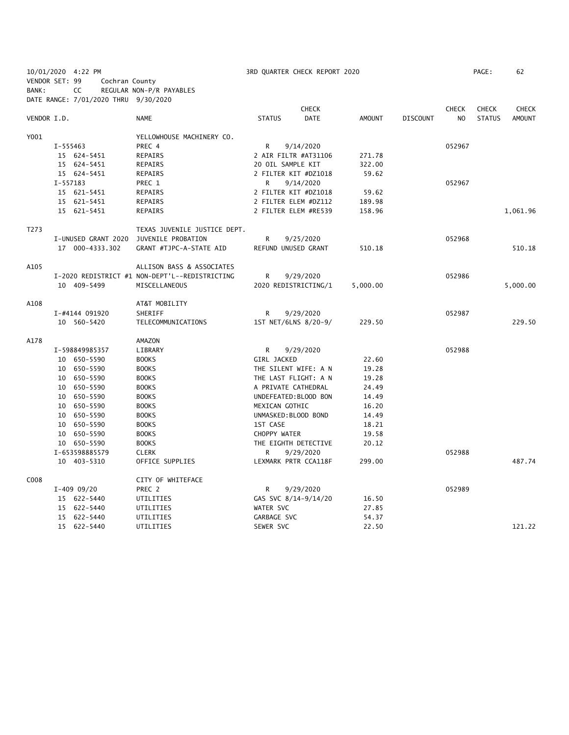10/01/2020 4:22 PM  3RD QUARTER CHECK REPORT 2020

VENDOR SET: 99  Cochran County
BANK: CC  REGULAR NON-P/R PAYABLES
DATE RANGE: 7/01/2020 THRU 9/30/2020

| VENDOR I.D. | | NAME | STATUS | CHECK DATE | AMOUNT | DISCOUNT | CHECK NO | CHECK STATUS | CHECK AMOUNT |
|---|---|---|---|---|---|---|---|---|---|
| Y001 | | YELLOWHOUSE MACHINERY CO. | | | | | | | |
| | I-555463 | PREC 4 | R | 9/14/2020 | | | 052967 | | |
| | 15 624-5451 | REPAIRS | 2 AIR FILTR #AT31106 | | 271.78 | | | | |
| | 15 624-5451 | REPAIRS | 20 OIL SAMPLE KIT | | 322.00 | | | | |
| | 15 624-5451 | REPAIRS | 2 FILTER KIT #DZ1018 | | 59.62 | | | | |
| | I-557183 | PREC 1 | R | 9/14/2020 | | | 052967 | | |
| | 15 621-5451 | REPAIRS | 2 FILTER KIT #DZ1018 | | 59.62 | | | | |
| | 15 621-5451 | REPAIRS | 2 FILTER ELEM #DZ112 | | 189.98 | | | | |
| | 15 621-5451 | REPAIRS | 2 FILTER ELEM #RE539 | | 158.96 | | | | 1,061.96 |
| T273 | | TEXAS JUVENILE JUSTICE DEPT. | | | | | | | |
| | I-UNUSED GRANT 2020 | JUVENILE PROBATION | R | 9/25/2020 | | | 052968 | | |
| | 17 000-4333.302 | GRANT #TJPC-A-STATE AID | REFUND UNUSED GRANT | | 510.18 | | | | 510.18 |
| A105 | | ALLISON BASS & ASSOCIATES | | | | | | | |
| | I-2020 REDISTRICT #1 | NON-DEPT'L--REDISTRICTING | R | 9/29/2020 | | | 052986 | | |
| | 10 409-5499 | MISCELLANEOUS | 2020 REDISTRICTING/1 | | 5,000.00 | | | | 5,000.00 |
| A108 | | AT&T MOBILITY | | | | | | | |
| | I-#4144 091920 | SHERIFF | R | 9/29/2020 | | | 052987 | | |
| | 10 560-5420 | TELECOMMUNICATIONS | 1ST NET/6LNS 8/20-9/ | | 229.50 | | | | 229.50 |
| A178 | | AMAZON | | | | | | | |
| | I-598849985357 | LIBRARY | R | 9/29/2020 | | | 052988 | | |
| | 10 650-5590 | BOOKS | GIRL JACKED | | 22.60 | | | | |
| | 10 650-5590 | BOOKS | THE SILENT WIFE: A N | | 19.28 | | | | |
| | 10 650-5590 | BOOKS | THE LAST FLIGHT: A N | | 19.28 | | | | |
| | 10 650-5590 | BOOKS | A PRIVATE CATHEDRAL | | 24.49 | | | | |
| | 10 650-5590 | BOOKS | UNDEFEATED:BLOOD BON | | 14.49 | | | | |
| | 10 650-5590 | BOOKS | MEXICAN GOTHIC | | 16.20 | | | | |
| | 10 650-5590 | BOOKS | UNMASKED:BLOOD BOND | | 14.49 | | | | |
| | 10 650-5590 | BOOKS | 1ST CASE | | 18.21 | | | | |
| | 10 650-5590 | BOOKS | CHOPPY WATER | | 19.58 | | | | |
| | 10 650-5590 | BOOKS | THE EIGHTH DETECTIVE | | 20.12 | | | | |
| | I-653598885579 | CLERK | R | 9/29/2020 | | | 052988 | | |
| | 10 403-5310 | OFFICE SUPPLIES | LEXMARK PRTR CCA118F | | 299.00 | | | | 487.74 |
| C008 | | CITY OF WHITEFACE | | | | | | | |
| | I-409 09/20 | PREC 2 | R | 9/29/2020 | | | 052989 | | |
| | 15 622-5440 | UTILITIES | GAS SVC 8/14-9/14/20 | | 16.50 | | | | |
| | 15 622-5440 | UTILITIES | WATER SVC | | 27.85 | | | | |
| | 15 622-5440 | UTILITIES | GARBAGE SVC | | 54.37 | | | | |
| | 15 622-5440 | UTILITIES | SEWER SVC | | 22.50 | | | | 121.22 |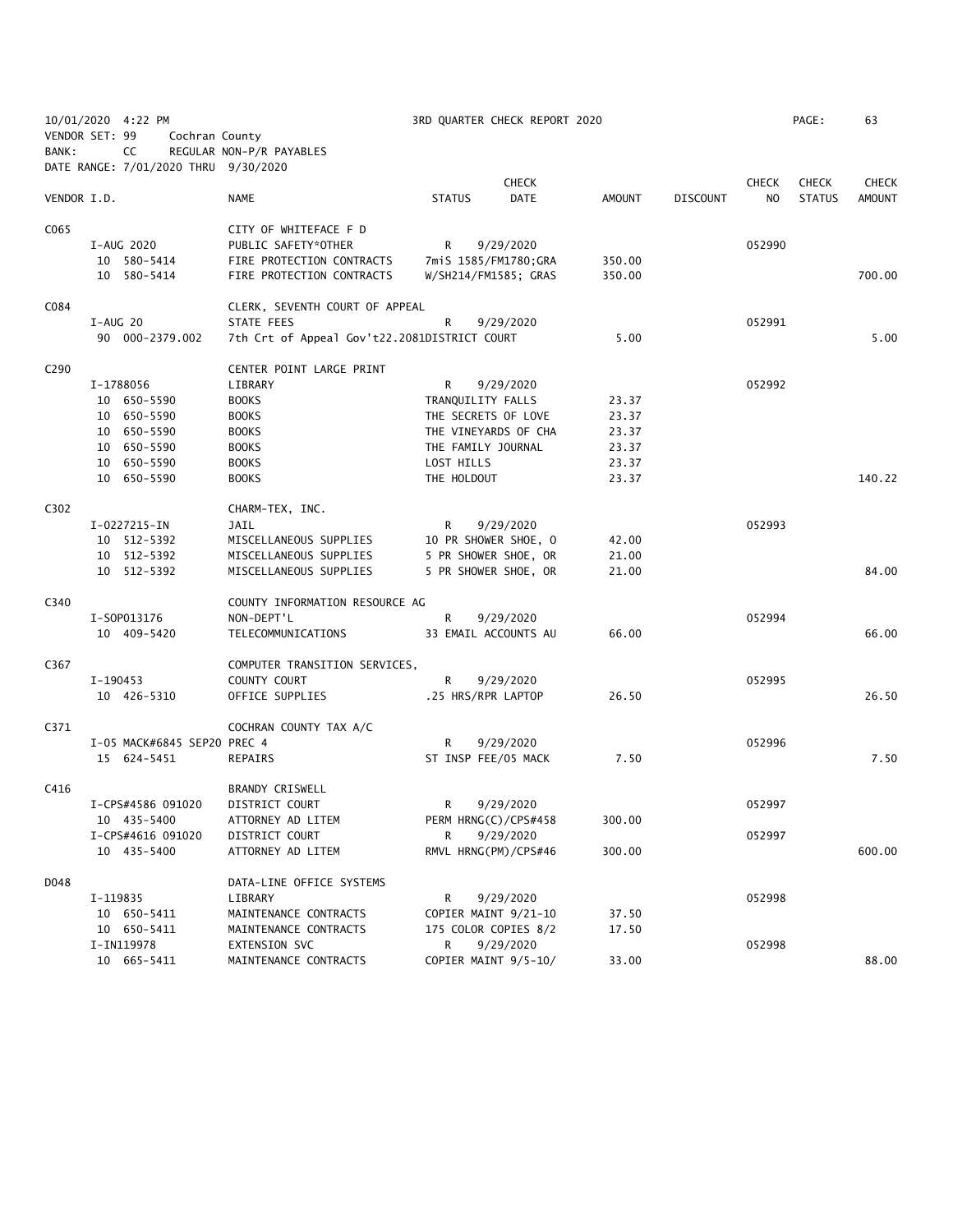10/01/2020 4:22 PM — 3RD QUARTER CHECK REPORT 2020

VENDOR SET: 99 Cochran County
BANK: CC REGULAR NON-P/R PAYABLES
DATE RANGE: 7/01/2020 THRU 9/30/2020

| VENDOR I.D. | NAME | STATUS | CHECK DATE | AMOUNT | DISCOUNT | CHECK NO | CHECK STATUS | CHECK AMOUNT |
|---|---|---|---|---|---|---|---|---|
| C065 | CITY OF WHITEFACE F D | | | | | | | |
| I-AUG 2020 | PUBLIC SAFETY*OTHER | R | 9/29/2020 | | | 052990 | | |
| 10 580-5414 | FIRE PROTECTION CONTRACTS | 7miS 1585/FM1780;GRA | | 350.00 | | | | |
| 10 580-5414 | FIRE PROTECTION CONTRACTS | W/SH214/FM1585; GRAS | | 350.00 | | | | 700.00 |
| C084 | CLERK, SEVENTH COURT OF APPEAL | | | | | | | |
| I-AUG 20 | STATE FEES | R | 9/29/2020 | | | 052991 | | |
| 90 000-2379.002 | 7th Crt of Appeal Gov't22.2081DISTRICT COURT | | | 5.00 | | | | 5.00 |
| C290 | CENTER POINT LARGE PRINT | | | | | | | |
| I-1788056 | LIBRARY | R | 9/29/2020 | | | 052992 | | |
| 10 650-5590 | BOOKS | TRANQUILITY FALLS | | 23.37 | | | | |
| 10 650-5590 | BOOKS | THE SECRETS OF LOVE | | 23.37 | | | | |
| 10 650-5590 | BOOKS | THE VINEYARDS OF CHA | | 23.37 | | | | |
| 10 650-5590 | BOOKS | THE FAMILY JOURNAL | | 23.37 | | | | |
| 10 650-5590 | BOOKS | LOST HILLS | | 23.37 | | | | |
| 10 650-5590 | BOOKS | THE HOLDOUT | | 23.37 | | | | 140.22 |
| C302 | CHARM-TEX, INC. | | | | | | | |
| I-0227215-IN | JAIL | R | 9/29/2020 | | | 052993 | | |
| 10 512-5392 | MISCELLANEOUS SUPPLIES | 10 PR SHOWER SHOE, O | | 42.00 | | | | |
| 10 512-5392 | MISCELLANEOUS SUPPLIES | 5 PR SHOWER SHOE, OR | | 21.00 | | | | |
| 10 512-5392 | MISCELLANEOUS SUPPLIES | 5 PR SHOWER SHOE, OR | | 21.00 | | | | 84.00 |
| C340 | COUNTY INFORMATION RESOURCE AG | | | | | | | |
| I-SOP013176 | NON-DEPT'L | R | 9/29/2020 | | | 052994 | | |
| 10 409-5420 | TELECOMMUNICATIONS | 33 EMAIL ACCOUNTS AU | | 66.00 | | | | 66.00 |
| C367 | COMPUTER TRANSITION SERVICES, | | | | | | | |
| I-190453 | COUNTY COURT | R | 9/29/2020 | | | 052995 | | |
| 10 426-5310 | OFFICE SUPPLIES | .25 HRS/RPR LAPTOP | | 26.50 | | | | 26.50 |
| C371 | COCHRAN COUNTY TAX A/C | | | | | | | |
| I-05 MACK#6845 SEP20 PREC 4 | | R | 9/29/2020 | | | 052996 | | |
| 15 624-5451 | REPAIRS | ST INSP FEE/05 MACK | | 7.50 | | | | 7.50 |
| C416 | BRANDY CRISWELL | | | | | | | |
| I-CPS#4586 091020 | DISTRICT COURT | R | 9/29/2020 | | | 052997 | | |
| 10 435-5400 | ATTORNEY AD LITEM | PERM HRNG(C)/CPS#458 | | 300.00 | | | | |
| I-CPS#4616 091020 | DISTRICT COURT | R | 9/29/2020 | | | 052997 | | |
| 10 435-5400 | ATTORNEY AD LITEM | RMVL HRNG(PM)/CPS#46 | | 300.00 | | | | 600.00 |
| D048 | DATA-LINE OFFICE SYSTEMS | | | | | | | |
| I-119835 | LIBRARY | R | 9/29/2020 | | | 052998 | | |
| 10 650-5411 | MAINTENANCE CONTRACTS | COPIER MAINT 9/21-10 | | 37.50 | | | | |
| 10 650-5411 | MAINTENANCE CONTRACTS | 175 COLOR COPIES 8/2 | | 17.50 | | | | |
| I-IN119978 | EXTENSION SVC | R | 9/29/2020 | | | 052998 | | |
| 10 665-5411 | MAINTENANCE CONTRACTS | COPIER MAINT 9/5-10/ | | 33.00 | | | | 88.00 |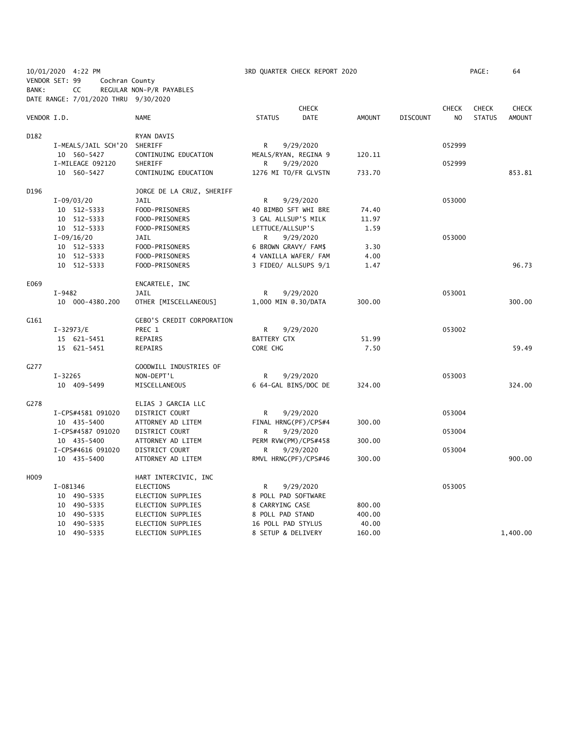10/01/2020 4:22 PM 3RD QUARTER CHECK REPORT 2020
VENDOR SET: 99 Cochran County
BANK: CC REGULAR NON-P/R PAYABLES
DATE RANGE: 7/01/2020 THRU 9/30/2020

| VENDOR I.D. | NAME | STATUS | CHECK DATE | AMOUNT | DISCOUNT | CHECK NO | CHECK STATUS | CHECK AMOUNT |
|---|---|---|---|---|---|---|---|---|
| D182 | RYAN DAVIS | | | | | | | |
| I-MEALS/JAIL SCH'20 | SHERIFF | R | 9/29/2020 | | | 052999 | | |
| 10 560-5427 | CONTINUING EDUCATION | MEALS/RYAN, REGINA 9 | | 120.11 | | | | |
| I-MILEAGE 092120 | SHERIFF | R | 9/29/2020 | | | 052999 | | |
| 10 560-5427 | CONTINUING EDUCATION | 1276 MI TO/FR GLVSTN | | 733.70 | | | | 853.81 |
| D196 | JORGE DE LA CRUZ, SHERIFF | | | | | | | |
| I-09/03/20 | JAIL | R | 9/29/2020 | | | 053000 | | |
| 10 512-5333 | FOOD-PRISONERS | 40 BIMBO SFT WHI BRE | | 74.40 | | | | |
| 10 512-5333 | FOOD-PRISONERS | 3 GAL ALLSUP'S MILK | | 11.97 | | | | |
| 10 512-5333 | FOOD-PRISONERS | LETTUCE/ALLSUP'S | | 1.59 | | | | |
| I-09/16/20 | JAIL | R | 9/29/2020 | | | 053000 | | |
| 10 512-5333 | FOOD-PRISONERS | 6 BROWN GRAVY/ FAM$ | | 3.30 | | | | |
| 10 512-5333 | FOOD-PRISONERS | 4 VANILLA WAFER/ FAM | | 4.00 | | | | |
| 10 512-5333 | FOOD-PRISONERS | 3 FIDEO/ ALLSUPS 9/1 | | 1.47 | | | | 96.73 |
| E069 | ENCARTELE, INC | | | | | | | |
| I-9482 | JAIL | R | 9/29/2020 | | | 053001 | | |
| 10 000-4380.200 | OTHER [MISCELLANEOUS] | 1,000 MIN @.30/DATA | | 300.00 | | | | 300.00 |
| G161 | GEBO'S CREDIT CORPORATION | | | | | | | |
| I-32973/E | PREC 1 | R | 9/29/2020 | | | 053002 | | |
| 15 621-5451 | REPAIRS | BATTERY GTX | | 51.99 | | | | |
| 15 621-5451 | REPAIRS | CORE CHG | | 7.50 | | | | 59.49 |
| G277 | GOODWILL INDUSTRIES OF | | | | | | | |
| I-32265 | NON-DEPT'L | R | 9/29/2020 | | | 053003 | | |
| 10 409-5499 | MISCELLANEOUS | 6 64-GAL BINS/DOC DE | | 324.00 | | | | 324.00 |
| G278 | ELIAS J GARCIA LLC | | | | | | | |
| I-CPS#4581 091020 | DISTRICT COURT | R | 9/29/2020 | | | 053004 | | |
| 10 435-5400 | ATTORNEY AD LITEM | FINAL HRNG(PF)/CPS#4 | | 300.00 | | | | |
| I-CPS#4587 091020 | DISTRICT COURT | R | 9/29/2020 | | | 053004 | | |
| 10 435-5400 | ATTORNEY AD LITEM | PERM RVW(PM)/CPS#458 | | 300.00 | | | | |
| I-CPS#4616 091020 | DISTRICT COURT | R | 9/29/2020 | | | 053004 | | |
| 10 435-5400 | ATTORNEY AD LITEM | RMVL HRNG(PF)/CPS#46 | | 300.00 | | | | 900.00 |
| H009 | HART INTERCIVIC, INC | | | | | | | |
| I-081346 | ELECTIONS | R | 9/29/2020 | | | 053005 | | |
| 10 490-5335 | ELECTION SUPPLIES | 8 POLL PAD SOFTWARE | | | | | | |
| 10 490-5335 | ELECTION SUPPLIES | 8 CARRYING CASE | | 800.00 | | | | |
| 10 490-5335 | ELECTION SUPPLIES | 8 POLL PAD STAND | | 400.00 | | | | |
| 10 490-5335 | ELECTION SUPPLIES | 16 POLL PAD STYLUS | | 40.00 | | | | |
| 10 490-5335 | ELECTION SUPPLIES | 8 SETUP & DELIVERY | | 160.00 | | | | 1,400.00 |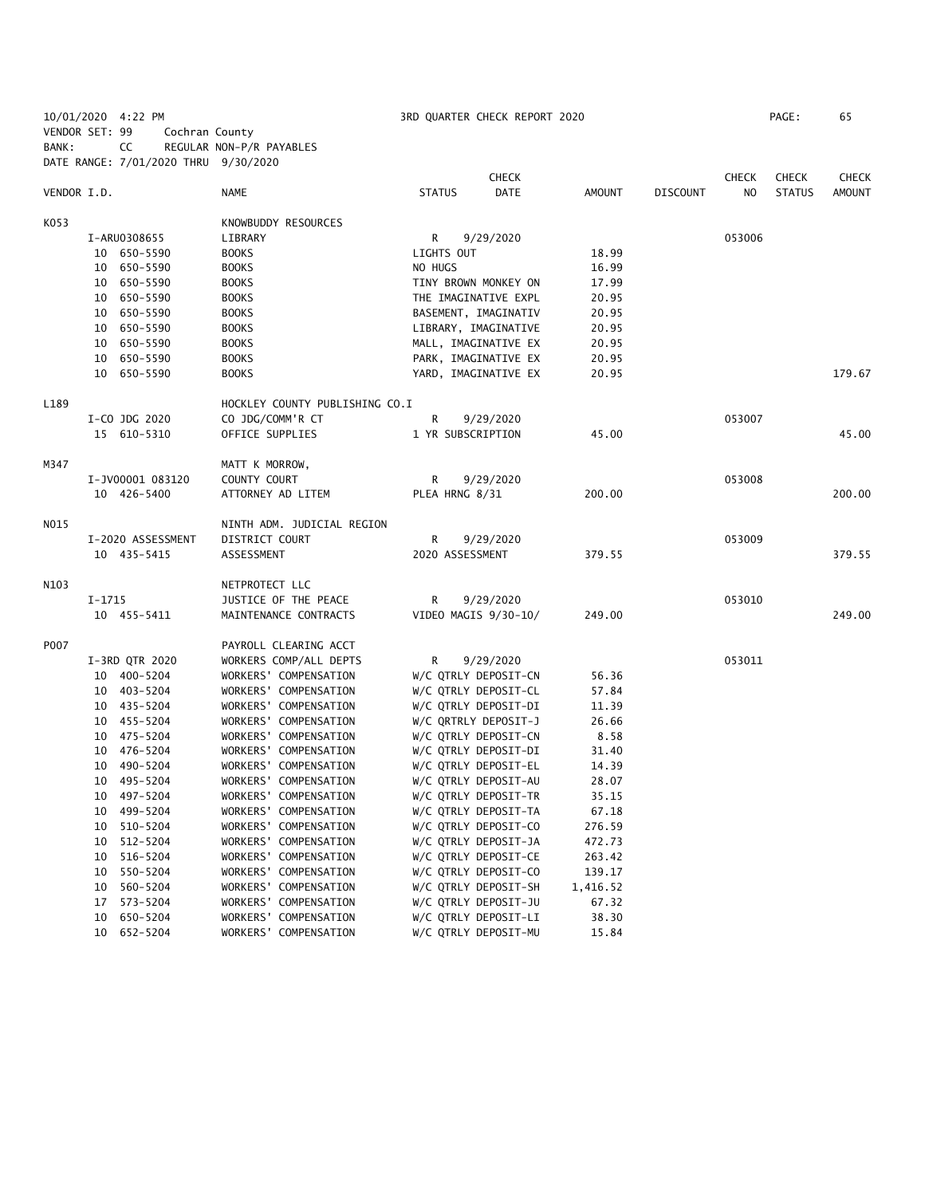10/01/2020 4:22 PM 3RD QUARTER CHECK REPORT 2020 PAGE: 65
VENDOR SET: 99 Cochran County
BANK: CC REGULAR NON-P/R PAYABLES
DATE RANGE: 7/01/2020 THRU 9/30/2020

| VENDOR I.D. | NAME | STATUS | CHECK DATE | AMOUNT | DISCOUNT | CHECK NO | CHECK STATUS | CHECK AMOUNT |
|---|---|---|---|---|---|---|---|---|
| K053 | KNOWBUDDY RESOURCES | | | | | | | |
| I-ARU0308655 | LIBRARY | R | 9/29/2020 | | | 053006 | | |
| 10 650-5590 | BOOKS | LIGHTS OUT | | 18.99 | | | | |
| 10 650-5590 | BOOKS | NO HUGS | | 16.99 | | | | |
| 10 650-5590 | BOOKS | TINY BROWN MONKEY ON | | 17.99 | | | | |
| 10 650-5590 | BOOKS | THE IMAGINATIVE EXPL | | 20.95 | | | | |
| 10 650-5590 | BOOKS | BASEMENT, IMAGINATIV | | 20.95 | | | | |
| 10 650-5590 | BOOKS | LIBRARY, IMAGINATIVE | | 20.95 | | | | |
| 10 650-5590 | BOOKS | MALL, IMAGINATIVE EX | | 20.95 | | | | |
| 10 650-5590 | BOOKS | PARK, IMAGINATIVE EX | | 20.95 | | | | |
| 10 650-5590 | BOOKS | YARD, IMAGINATIVE EX | | 20.95 | | | | 179.67 |
| L189 | HOCKLEY COUNTY PUBLISHING CO.I | | | | | | | |
| I-CO JDG 2020 | CO JDG/COMM'R CT | R | 9/29/2020 | | | 053007 | | |
| 15 610-5310 | OFFICE SUPPLIES | 1 YR SUBSCRIPTION | | 45.00 | | | | 45.00 |
| M347 | MATT K MORROW, | | | | | | | |
| I-JV00001 083120 | COUNTY COURT | R | 9/29/2020 | | | 053008 | | |
| 10 426-5400 | ATTORNEY AD LITEM | PLEA HRNG 8/31 | | 200.00 | | | | 200.00 |
| N015 | NINTH ADM. JUDICIAL REGION | | | | | | | |
| I-2020 ASSESSMENT | DISTRICT COURT | R | 9/29/2020 | | | 053009 | | |
| 10 435-5415 | ASSESSMENT | 2020 ASSESSMENT | | 379.55 | | | | 379.55 |
| N103 | NETPROTECT LLC | | | | | | | |
| I-1715 | JUSTICE OF THE PEACE | R | 9/29/2020 | | | 053010 | | |
| 10 455-5411 | MAINTENANCE CONTRACTS | VIDEO MAGIS 9/30-10/ | | 249.00 | | | | 249.00 |
| P007 | PAYROLL CLEARING ACCT | | | | | | | |
| I-3RD QTR 2020 | WORKERS COMP/ALL DEPTS | R | 9/29/2020 | | | 053011 | | |
| 10 400-5204 | WORKERS' COMPENSATION | W/C QTRLY DEPOSIT-CN | | 56.36 | | | | |
| 10 403-5204 | WORKERS' COMPENSATION | W/C QTRLY DEPOSIT-CL | | 57.84 | | | | |
| 10 435-5204 | WORKERS' COMPENSATION | W/C QTRLY DEPOSIT-DI | | 11.39 | | | | |
| 10 455-5204 | WORKERS' COMPENSATION | W/C QRTRLY DEPOSIT-J | | 26.66 | | | | |
| 10 475-5204 | WORKERS' COMPENSATION | W/C QTRLY DEPOSIT-CN | | 8.58 | | | | |
| 10 476-5204 | WORKERS' COMPENSATION | W/C QTRLY DEPOSIT-DI | | 31.40 | | | | |
| 10 490-5204 | WORKERS' COMPENSATION | W/C QTRLY DEPOSIT-EL | | 14.39 | | | | |
| 10 495-5204 | WORKERS' COMPENSATION | W/C QTRLY DEPOSIT-AU | | 28.07 | | | | |
| 10 497-5204 | WORKERS' COMPENSATION | W/C QTRLY DEPOSIT-TR | | 35.15 | | | | |
| 10 499-5204 | WORKERS' COMPENSATION | W/C QTRLY DEPOSIT-TA | | 67.18 | | | | |
| 10 510-5204 | WORKERS' COMPENSATION | W/C QTRLY DEPOSIT-CO | | 276.59 | | | | |
| 10 512-5204 | WORKERS' COMPENSATION | W/C QTRLY DEPOSIT-JA | | 472.73 | | | | |
| 10 516-5204 | WORKERS' COMPENSATION | W/C QTRLY DEPOSIT-CE | | 263.42 | | | | |
| 10 550-5204 | WORKERS' COMPENSATION | W/C QTRLY DEPOSIT-CO | | 139.17 | | | | |
| 10 560-5204 | WORKERS' COMPENSATION | W/C QTRLY DEPOSIT-SH | | 1,416.52 | | | | |
| 17 573-5204 | WORKERS' COMPENSATION | W/C QTRLY DEPOSIT-JU | | 67.32 | | | | |
| 10 650-5204 | WORKERS' COMPENSATION | W/C QTRLY DEPOSIT-LI | | 38.30 | | | | |
| 10 652-5204 | WORKERS' COMPENSATION | W/C QTRLY DEPOSIT-MU | | 15.84 | | | | |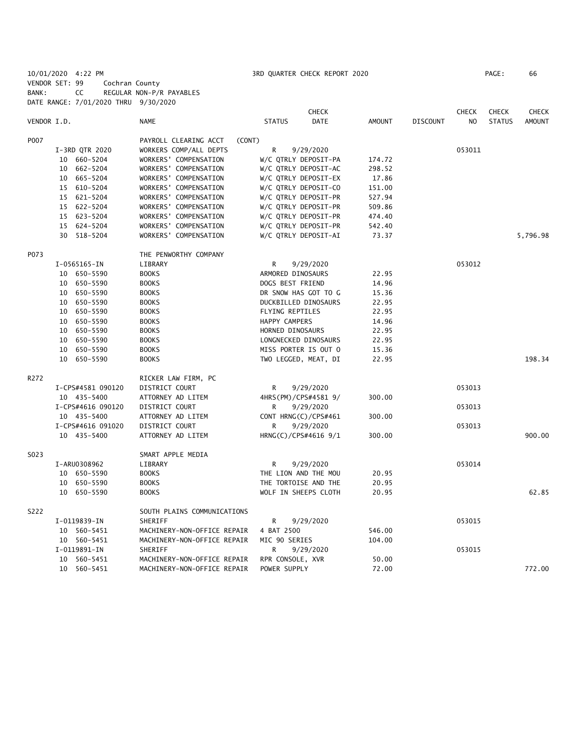10/01/2020 4:22 PM 3RD QUARTER CHECK REPORT 2020 PAGE: 66
VENDOR SET: 99 Cochran County
BANK: CC REGULAR NON-P/R PAYABLES
DATE RANGE: 7/01/2020 THRU 9/30/2020

| VENDOR I.D. | NAME | STATUS | CHECK DATE | AMOUNT | DISCOUNT | CHECK NO | CHECK STATUS | CHECK AMOUNT |
|---|---|---|---|---|---|---|---|---|
| P007 | PAYROLL CLEARING ACCT (CONT) | | | | | | | |
| I-3RD QTR 2020 | WORKERS COMP/ALL DEPTS | R | 9/29/2020 | | | 053011 | | |
| 10 660-5204 | WORKERS' COMPENSATION | W/C QTRLY DEPOSIT-PA | | 174.72 | | | | |
| 10 662-5204 | WORKERS' COMPENSATION | W/C QTRLY DEPOSIT-AC | | 298.52 | | | | |
| 10 665-5204 | WORKERS' COMPENSATION | W/C QTRLY DEPOSIT-EX | | 17.86 | | | | |
| 15 610-5204 | WORKERS' COMPENSATION | W/C QTRLY DEPOSIT-CO | | 151.00 | | | | |
| 15 621-5204 | WORKERS' COMPENSATION | W/C QTRLY DEPOSIT-PR | | 527.94 | | | | |
| 15 622-5204 | WORKERS' COMPENSATION | W/C QTRLY DEPOSIT-PR | | 509.86 | | | | |
| 15 623-5204 | WORKERS' COMPENSATION | W/C QTRLY DEPOSIT-PR | | 474.40 | | | | |
| 15 624-5204 | WORKERS' COMPENSATION | W/C QTRLY DEPOSIT-PR | | 542.40 | | | | |
| 30 518-5204 | WORKERS' COMPENSATION | W/C QTRLY DEPOSIT-AI | | 73.37 | | | | 5,796.98 |
| P073 | THE PENWORTHY COMPANY | | | | | | | |
| I-0565165-IN | LIBRARY | R | 9/29/2020 | | | 053012 | | |
| 10 650-5590 | BOOKS | ARMORED DINOSAURS | | 22.95 | | | | |
| 10 650-5590 | BOOKS | DOGS BEST FRIEND | | 14.96 | | | | |
| 10 650-5590 | BOOKS | DR SNOW HAS GOT TO G | | 15.36 | | | | |
| 10 650-5590 | BOOKS | DUCKBILLED DINOSAURS | | 22.95 | | | | |
| 10 650-5590 | BOOKS | FLYING REPTILES | | 22.95 | | | | |
| 10 650-5590 | BOOKS | HAPPY CAMPERS | | 14.96 | | | | |
| 10 650-5590 | BOOKS | HORNED DINOSAURS | | 22.95 | | | | |
| 10 650-5590 | BOOKS | LONGNECKED DINOSAURS | | 22.95 | | | | |
| 10 650-5590 | BOOKS | MISS PORTER IS OUT O | | 15.36 | | | | |
| 10 650-5590 | BOOKS | TWO LEGGED, MEAT, DI | | 22.95 | | | | 198.34 |
| R272 | RICKER LAW FIRM, PC | | | | | | | |
| I-CPS#4581 090120 | DISTRICT COURT | R | 9/29/2020 | | | 053013 | | |
| 10 435-5400 | ATTORNEY AD LITEM | 4HRS(PM)/CPS#4581 9/ | | 300.00 | | | | |
| I-CPS#4616 090120 | DISTRICT COURT | R | 9/29/2020 | | | 053013 | | |
| 10 435-5400 | ATTORNEY AD LITEM | CONT HRNG(C)/CPS#461 | | 300.00 | | | | |
| I-CPS#4616 091020 | DISTRICT COURT | R | 9/29/2020 | | | 053013 | | |
| 10 435-5400 | ATTORNEY AD LITEM | HRNG(C)/CPS#4616 9/1 | | 300.00 | | | | 900.00 |
| S023 | SMART APPLE MEDIA | | | | | | | |
| I-ARU0308962 | LIBRARY | R | 9/29/2020 | | | 053014 | | |
| 10 650-5590 | BOOKS | THE LION AND THE MOU | | 20.95 | | | | |
| 10 650-5590 | BOOKS | THE TORTOISE AND THE | | 20.95 | | | | |
| 10 650-5590 | BOOKS | WOLF IN SHEEPS CLOTH | | 20.95 | | | | 62.85 |
| S222 | SOUTH PLAINS COMMUNICATIONS | | | | | | | |
| I-0119839-IN | SHERIFF | R | 9/29/2020 | | | 053015 | | |
| 10 560-5451 | MACHINERY-NON-OFFICE REPAIR | 4 BAT 2500 | | 546.00 | | | | |
| 10 560-5451 | MACHINERY-NON-OFFICE REPAIR | MIC 90 SERIES | | 104.00 | | | | |
| I-0119891-IN | SHERIFF | R | 9/29/2020 | | | 053015 | | |
| 10 560-5451 | MACHINERY-NON-OFFICE REPAIR | RPR CONSOLE, XVR | | 50.00 | | | | |
| 10 560-5451 | MACHINERY-NON-OFFICE REPAIR | POWER SUPPLY | | 72.00 | | | | 772.00 |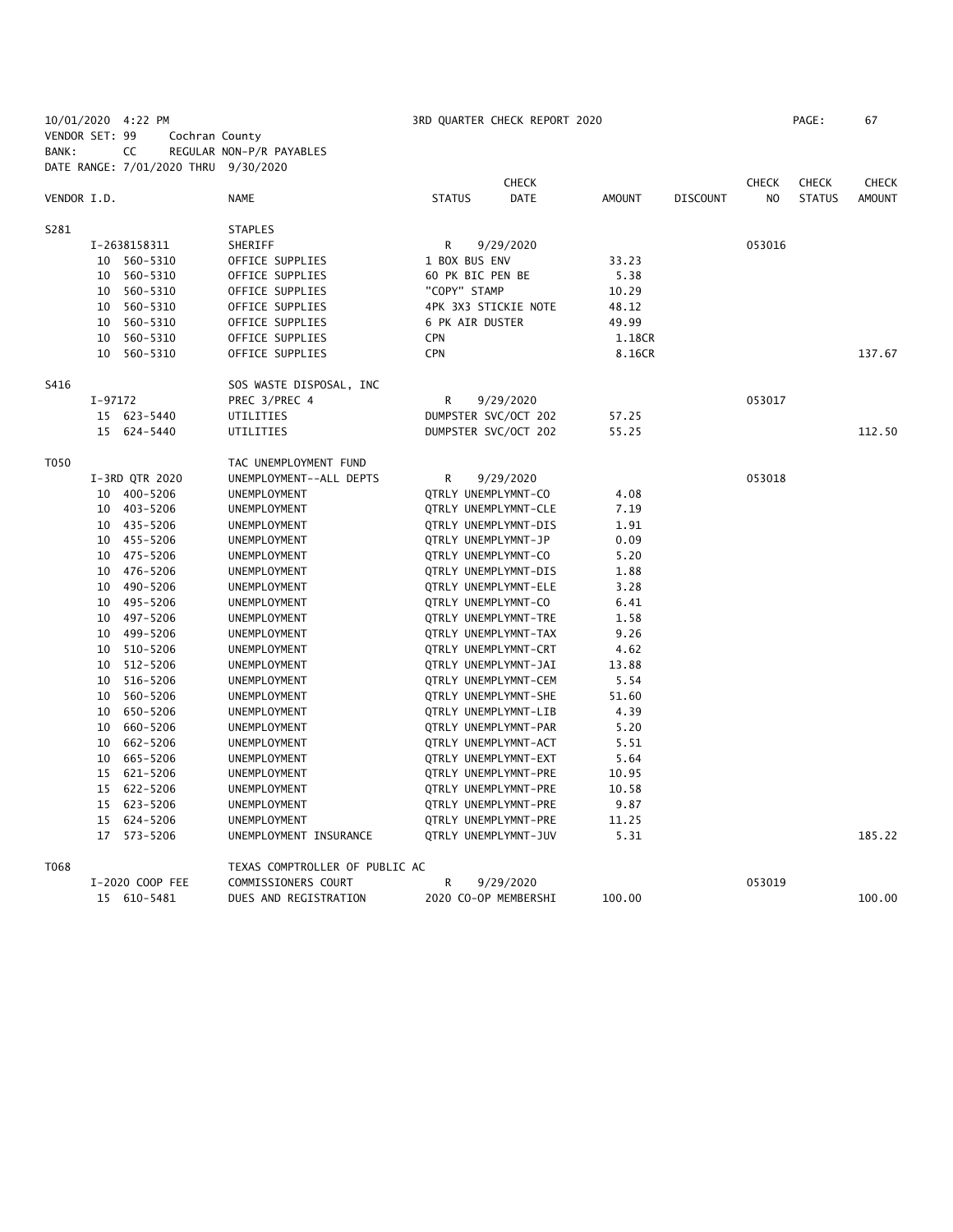10/01/2020 4:22 PM 3RD QUARTER CHECK REPORT 2020
VENDOR SET: 99 Cochran County
BANK: CC REGULAR NON-P/R PAYABLES
DATE RANGE: 7/01/2020 THRU 9/30/2020

| VENDOR I.D. | NAME | STATUS | CHECK DATE | AMOUNT | DISCOUNT | CHECK NO | CHECK STATUS | CHECK AMOUNT |
|---|---|---|---|---|---|---|---|---|
| S281 | STAPLES | | | | | | | |
| I-2638158311 | SHERIFF | R | 9/29/2020 | | | 053016 | | |
| 10 560-5310 | OFFICE SUPPLIES | 1 BOX BUS ENV | | 33.23 | | | | |
| 10 560-5310 | OFFICE SUPPLIES | 60 PK BIC PEN BE | | 5.38 | | | | |
| 10 560-5310 | OFFICE SUPPLIES | "COPY" STAMP | | 10.29 | | | | |
| 10 560-5310 | OFFICE SUPPLIES | 4PK 3X3 STICKIE NOTE | | 48.12 | | | | |
| 10 560-5310 | OFFICE SUPPLIES | 6 PK AIR DUSTER | | 49.99 | | | | |
| 10 560-5310 | OFFICE SUPPLIES | CPN | | 1.18CR | | | | |
| 10 560-5310 | OFFICE SUPPLIES | CPN | | 8.16CR | | | | 137.67 |
| S416 | SOS WASTE DISPOSAL, INC | | | | | | | |
| I-97172 | PREC 3/PREC 4 | R | 9/29/2020 | | | 053017 | | |
| 15 623-5440 | UTILITIES | DUMPSTER SVC/OCT 202 | | 57.25 | | | | |
| 15 624-5440 | UTILITIES | DUMPSTER SVC/OCT 202 | | 55.25 | | | | 112.50 |
| T050 | TAC UNEMPLOYMENT FUND | | | | | | | |
| I-3RD QTR 2020 | UNEMPLOYMENT--ALL DEPTS | R | 9/29/2020 | | | 053018 | | |
| 10 400-5206 | UNEMPLOYMENT | QTRLY UNEMPLYMNT-CO | | 4.08 | | | | |
| 10 403-5206 | UNEMPLOYMENT | QTRLY UNEMPLYMNT-CLE | | 7.19 | | | | |
| 10 435-5206 | UNEMPLOYMENT | QTRLY UNEMPLYMNT-DIS | | 1.91 | | | | |
| 10 455-5206 | UNEMPLOYMENT | QTRLY UNEMPLYMNT-JP | | 0.09 | | | | |
| 10 475-5206 | UNEMPLOYMENT | QTRLY UNEMPLYMNT-CO | | 5.20 | | | | |
| 10 476-5206 | UNEMPLOYMENT | QTRLY UNEMPLYMNT-DIS | | 1.88 | | | | |
| 10 490-5206 | UNEMPLOYMENT | QTRLY UNEMPLYMNT-ELE | | 3.28 | | | | |
| 10 495-5206 | UNEMPLOYMENT | QTRLY UNEMPLYMNT-CO | | 6.41 | | | | |
| 10 497-5206 | UNEMPLOYMENT | QTRLY UNEMPLYMNT-TRE | | 1.58 | | | | |
| 10 499-5206 | UNEMPLOYMENT | QTRLY UNEMPLYMNT-TAX | | 9.26 | | | | |
| 10 510-5206 | UNEMPLOYMENT | QTRLY UNEMPLYMNT-CRT | | 4.62 | | | | |
| 10 512-5206 | UNEMPLOYMENT | QTRLY UNEMPLYMNT-JAI | | 13.88 | | | | |
| 10 516-5206 | UNEMPLOYMENT | QTRLY UNEMPLYMNT-CEM | | 5.54 | | | | |
| 10 560-5206 | UNEMPLOYMENT | QTRLY UNEMPLYMNT-SHE | | 51.60 | | | | |
| 10 650-5206 | UNEMPLOYMENT | QTRLY UNEMPLYMNT-LIB | | 4.39 | | | | |
| 10 660-5206 | UNEMPLOYMENT | QTRLY UNEMPLYMNT-PAR | | 5.20 | | | | |
| 10 662-5206 | UNEMPLOYMENT | QTRLY UNEMPLYMNT-ACT | | 5.51 | | | | |
| 10 665-5206 | UNEMPLOYMENT | QTRLY UNEMPLYMNT-EXT | | 5.64 | | | | |
| 15 621-5206 | UNEMPLOYMENT | QTRLY UNEMPLYMNT-PRE | | 10.95 | | | | |
| 15 622-5206 | UNEMPLOYMENT | QTRLY UNEMPLYMNT-PRE | | 10.58 | | | | |
| 15 623-5206 | UNEMPLOYMENT | QTRLY UNEMPLYMNT-PRE | | 9.87 | | | | |
| 15 624-5206 | UNEMPLOYMENT | QTRLY UNEMPLYMNT-PRE | | 11.25 | | | | |
| 17 573-5206 | UNEMPLOYMENT INSURANCE | QTRLY UNEMPLYMNT-JUV | | 5.31 | | | | 185.22 |
| T068 | TEXAS COMPTROLLER OF PUBLIC AC | | | | | | | |
| I-2020 COOP FEE | COMMISSIONERS COURT | R | 9/29/2020 | | | 053019 | | |
| 15 610-5481 | DUES AND REGISTRATION | 2020 CO-OP MEMBERSHI | | 100.00 | | | | 100.00 |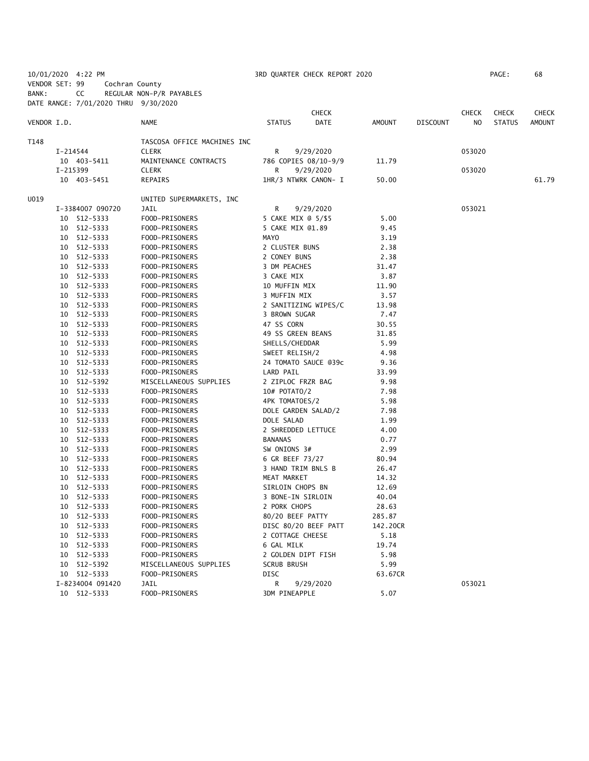10/01/2020 4:22 PM 3RD QUARTER CHECK REPORT 2020

VENDOR SET: 99 Cochran County

BANK: CC REGULAR NON-P/R PAYABLES

DATE RANGE: 7/01/2020 THRU 9/30/2020

| VENDOR I.D. | NAME | STATUS | CHECK DATE | AMOUNT | DISCOUNT | CHECK NO | CHECK STATUS | CHECK AMOUNT |
|---|---|---|---|---|---|---|---|---|
| T148 | TASCOSA OFFICE MACHINES INC | | | | | | | |
| I-214544 | CLERK | R | 9/29/2020 | | | 053020 | | |
| 10 403-5411 | MAINTENANCE CONTRACTS | 786 COPIES 08/10-9/9 | | 11.79 | | | | |
| I-215399 | CLERK | R | 9/29/2020 | | | 053020 | | |
| 10 403-5451 | REPAIRS | 1HR/3 NTWRK CANON- I | | 50.00 | | | | 61.79 |
| U019 | UNITED SUPERMARKETS, INC | | | | | | | |
| I-3384007 090720 | JAIL | R | 9/29/2020 | | | 053021 | | |
| 10 512-5333 | FOOD-PRISONERS | 5 CAKE MIX @ 5/$5 | | 5.00 | | | | |
| 10 512-5333 | FOOD-PRISONERS | 5 CAKE MIX @1.89 | | 9.45 | | | | |
| 10 512-5333 | FOOD-PRISONERS | MAYO | | 3.19 | | | | |
| 10 512-5333 | FOOD-PRISONERS | 2 CLUSTER BUNS | | 2.38 | | | | |
| 10 512-5333 | FOOD-PRISONERS | 2 CONEY BUNS | | 2.38 | | | | |
| 10 512-5333 | FOOD-PRISONERS | 3 DM PEACHES | | 31.47 | | | | |
| 10 512-5333 | FOOD-PRISONERS | 3 CAKE MIX | | 3.87 | | | | |
| 10 512-5333 | FOOD-PRISONERS | 10 MUFFIN MIX | | 11.90 | | | | |
| 10 512-5333 | FOOD-PRISONERS | 3 MUFFIN MIX | | 3.57 | | | | |
| 10 512-5333 | FOOD-PRISONERS | 2 SANITIZING WIPES/C | | 13.98 | | | | |
| 10 512-5333 | FOOD-PRISONERS | 3 BROWN SUGAR | | 7.47 | | | | |
| 10 512-5333 | FOOD-PRISONERS | 47 SS CORN | | 30.55 | | | | |
| 10 512-5333 | FOOD-PRISONERS | 49 SS GREEN BEANS | | 31.85 | | | | |
| 10 512-5333 | FOOD-PRISONERS | SHELLS/CHEDDAR | | 5.99 | | | | |
| 10 512-5333 | FOOD-PRISONERS | SWEET RELISH/2 | | 4.98 | | | | |
| 10 512-5333 | FOOD-PRISONERS | 24 TOMATO SAUCE @39c | | 9.36 | | | | |
| 10 512-5333 | FOOD-PRISONERS | LARD PAIL | | 33.99 | | | | |
| 10 512-5392 | MISCELLANEOUS SUPPLIES | 2 ZIPLOC FRZR BAG | | 9.98 | | | | |
| 10 512-5333 | FOOD-PRISONERS | 10# POTATO/2 | | 7.98 | | | | |
| 10 512-5333 | FOOD-PRISONERS | 4PK TOMATOES/2 | | 5.98 | | | | |
| 10 512-5333 | FOOD-PRISONERS | DOLE GARDEN SALAD/2 | | 7.98 | | | | |
| 10 512-5333 | FOOD-PRISONERS | DOLE SALAD | | 1.99 | | | | |
| 10 512-5333 | FOOD-PRISONERS | 2 SHREDDED LETTUCE | | 4.00 | | | | |
| 10 512-5333 | FOOD-PRISONERS | BANANAS | | 0.77 | | | | |
| 10 512-5333 | FOOD-PRISONERS | SW ONIONS 3# | | 2.99 | | | | |
| 10 512-5333 | FOOD-PRISONERS | 6 GR BEEF 73/27 | | 80.94 | | | | |
| 10 512-5333 | FOOD-PRISONERS | 3 HAND TRIM BNLS B | | 26.47 | | | | |
| 10 512-5333 | FOOD-PRISONERS | MEAT MARKET | | 14.32 | | | | |
| 10 512-5333 | FOOD-PRISONERS | SIRLOIN CHOPS BN | | 12.69 | | | | |
| 10 512-5333 | FOOD-PRISONERS | 3 BONE-IN SIRLOIN | | 40.04 | | | | |
| 10 512-5333 | FOOD-PRISONERS | 2 PORK CHOPS | | 28.63 | | | | |
| 10 512-5333 | FOOD-PRISONERS | 80/20 BEEF PATTY | | 285.87 | | | | |
| 10 512-5333 | FOOD-PRISONERS | DISC 80/20 BEEF PATT | | 142.20CR | | | | |
| 10 512-5333 | FOOD-PRISONERS | 2 COTTAGE CHEESE | | 5.18 | | | | |
| 10 512-5333 | FOOD-PRISONERS | 6 GAL MILK | | 19.74 | | | | |
| 10 512-5333 | FOOD-PRISONERS | 2 GOLDEN DIPT FISH | | 5.98 | | | | |
| 10 512-5392 | MISCELLANEOUS SUPPLIES | SCRUB BRUSH | | 5.99 | | | | |
| 10 512-5333 | FOOD-PRISONERS | DISC | | 63.67CR | | | | |
| I-8234004 091420 | JAIL | R | 9/29/2020 | | | 053021 | | |
| 10 512-5333 | FOOD-PRISONERS | 3DM PINEAPPLE | | 5.07 | | | | |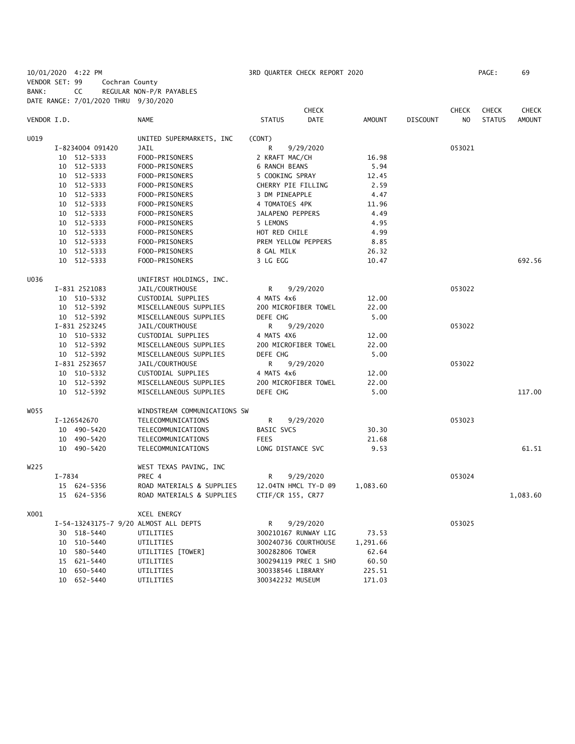10/01/2020 4:22 PM 3RD QUARTER CHECK REPORT 2020
VENDOR SET: 99 Cochran County
BANK: CC REGULAR NON-P/R PAYABLES
DATE RANGE: 7/01/2020 THRU 9/30/2020

| VENDOR I.D. | NAME | STATUS | CHECK DATE | AMOUNT | DISCOUNT | CHECK NO | CHECK STATUS | CHECK AMOUNT |
|---|---|---|---|---|---|---|---|---|
| U019 | UNITED SUPERMARKETS, INC | (CONT) | | | | | | |
| I-8234004 091420 | JAIL | R | 9/29/2020 | | | 053021 | | |
| 10 512-5333 | FOOD-PRISONERS | 2 KRAFT MAC/CH | | 16.98 | | | | |
| 10 512-5333 | FOOD-PRISONERS | 6 RANCH BEANS | | 5.94 | | | | |
| 10 512-5333 | FOOD-PRISONERS | 5 COOKING SPRAY | | 12.45 | | | | |
| 10 512-5333 | FOOD-PRISONERS | CHERRY PIE FILLING | | 2.59 | | | | |
| 10 512-5333 | FOOD-PRISONERS | 3 DM PINEAPPLE | | 4.47 | | | | |
| 10 512-5333 | FOOD-PRISONERS | 4 TOMATOES 4PK | | 11.96 | | | | |
| 10 512-5333 | FOOD-PRISONERS | JALAPENO PEPPERS | | 4.49 | | | | |
| 10 512-5333 | FOOD-PRISONERS | 5 LEMONS | | 4.95 | | | | |
| 10 512-5333 | FOOD-PRISONERS | HOT RED CHILE | | 4.99 | | | | |
| 10 512-5333 | FOOD-PRISONERS | PREM YELLOW PEPPERS | | 8.85 | | | | |
| 10 512-5333 | FOOD-PRISONERS | 8 GAL MILK | | 26.32 | | | | |
| 10 512-5333 | FOOD-PRISONERS | 3 LG EGG | | 10.47 | | | | 692.56 |
| U036 | UNIFIRST HOLDINGS, INC. | | | | | | | |
| I-831 2521083 | JAIL/COURTHOUSE | R | 9/29/2020 | | | 053022 | | |
| 10 510-5332 | CUSTODIAL SUPPLIES | 4 MATS 4x6 | | 12.00 | | | | |
| 10 512-5392 | MISCELLANEOUS SUPPLIES | 200 MICROFIBER TOWEL | | 22.00 | | | | |
| 10 512-5392 | MISCELLANEOUS SUPPLIES | DEFE CHG | | 5.00 | | | | |
| I-831 2523245 | JAIL/COURTHOUSE | R | 9/29/2020 | | | 053022 | | |
| 10 510-5332 | CUSTODIAL SUPPLIES | 4 MATS 4X6 | | 12.00 | | | | |
| 10 512-5392 | MISCELLANEOUS SUPPLIES | 200 MICROFIBER TOWEL | | 22.00 | | | | |
| 10 512-5392 | MISCELLANEOUS SUPPLIES | DEFE CHG | | 5.00 | | | | |
| I-831 2523657 | JAIL/COURTHOUSE | R | 9/29/2020 | | | 053022 | | |
| 10 510-5332 | CUSTODIAL SUPPLIES | 4 MATS 4x6 | | 12.00 | | | | |
| 10 512-5392 | MISCELLANEOUS SUPPLIES | 200 MICROFIBER TOWEL | | 22.00 | | | | |
| 10 512-5392 | MISCELLANEOUS SUPPLIES | DEFE CHG | | 5.00 | | | | 117.00 |
| W055 | WINDSTREAM COMMUNICATIONS SW | | | | | | | |
| I-126542670 | TELECOMMUNICATIONS | R | 9/29/2020 | | | 053023 | | |
| 10 490-5420 | TELECOMMUNICATIONS | BASIC SVCS | | 30.30 | | | | |
| 10 490-5420 | TELECOMMUNICATIONS | FEES | | 21.68 | | | | |
| 10 490-5420 | TELECOMMUNICATIONS | LONG DISTANCE SVC | | 9.53 | | | | 61.51 |
| W225 | WEST TEXAS PAVING, INC | | | | | | | |
| I-7834 | PREC 4 | R | 9/29/2020 | | | 053024 | | |
| 15 624-5356 | ROAD MATERIALS & SUPPLIES | 12.04TN HMCL TY-D @9 | | 1,083.60 | | | | |
| 15 624-5356 | ROAD MATERIALS & SUPPLIES | CTIF/CR 155, CR77 | | | | | | 1,083.60 |
| X001 | XCEL ENERGY | | | | | | | |
| I-54-13243175-7 9/20 | ALMOST ALL DEPTS | R | 9/29/2020 | | | 053025 | | |
| 30 518-5440 | UTILITIES | 300210167 RUNWAY LIG | | 73.53 | | | | |
| 10 510-5440 | UTILITIES | 300240736 COURTHOUSE | | 1,291.66 | | | | |
| 10 580-5440 | UTILITIES [TOWER] | 300282806 TOWER | | 62.64 | | | | |
| 15 621-5440 | UTILITIES | 300294119 PREC 1 SHO | | 60.50 | | | | |
| 10 650-5440 | UTILITIES | 300338546 LIBRARY | | 225.51 | | | | |
| 10 652-5440 | UTILITIES | 300342232 MUSEUM | | 171.03 | | | | |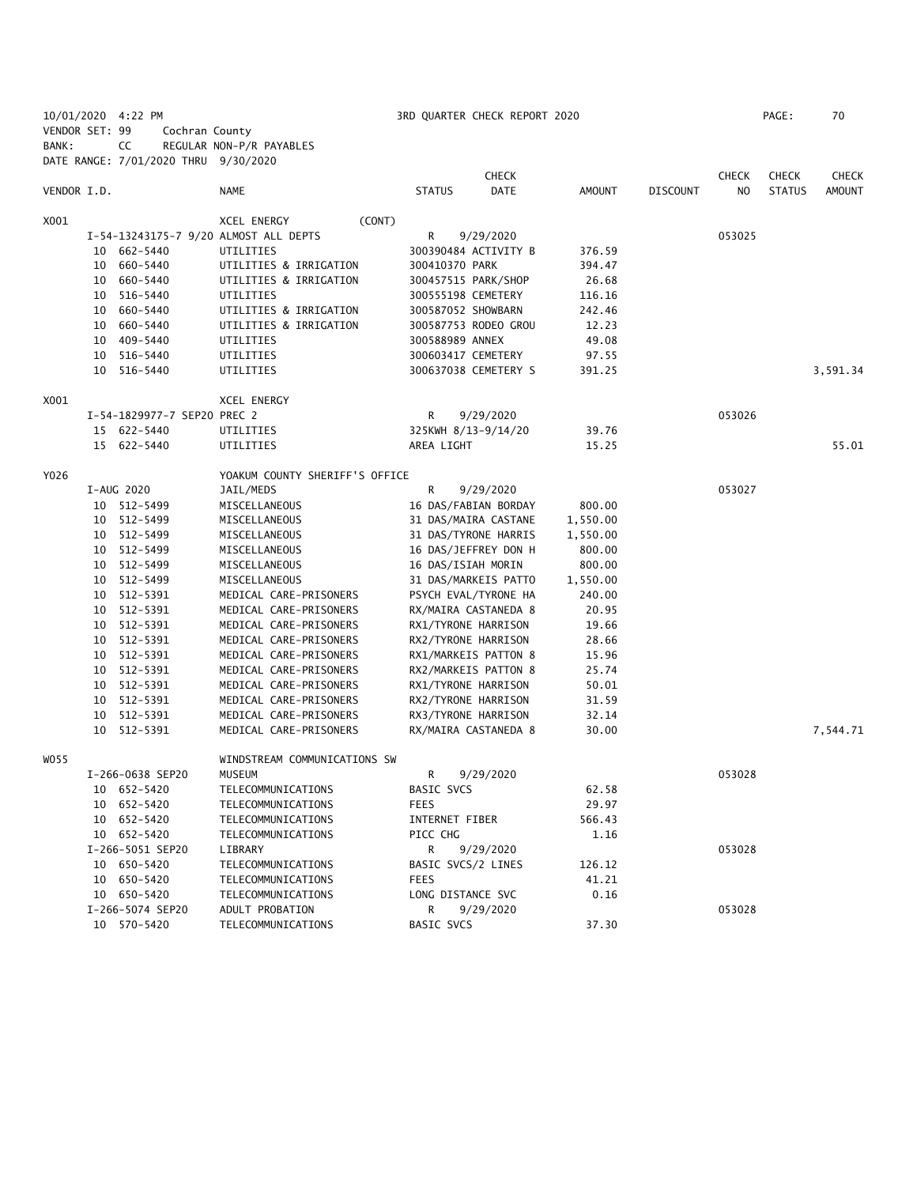10/01/2020 4:22 PM
3RD QUARTER CHECK REPORT 2020
VENDOR SET: 99 Cochran County
BANK: CC REGULAR NON-P/R PAYABLES
DATE RANGE: 7/01/2020 THRU 9/30/2020

| VENDOR I.D. | | NAME | STATUS | CHECK DATE | AMOUNT | DISCOUNT | CHECK NO | CHECK STATUS | CHECK AMOUNT |
|---|---|---|---|---|---|---|---|---|---|
| X001 | | XCEL ENERGY (CONT) | | | | | | | |
| | I-54-13243175-7 9/20 | ALMOST ALL DEPTS | R | 9/29/2020 | | | 053025 | | |
| | 10 662-5440 | UTILITIES | 300390484 ACTIVITY B | | 376.59 | | | | |
| | 10 660-5440 | UTILITIES & IRRIGATION | 300410370 PARK | | 394.47 | | | | |
| | 10 660-5440 | UTILITIES & IRRIGATION | 300457515 PARK/SHOP | | 26.68 | | | | |
| | 10 516-5440 | UTILITIES | 300555198 CEMETERY | | 116.16 | | | | |
| | 10 660-5440 | UTILITIES & IRRIGATION | 300587052 SHOWBARN | | 242.46 | | | | |
| | 10 660-5440 | UTILITIES & IRRIGATION | 300587753 RODEO GROU | | 12.23 | | | | |
| | 10 409-5440 | UTILITIES | 300588989 ANNEX | | 49.08 | | | | |
| | 10 516-5440 | UTILITIES | 300603417 CEMETERY | | 97.55 | | | | |
| | 10 516-5440 | UTILITIES | 300637038 CEMETERY S | | 391.25 | | | | 3,591.34 |
| X001 | | XCEL ENERGY | | | | | | | |
| | I-54-1829977-7 SEP20 | PREC 2 | R | 9/29/2020 | | | 053026 | | |
| | 15 622-5440 | UTILITIES | 325KWH 8/13-9/14/20 | | 39.76 | | | | |
| | 15 622-5440 | UTILITIES | AREA LIGHT | | 15.25 | | | | 55.01 |
| Y026 | | YOAKUM COUNTY SHERIFF'S OFFICE | | | | | | | |
| | I-AUG 2020 | JAIL/MEDS | R | 9/29/2020 | | | 053027 | | |
| | 10 512-5499 | MISCELLANEOUS | 16 DAS/FABIAN BORDAY | | 800.00 | | | | |
| | 10 512-5499 | MISCELLANEOUS | 31 DAS/MAIRA CASTANE | | 1,550.00 | | | | |
| | 10 512-5499 | MISCELLANEOUS | 31 DAS/TYRONE HARRIS | | 1,550.00 | | | | |
| | 10 512-5499 | MISCELLANEOUS | 16 DAS/JEFFREY DON H | | 800.00 | | | | |
| | 10 512-5499 | MISCELLANEOUS | 16 DAS/ISIAH MORIN | | 800.00 | | | | |
| | 10 512-5499 | MISCELLANEOUS | 31 DAS/MARKEIS PATTO | | 1,550.00 | | | | |
| | 10 512-5391 | MEDICAL CARE-PRISONERS | PSYCH EVAL/TYRONE HA | | 240.00 | | | | |
| | 10 512-5391 | MEDICAL CARE-PRISONERS | RX/MAIRA CASTANEDA 8 | | 20.95 | | | | |
| | 10 512-5391 | MEDICAL CARE-PRISONERS | RX1/TYRONE HARRISON | | 19.66 | | | | |
| | 10 512-5391 | MEDICAL CARE-PRISONERS | RX2/TYRONE HARRISON | | 28.66 | | | | |
| | 10 512-5391 | MEDICAL CARE-PRISONERS | RX1/MARKEIS PATTON 8 | | 15.96 | | | | |
| | 10 512-5391 | MEDICAL CARE-PRISONERS | RX2/MARKEIS PATTON 8 | | 25.74 | | | | |
| | 10 512-5391 | MEDICAL CARE-PRISONERS | RX1/TYRONE HARRISON | | 50.01 | | | | |
| | 10 512-5391 | MEDICAL CARE-PRISONERS | RX2/TYRONE HARRISON | | 31.59 | | | | |
| | 10 512-5391 | MEDICAL CARE-PRISONERS | RX3/TYRONE HARRISON | | 32.14 | | | | |
| | 10 512-5391 | MEDICAL CARE-PRISONERS | RX/MAIRA CASTANEDA 8 | | 30.00 | | | | 7,544.71 |
| W055 | | WINDSTREAM COMMUNICATIONS SW | | | | | | | |
| | I-266-0638 SEP20 | MUSEUM | R | 9/29/2020 | | | 053028 | | |
| | 10 652-5420 | TELECOMMUNICATIONS | BASIC SVCS | | 62.58 | | | | |
| | 10 652-5420 | TELECOMMUNICATIONS | FEES | | 29.97 | | | | |
| | 10 652-5420 | TELECOMMUNICATIONS | INTERNET FIBER | | 566.43 | | | | |
| | 10 652-5420 | TELECOMMUNICATIONS | PICC CHG | | 1.16 | | | | |
| | I-266-5051 SEP20 | LIBRARY | R | 9/29/2020 | | | 053028 | | |
| | 10 650-5420 | TELECOMMUNICATIONS | BASIC SVCS/2 LINES | | 126.12 | | | | |
| | 10 650-5420 | TELECOMMUNICATIONS | FEES | | 41.21 | | | | |
| | 10 650-5420 | TELECOMMUNICATIONS | LONG DISTANCE SVC | | 0.16 | | | | |
| | I-266-5074 SEP20 | ADULT PROBATION | R | 9/29/2020 | | | 053028 | | |
| | 10 570-5420 | TELECOMMUNICATIONS | BASIC SVCS | | 37.30 | | | | |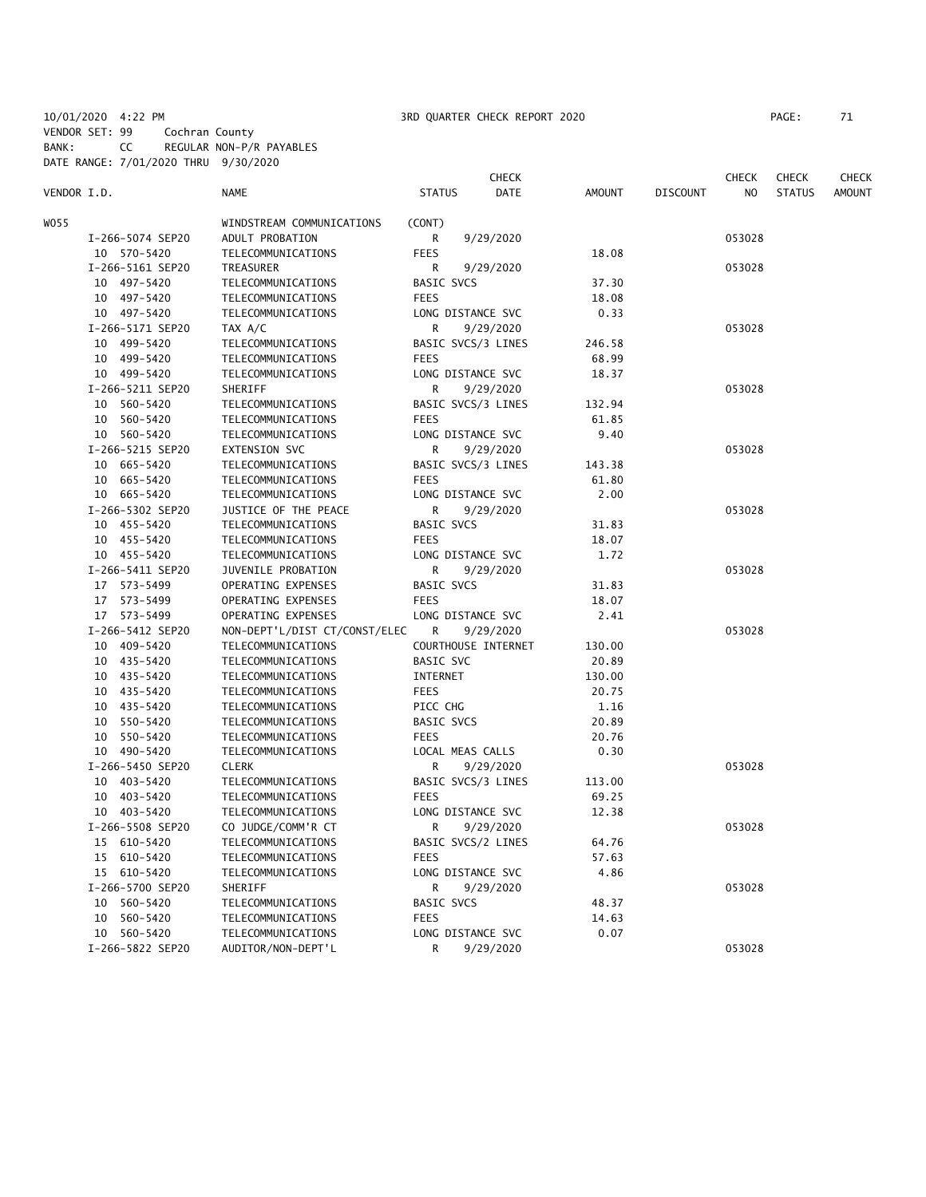10/01/2020 4:22 PM 3RD QUARTER CHECK REPORT 2020
VENDOR SET: 99 Cochran County
BANK: CC REGULAR NON-P/R PAYABLES
DATE RANGE: 7/01/2020 THRU 9/30/2020

| VENDOR I.D. | NAME | STATUS | CHECK DATE | AMOUNT | DISCOUNT | CHECK NO | CHECK STATUS | CHECK AMOUNT |
|---|---|---|---|---|---|---|---|---|
| W055 | WINDSTREAM COMMUNICATIONS | (CONT) | | | | | | |
| I-266-5074 SEP20 | ADULT PROBATION | R | 9/29/2020 | | | 053028 | | |
| 10 570-5420 | TELECOMMUNICATIONS | FEES | | 18.08 | | | | |
| I-266-5161 SEP20 | TREASURER | R | 9/29/2020 | | | 053028 | | |
| 10 497-5420 | TELECOMMUNICATIONS | BASIC SVCS | | 37.30 | | | | |
| 10 497-5420 | TELECOMMUNICATIONS | FEES | | 18.08 | | | | |
| 10 497-5420 | TELECOMMUNICATIONS | LONG DISTANCE SVC | | 0.33 | | | | |
| I-266-5171 SEP20 | TAX A/C | R | 9/29/2020 | | | 053028 | | |
| 10 499-5420 | TELECOMMUNICATIONS | BASIC SVCS/3 LINES | | 246.58 | | | | |
| 10 499-5420 | TELECOMMUNICATIONS | FEES | | 68.99 | | | | |
| 10 499-5420 | TELECOMMUNICATIONS | LONG DISTANCE SVC | | 18.37 | | | | |
| I-266-5211 SEP20 | SHERIFF | R | 9/29/2020 | | | 053028 | | |
| 10 560-5420 | TELECOMMUNICATIONS | BASIC SVCS/3 LINES | | 132.94 | | | | |
| 10 560-5420 | TELECOMMUNICATIONS | FEES | | 61.85 | | | | |
| 10 560-5420 | TELECOMMUNICATIONS | LONG DISTANCE SVC | | 9.40 | | | | |
| I-266-5215 SEP20 | EXTENSION SVC | R | 9/29/2020 | | | 053028 | | |
| 10 665-5420 | TELECOMMUNICATIONS | BASIC SVCS/3 LINES | | 143.38 | | | | |
| 10 665-5420 | TELECOMMUNICATIONS | FEES | | 61.80 | | | | |
| 10 665-5420 | TELECOMMUNICATIONS | LONG DISTANCE SVC | | 2.00 | | | | |
| I-266-5302 SEP20 | JUSTICE OF THE PEACE | R | 9/29/2020 | | | 053028 | | |
| 10 455-5420 | TELECOMMUNICATIONS | BASIC SVCS | | 31.83 | | | | |
| 10 455-5420 | TELECOMMUNICATIONS | FEES | | 18.07 | | | | |
| 10 455-5420 | TELECOMMUNICATIONS | LONG DISTANCE SVC | | 1.72 | | | | |
| I-266-5411 SEP20 | JUVENILE PROBATION | R | 9/29/2020 | | | 053028 | | |
| 17 573-5499 | OPERATING EXPENSES | BASIC SVCS | | 31.83 | | | | |
| 17 573-5499 | OPERATING EXPENSES | FEES | | 18.07 | | | | |
| 17 573-5499 | OPERATING EXPENSES | LONG DISTANCE SVC | | 2.41 | | | | |
| I-266-5412 SEP20 | NON-DEPT'L/DIST CT/CONST/ELEC | R | 9/29/2020 | | | 053028 | | |
| 10 409-5420 | TELECOMMUNICATIONS | COURTHOUSE INTERNET | | 130.00 | | | | |
| 10 435-5420 | TELECOMMUNICATIONS | BASIC SVC | | 20.89 | | | | |
| 10 435-5420 | TELECOMMUNICATIONS | INTERNET | | 130.00 | | | | |
| 10 435-5420 | TELECOMMUNICATIONS | FEES | | 20.75 | | | | |
| 10 435-5420 | TELECOMMUNICATIONS | PICC CHG | | 1.16 | | | | |
| 10 550-5420 | TELECOMMUNICATIONS | BASIC SVCS | | 20.89 | | | | |
| 10 550-5420 | TELECOMMUNICATIONS | FEES | | 20.76 | | | | |
| 10 490-5420 | TELECOMMUNICATIONS | LOCAL MEAS CALLS | | 0.30 | | | | |
| I-266-5450 SEP20 | CLERK | R | 9/29/2020 | | | 053028 | | |
| 10 403-5420 | TELECOMMUNICATIONS | BASIC SVCS/3 LINES | | 113.00 | | | | |
| 10 403-5420 | TELECOMMUNICATIONS | FEES | | 69.25 | | | | |
| 10 403-5420 | TELECOMMUNICATIONS | LONG DISTANCE SVC | | 12.38 | | | | |
| I-266-5508 SEP20 | CO JUDGE/COMM'R CT | R | 9/29/2020 | | | 053028 | | |
| 15 610-5420 | TELECOMMUNICATIONS | BASIC SVCS/2 LINES | | 64.76 | | | | |
| 15 610-5420 | TELECOMMUNICATIONS | FEES | | 57.63 | | | | |
| 15 610-5420 | TELECOMMUNICATIONS | LONG DISTANCE SVC | | 4.86 | | | | |
| I-266-5700 SEP20 | SHERIFF | R | 9/29/2020 | | | 053028 | | |
| 10 560-5420 | TELECOMMUNICATIONS | BASIC SVCS | | 48.37 | | | | |
| 10 560-5420 | TELECOMMUNICATIONS | FEES | | 14.63 | | | | |
| 10 560-5420 | TELECOMMUNICATIONS | LONG DISTANCE SVC | | 0.07 | | | | |
| I-266-5822 SEP20 | AUDITOR/NON-DEPT'L | R | 9/29/2020 | | | 053028 | | |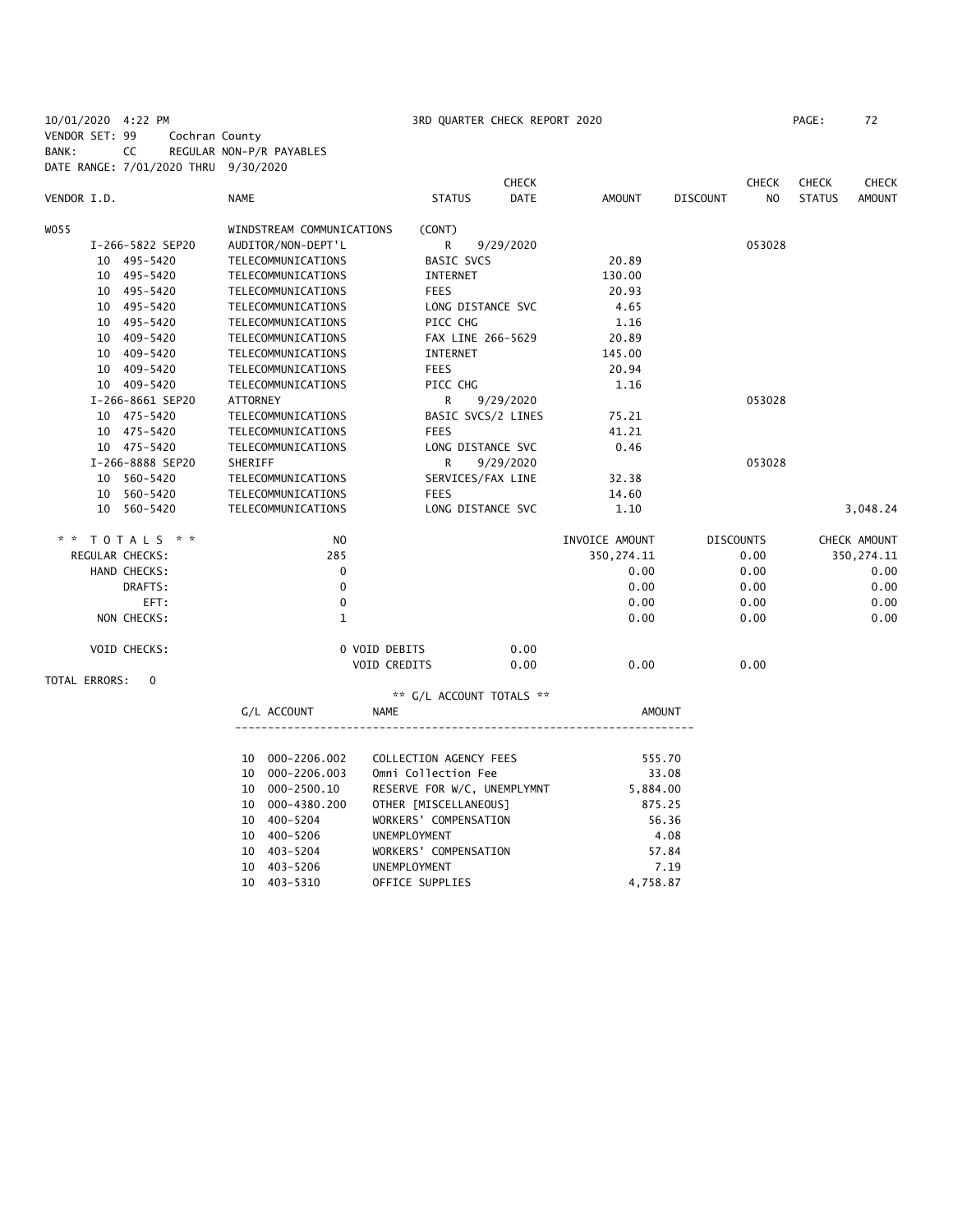10/01/2020 4:22 PM 3RD QUARTER CHECK REPORT 2020

VENDOR SET: 99 Cochran County
BANK: CC REGULAR NON-P/R PAYABLES
DATE RANGE: 7/01/2020 THRU 9/30/2020

| VENDOR I.D. | NAME | STATUS | CHECK DATE | AMOUNT | DISCOUNT | CHECK NO | CHECK STATUS | CHECK AMOUNT |
|---|---|---|---|---|---|---|---|---|
| W055 | WINDSTREAM COMMUNICATIONS | (CONT) | | | | | | |
| I-266-5822 SEP20 | AUDITOR/NON-DEPT'L | R | 9/29/2020 | | | 053028 | | |
| 10 495-5420 | TELECOMMUNICATIONS | BASIC SVCS | | 20.89 | | | | |
| 10 495-5420 | TELECOMMUNICATIONS | INTERNET | | 130.00 | | | | |
| 10 495-5420 | TELECOMMUNICATIONS | FEES | | 20.93 | | | | |
| 10 495-5420 | TELECOMMUNICATIONS | LONG DISTANCE SVC | | 4.65 | | | | |
| 10 495-5420 | TELECOMMUNICATIONS | PICC CHG | | 1.16 | | | | |
| 10 409-5420 | TELECOMMUNICATIONS | FAX LINE 266-5629 | | 20.89 | | | | |
| 10 409-5420 | TELECOMMUNICATIONS | INTERNET | | 145.00 | | | | |
| 10 409-5420 | TELECOMMUNICATIONS | FEES | | 20.94 | | | | |
| 10 409-5420 | TELECOMMUNICATIONS | PICC CHG | | 1.16 | | | | |
| I-266-8661 SEP20 | ATTORNEY | R | 9/29/2020 | | | 053028 | | |
| 10 475-5420 | TELECOMMUNICATIONS | BASIC SVCS/2 LINES | | 75.21 | | | | |
| 10 475-5420 | TELECOMMUNICATIONS | FEES | | 41.21 | | | | |
| 10 475-5420 | TELECOMMUNICATIONS | LONG DISTANCE SVC | | 0.46 | | | | |
| I-266-8888 SEP20 | SHERIFF | R | 9/29/2020 | | | 053028 | | |
| 10 560-5420 | TELECOMMUNICATIONS | SERVICES/FAX LINE | | 32.38 | | | | |
| 10 560-5420 | TELECOMMUNICATIONS | FEES | | 14.60 | | | | |
| 10 560-5420 | TELECOMMUNICATIONS | LONG DISTANCE SVC | | 1.10 | | | | 3,048.24 |

| * * T O T A L S * * | NO | INVOICE AMOUNT | DISCOUNTS | CHECK AMOUNT |
|---|---|---|---|---|
| REGULAR CHECKS: | 285 | 350,274.11 | 0.00 | 350,274.11 |
| HAND CHECKS: | 0 | 0.00 | 0.00 | 0.00 |
| DRAFTS: | 0 | 0.00 | 0.00 | 0.00 |
| EFT: | 0 | 0.00 | 0.00 | 0.00 |
| NON CHECKS: | 1 | 0.00 | 0.00 | 0.00 |

VOID CHECKS: 0 VOID DEBITS 0.00
VOID CREDITS 0.00 0.00 0.00

TOTAL ERRORS: 0

** G/L ACCOUNT TOTALS **

| G/L ACCOUNT | NAME | AMOUNT |
|---|---|---|
| 10 000-2206.002 | COLLECTION AGENCY FEES | 555.70 |
| 10 000-2206.003 | Omni Collection Fee | 33.08 |
| 10 000-2500.10 | RESERVE FOR W/C, UNEMPLYMNT | 5,884.00 |
| 10 000-4380.200 | OTHER [MISCELLANEOUS] | 875.25 |
| 10 400-5204 | WORKERS' COMPENSATION | 56.36 |
| 10 400-5206 | UNEMPLOYMENT | 4.08 |
| 10 403-5204 | WORKERS' COMPENSATION | 57.84 |
| 10 403-5206 | UNEMPLOYMENT | 7.19 |
| 10 403-5310 | OFFICE SUPPLIES | 4,758.87 |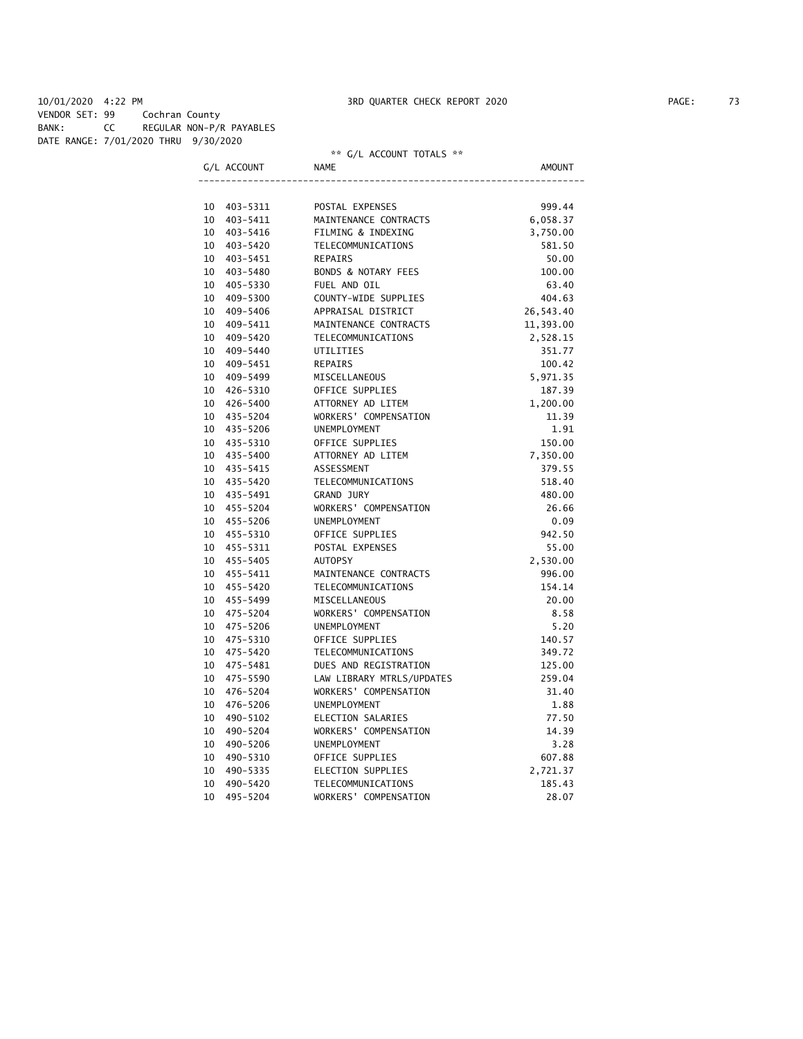10/01/2020 4:22 PM 3RD QUARTER CHECK REPORT 2020

VENDOR SET: 99 Cochran County
BANK: CC REGULAR NON-P/R PAYABLES
DATE RANGE: 7/01/2020 THRU 9/30/2020

** G/L ACCOUNT TOTALS **

| G/L ACCOUNT | NAME | AMOUNT |
|---|---|---|
| 10 403-5311 | POSTAL EXPENSES | 999.44 |
| 10 403-5411 | MAINTENANCE CONTRACTS | 6,058.37 |
| 10 403-5416 | FILMING & INDEXING | 3,750.00 |
| 10 403-5420 | TELECOMMUNICATIONS | 581.50 |
| 10 403-5451 | REPAIRS | 50.00 |
| 10 403-5480 | BONDS & NOTARY FEES | 100.00 |
| 10 405-5330 | FUEL AND OIL | 63.40 |
| 10 409-5300 | COUNTY-WIDE SUPPLIES | 404.63 |
| 10 409-5406 | APPRAISAL DISTRICT | 26,543.40 |
| 10 409-5411 | MAINTENANCE CONTRACTS | 11,393.00 |
| 10 409-5420 | TELECOMMUNICATIONS | 2,528.15 |
| 10 409-5440 | UTILITIES | 351.77 |
| 10 409-5451 | REPAIRS | 100.42 |
| 10 409-5499 | MISCELLANEOUS | 5,971.35 |
| 10 426-5310 | OFFICE SUPPLIES | 187.39 |
| 10 426-5400 | ATTORNEY AD LITEM | 1,200.00 |
| 10 435-5204 | WORKERS' COMPENSATION | 11.39 |
| 10 435-5206 | UNEMPLOYMENT | 1.91 |
| 10 435-5310 | OFFICE SUPPLIES | 150.00 |
| 10 435-5400 | ATTORNEY AD LITEM | 7,350.00 |
| 10 435-5415 | ASSESSMENT | 379.55 |
| 10 435-5420 | TELECOMMUNICATIONS | 518.40 |
| 10 435-5491 | GRAND JURY | 480.00 |
| 10 455-5204 | WORKERS' COMPENSATION | 26.66 |
| 10 455-5206 | UNEMPLOYMENT | 0.09 |
| 10 455-5310 | OFFICE SUPPLIES | 942.50 |
| 10 455-5311 | POSTAL EXPENSES | 55.00 |
| 10 455-5405 | AUTOPSY | 2,530.00 |
| 10 455-5411 | MAINTENANCE CONTRACTS | 996.00 |
| 10 455-5420 | TELECOMMUNICATIONS | 154.14 |
| 10 455-5499 | MISCELLANEOUS | 20.00 |
| 10 475-5204 | WORKERS' COMPENSATION | 8.58 |
| 10 475-5206 | UNEMPLOYMENT | 5.20 |
| 10 475-5310 | OFFICE SUPPLIES | 140.57 |
| 10 475-5420 | TELECOMMUNICATIONS | 349.72 |
| 10 475-5481 | DUES AND REGISTRATION | 125.00 |
| 10 475-5590 | LAW LIBRARY MTRLS/UPDATES | 259.04 |
| 10 476-5204 | WORKERS' COMPENSATION | 31.40 |
| 10 476-5206 | UNEMPLOYMENT | 1.88 |
| 10 490-5102 | ELECTION SALARIES | 77.50 |
| 10 490-5204 | WORKERS' COMPENSATION | 14.39 |
| 10 490-5206 | UNEMPLOYMENT | 3.28 |
| 10 490-5310 | OFFICE SUPPLIES | 607.88 |
| 10 490-5335 | ELECTION SUPPLIES | 2,721.37 |
| 10 490-5420 | TELECOMMUNICATIONS | 185.43 |
| 10 495-5204 | WORKERS' COMPENSATION | 28.07 |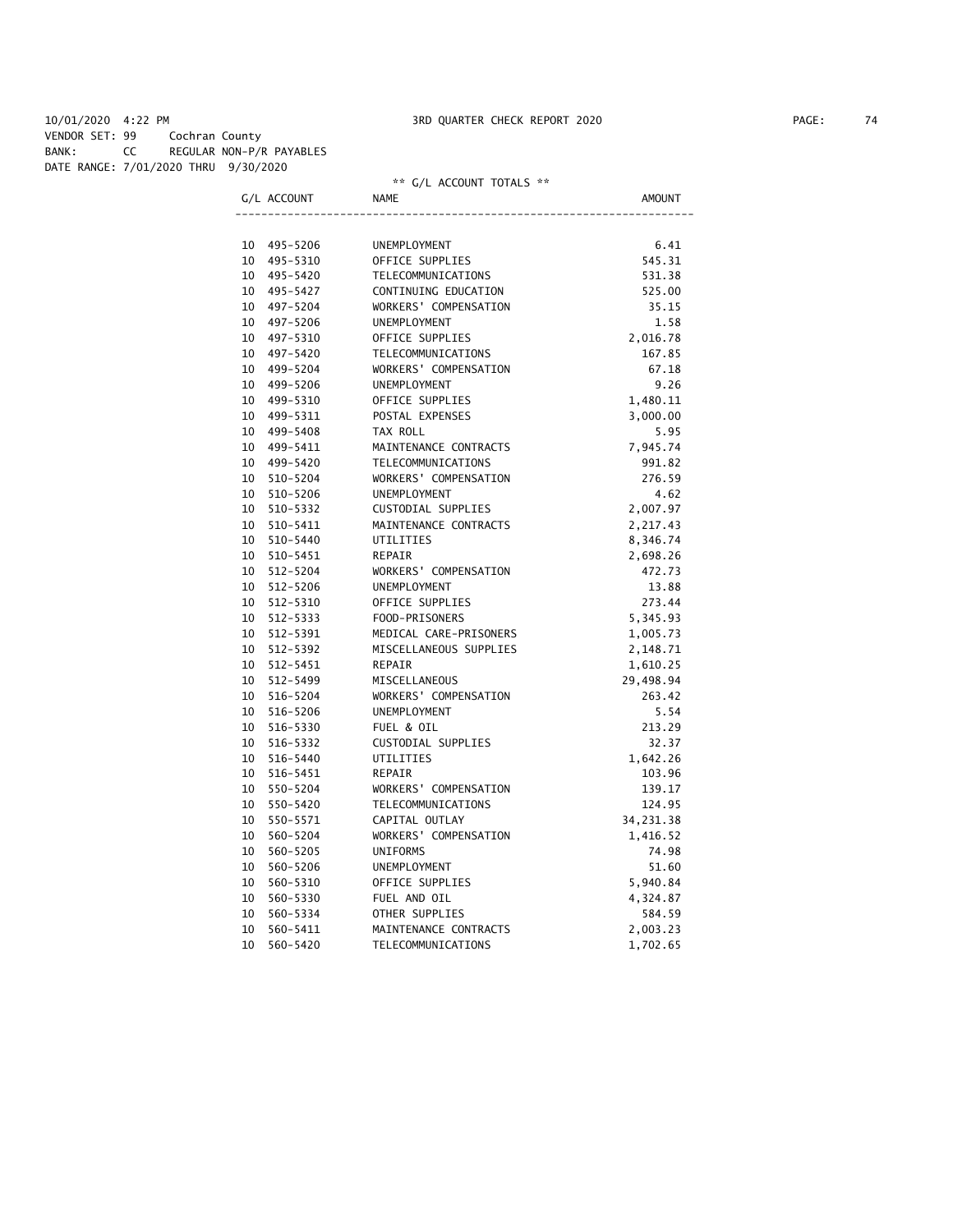10/01/2020 4:22 PM 3RD QUARTER CHECK REPORT 2020

VENDOR SET: 99 Cochran County
BANK: CC REGULAR NON-P/R PAYABLES
DATE RANGE: 7/01/2020 THRU 9/30/2020

** G/L ACCOUNT TOTALS **

| G/L ACCOUNT | NAME | AMOUNT |
|---|---|---|
| 10 495-5206 | UNEMPLOYMENT | 6.41 |
| 10 495-5310 | OFFICE SUPPLIES | 545.31 |
| 10 495-5420 | TELECOMMUNICATIONS | 531.38 |
| 10 495-5427 | CONTINUING EDUCATION | 525.00 |
| 10 497-5204 | WORKERS' COMPENSATION | 35.15 |
| 10 497-5206 | UNEMPLOYMENT | 1.58 |
| 10 497-5310 | OFFICE SUPPLIES | 2,016.78 |
| 10 497-5420 | TELECOMMUNICATIONS | 167.85 |
| 10 499-5204 | WORKERS' COMPENSATION | 67.18 |
| 10 499-5206 | UNEMPLOYMENT | 9.26 |
| 10 499-5310 | OFFICE SUPPLIES | 1,480.11 |
| 10 499-5311 | POSTAL EXPENSES | 3,000.00 |
| 10 499-5408 | TAX ROLL | 5.95 |
| 10 499-5411 | MAINTENANCE CONTRACTS | 7,945.74 |
| 10 499-5420 | TELECOMMUNICATIONS | 991.82 |
| 10 510-5204 | WORKERS' COMPENSATION | 276.59 |
| 10 510-5206 | UNEMPLOYMENT | 4.62 |
| 10 510-5332 | CUSTODIAL SUPPLIES | 2,007.97 |
| 10 510-5411 | MAINTENANCE CONTRACTS | 2,217.43 |
| 10 510-5440 | UTILITIES | 8,346.74 |
| 10 510-5451 | REPAIR | 2,698.26 |
| 10 512-5204 | WORKERS' COMPENSATION | 472.73 |
| 10 512-5206 | UNEMPLOYMENT | 13.88 |
| 10 512-5310 | OFFICE SUPPLIES | 273.44 |
| 10 512-5333 | FOOD-PRISONERS | 5,345.93 |
| 10 512-5391 | MEDICAL CARE-PRISONERS | 1,005.73 |
| 10 512-5392 | MISCELLANEOUS SUPPLIES | 2,148.71 |
| 10 512-5451 | REPAIR | 1,610.25 |
| 10 512-5499 | MISCELLANEOUS | 29,498.94 |
| 10 516-5204 | WORKERS' COMPENSATION | 263.42 |
| 10 516-5206 | UNEMPLOYMENT | 5.54 |
| 10 516-5330 | FUEL & OIL | 213.29 |
| 10 516-5332 | CUSTODIAL SUPPLIES | 32.37 |
| 10 516-5440 | UTILITIES | 1,642.26 |
| 10 516-5451 | REPAIR | 103.96 |
| 10 550-5204 | WORKERS' COMPENSATION | 139.17 |
| 10 550-5420 | TELECOMMUNICATIONS | 124.95 |
| 10 550-5571 | CAPITAL OUTLAY | 34,231.38 |
| 10 560-5204 | WORKERS' COMPENSATION | 1,416.52 |
| 10 560-5205 | UNIFORMS | 74.98 |
| 10 560-5206 | UNEMPLOYMENT | 51.60 |
| 10 560-5310 | OFFICE SUPPLIES | 5,940.84 |
| 10 560-5330 | FUEL AND OIL | 4,324.87 |
| 10 560-5334 | OTHER SUPPLIES | 584.59 |
| 10 560-5411 | MAINTENANCE CONTRACTS | 2,003.23 |
| 10 560-5420 | TELECOMMUNICATIONS | 1,702.65 |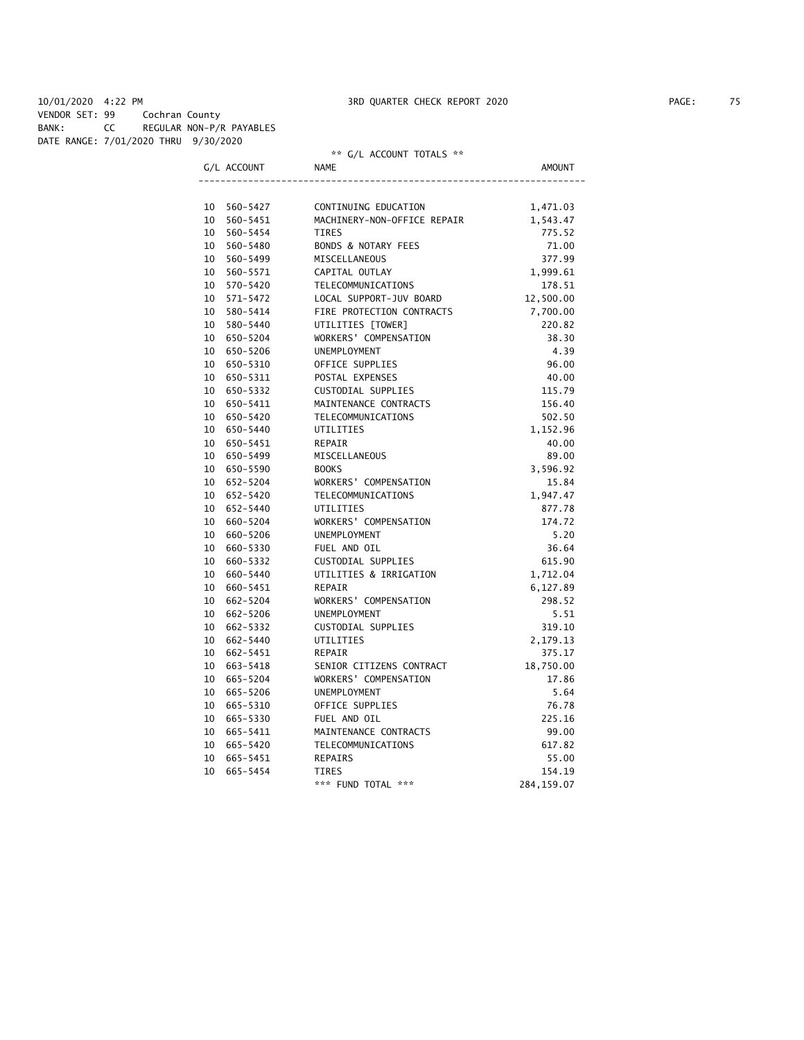10/01/2020 4:22 PM 3RD QUARTER CHECK REPORT 2020

VENDOR SET: 99 Cochran County
BANK: CC REGULAR NON-P/R PAYABLES
DATE RANGE: 7/01/2020 THRU 9/30/2020

** G/L ACCOUNT TOTALS **

| G/L ACCOUNT | NAME | AMOUNT |
|---|---|---|
| 10 560-5427 | CONTINUING EDUCATION | 1,471.03 |
| 10 560-5451 | MACHINERY-NON-OFFICE REPAIR | 1,543.47 |
| 10 560-5454 | TIRES | 775.52 |
| 10 560-5480 | BONDS & NOTARY FEES | 71.00 |
| 10 560-5499 | MISCELLANEOUS | 377.99 |
| 10 560-5571 | CAPITAL OUTLAY | 1,999.61 |
| 10 570-5420 | TELECOMMUNICATIONS | 178.51 |
| 10 571-5472 | LOCAL SUPPORT-JUV BOARD | 12,500.00 |
| 10 580-5414 | FIRE PROTECTION CONTRACTS | 7,700.00 |
| 10 580-5440 | UTILITIES [TOWER] | 220.82 |
| 10 650-5204 | WORKERS' COMPENSATION | 38.30 |
| 10 650-5206 | UNEMPLOYMENT | 4.39 |
| 10 650-5310 | OFFICE SUPPLIES | 96.00 |
| 10 650-5311 | POSTAL EXPENSES | 40.00 |
| 10 650-5332 | CUSTODIAL SUPPLIES | 115.79 |
| 10 650-5411 | MAINTENANCE CONTRACTS | 156.40 |
| 10 650-5420 | TELECOMMUNICATIONS | 502.50 |
| 10 650-5440 | UTILITIES | 1,152.96 |
| 10 650-5451 | REPAIR | 40.00 |
| 10 650-5499 | MISCELLANEOUS | 89.00 |
| 10 650-5590 | BOOKS | 3,596.92 |
| 10 652-5204 | WORKERS' COMPENSATION | 15.84 |
| 10 652-5420 | TELECOMMUNICATIONS | 1,947.47 |
| 10 652-5440 | UTILITIES | 877.78 |
| 10 660-5204 | WORKERS' COMPENSATION | 174.72 |
| 10 660-5206 | UNEMPLOYMENT | 5.20 |
| 10 660-5330 | FUEL AND OIL | 36.64 |
| 10 660-5332 | CUSTODIAL SUPPLIES | 615.90 |
| 10 660-5440 | UTILITIES & IRRIGATION | 1,712.04 |
| 10 660-5451 | REPAIR | 6,127.89 |
| 10 662-5204 | WORKERS' COMPENSATION | 298.52 |
| 10 662-5206 | UNEMPLOYMENT | 5.51 |
| 10 662-5332 | CUSTODIAL SUPPLIES | 319.10 |
| 10 662-5440 | UTILITIES | 2,179.13 |
| 10 662-5451 | REPAIR | 375.17 |
| 10 663-5418 | SENIOR CITIZENS CONTRACT | 18,750.00 |
| 10 665-5204 | WORKERS' COMPENSATION | 17.86 |
| 10 665-5206 | UNEMPLOYMENT | 5.64 |
| 10 665-5310 | OFFICE SUPPLIES | 76.78 |
| 10 665-5330 | FUEL AND OIL | 225.16 |
| 10 665-5411 | MAINTENANCE CONTRACTS | 99.00 |
| 10 665-5420 | TELECOMMUNICATIONS | 617.82 |
| 10 665-5451 | REPAIRS | 55.00 |
| 10 665-5454 | TIRES | 154.19 |
| | *** FUND TOTAL *** | 284,159.07 |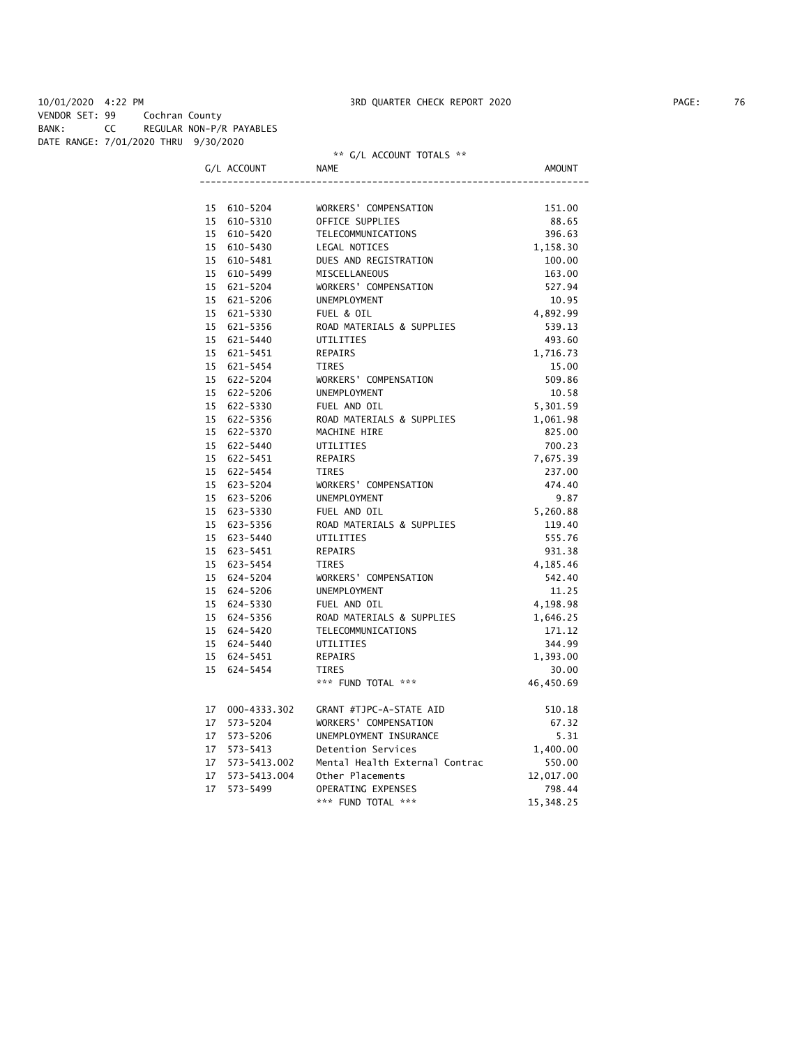10/01/2020 4:22 PM 3RD QUARTER CHECK REPORT 2020

VENDOR SET: 99 Cochran County
BANK: CC REGULAR NON-P/R PAYABLES
DATE RANGE: 7/01/2020 THRU 9/30/2020

** G/L ACCOUNT TOTALS **

| G/L ACCOUNT | | NAME | AMOUNT |
|---|---|---|---|
| 15 | 610-5204 | WORKERS' COMPENSATION | 151.00 |
| 15 | 610-5310 | OFFICE SUPPLIES | 88.65 |
| 15 | 610-5420 | TELECOMMUNICATIONS | 396.63 |
| 15 | 610-5430 | LEGAL NOTICES | 1,158.30 |
| 15 | 610-5481 | DUES AND REGISTRATION | 100.00 |
| 15 | 610-5499 | MISCELLANEOUS | 163.00 |
| 15 | 621-5204 | WORKERS' COMPENSATION | 527.94 |
| 15 | 621-5206 | UNEMPLOYMENT | 10.95 |
| 15 | 621-5330 | FUEL & OIL | 4,892.99 |
| 15 | 621-5356 | ROAD MATERIALS & SUPPLIES | 539.13 |
| 15 | 621-5440 | UTILITIES | 493.60 |
| 15 | 621-5451 | REPAIRS | 1,716.73 |
| 15 | 621-5454 | TIRES | 15.00 |
| 15 | 622-5204 | WORKERS' COMPENSATION | 509.86 |
| 15 | 622-5206 | UNEMPLOYMENT | 10.58 |
| 15 | 622-5330 | FUEL AND OIL | 5,301.59 |
| 15 | 622-5356 | ROAD MATERIALS & SUPPLIES | 1,061.98 |
| 15 | 622-5370 | MACHINE HIRE | 825.00 |
| 15 | 622-5440 | UTILITIES | 700.23 |
| 15 | 622-5451 | REPAIRS | 7,675.39 |
| 15 | 622-5454 | TIRES | 237.00 |
| 15 | 623-5204 | WORKERS' COMPENSATION | 474.40 |
| 15 | 623-5206 | UNEMPLOYMENT | 9.87 |
| 15 | 623-5330 | FUEL AND OIL | 5,260.88 |
| 15 | 623-5356 | ROAD MATERIALS & SUPPLIES | 119.40 |
| 15 | 623-5440 | UTILITIES | 555.76 |
| 15 | 623-5451 | REPAIRS | 931.38 |
| 15 | 623-5454 | TIRES | 4,185.46 |
| 15 | 624-5204 | WORKERS' COMPENSATION | 542.40 |
| 15 | 624-5206 | UNEMPLOYMENT | 11.25 |
| 15 | 624-5330 | FUEL AND OIL | 4,198.98 |
| 15 | 624-5356 | ROAD MATERIALS & SUPPLIES | 1,646.25 |
| 15 | 624-5420 | TELECOMMUNICATIONS | 171.12 |
| 15 | 624-5440 | UTILITIES | 344.99 |
| 15 | 624-5451 | REPAIRS | 1,393.00 |
| 15 | 624-5454 | TIRES | 30.00 |
| | | *** FUND TOTAL *** | 46,450.69 |
| 17 | 000-4333.302 | GRANT #TJPC-A-STATE AID | 510.18 |
| 17 | 573-5204 | WORKERS' COMPENSATION | 67.32 |
| 17 | 573-5206 | UNEMPLOYMENT INSURANCE | 5.31 |
| 17 | 573-5413 | Detention Services | 1,400.00 |
| 17 | 573-5413.002 | Mental Health External Contrac | 550.00 |
| 17 | 573-5413.004 | Other Placements | 12,017.00 |
| 17 | 573-5499 | OPERATING EXPENSES | 798.44 |
| | | *** FUND TOTAL *** | 15,348.25 |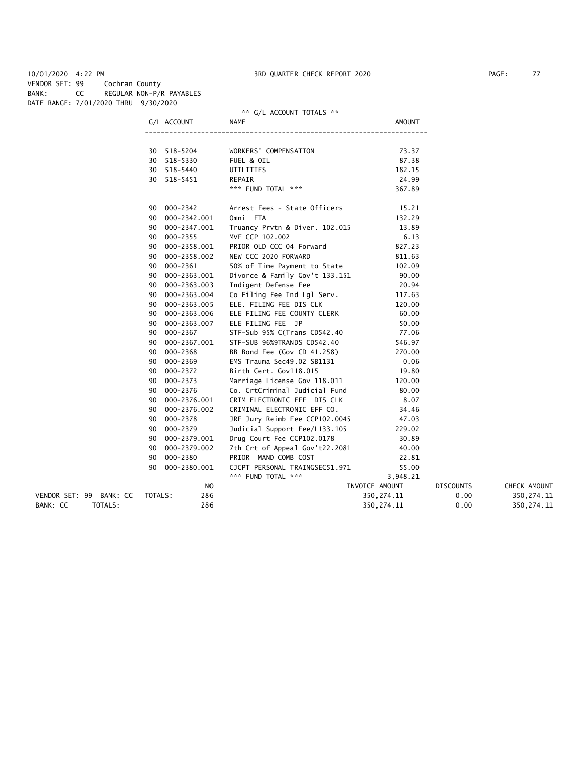10/01/2020 4:22 PM 3RD QUARTER CHECK REPORT 2020

VENDOR SET: 99 Cochran County
BANK: CC REGULAR NON-P/R PAYABLES
DATE RANGE: 7/01/2020 THRU 9/30/2020

** G/L ACCOUNT TOTALS **

| G/L ACCOUNT | NAME | AMOUNT |
|---|---|---|
| 30 518-5204 | WORKERS' COMPENSATION | 73.37 |
| 30 518-5330 | FUEL & OIL | 87.38 |
| 30 518-5440 | UTILITIES | 182.15 |
| 30 518-5451 | REPAIR | 24.99 |
| | *** FUND TOTAL *** | 367.89 |
| 90 000-2342 | Arrest Fees - State Officers | 15.21 |
| 90 000-2342.001 | Omni FTA | 132.29 |
| 90 000-2347.001 | Truancy Prvtn & Diver. 102.015 | 13.89 |
| 90 000-2355 | MVF CCP 102.002 | 6.13 |
| 90 000-2358.001 | PRIOR OLD CCC 04 Forward | 827.23 |
| 90 000-2358.002 | NEW CCC 2020 FORWARD | 811.63 |
| 90 000-2361 | 50% of Time Payment to State | 102.09 |
| 90 000-2363.001 | Divorce & Family Gov't 133.151 | 90.00 |
| 90 000-2363.003 | Indigent Defense Fee | 20.94 |
| 90 000-2363.004 | Co Filing Fee Ind Lgl Serv. | 117.63 |
| 90 000-2363.005 | ELE. FILING FEE DIS CLK | 120.00 |
| 90 000-2363.006 | ELE FILING FEE COUNTY CLERK | 60.00 |
| 90 000-2363.007 | ELE FILING FEE JP | 50.00 |
| 90 000-2367 | STF-Sub 95% C(Trans CD542.40 | 77.06 |
| 90 000-2367.001 | STF-SUB 96%9TRANDS CD542.40 | 546.97 |
| 90 000-2368 | BB Bond Fee (Gov CD 41.258) | 270.00 |
| 90 000-2369 | EMS Trauma Sec49.02 SB1131 | 0.06 |
| 90 000-2372 | Birth Cert. Gov118.015 | 19.80 |
| 90 000-2373 | Marriage License Gov 118.011 | 120.00 |
| 90 000-2376 | Co. CrtCriminal Judicial Fund | 80.00 |
| 90 000-2376.001 | CRIM ELECTRONIC EFF DIS CLK | 8.07 |
| 90 000-2376.002 | CRIMINAL ELECTRONIC EFF CO. | 34.46 |
| 90 000-2378 | JRF Jury Reimb Fee CCP102.0045 | 47.03 |
| 90 000-2379 | Judicial Support Fee/L133.105 | 229.02 |
| 90 000-2379.001 | Drug Court Fee CCP102.0178 | 30.89 |
| 90 000-2379.002 | 7th Crt of Appeal Gov't22.2081 | 40.00 |
| 90 000-2380 | PRIOR MAND COMB COST | 22.81 |
| 90 000-2380.001 | CJCPT PERSONAL TRAINGSEC51.971 | 55.00 |
| | *** FUND TOTAL *** | 3,948.21 |

| | | NO | INVOICE AMOUNT | DISCOUNTS | CHECK AMOUNT |
|---|---|---|---|---|---|
| VENDOR SET: 99 BANK: CC | TOTALS: | 286 | 350,274.11 | 0.00 | 350,274.11 |
| BANK: CC | TOTALS: | 286 | 350,274.11 | 0.00 | 350,274.11 |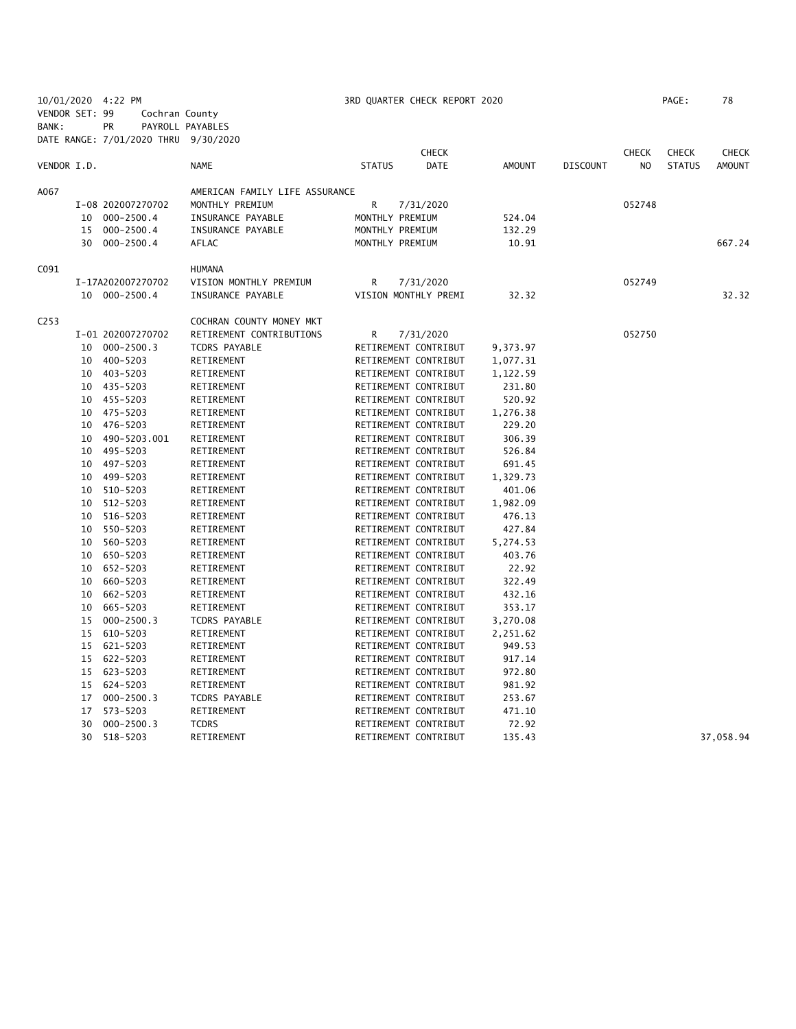10/01/2020 4:22 PM 3RD QUARTER CHECK REPORT 2020
VENDOR SET: 99 Cochran County
BANK: PR PAYROLL PAYABLES
DATE RANGE: 7/01/2020 THRU 9/30/2020

| VENDOR I.D. | | NAME | STATUS | CHECK DATE | AMOUNT | DISCOUNT | CHECK NO | CHECK STATUS | CHECK AMOUNT |
|---|---|---|---|---|---|---|---|---|---|
| A067 | | AMERICAN FAMILY LIFE ASSURANCE | | | | | | | |
| | I-08 202007270702 | MONTHLY PREMIUM | R | 7/31/2020 | | | 052748 | | |
| | 10 000-2500.4 | INSURANCE PAYABLE | MONTHLY PREMIUM | | 524.04 | | | | |
| | 15 000-2500.4 | INSURANCE PAYABLE | MONTHLY PREMIUM | | 132.29 | | | | |
| | 30 000-2500.4 | AFLAC | MONTHLY PREMIUM | | 10.91 | | | | 667.24 |
| C091 | | HUMANA | | | | | | | |
| | I-17A202007270702 | VISION MONTHLY PREMIUM | R | 7/31/2020 | | | 052749 | | |
| | 10 000-2500.4 | INSURANCE PAYABLE | VISION MONTHLY PREMI | | 32.32 | | | | 32.32 |
| C253 | | COCHRAN COUNTY MONEY MKT | | | | | | | |
| | I-01 202007270702 | RETIREMENT CONTRIBUTIONS | R | 7/31/2020 | | | 052750 | | |
| | 10 000-2500.3 | TCDRS PAYABLE | RETIREMENT CONTRIBUT | | 9,373.97 | | | | |
| | 10 400-5203 | RETIREMENT | RETIREMENT CONTRIBUT | | 1,077.31 | | | | |
| | 10 403-5203 | RETIREMENT | RETIREMENT CONTRIBUT | | 1,122.59 | | | | |
| | 10 435-5203 | RETIREMENT | RETIREMENT CONTRIBUT | | 231.80 | | | | |
| | 10 455-5203 | RETIREMENT | RETIREMENT CONTRIBUT | | 520.92 | | | | |
| | 10 475-5203 | RETIREMENT | RETIREMENT CONTRIBUT | | 1,276.38 | | | | |
| | 10 476-5203 | RETIREMENT | RETIREMENT CONTRIBUT | | 229.20 | | | | |
| | 10 490-5203.001 | RETIREMENT | RETIREMENT CONTRIBUT | | 306.39 | | | | |
| | 10 495-5203 | RETIREMENT | RETIREMENT CONTRIBUT | | 526.84 | | | | |
| | 10 497-5203 | RETIREMENT | RETIREMENT CONTRIBUT | | 691.45 | | | | |
| | 10 499-5203 | RETIREMENT | RETIREMENT CONTRIBUT | | 1,329.73 | | | | |
| | 10 510-5203 | RETIREMENT | RETIREMENT CONTRIBUT | | 401.06 | | | | |
| | 10 512-5203 | RETIREMENT | RETIREMENT CONTRIBUT | | 1,982.09 | | | | |
| | 10 516-5203 | RETIREMENT | RETIREMENT CONTRIBUT | | 476.13 | | | | |
| | 10 550-5203 | RETIREMENT | RETIREMENT CONTRIBUT | | 427.84 | | | | |
| | 10 560-5203 | RETIREMENT | RETIREMENT CONTRIBUT | | 5,274.53 | | | | |
| | 10 650-5203 | RETIREMENT | RETIREMENT CONTRIBUT | | 403.76 | | | | |
| | 10 652-5203 | RETIREMENT | RETIREMENT CONTRIBUT | | 22.92 | | | | |
| | 10 660-5203 | RETIREMENT | RETIREMENT CONTRIBUT | | 322.49 | | | | |
| | 10 662-5203 | RETIREMENT | RETIREMENT CONTRIBUT | | 432.16 | | | | |
| | 10 665-5203 | RETIREMENT | RETIREMENT CONTRIBUT | | 353.17 | | | | |
| | 15 000-2500.3 | TCDRS PAYABLE | RETIREMENT CONTRIBUT | | 3,270.08 | | | | |
| | 15 610-5203 | RETIREMENT | RETIREMENT CONTRIBUT | | 2,251.62 | | | | |
| | 15 621-5203 | RETIREMENT | RETIREMENT CONTRIBUT | | 949.53 | | | | |
| | 15 622-5203 | RETIREMENT | RETIREMENT CONTRIBUT | | 917.14 | | | | |
| | 15 623-5203 | RETIREMENT | RETIREMENT CONTRIBUT | | 972.80 | | | | |
| | 15 624-5203 | RETIREMENT | RETIREMENT CONTRIBUT | | 981.92 | | | | |
| | 17 000-2500.3 | TCDRS PAYABLE | RETIREMENT CONTRIBUT | | 253.67 | | | | |
| | 17 573-5203 | RETIREMENT | RETIREMENT CONTRIBUT | | 471.10 | | | | |
| | 30 000-2500.3 | TCDRS | RETIREMENT CONTRIBUT | | 72.92 | | | | |
| | 30 518-5203 | RETIREMENT | RETIREMENT CONTRIBUT | | 135.43 | | | | 37,058.94 |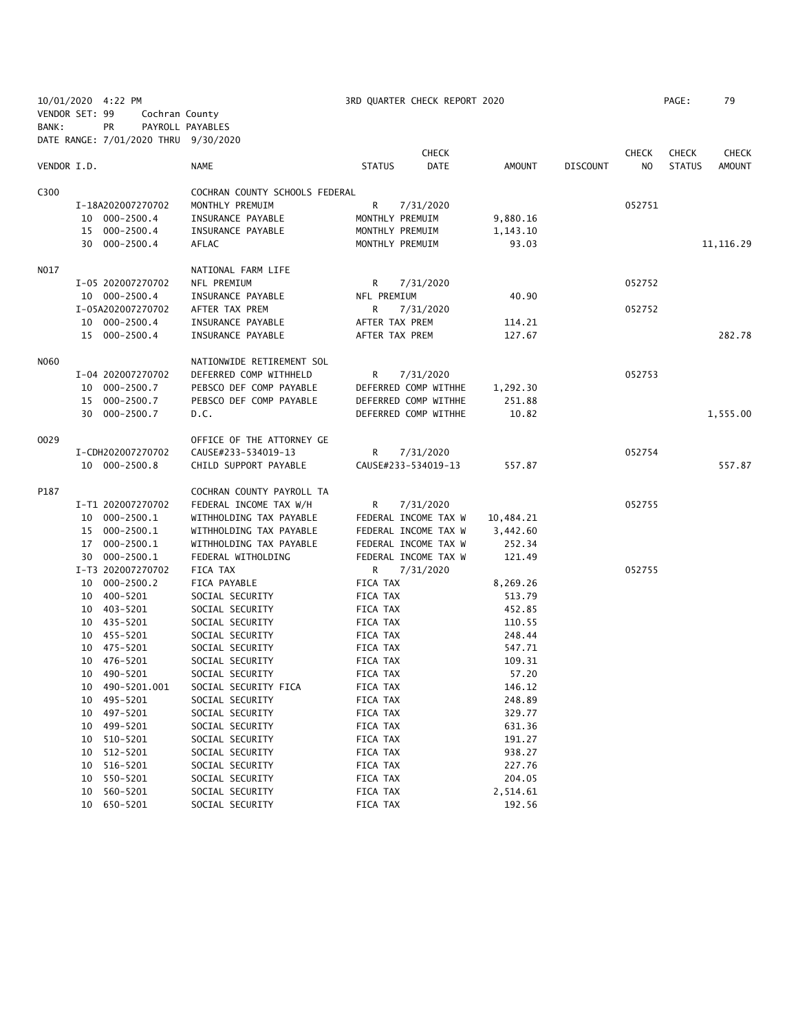10/01/2020 4:22 PM 3RD QUARTER CHECK REPORT 2020 PAGE: 79
VENDOR SET: 99 Cochran County
BANK: PR PAYROLL PAYABLES
DATE RANGE: 7/01/2020 THRU 9/30/2020

| VENDOR I.D. | NAME | STATUS | CHECK DATE | AMOUNT | DISCOUNT | CHECK NO | CHECK STATUS | CHECK AMOUNT |
|---|---|---|---|---|---|---|---|---|
| C300 | COCHRAN COUNTY SCHOOLS FEDERAL | | | | | | | |
| I-18A202007270702 | MONTHLY PREMUIM | R | 7/31/2020 | | | 052751 | | |
| 10 000-2500.4 | INSURANCE PAYABLE | MONTHLY PREMUIM | | 9,880.16 | | | | |
| 15 000-2500.4 | INSURANCE PAYABLE | MONTHLY PREMUIM | | 1,143.10 | | | | |
| 30 000-2500.4 | AFLAC | MONTHLY PREMUIM | | 93.03 | | | | 11,116.29 |
| N017 | NATIONAL FARM LIFE | | | | | | | |
| I-05 202007270702 | NFL PREMIUM | R | 7/31/2020 | | | 052752 | | |
| 10 000-2500.4 | INSURANCE PAYABLE | NFL PREMIUM | | 40.90 | | | | |
| I-05A202007270702 | AFTER TAX PREM | R | 7/31/2020 | | | 052752 | | |
| 10 000-2500.4 | INSURANCE PAYABLE | AFTER TAX PREM | | 114.21 | | | | |
| 15 000-2500.4 | INSURANCE PAYABLE | AFTER TAX PREM | | 127.67 | | | | 282.78 |
| N060 | NATIONWIDE RETIREMENT SOL | | | | | | | |
| I-04 202007270702 | DEFERRED COMP WITHHELD | R | 7/31/2020 | | | 052753 | | |
| 10 000-2500.7 | PEBSCO DEF COMP PAYABLE | DEFERRED COMP WITHHE | | 1,292.30 | | | | |
| 15 000-2500.7 | PEBSCO DEF COMP PAYABLE | DEFERRED COMP WITHHE | | 251.88 | | | | |
| 30 000-2500.7 | D.C. | DEFERRED COMP WITHHE | | 10.82 | | | | 1,555.00 |
| O029 | OFFICE OF THE ATTORNEY GE | | | | | | | |
| I-CDH202007270702 | CAUSE#233-534019-13 | R | 7/31/2020 | | | 052754 | | |
| 10 000-2500.8 | CHILD SUPPORT PAYABLE | CAUSE#233-534019-13 | | 557.87 | | | | 557.87 |
| P187 | COCHRAN COUNTY PAYROLL TA | | | | | | | |
| I-T1 202007270702 | FEDERAL INCOME TAX W/H | R | 7/31/2020 | | | 052755 | | |
| 10 000-2500.1 | WITHHOLDING TAX PAYABLE | FEDERAL INCOME TAX W | | 10,484.21 | | | | |
| 15 000-2500.1 | WITHHOLDING TAX PAYABLE | FEDERAL INCOME TAX W | | 3,442.60 | | | | |
| 17 000-2500.1 | WITHHOLDING TAX PAYABLE | FEDERAL INCOME TAX W | | 252.34 | | | | |
| 30 000-2500.1 | FEDERAL WITHOLDING | FEDERAL INCOME TAX W | | 121.49 | | | | |
| I-T3 202007270702 | FICA TAX | R | 7/31/2020 | | | 052755 | | |
| 10 000-2500.2 | FICA PAYABLE | FICA TAX | | 8,269.26 | | | | |
| 10 400-5201 | SOCIAL SECURITY | FICA TAX | | 513.79 | | | | |
| 10 403-5201 | SOCIAL SECURITY | FICA TAX | | 452.85 | | | | |
| 10 435-5201 | SOCIAL SECURITY | FICA TAX | | 110.55 | | | | |
| 10 455-5201 | SOCIAL SECURITY | FICA TAX | | 248.44 | | | | |
| 10 475-5201 | SOCIAL SECURITY | FICA TAX | | 547.71 | | | | |
| 10 476-5201 | SOCIAL SECURITY | FICA TAX | | 109.31 | | | | |
| 10 490-5201 | SOCIAL SECURITY | FICA TAX | | 57.20 | | | | |
| 10 490-5201.001 | SOCIAL SECURITY FICA | FICA TAX | | 146.12 | | | | |
| 10 495-5201 | SOCIAL SECURITY | FICA TAX | | 248.89 | | | | |
| 10 497-5201 | SOCIAL SECURITY | FICA TAX | | 329.77 | | | | |
| 10 499-5201 | SOCIAL SECURITY | FICA TAX | | 631.36 | | | | |
| 10 510-5201 | SOCIAL SECURITY | FICA TAX | | 191.27 | | | | |
| 10 512-5201 | SOCIAL SECURITY | FICA TAX | | 938.27 | | | | |
| 10 516-5201 | SOCIAL SECURITY | FICA TAX | | 227.76 | | | | |
| 10 550-5201 | SOCIAL SECURITY | FICA TAX | | 204.05 | | | | |
| 10 560-5201 | SOCIAL SECURITY | FICA TAX | | 2,514.61 | | | | |
| 10 650-5201 | SOCIAL SECURITY | FICA TAX | | 192.56 | | | | |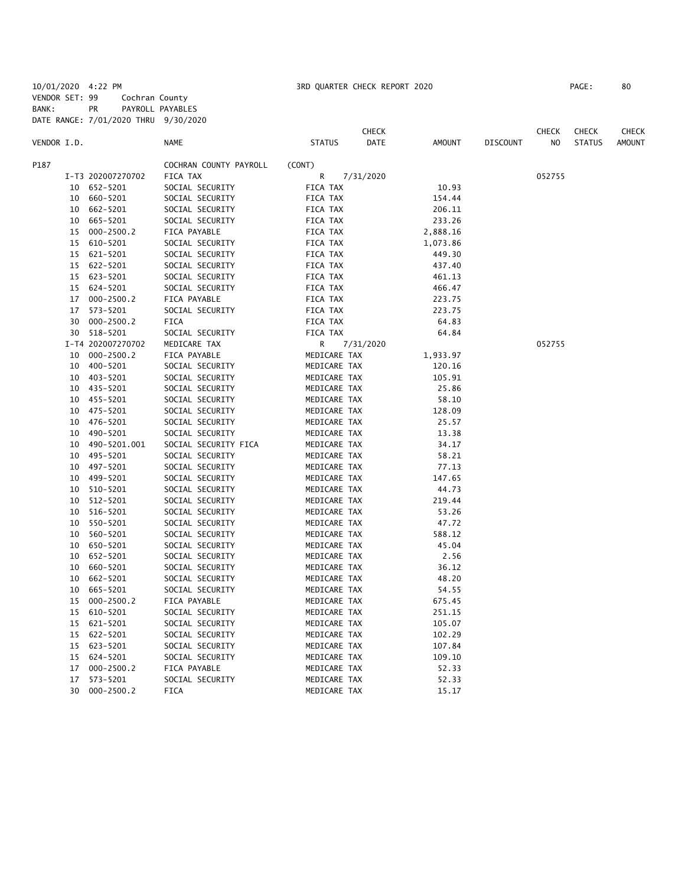10/01/2020 4:22 PM 3RD QUARTER CHECK REPORT 2020

VENDOR SET: 99 Cochran County

BANK: PR PAYROLL PAYABLES

DATE RANGE: 7/01/2020 THRU 9/30/2020

| VENDOR I.D. | | NAME | STATUS | CHECK DATE | AMOUNT | DISCOUNT | CHECK NO | CHECK STATUS | CHECK AMOUNT |
|---|---|---|---|---|---|---|---|---|---|
| P187 | | COCHRAN COUNTY PAYROLL | (CONT) | | | | | | |
| | I-T3 202007270702 | FICA TAX | R | 7/31/2020 | | | 052755 | | |
| | 10 652-5201 | SOCIAL SECURITY | FICA TAX | | 10.93 | | | | |
| | 10 660-5201 | SOCIAL SECURITY | FICA TAX | | 154.44 | | | | |
| | 10 662-5201 | SOCIAL SECURITY | FICA TAX | | 206.11 | | | | |
| | 10 665-5201 | SOCIAL SECURITY | FICA TAX | | 233.26 | | | | |
| | 15 000-2500.2 | FICA PAYABLE | FICA TAX | | 2,888.16 | | | | |
| | 15 610-5201 | SOCIAL SECURITY | FICA TAX | | 1,073.86 | | | | |
| | 15 621-5201 | SOCIAL SECURITY | FICA TAX | | 449.30 | | | | |
| | 15 622-5201 | SOCIAL SECURITY | FICA TAX | | 437.40 | | | | |
| | 15 623-5201 | SOCIAL SECURITY | FICA TAX | | 461.13 | | | | |
| | 15 624-5201 | SOCIAL SECURITY | FICA TAX | | 466.47 | | | | |
| | 17 000-2500.2 | FICA PAYABLE | FICA TAX | | 223.75 | | | | |
| | 17 573-5201 | SOCIAL SECURITY | FICA TAX | | 223.75 | | | | |
| | 30 000-2500.2 | FICA | FICA TAX | | 64.83 | | | | |
| | 30 518-5201 | SOCIAL SECURITY | FICA TAX | | 64.84 | | | | |
| | I-T4 202007270702 | MEDICARE TAX | R | 7/31/2020 | | | 052755 | | |
| | 10 000-2500.2 | FICA PAYABLE | MEDICARE TAX | | 1,933.97 | | | | |
| | 10 400-5201 | SOCIAL SECURITY | MEDICARE TAX | | 120.16 | | | | |
| | 10 403-5201 | SOCIAL SECURITY | MEDICARE TAX | | 105.91 | | | | |
| | 10 435-5201 | SOCIAL SECURITY | MEDICARE TAX | | 25.86 | | | | |
| | 10 455-5201 | SOCIAL SECURITY | MEDICARE TAX | | 58.10 | | | | |
| | 10 475-5201 | SOCIAL SECURITY | MEDICARE TAX | | 128.09 | | | | |
| | 10 476-5201 | SOCIAL SECURITY | MEDICARE TAX | | 25.57 | | | | |
| | 10 490-5201 | SOCIAL SECURITY | MEDICARE TAX | | 13.38 | | | | |
| | 10 490-5201.001 | SOCIAL SECURITY FICA | MEDICARE TAX | | 34.17 | | | | |
| | 10 495-5201 | SOCIAL SECURITY | MEDICARE TAX | | 58.21 | | | | |
| | 10 497-5201 | SOCIAL SECURITY | MEDICARE TAX | | 77.13 | | | | |
| | 10 499-5201 | SOCIAL SECURITY | MEDICARE TAX | | 147.65 | | | | |
| | 10 510-5201 | SOCIAL SECURITY | MEDICARE TAX | | 44.73 | | | | |
| | 10 512-5201 | SOCIAL SECURITY | MEDICARE TAX | | 219.44 | | | | |
| | 10 516-5201 | SOCIAL SECURITY | MEDICARE TAX | | 53.26 | | | | |
| | 10 550-5201 | SOCIAL SECURITY | MEDICARE TAX | | 47.72 | | | | |
| | 10 560-5201 | SOCIAL SECURITY | MEDICARE TAX | | 588.12 | | | | |
| | 10 650-5201 | SOCIAL SECURITY | MEDICARE TAX | | 45.04 | | | | |
| | 10 652-5201 | SOCIAL SECURITY | MEDICARE TAX | | 2.56 | | | | |
| | 10 660-5201 | SOCIAL SECURITY | MEDICARE TAX | | 36.12 | | | | |
| | 10 662-5201 | SOCIAL SECURITY | MEDICARE TAX | | 48.20 | | | | |
| | 10 665-5201 | SOCIAL SECURITY | MEDICARE TAX | | 54.55 | | | | |
| | 15 000-2500.2 | FICA PAYABLE | MEDICARE TAX | | 675.45 | | | | |
| | 15 610-5201 | SOCIAL SECURITY | MEDICARE TAX | | 251.15 | | | | |
| | 15 621-5201 | SOCIAL SECURITY | MEDICARE TAX | | 105.07 | | | | |
| | 15 622-5201 | SOCIAL SECURITY | MEDICARE TAX | | 102.29 | | | | |
| | 15 623-5201 | SOCIAL SECURITY | MEDICARE TAX | | 107.84 | | | | |
| | 15 624-5201 | SOCIAL SECURITY | MEDICARE TAX | | 109.10 | | | | |
| | 17 000-2500.2 | FICA PAYABLE | MEDICARE TAX | | 52.33 | | | | |
| | 17 573-5201 | SOCIAL SECURITY | MEDICARE TAX | | 52.33 | | | | |
| | 30 000-2500.2 | FICA | MEDICARE TAX | | 15.17 | | | | |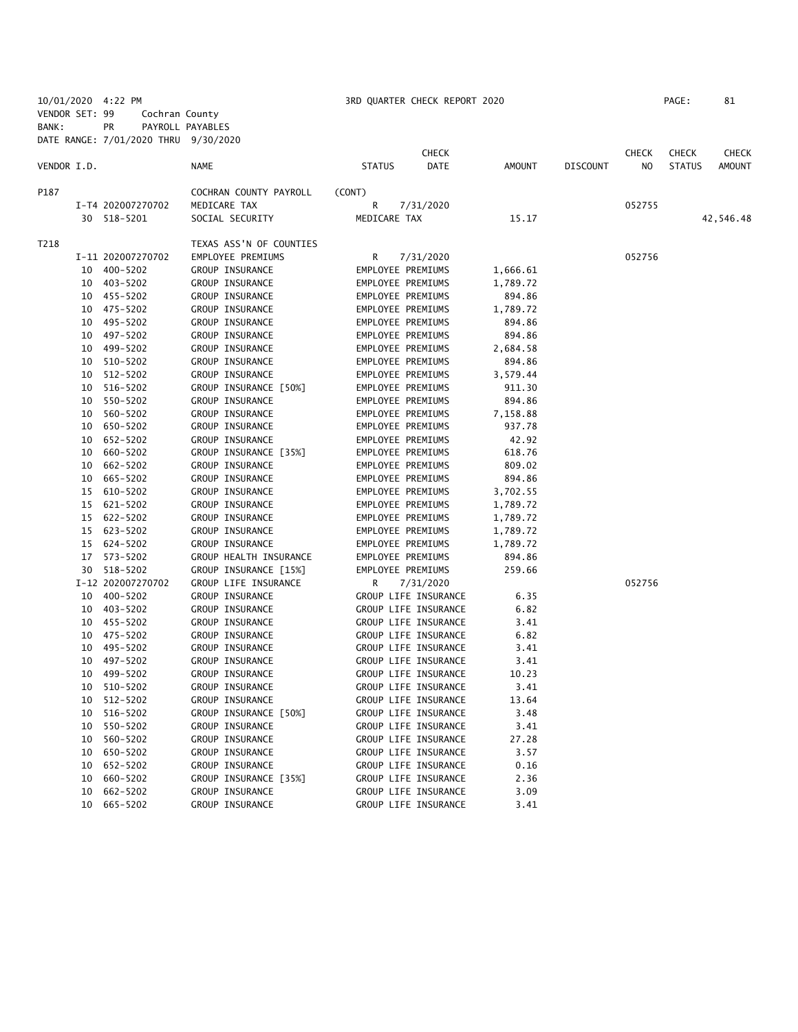10/01/2020 4:22 PM 3RD QUARTER CHECK REPORT 2020
VENDOR SET: 99 Cochran County
BANK: PR PAYROLL PAYABLES
DATE RANGE: 7/01/2020 THRU 9/30/2020

| VENDOR I.D. | | NAME | STATUS | CHECK DATE | AMOUNT | DISCOUNT | CHECK NO | CHECK STATUS | CHECK AMOUNT |
|---|---|---|---|---|---|---|---|---|---|
| P187 | | COCHRAN COUNTY PAYROLL | (CONT) | | | | | | |
| | I-T4 202007270702 | MEDICARE TAX | R | 7/31/2020 | | | 052755 | | |
| | 30 518-5201 | SOCIAL SECURITY | MEDICARE TAX | | 15.17 | | | | 42,546.48 |
| T218 | | TEXAS ASS'N OF COUNTIES | | | | | | | |
| | I-11 202007270702 | EMPLOYEE PREMIUMS | R | 7/31/2020 | | | 052756 | | |
| | 10 400-5202 | GROUP INSURANCE | EMPLOYEE PREMIUMS | | 1,666.61 | | | | |
| | 10 403-5202 | GROUP INSURANCE | EMPLOYEE PREMIUMS | | 1,789.72 | | | | |
| | 10 455-5202 | GROUP INSURANCE | EMPLOYEE PREMIUMS | | 894.86 | | | | |
| | 10 475-5202 | GROUP INSURANCE | EMPLOYEE PREMIUMS | | 1,789.72 | | | | |
| | 10 495-5202 | GROUP INSURANCE | EMPLOYEE PREMIUMS | | 894.86 | | | | |
| | 10 497-5202 | GROUP INSURANCE | EMPLOYEE PREMIUMS | | 894.86 | | | | |
| | 10 499-5202 | GROUP INSURANCE | EMPLOYEE PREMIUMS | | 2,684.58 | | | | |
| | 10 510-5202 | GROUP INSURANCE | EMPLOYEE PREMIUMS | | 894.86 | | | | |
| | 10 512-5202 | GROUP INSURANCE | EMPLOYEE PREMIUMS | | 3,579.44 | | | | |
| | 10 516-5202 | GROUP INSURANCE [50%] | EMPLOYEE PREMIUMS | | 911.30 | | | | |
| | 10 550-5202 | GROUP INSURANCE | EMPLOYEE PREMIUMS | | 894.86 | | | | |
| | 10 560-5202 | GROUP INSURANCE | EMPLOYEE PREMIUMS | | 7,158.88 | | | | |
| | 10 650-5202 | GROUP INSURANCE | EMPLOYEE PREMIUMS | | 937.78 | | | | |
| | 10 652-5202 | GROUP INSURANCE | EMPLOYEE PREMIUMS | | 42.92 | | | | |
| | 10 660-5202 | GROUP INSURANCE [35%] | EMPLOYEE PREMIUMS | | 618.76 | | | | |
| | 10 662-5202 | GROUP INSURANCE | EMPLOYEE PREMIUMS | | 809.02 | | | | |
| | 10 665-5202 | GROUP INSURANCE | EMPLOYEE PREMIUMS | | 894.86 | | | | |
| | 15 610-5202 | GROUP INSURANCE | EMPLOYEE PREMIUMS | | 3,702.55 | | | | |
| | 15 621-5202 | GROUP INSURANCE | EMPLOYEE PREMIUMS | | 1,789.72 | | | | |
| | 15 622-5202 | GROUP INSURANCE | EMPLOYEE PREMIUMS | | 1,789.72 | | | | |
| | 15 623-5202 | GROUP INSURANCE | EMPLOYEE PREMIUMS | | 1,789.72 | | | | |
| | 15 624-5202 | GROUP INSURANCE | EMPLOYEE PREMIUMS | | 1,789.72 | | | | |
| | 17 573-5202 | GROUP HEALTH INSURANCE | EMPLOYEE PREMIUMS | | 894.86 | | | | |
| | 30 518-5202 | GROUP INSURANCE [15%] | EMPLOYEE PREMIUMS | | 259.66 | | | | |
| | I-12 202007270702 | GROUP LIFE INSURANCE | R | 7/31/2020 | | | 052756 | | |
| | 10 400-5202 | GROUP INSURANCE | GROUP LIFE INSURANCE | | 6.35 | | | | |
| | 10 403-5202 | GROUP INSURANCE | GROUP LIFE INSURANCE | | 6.82 | | | | |
| | 10 455-5202 | GROUP INSURANCE | GROUP LIFE INSURANCE | | 3.41 | | | | |
| | 10 475-5202 | GROUP INSURANCE | GROUP LIFE INSURANCE | | 6.82 | | | | |
| | 10 495-5202 | GROUP INSURANCE | GROUP LIFE INSURANCE | | 3.41 | | | | |
| | 10 497-5202 | GROUP INSURANCE | GROUP LIFE INSURANCE | | 3.41 | | | | |
| | 10 499-5202 | GROUP INSURANCE | GROUP LIFE INSURANCE | | 10.23 | | | | |
| | 10 510-5202 | GROUP INSURANCE | GROUP LIFE INSURANCE | | 3.41 | | | | |
| | 10 512-5202 | GROUP INSURANCE | GROUP LIFE INSURANCE | | 13.64 | | | | |
| | 10 516-5202 | GROUP INSURANCE [50%] | GROUP LIFE INSURANCE | | 3.48 | | | | |
| | 10 550-5202 | GROUP INSURANCE | GROUP LIFE INSURANCE | | 3.41 | | | | |
| | 10 560-5202 | GROUP INSURANCE | GROUP LIFE INSURANCE | | 27.28 | | | | |
| | 10 650-5202 | GROUP INSURANCE | GROUP LIFE INSURANCE | | 3.57 | | | | |
| | 10 652-5202 | GROUP INSURANCE | GROUP LIFE INSURANCE | | 0.16 | | | | |
| | 10 660-5202 | GROUP INSURANCE [35%] | GROUP LIFE INSURANCE | | 2.36 | | | | |
| | 10 662-5202 | GROUP INSURANCE | GROUP LIFE INSURANCE | | 3.09 | | | | |
| | 10 665-5202 | GROUP INSURANCE | GROUP LIFE INSURANCE | | 3.41 | | | | |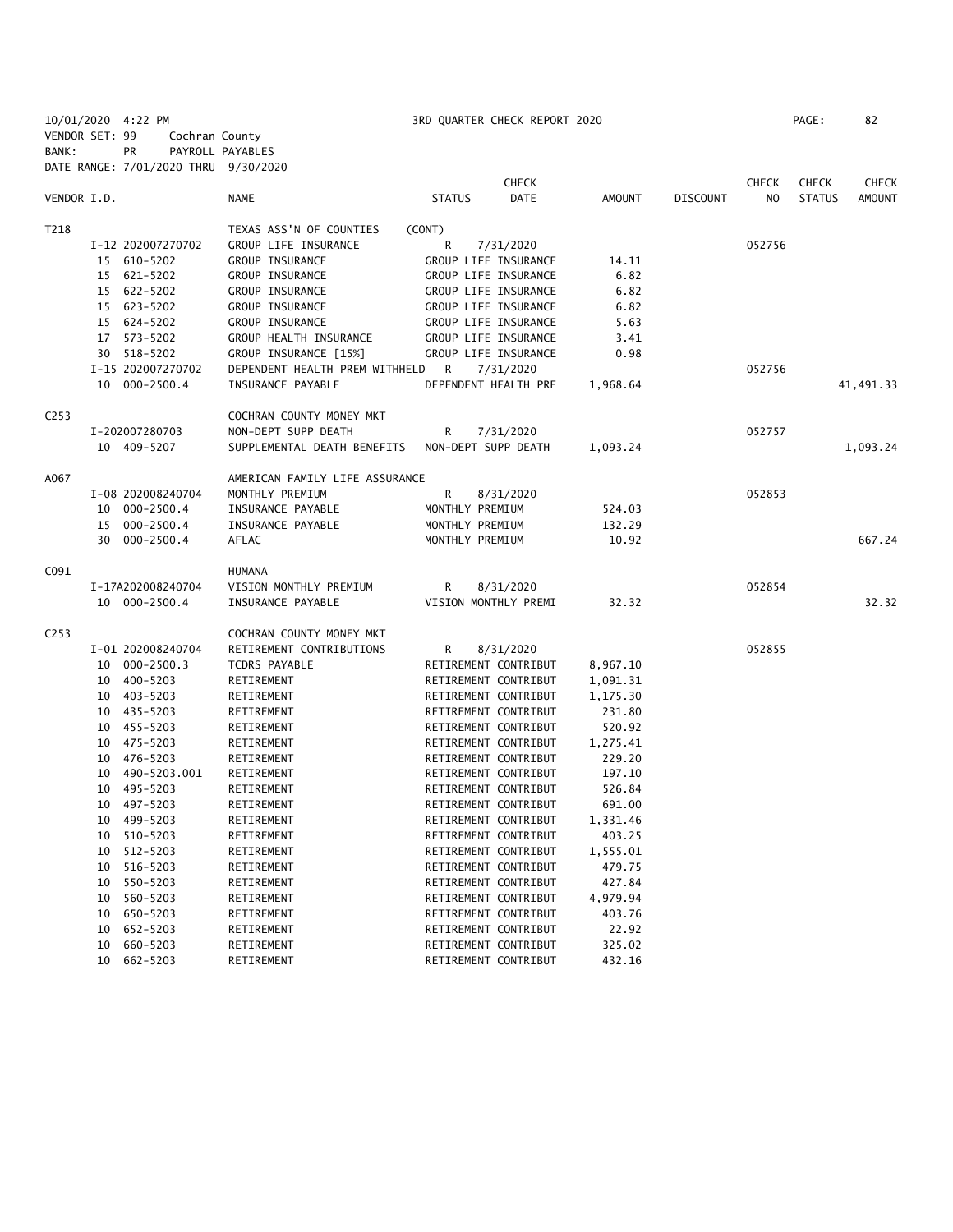10/01/2020 4:22 PM 3RD QUARTER CHECK REPORT 2020 PAGE: 82

VENDOR SET: 99 Cochran County

BANK: PR PAYROLL PAYABLES

DATE RANGE: 7/01/2020 THRU 9/30/2020

| VENDOR I.D. | | NAME | STATUS | CHECK DATE | AMOUNT | DISCOUNT | CHECK NO | CHECK STATUS | CHECK AMOUNT |
|---|---|---|---|---|---|---|---|---|---|
| T218 | | TEXAS ASS'N OF COUNTIES | (CONT) | | | | | | |
| | I-12 202007270702 | GROUP LIFE INSURANCE | R | 7/31/2020 | | | 052756 | | |
| | 15 610-5202 | GROUP INSURANCE | GROUP LIFE INSURANCE | | 14.11 | | | | |
| | 15 621-5202 | GROUP INSURANCE | GROUP LIFE INSURANCE | | 6.82 | | | | |
| | 15 622-5202 | GROUP INSURANCE | GROUP LIFE INSURANCE | | 6.82 | | | | |
| | 15 623-5202 | GROUP INSURANCE | GROUP LIFE INSURANCE | | 6.82 | | | | |
| | 15 624-5202 | GROUP INSURANCE | GROUP LIFE INSURANCE | | 5.63 | | | | |
| | 17 573-5202 | GROUP HEALTH INSURANCE | GROUP LIFE INSURANCE | | 3.41 | | | | |
| | 30 518-5202 | GROUP INSURANCE [15%] | GROUP LIFE INSURANCE | | 0.98 | | | | |
| | I-15 202007270702 | DEPENDENT HEALTH PREM WITHHELD | R | 7/31/2020 | | | 052756 | | |
| | 10 000-2500.4 | INSURANCE PAYABLE | DEPENDENT HEALTH PRE | | 1,968.64 | | | | 41,491.33 |
| C253 | | COCHRAN COUNTY MONEY MKT | | | | | | | |
| | I-202007280703 | NON-DEPT SUPP DEATH | R | 7/31/2020 | | | 052757 | | |
| | 10 409-5207 | SUPPLEMENTAL DEATH BENEFITS | NON-DEPT SUPP DEATH | | 1,093.24 | | | | 1,093.24 |
| A067 | | AMERICAN FAMILY LIFE ASSURANCE | | | | | | | |
| | I-08 202008240704 | MONTHLY PREMIUM | R | 8/31/2020 | | | 052853 | | |
| | 10 000-2500.4 | INSURANCE PAYABLE | MONTHLY PREMIUM | | 524.03 | | | | |
| | 15 000-2500.4 | INSURANCE PAYABLE | MONTHLY PREMIUM | | 132.29 | | | | |
| | 30 000-2500.4 | AFLAC | MONTHLY PREMIUM | | 10.92 | | | | 667.24 |
| C091 | | HUMANA | | | | | | | |
| | I-17A202008240704 | VISION MONTHLY PREMIUM | R | 8/31/2020 | | | 052854 | | |
| | 10 000-2500.4 | INSURANCE PAYABLE | VISION MONTHLY PREMI | | 32.32 | | | | 32.32 |
| C253 | | COCHRAN COUNTY MONEY MKT | | | | | | | |
| | I-01 202008240704 | RETIREMENT CONTRIBUTIONS | R | 8/31/2020 | | | 052855 | | |
| | 10 000-2500.3 | TCDRS PAYABLE | RETIREMENT CONTRIBUT | | 8,967.10 | | | | |
| | 10 400-5203 | RETIREMENT | RETIREMENT CONTRIBUT | | 1,091.31 | | | | |
| | 10 403-5203 | RETIREMENT | RETIREMENT CONTRIBUT | | 1,175.30 | | | | |
| | 10 435-5203 | RETIREMENT | RETIREMENT CONTRIBUT | | 231.80 | | | | |
| | 10 455-5203 | RETIREMENT | RETIREMENT CONTRIBUT | | 520.92 | | | | |
| | 10 475-5203 | RETIREMENT | RETIREMENT CONTRIBUT | | 1,275.41 | | | | |
| | 10 476-5203 | RETIREMENT | RETIREMENT CONTRIBUT | | 229.20 | | | | |
| | 10 490-5203.001 | RETIREMENT | RETIREMENT CONTRIBUT | | 197.10 | | | | |
| | 10 495-5203 | RETIREMENT | RETIREMENT CONTRIBUT | | 526.84 | | | | |
| | 10 497-5203 | RETIREMENT | RETIREMENT CONTRIBUT | | 691.00 | | | | |
| | 10 499-5203 | RETIREMENT | RETIREMENT CONTRIBUT | | 1,331.46 | | | | |
| | 10 510-5203 | RETIREMENT | RETIREMENT CONTRIBUT | | 403.25 | | | | |
| | 10 512-5203 | RETIREMENT | RETIREMENT CONTRIBUT | | 1,555.01 | | | | |
| | 10 516-5203 | RETIREMENT | RETIREMENT CONTRIBUT | | 479.75 | | | | |
| | 10 550-5203 | RETIREMENT | RETIREMENT CONTRIBUT | | 427.84 | | | | |
| | 10 560-5203 | RETIREMENT | RETIREMENT CONTRIBUT | | 4,979.94 | | | | |
| | 10 650-5203 | RETIREMENT | RETIREMENT CONTRIBUT | | 403.76 | | | | |
| | 10 652-5203 | RETIREMENT | RETIREMENT CONTRIBUT | | 22.92 | | | | |
| | 10 660-5203 | RETIREMENT | RETIREMENT CONTRIBUT | | 325.02 | | | | |
| | 10 662-5203 | RETIREMENT | RETIREMENT CONTRIBUT | | 432.16 | | | | |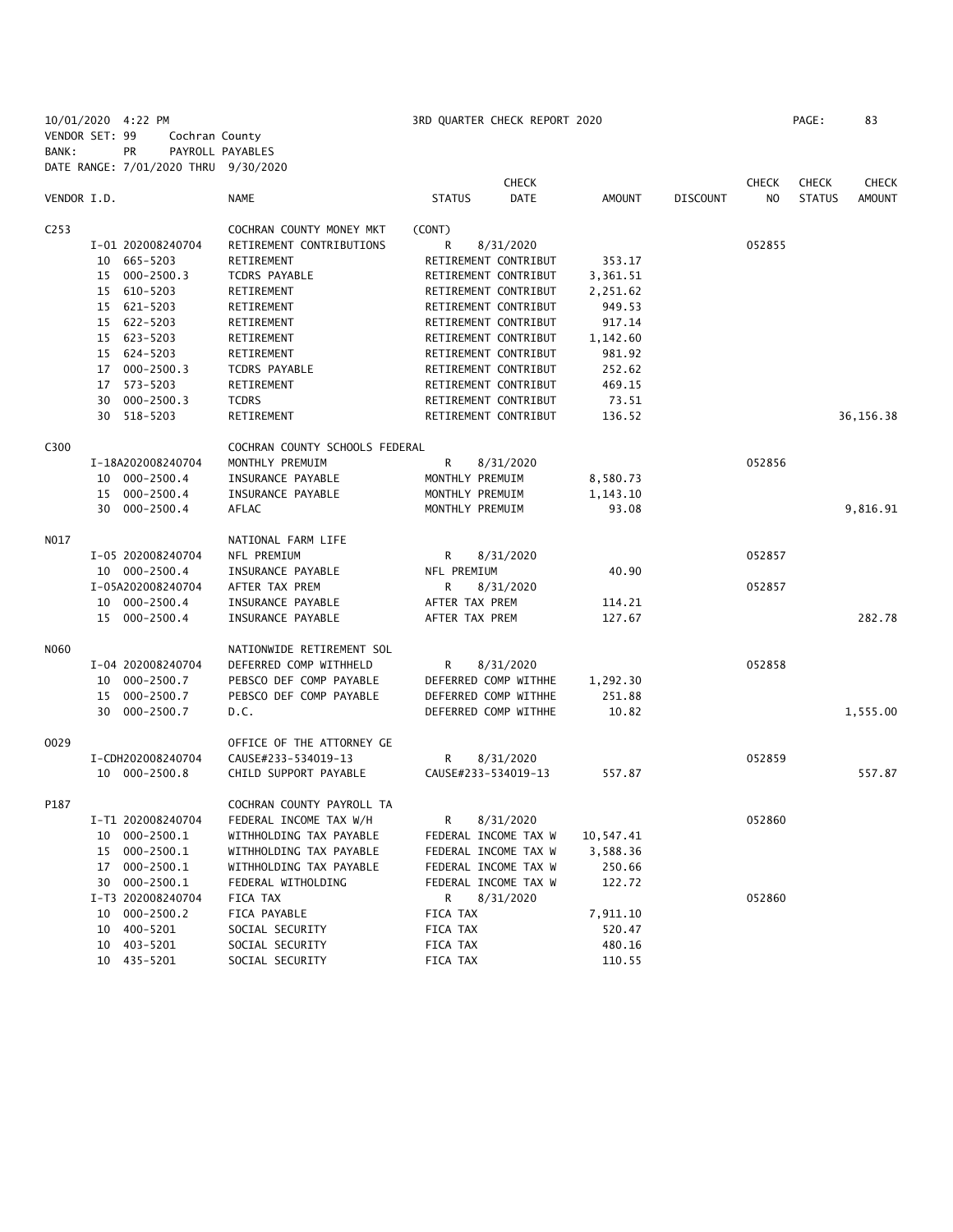10/01/2020 4:22 PM 3RD QUARTER CHECK REPORT 2020

VENDOR SET: 99 Cochran County

BANK: PR PAYROLL PAYABLES

DATE RANGE: 7/01/2020 THRU 9/30/2020

| VENDOR I.D. | NAME | STATUS | CHECK DATE | AMOUNT | DISCOUNT | CHECK NO | CHECK STATUS | CHECK AMOUNT |
|---|---|---|---|---|---|---|---|---|
| C253 | COCHRAN COUNTY MONEY MKT | (CONT) | | | | | | |
| I-01 202008240704 | RETIREMENT CONTRIBUTIONS | R | 8/31/2020 | | | 052855 | | |
| 10 665-5203 | RETIREMENT | RETIREMENT CONTRIBUT | | 353.17 | | | | |
| 15 000-2500.3 | TCDRS PAYABLE | RETIREMENT CONTRIBUT | | 3,361.51 | | | | |
| 15 610-5203 | RETIREMENT | RETIREMENT CONTRIBUT | | 2,251.62 | | | | |
| 15 621-5203 | RETIREMENT | RETIREMENT CONTRIBUT | | 949.53 | | | | |
| 15 622-5203 | RETIREMENT | RETIREMENT CONTRIBUT | | 917.14 | | | | |
| 15 623-5203 | RETIREMENT | RETIREMENT CONTRIBUT | | 1,142.60 | | | | |
| 15 624-5203 | RETIREMENT | RETIREMENT CONTRIBUT | | 981.92 | | | | |
| 17 000-2500.3 | TCDRS PAYABLE | RETIREMENT CONTRIBUT | | 252.62 | | | | |
| 17 573-5203 | RETIREMENT | RETIREMENT CONTRIBUT | | 469.15 | | | | |
| 30 000-2500.3 | TCDRS | RETIREMENT CONTRIBUT | | 73.51 | | | | |
| 30 518-5203 | RETIREMENT | RETIREMENT CONTRIBUT | | 136.52 | | | | 36,156.38 |
| C300 | COCHRAN COUNTY SCHOOLS FEDERAL | | | | | | | |
| I-18A202008240704 | MONTHLY PREMUIM | R | 8/31/2020 | | | 052856 | | |
| 10 000-2500.4 | INSURANCE PAYABLE | MONTHLY PREMUIM | | 8,580.73 | | | | |
| 15 000-2500.4 | INSURANCE PAYABLE | MONTHLY PREMUIM | | 1,143.10 | | | | |
| 30 000-2500.4 | AFLAC | MONTHLY PREMUIM | | 93.08 | | | | 9,816.91 |
| N017 | NATIONAL FARM LIFE | | | | | | | |
| I-05 202008240704 | NFL PREMIUM | R | 8/31/2020 | | | 052857 | | |
| 10 000-2500.4 | INSURANCE PAYABLE | NFL PREMIUM | | 40.90 | | | | |
| I-05A202008240704 | AFTER TAX PREM | R | 8/31/2020 | | | 052857 | | |
| 10 000-2500.4 | INSURANCE PAYABLE | AFTER TAX PREM | | 114.21 | | | | |
| 15 000-2500.4 | INSURANCE PAYABLE | AFTER TAX PREM | | 127.67 | | | | 282.78 |
| N060 | NATIONWIDE RETIREMENT SOL | | | | | | | |
| I-04 202008240704 | DEFERRED COMP WITHHELD | R | 8/31/2020 | | | 052858 | | |
| 10 000-2500.7 | PEBSCO DEF COMP PAYABLE | DEFERRED COMP WITHHE | | 1,292.30 | | | | |
| 15 000-2500.7 | PEBSCO DEF COMP PAYABLE | DEFERRED COMP WITHHE | | 251.88 | | | | |
| 30 000-2500.7 | D.C. | DEFERRED COMP WITHHE | | 10.82 | | | | 1,555.00 |
| O029 | OFFICE OF THE ATTORNEY GE | | | | | | | |
| I-CDH202008240704 | CAUSE#233-534019-13 | R | 8/31/2020 | | | 052859 | | |
| 10 000-2500.8 | CHILD SUPPORT PAYABLE | CAUSE#233-534019-13 | | 557.87 | | | | 557.87 |
| P187 | COCHRAN COUNTY PAYROLL TA | | | | | | | |
| I-T1 202008240704 | FEDERAL INCOME TAX W/H | R | 8/31/2020 | | | 052860 | | |
| 10 000-2500.1 | WITHHOLDING TAX PAYABLE | FEDERAL INCOME TAX W | | 10,547.41 | | | | |
| 15 000-2500.1 | WITHHOLDING TAX PAYABLE | FEDERAL INCOME TAX W | | 3,588.36 | | | | |
| 17 000-2500.1 | WITHHOLDING TAX PAYABLE | FEDERAL INCOME TAX W | | 250.66 | | | | |
| 30 000-2500.1 | FEDERAL WITHOLDING | FEDERAL INCOME TAX W | | 122.72 | | | | |
| I-T3 202008240704 | FICA TAX | R | 8/31/2020 | | | 052860 | | |
| 10 000-2500.2 | FICA PAYABLE | FICA TAX | | 7,911.10 | | | | |
| 10 400-5201 | SOCIAL SECURITY | FICA TAX | | 520.47 | | | | |
| 10 403-5201 | SOCIAL SECURITY | FICA TAX | | 480.16 | | | | |
| 10 435-5201 | SOCIAL SECURITY | FICA TAX | | 110.55 | | | | |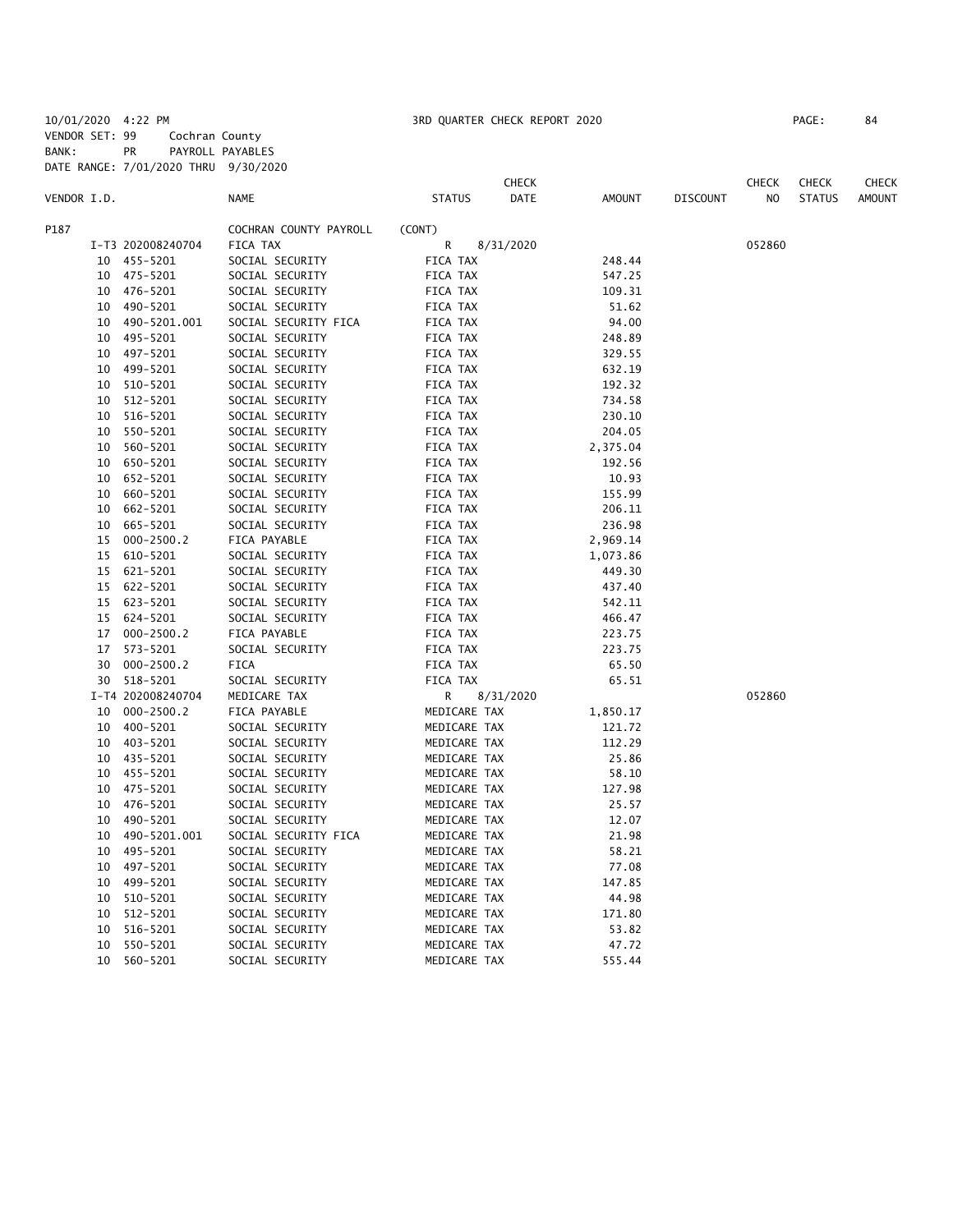10/01/2020 4:22 PM 3RD QUARTER CHECK REPORT 2020

VENDOR SET: 99 Cochran County
BANK: PR PAYROLL PAYABLES
DATE RANGE: 7/01/2020 THRU 9/30/2020

| VENDOR I.D. | | NAME | STATUS | CHECK DATE | AMOUNT | DISCOUNT | CHECK NO | CHECK STATUS | CHECK AMOUNT |
|---|---|---|---|---|---|---|---|---|---|
| P187 | | COCHRAN COUNTY PAYROLL | (CONT) | | | | | | |
| | I-T3 202008240704 | FICA TAX | R | 8/31/2020 | | | 052860 | | |
| | 10 455-5201 | SOCIAL SECURITY | FICA TAX | | 248.44 | | | | |
| | 10 475-5201 | SOCIAL SECURITY | FICA TAX | | 547.25 | | | | |
| | 10 476-5201 | SOCIAL SECURITY | FICA TAX | | 109.31 | | | | |
| | 10 490-5201 | SOCIAL SECURITY | FICA TAX | | 51.62 | | | | |
| | 10 490-5201.001 | SOCIAL SECURITY FICA | FICA TAX | | 94.00 | | | | |
| | 10 495-5201 | SOCIAL SECURITY | FICA TAX | | 248.89 | | | | |
| | 10 497-5201 | SOCIAL SECURITY | FICA TAX | | 329.55 | | | | |
| | 10 499-5201 | SOCIAL SECURITY | FICA TAX | | 632.19 | | | | |
| | 10 510-5201 | SOCIAL SECURITY | FICA TAX | | 192.32 | | | | |
| | 10 512-5201 | SOCIAL SECURITY | FICA TAX | | 734.58 | | | | |
| | 10 516-5201 | SOCIAL SECURITY | FICA TAX | | 230.10 | | | | |
| | 10 550-5201 | SOCIAL SECURITY | FICA TAX | | 204.05 | | | | |
| | 10 560-5201 | SOCIAL SECURITY | FICA TAX | | 2,375.04 | | | | |
| | 10 650-5201 | SOCIAL SECURITY | FICA TAX | | 192.56 | | | | |
| | 10 652-5201 | SOCIAL SECURITY | FICA TAX | | 10.93 | | | | |
| | 10 660-5201 | SOCIAL SECURITY | FICA TAX | | 155.99 | | | | |
| | 10 662-5201 | SOCIAL SECURITY | FICA TAX | | 206.11 | | | | |
| | 10 665-5201 | SOCIAL SECURITY | FICA TAX | | 236.98 | | | | |
| | 15 000-2500.2 | FICA PAYABLE | FICA TAX | | 2,969.14 | | | | |
| | 15 610-5201 | SOCIAL SECURITY | FICA TAX | | 1,073.86 | | | | |
| | 15 621-5201 | SOCIAL SECURITY | FICA TAX | | 449.30 | | | | |
| | 15 622-5201 | SOCIAL SECURITY | FICA TAX | | 437.40 | | | | |
| | 15 623-5201 | SOCIAL SECURITY | FICA TAX | | 542.11 | | | | |
| | 15 624-5201 | SOCIAL SECURITY | FICA TAX | | 466.47 | | | | |
| | 17 000-2500.2 | FICA PAYABLE | FICA TAX | | 223.75 | | | | |
| | 17 573-5201 | SOCIAL SECURITY | FICA TAX | | 223.75 | | | | |
| | 30 000-2500.2 | FICA | FICA TAX | | 65.50 | | | | |
| | 30 518-5201 | SOCIAL SECURITY | FICA TAX | | 65.51 | | | | |
| | I-T4 202008240704 | MEDICARE TAX | R | 8/31/2020 | | | 052860 | | |
| | 10 000-2500.2 | FICA PAYABLE | MEDICARE TAX | | 1,850.17 | | | | |
| | 10 400-5201 | SOCIAL SECURITY | MEDICARE TAX | | 121.72 | | | | |
| | 10 403-5201 | SOCIAL SECURITY | MEDICARE TAX | | 112.29 | | | | |
| | 10 435-5201 | SOCIAL SECURITY | MEDICARE TAX | | 25.86 | | | | |
| | 10 455-5201 | SOCIAL SECURITY | MEDICARE TAX | | 58.10 | | | | |
| | 10 475-5201 | SOCIAL SECURITY | MEDICARE TAX | | 127.98 | | | | |
| | 10 476-5201 | SOCIAL SECURITY | MEDICARE TAX | | 25.57 | | | | |
| | 10 490-5201 | SOCIAL SECURITY | MEDICARE TAX | | 12.07 | | | | |
| | 10 490-5201.001 | SOCIAL SECURITY FICA | MEDICARE TAX | | 21.98 | | | | |
| | 10 495-5201 | SOCIAL SECURITY | MEDICARE TAX | | 58.21 | | | | |
| | 10 497-5201 | SOCIAL SECURITY | MEDICARE TAX | | 77.08 | | | | |
| | 10 499-5201 | SOCIAL SECURITY | MEDICARE TAX | | 147.85 | | | | |
| | 10 510-5201 | SOCIAL SECURITY | MEDICARE TAX | | 44.98 | | | | |
| | 10 512-5201 | SOCIAL SECURITY | MEDICARE TAX | | 171.80 | | | | |
| | 10 516-5201 | SOCIAL SECURITY | MEDICARE TAX | | 53.82 | | | | |
| | 10 550-5201 | SOCIAL SECURITY | MEDICARE TAX | | 47.72 | | | | |
| | 10 560-5201 | SOCIAL SECURITY | MEDICARE TAX | | 555.44 | | | | |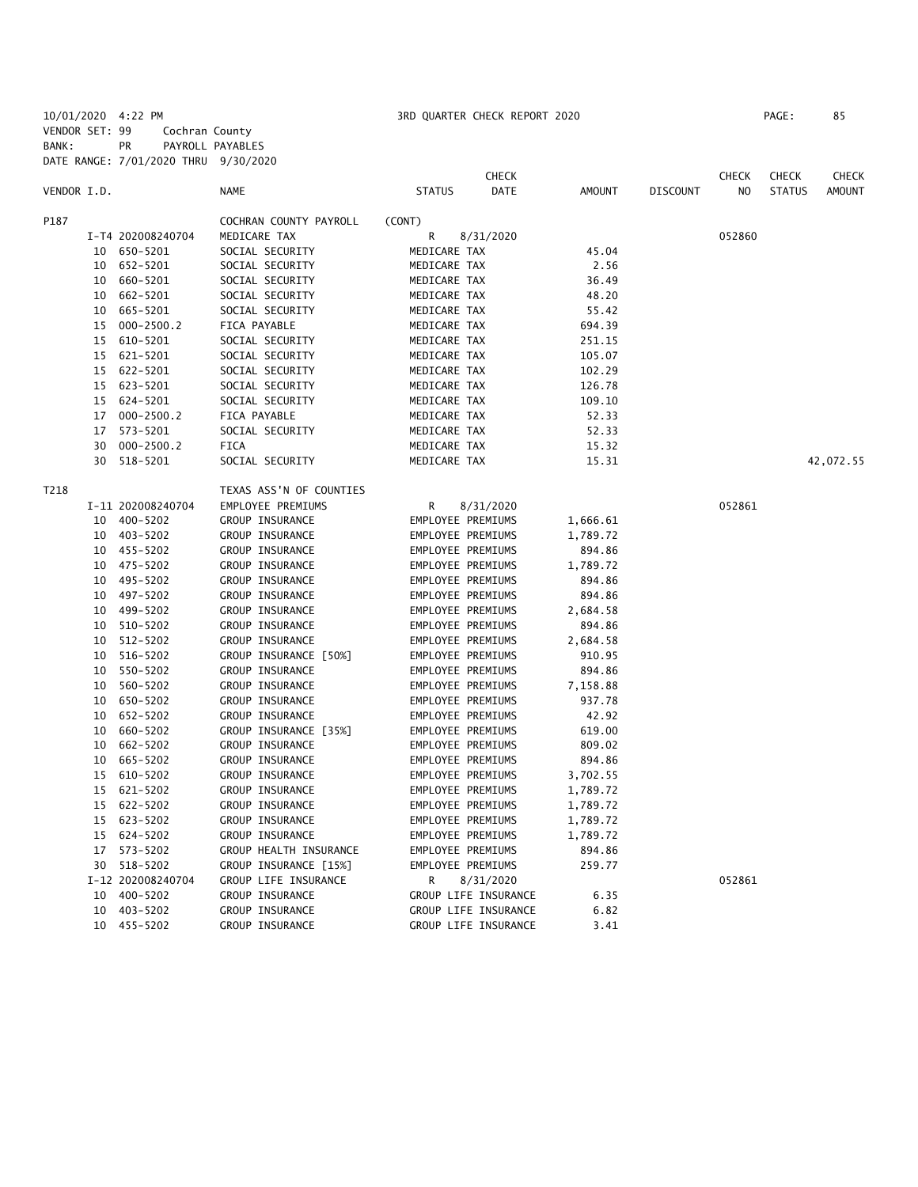10/01/2020 4:22 PM 3RD QUARTER CHECK REPORT 2020 PAGE: 85

VENDOR SET: 99 Cochran County

BANK: PR PAYROLL PAYABLES

DATE RANGE: 7/01/2020 THRU 9/30/2020

| VENDOR I.D. | | NAME | STATUS | CHECK DATE | AMOUNT | DISCOUNT | CHECK NO | CHECK STATUS | CHECK AMOUNT |
|---|---|---|---|---|---|---|---|---|---|
| P187 | | COCHRAN COUNTY PAYROLL | (CONT) | | | | | | |
| | I-T4 202008240704 | MEDICARE TAX | R | 8/31/2020 | | | 052860 | | |
| | 10 650-5201 | SOCIAL SECURITY | MEDICARE TAX | | 45.04 | | | | |
| | 10 652-5201 | SOCIAL SECURITY | MEDICARE TAX | | 2.56 | | | | |
| | 10 660-5201 | SOCIAL SECURITY | MEDICARE TAX | | 36.49 | | | | |
| | 10 662-5201 | SOCIAL SECURITY | MEDICARE TAX | | 48.20 | | | | |
| | 10 665-5201 | SOCIAL SECURITY | MEDICARE TAX | | 55.42 | | | | |
| | 15 000-2500.2 | FICA PAYABLE | MEDICARE TAX | | 694.39 | | | | |
| | 15 610-5201 | SOCIAL SECURITY | MEDICARE TAX | | 251.15 | | | | |
| | 15 621-5201 | SOCIAL SECURITY | MEDICARE TAX | | 105.07 | | | | |
| | 15 622-5201 | SOCIAL SECURITY | MEDICARE TAX | | 102.29 | | | | |
| | 15 623-5201 | SOCIAL SECURITY | MEDICARE TAX | | 126.78 | | | | |
| | 15 624-5201 | SOCIAL SECURITY | MEDICARE TAX | | 109.10 | | | | |
| | 17 000-2500.2 | FICA PAYABLE | MEDICARE TAX | | 52.33 | | | | |
| | 17 573-5201 | SOCIAL SECURITY | MEDICARE TAX | | 52.33 | | | | |
| | 30 000-2500.2 | FICA | MEDICARE TAX | | 15.32 | | | | |
| | 30 518-5201 | SOCIAL SECURITY | MEDICARE TAX | | 15.31 | | | | 42,072.55 |
| T218 | | TEXAS ASS'N OF COUNTIES | | | | | | | |
| | I-11 202008240704 | EMPLOYEE PREMIUMS | R | 8/31/2020 | | | 052861 | | |
| | 10 400-5202 | GROUP INSURANCE | EMPLOYEE PREMIUMS | | 1,666.61 | | | | |
| | 10 403-5202 | GROUP INSURANCE | EMPLOYEE PREMIUMS | | 1,789.72 | | | | |
| | 10 455-5202 | GROUP INSURANCE | EMPLOYEE PREMIUMS | | 894.86 | | | | |
| | 10 475-5202 | GROUP INSURANCE | EMPLOYEE PREMIUMS | | 1,789.72 | | | | |
| | 10 495-5202 | GROUP INSURANCE | EMPLOYEE PREMIUMS | | 894.86 | | | | |
| | 10 497-5202 | GROUP INSURANCE | EMPLOYEE PREMIUMS | | 894.86 | | | | |
| | 10 499-5202 | GROUP INSURANCE | EMPLOYEE PREMIUMS | | 2,684.58 | | | | |
| | 10 510-5202 | GROUP INSURANCE | EMPLOYEE PREMIUMS | | 894.86 | | | | |
| | 10 512-5202 | GROUP INSURANCE | EMPLOYEE PREMIUMS | | 2,684.58 | | | | |
| | 10 516-5202 | GROUP INSURANCE [50%] | EMPLOYEE PREMIUMS | | 910.95 | | | | |
| | 10 550-5202 | GROUP INSURANCE | EMPLOYEE PREMIUMS | | 894.86 | | | | |
| | 10 560-5202 | GROUP INSURANCE | EMPLOYEE PREMIUMS | | 7,158.88 | | | | |
| | 10 650-5202 | GROUP INSURANCE | EMPLOYEE PREMIUMS | | 937.78 | | | | |
| | 10 652-5202 | GROUP INSURANCE | EMPLOYEE PREMIUMS | | 42.92 | | | | |
| | 10 660-5202 | GROUP INSURANCE [35%] | EMPLOYEE PREMIUMS | | 619.00 | | | | |
| | 10 662-5202 | GROUP INSURANCE | EMPLOYEE PREMIUMS | | 809.02 | | | | |
| | 10 665-5202 | GROUP INSURANCE | EMPLOYEE PREMIUMS | | 894.86 | | | | |
| | 15 610-5202 | GROUP INSURANCE | EMPLOYEE PREMIUMS | | 3,702.55 | | | | |
| | 15 621-5202 | GROUP INSURANCE | EMPLOYEE PREMIUMS | | 1,789.72 | | | | |
| | 15 622-5202 | GROUP INSURANCE | EMPLOYEE PREMIUMS | | 1,789.72 | | | | |
| | 15 623-5202 | GROUP INSURANCE | EMPLOYEE PREMIUMS | | 1,789.72 | | | | |
| | 15 624-5202 | GROUP INSURANCE | EMPLOYEE PREMIUMS | | 1,789.72 | | | | |
| | 17 573-5202 | GROUP HEALTH INSURANCE | EMPLOYEE PREMIUMS | | 894.86 | | | | |
| | 30 518-5202 | GROUP INSURANCE [15%] | EMPLOYEE PREMIUMS | | 259.77 | | | | |
| | I-12 202008240704 | GROUP LIFE INSURANCE | R | 8/31/2020 | | | 052861 | | |
| | 10 400-5202 | GROUP INSURANCE | GROUP LIFE INSURANCE | | 6.35 | | | | |
| | 10 403-5202 | GROUP INSURANCE | GROUP LIFE INSURANCE | | 6.82 | | | | |
| | 10 455-5202 | GROUP INSURANCE | GROUP LIFE INSURANCE | | 3.41 | | | | |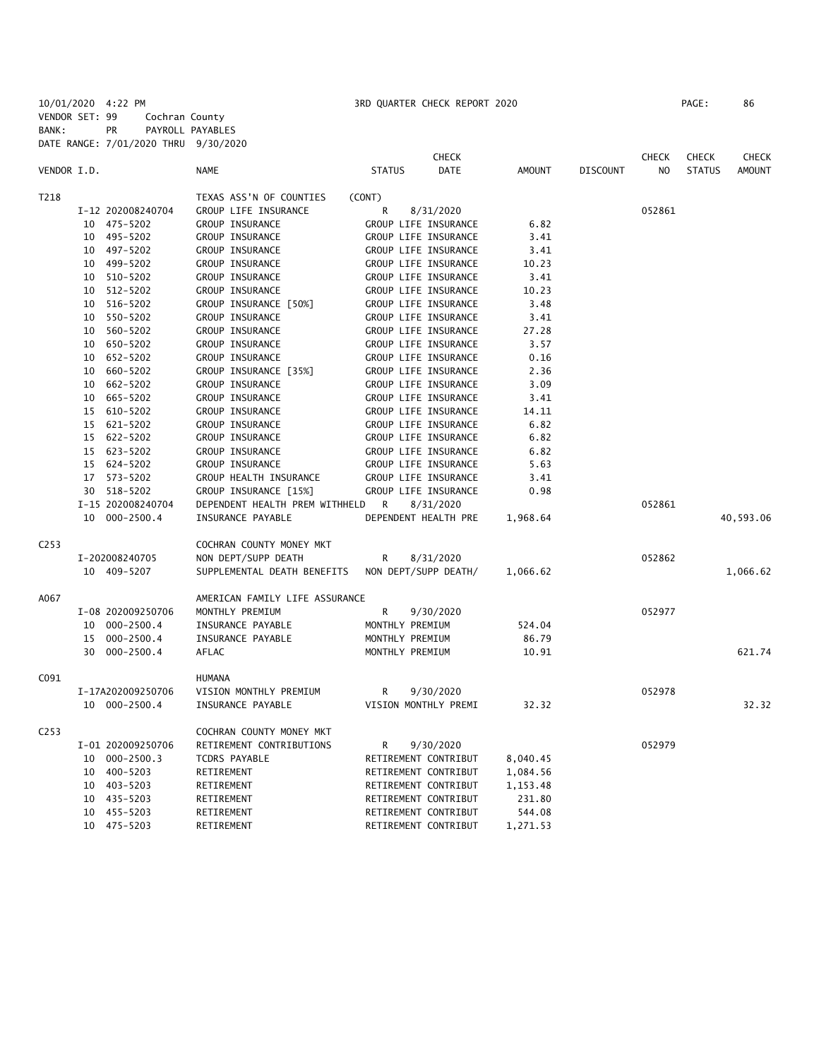10/01/2020 4:22 PM 3RD QUARTER CHECK REPORT 2020

VENDOR SET: 99 Cochran County
BANK: PR PAYROLL PAYABLES
DATE RANGE: 7/01/2020 THRU 9/30/2020

| VENDOR I.D. | | NAME | STATUS | CHECK DATE | AMOUNT | DISCOUNT | CHECK NO | CHECK STATUS | CHECK AMOUNT |
|---|---|---|---|---|---|---|---|---|---|
| T218 | | TEXAS ASS'N OF COUNTIES (CONT) | | | | | | | |
| | I-12 202008240704 | GROUP LIFE INSURANCE | R | 8/31/2020 | | | 052861 | | |
| | 10 475-5202 | GROUP INSURANCE | GROUP LIFE INSURANCE | | 6.82 | | | | |
| | 10 495-5202 | GROUP INSURANCE | GROUP LIFE INSURANCE | | 3.41 | | | | |
| | 10 497-5202 | GROUP INSURANCE | GROUP LIFE INSURANCE | | 3.41 | | | | |
| | 10 499-5202 | GROUP INSURANCE | GROUP LIFE INSURANCE | | 10.23 | | | | |
| | 10 510-5202 | GROUP INSURANCE | GROUP LIFE INSURANCE | | 3.41 | | | | |
| | 10 512-5202 | GROUP INSURANCE | GROUP LIFE INSURANCE | | 10.23 | | | | |
| | 10 516-5202 | GROUP INSURANCE [50%] | GROUP LIFE INSURANCE | | 3.48 | | | | |
| | 10 550-5202 | GROUP INSURANCE | GROUP LIFE INSURANCE | | 3.41 | | | | |
| | 10 560-5202 | GROUP INSURANCE | GROUP LIFE INSURANCE | | 27.28 | | | | |
| | 10 650-5202 | GROUP INSURANCE | GROUP LIFE INSURANCE | | 3.57 | | | | |
| | 10 652-5202 | GROUP INSURANCE | GROUP LIFE INSURANCE | | 0.16 | | | | |
| | 10 660-5202 | GROUP INSURANCE [35%] | GROUP LIFE INSURANCE | | 2.36 | | | | |
| | 10 662-5202 | GROUP INSURANCE | GROUP LIFE INSURANCE | | 3.09 | | | | |
| | 10 665-5202 | GROUP INSURANCE | GROUP LIFE INSURANCE | | 3.41 | | | | |
| | 15 610-5202 | GROUP INSURANCE | GROUP LIFE INSURANCE | | 14.11 | | | | |
| | 15 621-5202 | GROUP INSURANCE | GROUP LIFE INSURANCE | | 6.82 | | | | |
| | 15 622-5202 | GROUP INSURANCE | GROUP LIFE INSURANCE | | 6.82 | | | | |
| | 15 623-5202 | GROUP INSURANCE | GROUP LIFE INSURANCE | | 6.82 | | | | |
| | 15 624-5202 | GROUP INSURANCE | GROUP LIFE INSURANCE | | 5.63 | | | | |
| | 17 573-5202 | GROUP HEALTH INSURANCE | GROUP LIFE INSURANCE | | 3.41 | | | | |
| | 30 518-5202 | GROUP INSURANCE [15%] | GROUP LIFE INSURANCE | | 0.98 | | | | |
| | I-15 202008240704 | DEPENDENT HEALTH PREM WITHHELD | R | 8/31/2020 | | | 052861 | | |
| | 10 000-2500.4 | INSURANCE PAYABLE | DEPENDENT HEALTH PRE | | 1,968.64 | | | | 40,593.06 |
| C253 | | COCHRAN COUNTY MONEY MKT | | | | | | | |
| | I-202008240705 | NON DEPT/SUPP DEATH | R | 8/31/2020 | | | 052862 | | |
| | 10 409-5207 | SUPPLEMENTAL DEATH BENEFITS | NON DEPT/SUPP DEATH/ | | 1,066.62 | | | | 1,066.62 |
| A067 | | AMERICAN FAMILY LIFE ASSURANCE | | | | | | | |
| | I-08 202009250706 | MONTHLY PREMIUM | R | 9/30/2020 | | | 052977 | | |
| | 10 000-2500.4 | INSURANCE PAYABLE | MONTHLY PREMIUM | | 524.04 | | | | |
| | 15 000-2500.4 | INSURANCE PAYABLE | MONTHLY PREMIUM | | 86.79 | | | | |
| | 30 000-2500.4 | AFLAC | MONTHLY PREMIUM | | 10.91 | | | | 621.74 |
| C091 | | HUMANA | | | | | | | |
| | I-17A202009250706 | VISION MONTHLY PREMIUM | R | 9/30/2020 | | | 052978 | | |
| | 10 000-2500.4 | INSURANCE PAYABLE | VISION MONTHLY PREMI | | 32.32 | | | | 32.32 |
| C253 | | COCHRAN COUNTY MONEY MKT | | | | | | | |
| | I-01 202009250706 | RETIREMENT CONTRIBUTIONS | R | 9/30/2020 | | | 052979 | | |
| | 10 000-2500.3 | TCDRS PAYABLE | RETIREMENT CONTRIBUT | | 8,040.45 | | | | |
| | 10 400-5203 | RETIREMENT | RETIREMENT CONTRIBUT | | 1,084.56 | | | | |
| | 10 403-5203 | RETIREMENT | RETIREMENT CONTRIBUT | | 1,153.48 | | | | |
| | 10 435-5203 | RETIREMENT | RETIREMENT CONTRIBUT | | 231.80 | | | | |
| | 10 455-5203 | RETIREMENT | RETIREMENT CONTRIBUT | | 544.08 | | | | |
| | 10 475-5203 | RETIREMENT | RETIREMENT CONTRIBUT | | 1,271.53 | | | | |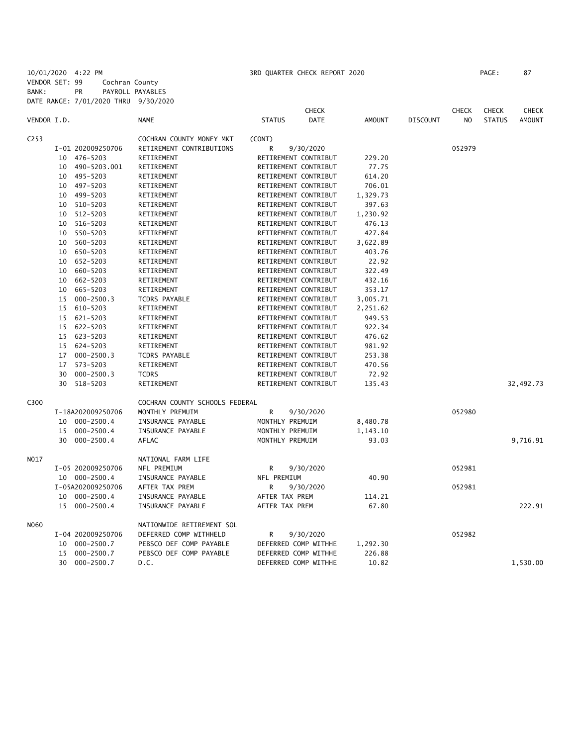10/01/2020 4:22 PM 3RD QUARTER CHECK REPORT 2020 PAGE: 87

VENDOR SET: 99 Cochran County
BANK: PR PAYROLL PAYABLES
DATE RANGE: 7/01/2020 THRU 9/30/2020

| VENDOR I.D. | | NAME | STATUS | CHECK DATE | AMOUNT | DISCOUNT | CHECK NO | CHECK STATUS | CHECK AMOUNT |
|---|---|---|---|---|---|---|---|---|---|
| C253 | | COCHRAN COUNTY MONEY MKT | (CONT) | | | | | | |
| | I-01 202009250706 | RETIREMENT CONTRIBUTIONS | R | 9/30/2020 | | | 052979 | | |
| | 10 476-5203 | RETIREMENT | RETIREMENT CONTRIBUT | | 229.20 | | | | |
| | 10 490-5203.001 | RETIREMENT | RETIREMENT CONTRIBUT | | 77.75 | | | | |
| | 10 495-5203 | RETIREMENT | RETIREMENT CONTRIBUT | | 614.20 | | | | |
| | 10 497-5203 | RETIREMENT | RETIREMENT CONTRIBUT | | 706.01 | | | | |
| | 10 499-5203 | RETIREMENT | RETIREMENT CONTRIBUT | | 1,329.73 | | | | |
| | 10 510-5203 | RETIREMENT | RETIREMENT CONTRIBUT | | 397.63 | | | | |
| | 10 512-5203 | RETIREMENT | RETIREMENT CONTRIBUT | | 1,230.92 | | | | |
| | 10 516-5203 | RETIREMENT | RETIREMENT CONTRIBUT | | 476.13 | | | | |
| | 10 550-5203 | RETIREMENT | RETIREMENT CONTRIBUT | | 427.84 | | | | |
| | 10 560-5203 | RETIREMENT | RETIREMENT CONTRIBUT | | 3,622.89 | | | | |
| | 10 650-5203 | RETIREMENT | RETIREMENT CONTRIBUT | | 403.76 | | | | |
| | 10 652-5203 | RETIREMENT | RETIREMENT CONTRIBUT | | 22.92 | | | | |
| | 10 660-5203 | RETIREMENT | RETIREMENT CONTRIBUT | | 322.49 | | | | |
| | 10 662-5203 | RETIREMENT | RETIREMENT CONTRIBUT | | 432.16 | | | | |
| | 10 665-5203 | RETIREMENT | RETIREMENT CONTRIBUT | | 353.17 | | | | |
| | 15 000-2500.3 | TCDRS PAYABLE | RETIREMENT CONTRIBUT | | 3,005.71 | | | | |
| | 15 610-5203 | RETIREMENT | RETIREMENT CONTRIBUT | | 2,251.62 | | | | |
| | 15 621-5203 | RETIREMENT | RETIREMENT CONTRIBUT | | 949.53 | | | | |
| | 15 622-5203 | RETIREMENT | RETIREMENT CONTRIBUT | | 922.34 | | | | |
| | 15 623-5203 | RETIREMENT | RETIREMENT CONTRIBUT | | 476.62 | | | | |
| | 15 624-5203 | RETIREMENT | RETIREMENT CONTRIBUT | | 981.92 | | | | |
| | 17 000-2500.3 | TCDRS PAYABLE | RETIREMENT CONTRIBUT | | 253.38 | | | | |
| | 17 573-5203 | RETIREMENT | RETIREMENT CONTRIBUT | | 470.56 | | | | |
| | 30 000-2500.3 | TCDRS | RETIREMENT CONTRIBUT | | 72.92 | | | | |
| | 30 518-5203 | RETIREMENT | RETIREMENT CONTRIBUT | | 135.43 | | | | 32,492.73 |
| C300 | | COCHRAN COUNTY SCHOOLS FEDERAL | | | | | | | |
| | I-18A202009250706 | MONTHLY PREMUIM | R | 9/30/2020 | | | 052980 | | |
| | 10 000-2500.4 | INSURANCE PAYABLE | MONTHLY PREMUIM | | 8,480.78 | | | | |
| | 15 000-2500.4 | INSURANCE PAYABLE | MONTHLY PREMUIM | | 1,143.10 | | | | |
| | 30 000-2500.4 | AFLAC | MONTHLY PREMUIM | | 93.03 | | | | 9,716.91 |
| N017 | | NATIONAL FARM LIFE | | | | | | | |
| | I-05 202009250706 | NFL PREMIUM | R | 9/30/2020 | | | 052981 | | |
| | 10 000-2500.4 | INSURANCE PAYABLE | NFL PREMIUM | | 40.90 | | | | |
| | I-05A202009250706 | AFTER TAX PREM | R | 9/30/2020 | | | 052981 | | |
| | 10 000-2500.4 | INSURANCE PAYABLE | AFTER TAX PREM | | 114.21 | | | | |
| | 15 000-2500.4 | INSURANCE PAYABLE | AFTER TAX PREM | | 67.80 | | | | 222.91 |
| N060 | | NATIONWIDE RETIREMENT SOL | | | | | | | |
| | I-04 202009250706 | DEFERRED COMP WITHHELD | R | 9/30/2020 | | | 052982 | | |
| | 10 000-2500.7 | PEBSCO DEF COMP PAYABLE | DEFERRED COMP WITHHE | | 1,292.30 | | | | |
| | 15 000-2500.7 | PEBSCO DEF COMP PAYABLE | DEFERRED COMP WITHHE | | 226.88 | | | | |
| | 30 000-2500.7 | D.C. | DEFERRED COMP WITHHE | | 10.82 | | | | 1,530.00 |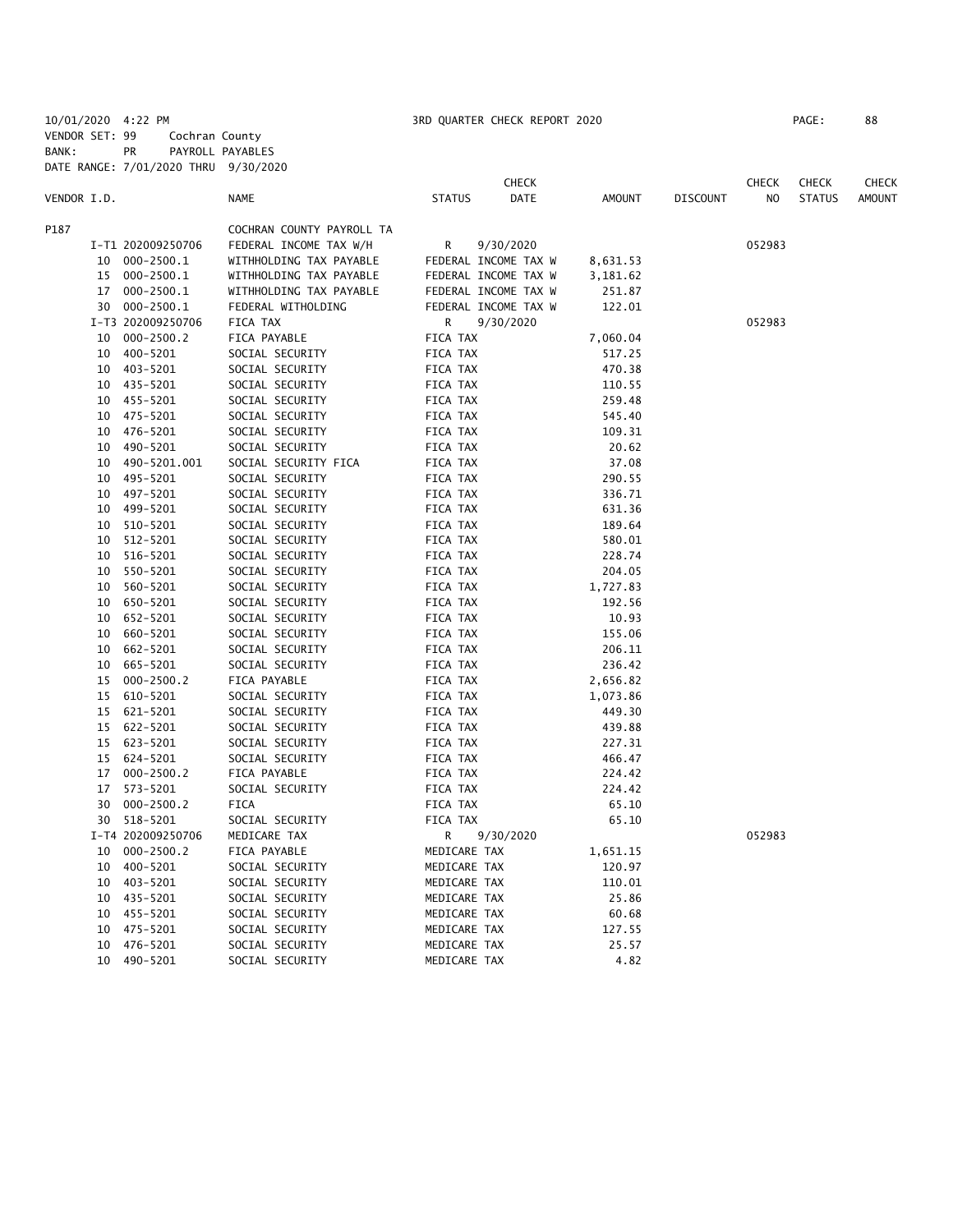10/01/2020 4:22 PM 3RD QUARTER CHECK REPORT 2020

VENDOR SET: 99 Cochran County
BANK: PR PAYROLL PAYABLES
DATE RANGE: 7/01/2020 THRU 9/30/2020

| VENDOR I.D. | | NAME | STATUS | CHECK DATE | AMOUNT | DISCOUNT | CHECK NO | CHECK STATUS | CHECK AMOUNT |
|---|---|---|---|---|---|---|---|---|---|
| P187 | | COCHRAN COUNTY PAYROLL TA | | | | | | | |
| | I-T1 202009250706 | FEDERAL INCOME TAX W/H | R | 9/30/2020 | | | 052983 | | |
| | 10 000-2500.1 | WITHHOLDING TAX PAYABLE | FEDERAL INCOME TAX W | | 8,631.53 | | | | |
| | 15 000-2500.1 | WITHHOLDING TAX PAYABLE | FEDERAL INCOME TAX W | | 3,181.62 | | | | |
| | 17 000-2500.1 | WITHHOLDING TAX PAYABLE | FEDERAL INCOME TAX W | | 251.87 | | | | |
| | 30 000-2500.1 | FEDERAL WITHOLDING | FEDERAL INCOME TAX W | | 122.01 | | | | |
| | I-T3 202009250706 | FICA TAX | R | 9/30/2020 | | | 052983 | | |
| | 10 000-2500.2 | FICA PAYABLE | FICA TAX | | 7,060.04 | | | | |
| | 10 400-5201 | SOCIAL SECURITY | FICA TAX | | 517.25 | | | | |
| | 10 403-5201 | SOCIAL SECURITY | FICA TAX | | 470.38 | | | | |
| | 10 435-5201 | SOCIAL SECURITY | FICA TAX | | 110.55 | | | | |
| | 10 455-5201 | SOCIAL SECURITY | FICA TAX | | 259.48 | | | | |
| | 10 475-5201 | SOCIAL SECURITY | FICA TAX | | 545.40 | | | | |
| | 10 476-5201 | SOCIAL SECURITY | FICA TAX | | 109.31 | | | | |
| | 10 490-5201 | SOCIAL SECURITY | FICA TAX | | 20.62 | | | | |
| | 10 490-5201.001 | SOCIAL SECURITY FICA | FICA TAX | | 37.08 | | | | |
| | 10 495-5201 | SOCIAL SECURITY | FICA TAX | | 290.55 | | | | |
| | 10 497-5201 | SOCIAL SECURITY | FICA TAX | | 336.71 | | | | |
| | 10 499-5201 | SOCIAL SECURITY | FICA TAX | | 631.36 | | | | |
| | 10 510-5201 | SOCIAL SECURITY | FICA TAX | | 189.64 | | | | |
| | 10 512-5201 | SOCIAL SECURITY | FICA TAX | | 580.01 | | | | |
| | 10 516-5201 | SOCIAL SECURITY | FICA TAX | | 228.74 | | | | |
| | 10 550-5201 | SOCIAL SECURITY | FICA TAX | | 204.05 | | | | |
| | 10 560-5201 | SOCIAL SECURITY | FICA TAX | | 1,727.83 | | | | |
| | 10 650-5201 | SOCIAL SECURITY | FICA TAX | | 192.56 | | | | |
| | 10 652-5201 | SOCIAL SECURITY | FICA TAX | | 10.93 | | | | |
| | 10 660-5201 | SOCIAL SECURITY | FICA TAX | | 155.06 | | | | |
| | 10 662-5201 | SOCIAL SECURITY | FICA TAX | | 206.11 | | | | |
| | 10 665-5201 | SOCIAL SECURITY | FICA TAX | | 236.42 | | | | |
| | 15 000-2500.2 | FICA PAYABLE | FICA TAX | | 2,656.82 | | | | |
| | 15 610-5201 | SOCIAL SECURITY | FICA TAX | | 1,073.86 | | | | |
| | 15 621-5201 | SOCIAL SECURITY | FICA TAX | | 449.30 | | | | |
| | 15 622-5201 | SOCIAL SECURITY | FICA TAX | | 439.88 | | | | |
| | 15 623-5201 | SOCIAL SECURITY | FICA TAX | | 227.31 | | | | |
| | 15 624-5201 | SOCIAL SECURITY | FICA TAX | | 466.47 | | | | |
| | 17 000-2500.2 | FICA PAYABLE | FICA TAX | | 224.42 | | | | |
| | 17 573-5201 | SOCIAL SECURITY | FICA TAX | | 224.42 | | | | |
| | 30 000-2500.2 | FICA | FICA TAX | | 65.10 | | | | |
| | 30 518-5201 | SOCIAL SECURITY | FICA TAX | | 65.10 | | | | |
| | I-T4 202009250706 | MEDICARE TAX | R | 9/30/2020 | | | 052983 | | |
| | 10 000-2500.2 | FICA PAYABLE | MEDICARE TAX | | 1,651.15 | | | | |
| | 10 400-5201 | SOCIAL SECURITY | MEDICARE TAX | | 120.97 | | | | |
| | 10 403-5201 | SOCIAL SECURITY | MEDICARE TAX | | 110.01 | | | | |
| | 10 435-5201 | SOCIAL SECURITY | MEDICARE TAX | | 25.86 | | | | |
| | 10 455-5201 | SOCIAL SECURITY | MEDICARE TAX | | 60.68 | | | | |
| | 10 475-5201 | SOCIAL SECURITY | MEDICARE TAX | | 127.55 | | | | |
| | 10 476-5201 | SOCIAL SECURITY | MEDICARE TAX | | 25.57 | | | | |
| | 10 490-5201 | SOCIAL SECURITY | MEDICARE TAX | | 4.82 | | | | |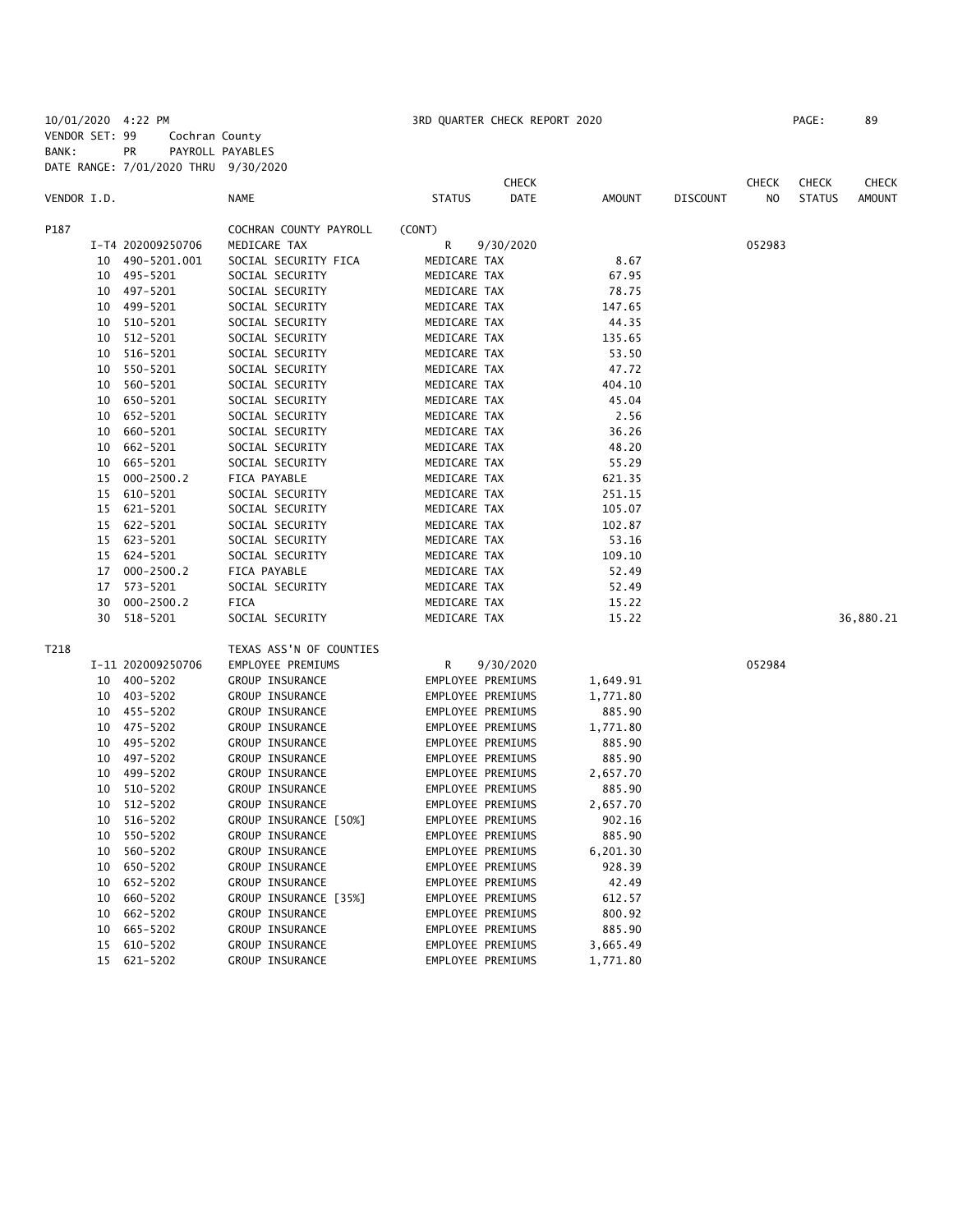10/01/2020 4:22 PM 3RD QUARTER CHECK REPORT 2020
VENDOR SET: 99 Cochran County
BANK: PR PAYROLL PAYABLES
DATE RANGE: 7/01/2020 THRU 9/30/2020

| VENDOR I.D. | | NAME | STATUS | CHECK DATE | AMOUNT | DISCOUNT | CHECK NO | CHECK STATUS | CHECK AMOUNT |
|---|---|---|---|---|---|---|---|---|---|
| P187 | | COCHRAN COUNTY PAYROLL | (CONT) | | | | | | |
| | I-T4 202009250706 | MEDICARE TAX | R | 9/30/2020 | | | 052983 | | |
| | 10 490-5201.001 | SOCIAL SECURITY FICA | MEDICARE TAX | | 8.67 | | | | |
| | 10 495-5201 | SOCIAL SECURITY | MEDICARE TAX | | 67.95 | | | | |
| | 10 497-5201 | SOCIAL SECURITY | MEDICARE TAX | | 78.75 | | | | |
| | 10 499-5201 | SOCIAL SECURITY | MEDICARE TAX | | 147.65 | | | | |
| | 10 510-5201 | SOCIAL SECURITY | MEDICARE TAX | | 44.35 | | | | |
| | 10 512-5201 | SOCIAL SECURITY | MEDICARE TAX | | 135.65 | | | | |
| | 10 516-5201 | SOCIAL SECURITY | MEDICARE TAX | | 53.50 | | | | |
| | 10 550-5201 | SOCIAL SECURITY | MEDICARE TAX | | 47.72 | | | | |
| | 10 560-5201 | SOCIAL SECURITY | MEDICARE TAX | | 404.10 | | | | |
| | 10 650-5201 | SOCIAL SECURITY | MEDICARE TAX | | 45.04 | | | | |
| | 10 652-5201 | SOCIAL SECURITY | MEDICARE TAX | | 2.56 | | | | |
| | 10 660-5201 | SOCIAL SECURITY | MEDICARE TAX | | 36.26 | | | | |
| | 10 662-5201 | SOCIAL SECURITY | MEDICARE TAX | | 48.20 | | | | |
| | 10 665-5201 | SOCIAL SECURITY | MEDICARE TAX | | 55.29 | | | | |
| | 15 000-2500.2 | FICA PAYABLE | MEDICARE TAX | | 621.35 | | | | |
| | 15 610-5201 | SOCIAL SECURITY | MEDICARE TAX | | 251.15 | | | | |
| | 15 621-5201 | SOCIAL SECURITY | MEDICARE TAX | | 105.07 | | | | |
| | 15 622-5201 | SOCIAL SECURITY | MEDICARE TAX | | 102.87 | | | | |
| | 15 623-5201 | SOCIAL SECURITY | MEDICARE TAX | | 53.16 | | | | |
| | 15 624-5201 | SOCIAL SECURITY | MEDICARE TAX | | 109.10 | | | | |
| | 17 000-2500.2 | FICA PAYABLE | MEDICARE TAX | | 52.49 | | | | |
| | 17 573-5201 | SOCIAL SECURITY | MEDICARE TAX | | 52.49 | | | | |
| | 30 000-2500.2 | FICA | MEDICARE TAX | | 15.22 | | | | |
| | 30 518-5201 | SOCIAL SECURITY | MEDICARE TAX | | 15.22 | | | | 36,880.21 |
| T218 | | TEXAS ASS'N OF COUNTIES | | | | | | | |
| | I-11 202009250706 | EMPLOYEE PREMIUMS | R | 9/30/2020 | | | 052984 | | |
| | 10 400-5202 | GROUP INSURANCE | EMPLOYEE PREMIUMS | | 1,649.91 | | | | |
| | 10 403-5202 | GROUP INSURANCE | EMPLOYEE PREMIUMS | | 1,771.80 | | | | |
| | 10 455-5202 | GROUP INSURANCE | EMPLOYEE PREMIUMS | | 885.90 | | | | |
| | 10 475-5202 | GROUP INSURANCE | EMPLOYEE PREMIUMS | | 1,771.80 | | | | |
| | 10 495-5202 | GROUP INSURANCE | EMPLOYEE PREMIUMS | | 885.90 | | | | |
| | 10 497-5202 | GROUP INSURANCE | EMPLOYEE PREMIUMS | | 885.90 | | | | |
| | 10 499-5202 | GROUP INSURANCE | EMPLOYEE PREMIUMS | | 2,657.70 | | | | |
| | 10 510-5202 | GROUP INSURANCE | EMPLOYEE PREMIUMS | | 885.90 | | | | |
| | 10 512-5202 | GROUP INSURANCE | EMPLOYEE PREMIUMS | | 2,657.70 | | | | |
| | 10 516-5202 | GROUP INSURANCE [50%] | EMPLOYEE PREMIUMS | | 902.16 | | | | |
| | 10 550-5202 | GROUP INSURANCE | EMPLOYEE PREMIUMS | | 885.90 | | | | |
| | 10 560-5202 | GROUP INSURANCE | EMPLOYEE PREMIUMS | | 6,201.30 | | | | |
| | 10 650-5202 | GROUP INSURANCE | EMPLOYEE PREMIUMS | | 928.39 | | | | |
| | 10 652-5202 | GROUP INSURANCE | EMPLOYEE PREMIUMS | | 42.49 | | | | |
| | 10 660-5202 | GROUP INSURANCE [35%] | EMPLOYEE PREMIUMS | | 612.57 | | | | |
| | 10 662-5202 | GROUP INSURANCE | EMPLOYEE PREMIUMS | | 800.92 | | | | |
| | 10 665-5202 | GROUP INSURANCE | EMPLOYEE PREMIUMS | | 885.90 | | | | |
| | 15 610-5202 | GROUP INSURANCE | EMPLOYEE PREMIUMS | | 3,665.49 | | | | |
| | 15 621-5202 | GROUP INSURANCE | EMPLOYEE PREMIUMS | | 1,771.80 | | | | |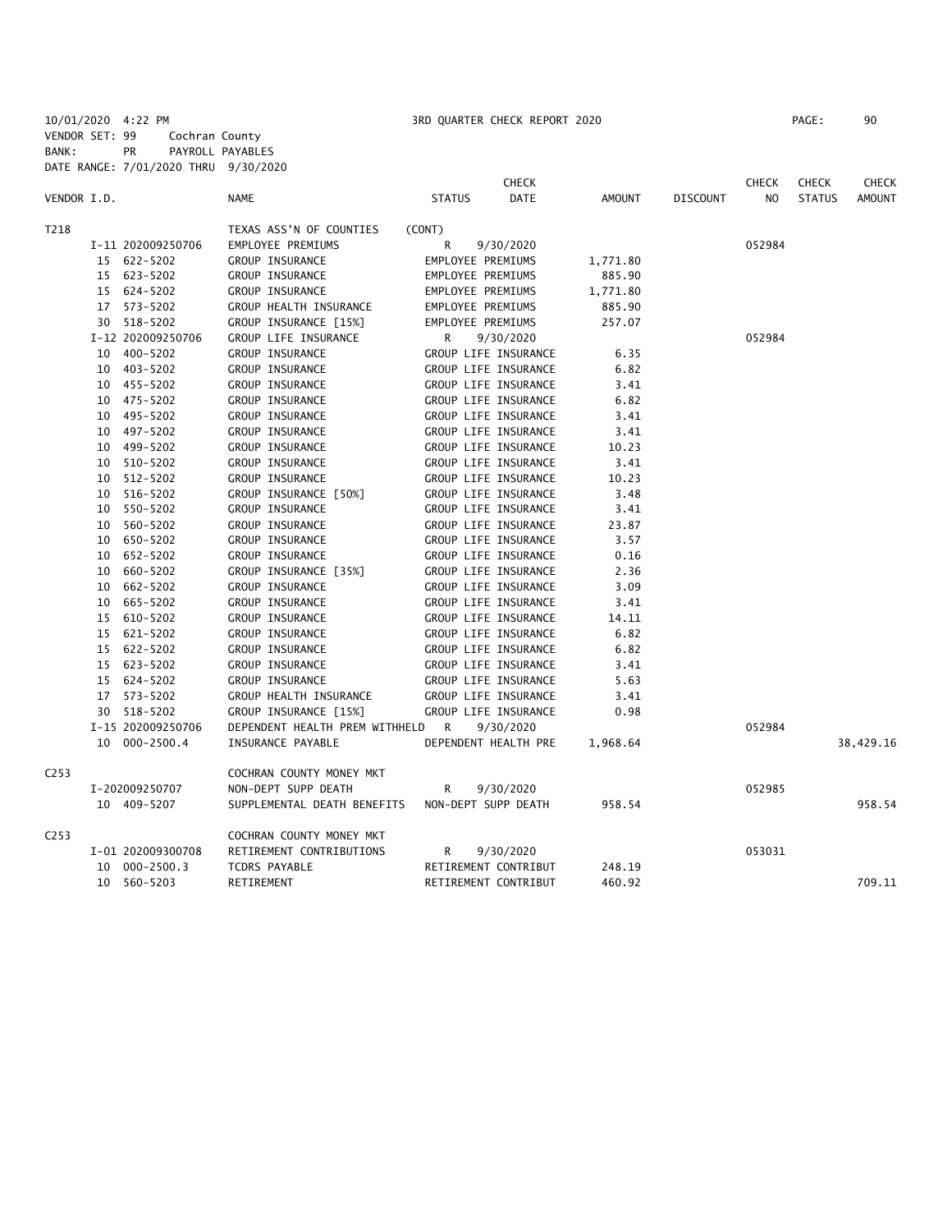10/01/2020 4:22 PM 3RD QUARTER CHECK REPORT 2020
VENDOR SET: 99 Cochran County
BANK: PR PAYROLL PAYABLES
DATE RANGE: 7/01/2020 THRU 9/30/2020

| VENDOR I.D. | | NAME | STATUS | CHECK DATE | AMOUNT | DISCOUNT | CHECK NO | CHECK STATUS | CHECK AMOUNT |
|---|---|---|---|---|---|---|---|---|---|
| T218 | | TEXAS ASS'N OF COUNTIES | (CONT) | | | | | | |
| | I-11 202009250706 | EMPLOYEE PREMIUMS | R | 9/30/2020 | | | 052984 | | |
| | 15 622-5202 | GROUP INSURANCE | EMPLOYEE PREMIUMS | | 1,771.80 | | | | |
| | 15 623-5202 | GROUP INSURANCE | EMPLOYEE PREMIUMS | | 885.90 | | | | |
| | 15 624-5202 | GROUP INSURANCE | EMPLOYEE PREMIUMS | | 1,771.80 | | | | |
| | 17 573-5202 | GROUP HEALTH INSURANCE | EMPLOYEE PREMIUMS | | 885.90 | | | | |
| | 30 518-5202 | GROUP INSURANCE [15%] | EMPLOYEE PREMIUMS | | 257.07 | | | | |
| | I-12 202009250706 | GROUP LIFE INSURANCE | R | 9/30/2020 | | | 052984 | | |
| | 10 400-5202 | GROUP INSURANCE | GROUP LIFE INSURANCE | | 6.35 | | | | |
| | 10 403-5202 | GROUP INSURANCE | GROUP LIFE INSURANCE | | 6.82 | | | | |
| | 10 455-5202 | GROUP INSURANCE | GROUP LIFE INSURANCE | | 3.41 | | | | |
| | 10 475-5202 | GROUP INSURANCE | GROUP LIFE INSURANCE | | 6.82 | | | | |
| | 10 495-5202 | GROUP INSURANCE | GROUP LIFE INSURANCE | | 3.41 | | | | |
| | 10 497-5202 | GROUP INSURANCE | GROUP LIFE INSURANCE | | 3.41 | | | | |
| | 10 499-5202 | GROUP INSURANCE | GROUP LIFE INSURANCE | | 10.23 | | | | |
| | 10 510-5202 | GROUP INSURANCE | GROUP LIFE INSURANCE | | 3.41 | | | | |
| | 10 512-5202 | GROUP INSURANCE | GROUP LIFE INSURANCE | | 10.23 | | | | |
| | 10 516-5202 | GROUP INSURANCE [50%] | GROUP LIFE INSURANCE | | 3.48 | | | | |
| | 10 550-5202 | GROUP INSURANCE | GROUP LIFE INSURANCE | | 3.41 | | | | |
| | 10 560-5202 | GROUP INSURANCE | GROUP LIFE INSURANCE | | 23.87 | | | | |
| | 10 650-5202 | GROUP INSURANCE | GROUP LIFE INSURANCE | | 3.57 | | | | |
| | 10 652-5202 | GROUP INSURANCE | GROUP LIFE INSURANCE | | 0.16 | | | | |
| | 10 660-5202 | GROUP INSURANCE [35%] | GROUP LIFE INSURANCE | | 2.36 | | | | |
| | 10 662-5202 | GROUP INSURANCE | GROUP LIFE INSURANCE | | 3.09 | | | | |
| | 10 665-5202 | GROUP INSURANCE | GROUP LIFE INSURANCE | | 3.41 | | | | |
| | 15 610-5202 | GROUP INSURANCE | GROUP LIFE INSURANCE | | 14.11 | | | | |
| | 15 621-5202 | GROUP INSURANCE | GROUP LIFE INSURANCE | | 6.82 | | | | |
| | 15 622-5202 | GROUP INSURANCE | GROUP LIFE INSURANCE | | 6.82 | | | | |
| | 15 623-5202 | GROUP INSURANCE | GROUP LIFE INSURANCE | | 3.41 | | | | |
| | 15 624-5202 | GROUP INSURANCE | GROUP LIFE INSURANCE | | 5.63 | | | | |
| | 17 573-5202 | GROUP HEALTH INSURANCE | GROUP LIFE INSURANCE | | 3.41 | | | | |
| | 30 518-5202 | GROUP INSURANCE [15%] | GROUP LIFE INSURANCE | | 0.98 | | | | |
| | I-15 202009250706 | DEPENDENT HEALTH PREM WITHHELD | R | 9/30/2020 | | | 052984 | | |
| | 10 000-2500.4 | INSURANCE PAYABLE | DEPENDENT HEALTH PRE | | 1,968.64 | | | | 38,429.16 |
| C253 | | COCHRAN COUNTY MONEY MKT | | | | | | | |
| | I-202009250707 | NON-DEPT SUPP DEATH | R | 9/30/2020 | | | 052985 | | |
| | 10 409-5207 | SUPPLEMENTAL DEATH BENEFITS | NON-DEPT SUPP DEATH | | 958.54 | | | | 958.54 |
| C253 | | COCHRAN COUNTY MONEY MKT | | | | | | | |
| | I-01 202009300708 | RETIREMENT CONTRIBUTIONS | R | 9/30/2020 | | | 053031 | | |
| | 10 000-2500.3 | TCDRS PAYABLE | RETIREMENT CONTRIBUT | | 248.19 | | | | |
| | 10 560-5203 | RETIREMENT | RETIREMENT CONTRIBUT | | 460.92 | | | | 709.11 |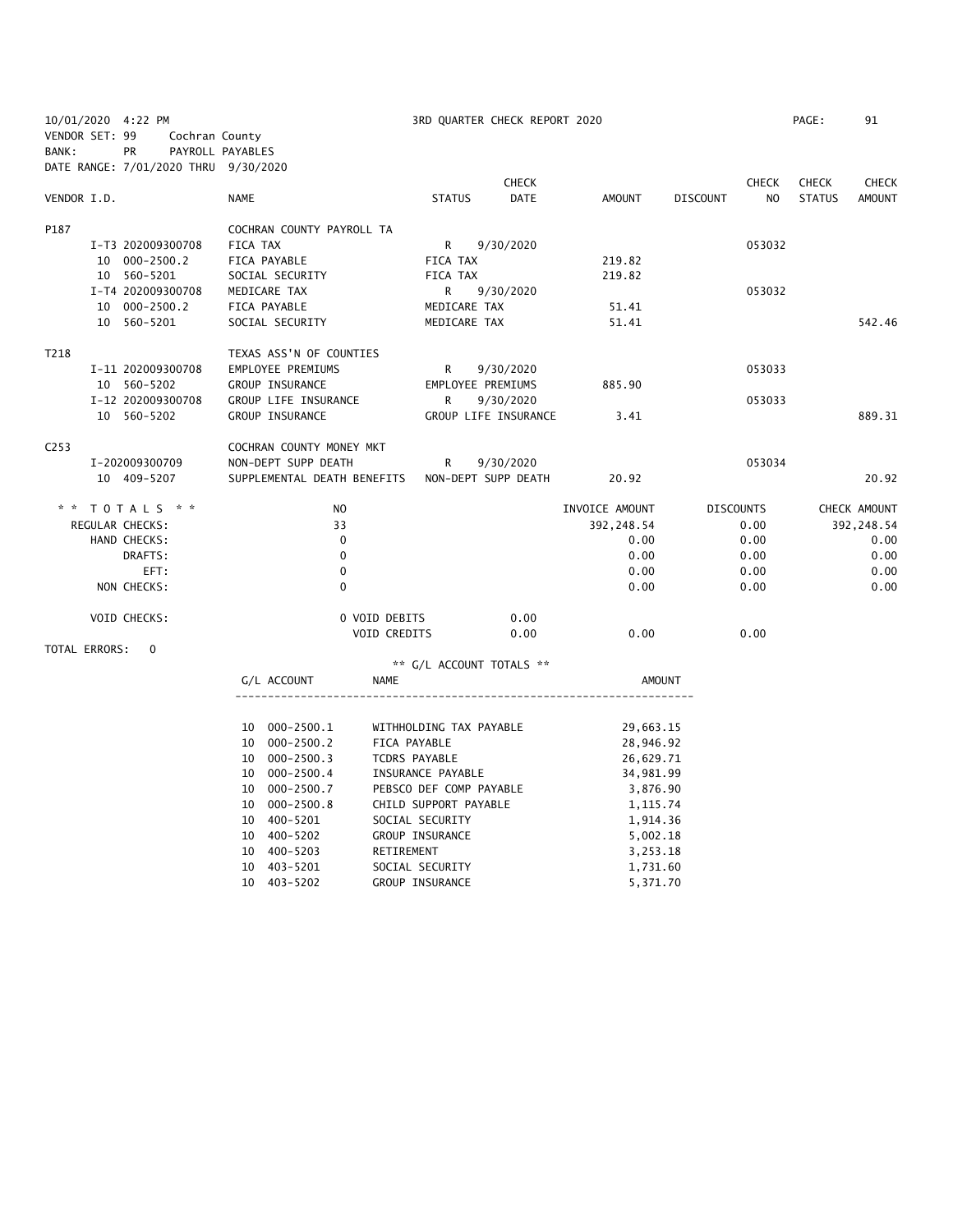10/01/2020 4:22 PM 3RD QUARTER CHECK REPORT 2020

VENDOR SET: 99 Cochran County
BANK: PR PAYROLL PAYABLES
DATE RANGE: 7/01/2020 THRU 9/30/2020

| VENDOR I.D. | NAME | STATUS | CHECK DATE | AMOUNT | DISCOUNT | CHECK NO | CHECK STATUS | CHECK AMOUNT |
|---|---|---|---|---|---|---|---|---|
| P187 | COCHRAN COUNTY PAYROLL TA | | | | | | | |
| I-T3 202009300708 | FICA TAX | R | 9/30/2020 | | | 053032 | | |
| 10 000-2500.2 | FICA PAYABLE | FICA TAX | | 219.82 | | | | |
| 10 560-5201 | SOCIAL SECURITY | FICA TAX | | 219.82 | | | | |
| I-T4 202009300708 | MEDICARE TAX | R | 9/30/2020 | | | 053032 | | |
| 10 000-2500.2 | FICA PAYABLE | MEDICARE TAX | | 51.41 | | | | |
| 10 560-5201 | SOCIAL SECURITY | MEDICARE TAX | | 51.41 | | | | 542.46 |
| T218 | TEXAS ASS'N OF COUNTIES | | | | | | | |
| I-11 202009300708 | EMPLOYEE PREMIUMS | R | 9/30/2020 | | | 053033 | | |
| 10 560-5202 | GROUP INSURANCE | EMPLOYEE PREMIUMS | | 885.90 | | | | |
| I-12 202009300708 | GROUP LIFE INSURANCE | R | 9/30/2020 | | | 053033 | | |
| 10 560-5202 | GROUP INSURANCE | GROUP LIFE INSURANCE | | 3.41 | | | | 889.31 |
| C253 | COCHRAN COUNTY MONEY MKT | | | | | | | |
| I-202009300709 | NON-DEPT SUPP DEATH | R | 9/30/2020 | | | 053034 | | |
| 10 409-5207 | SUPPLEMENTAL DEATH BENEFITS | NON-DEPT SUPP DEATH | | 20.92 | | | | 20.92 |

| ** TOTALS ** | NO | | INVOICE AMOUNT | DISCOUNTS | CHECK AMOUNT |
|---|---|---|---|---|---|
| REGULAR CHECKS: | 33 | | 392,248.54 | 0.00 | 392,248.54 |
| HAND CHECKS: | 0 | | 0.00 | 0.00 | 0.00 |
| DRAFTS: | 0 | | 0.00 | 0.00 | 0.00 |
| EFT: | 0 | | 0.00 | 0.00 | 0.00 |
| NON CHECKS: | 0 | | 0.00 | 0.00 | 0.00 |
| VOID CHECKS: | 0 VOID DEBITS | 0.00 | | | |
| | VOID CREDITS | 0.00 | 0.00 | 0.00 | |

TOTAL ERRORS: 0

** G/L ACCOUNT TOTALS **

| G/L ACCOUNT | NAME | AMOUNT |
|---|---|---|
| 10 000-2500.1 | WITHHOLDING TAX PAYABLE | 29,663.15 |
| 10 000-2500.2 | FICA PAYABLE | 28,946.92 |
| 10 000-2500.3 | TCDRS PAYABLE | 26,629.71 |
| 10 000-2500.4 | INSURANCE PAYABLE | 34,981.99 |
| 10 000-2500.7 | PEBSCO DEF COMP PAYABLE | 3,876.90 |
| 10 000-2500.8 | CHILD SUPPORT PAYABLE | 1,115.74 |
| 10 400-5201 | SOCIAL SECURITY | 1,914.36 |
| 10 400-5202 | GROUP INSURANCE | 5,002.18 |
| 10 400-5203 | RETIREMENT | 3,253.18 |
| 10 403-5201 | SOCIAL SECURITY | 1,731.60 |
| 10 403-5202 | GROUP INSURANCE | 5,371.70 |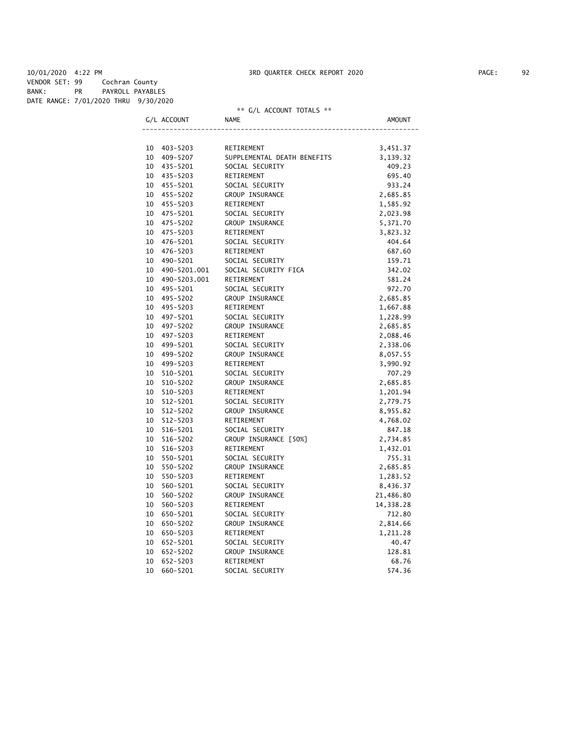10/01/2020 4:22 PM 3RD QUARTER CHECK REPORT 2020

VENDOR SET: 99 Cochran County
BANK: PR PAYROLL PAYABLES
DATE RANGE: 7/01/2020 THRU 9/30/2020

** G/L ACCOUNT TOTALS **

| G/L ACCOUNT | NAME | AMOUNT |
|---|---|---|
| 10 403-5203 | RETIREMENT | 3,451.37 |
| 10 409-5207 | SUPPLEMENTAL DEATH BENEFITS | 3,139.32 |
| 10 435-5201 | SOCIAL SECURITY | 409.23 |
| 10 435-5203 | RETIREMENT | 695.40 |
| 10 455-5201 | SOCIAL SECURITY | 933.24 |
| 10 455-5202 | GROUP INSURANCE | 2,685.85 |
| 10 455-5203 | RETIREMENT | 1,585.92 |
| 10 475-5201 | SOCIAL SECURITY | 2,023.98 |
| 10 475-5202 | GROUP INSURANCE | 5,371.70 |
| 10 475-5203 | RETIREMENT | 3,823.32 |
| 10 476-5201 | SOCIAL SECURITY | 404.64 |
| 10 476-5203 | RETIREMENT | 687.60 |
| 10 490-5201 | SOCIAL SECURITY | 159.71 |
| 10 490-5201.001 | SOCIAL SECURITY FICA | 342.02 |
| 10 490-5203.001 | RETIREMENT | 581.24 |
| 10 495-5201 | SOCIAL SECURITY | 972.70 |
| 10 495-5202 | GROUP INSURANCE | 2,685.85 |
| 10 495-5203 | RETIREMENT | 1,667.88 |
| 10 497-5201 | SOCIAL SECURITY | 1,228.99 |
| 10 497-5202 | GROUP INSURANCE | 2,685.85 |
| 10 497-5203 | RETIREMENT | 2,088.46 |
| 10 499-5201 | SOCIAL SECURITY | 2,338.06 |
| 10 499-5202 | GROUP INSURANCE | 8,057.55 |
| 10 499-5203 | RETIREMENT | 3,990.92 |
| 10 510-5201 | SOCIAL SECURITY | 707.29 |
| 10 510-5202 | GROUP INSURANCE | 2,685.85 |
| 10 510-5203 | RETIREMENT | 1,201.94 |
| 10 512-5201 | SOCIAL SECURITY | 2,779.75 |
| 10 512-5202 | GROUP INSURANCE | 8,955.82 |
| 10 512-5203 | RETIREMENT | 4,768.02 |
| 10 516-5201 | SOCIAL SECURITY | 847.18 |
| 10 516-5202 | GROUP INSURANCE [50%] | 2,734.85 |
| 10 516-5203 | RETIREMENT | 1,432.01 |
| 10 550-5201 | SOCIAL SECURITY | 755.31 |
| 10 550-5202 | GROUP INSURANCE | 2,685.85 |
| 10 550-5203 | RETIREMENT | 1,283.52 |
| 10 560-5201 | SOCIAL SECURITY | 8,436.37 |
| 10 560-5202 | GROUP INSURANCE | 21,486.80 |
| 10 560-5203 | RETIREMENT | 14,338.28 |
| 10 650-5201 | SOCIAL SECURITY | 712.80 |
| 10 650-5202 | GROUP INSURANCE | 2,814.66 |
| 10 650-5203 | RETIREMENT | 1,211.28 |
| 10 652-5201 | SOCIAL SECURITY | 40.47 |
| 10 652-5202 | GROUP INSURANCE | 128.81 |
| 10 652-5203 | RETIREMENT | 68.76 |
| 10 660-5201 | SOCIAL SECURITY | 574.36 |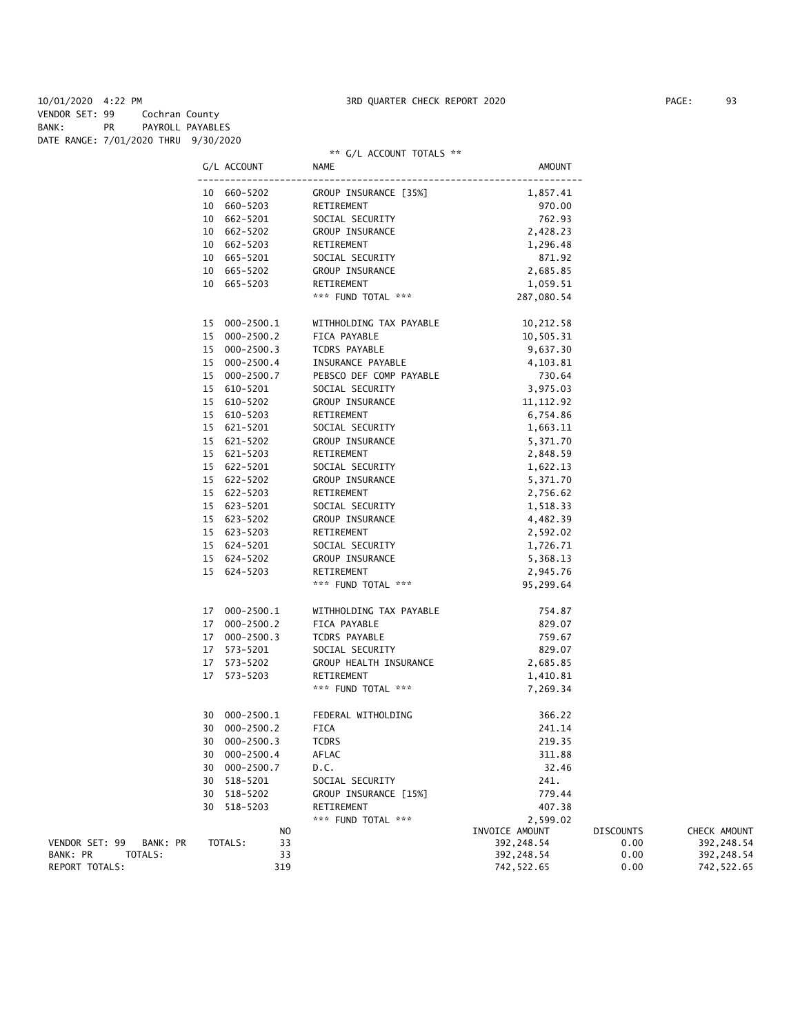10/01/2020 4:22 PM 3RD QUARTER CHECK REPORT 2020

VENDOR SET: 99 Cochran County
BANK: PR PAYROLL PAYABLES
DATE RANGE: 7/01/2020 THRU 9/30/2020

** G/L ACCOUNT TOTALS **

| G/L ACCOUNT | NAME | AMOUNT |
|---|---|---|
| 10 660-5202 | GROUP INSURANCE [35%] | 1,857.41 |
| 10 660-5203 | RETIREMENT | 970.00 |
| 10 662-5201 | SOCIAL SECURITY | 762.93 |
| 10 662-5202 | GROUP INSURANCE | 2,428.23 |
| 10 662-5203 | RETIREMENT | 1,296.48 |
| 10 665-5201 | SOCIAL SECURITY | 871.92 |
| 10 665-5202 | GROUP INSURANCE | 2,685.85 |
| 10 665-5203 | RETIREMENT | 1,059.51 |
| | *** FUND TOTAL *** | 287,080.54 |
| 15 000-2500.1 | WITHHOLDING TAX PAYABLE | 10,212.58 |
| 15 000-2500.2 | FICA PAYABLE | 10,505.31 |
| 15 000-2500.3 | TCDRS PAYABLE | 9,637.30 |
| 15 000-2500.4 | INSURANCE PAYABLE | 4,103.81 |
| 15 000-2500.7 | PEBSCO DEF COMP PAYABLE | 730.64 |
| 15 610-5201 | SOCIAL SECURITY | 3,975.03 |
| 15 610-5202 | GROUP INSURANCE | 11,112.92 |
| 15 610-5203 | RETIREMENT | 6,754.86 |
| 15 621-5201 | SOCIAL SECURITY | 1,663.11 |
| 15 621-5202 | GROUP INSURANCE | 5,371.70 |
| 15 621-5203 | RETIREMENT | 2,848.59 |
| 15 622-5201 | SOCIAL SECURITY | 1,622.13 |
| 15 622-5202 | GROUP INSURANCE | 5,371.70 |
| 15 622-5203 | RETIREMENT | 2,756.62 |
| 15 623-5201 | SOCIAL SECURITY | 1,518.33 |
| 15 623-5202 | GROUP INSURANCE | 4,482.39 |
| 15 623-5203 | RETIREMENT | 2,592.02 |
| 15 624-5201 | SOCIAL SECURITY | 1,726.71 |
| 15 624-5202 | GROUP INSURANCE | 5,368.13 |
| 15 624-5203 | RETIREMENT | 2,945.76 |
| | *** FUND TOTAL *** | 95,299.64 |
| 17 000-2500.1 | WITHHOLDING TAX PAYABLE | 754.87 |
| 17 000-2500.2 | FICA PAYABLE | 829.07 |
| 17 000-2500.3 | TCDRS PAYABLE | 759.67 |
| 17 573-5201 | SOCIAL SECURITY | 829.07 |
| 17 573-5202 | GROUP HEALTH INSURANCE | 2,685.85 |
| 17 573-5203 | RETIREMENT | 1,410.81 |
| | *** FUND TOTAL *** | 7,269.34 |
| 30 000-2500.1 | FEDERAL WITHOLDING | 366.22 |
| 30 000-2500.2 | FICA | 241.14 |
| 30 000-2500.3 | TCDRS | 219.35 |
| 30 000-2500.4 | AFLAC | 311.88 |
| 30 000-2500.7 | D.C. | 32.46 |
| 30 518-5201 | SOCIAL SECURITY | 241. |
| 30 518-5202 | GROUP INSURANCE [15%] | 779.44 |
| 30 518-5203 | RETIREMENT | 407.38 |
| | *** FUND TOTAL *** | 2,599.02 |

| | NO | INVOICE AMOUNT | DISCOUNTS | CHECK AMOUNT |
|---|---|---|---|---|
| VENDOR SET: 99 BANK: PR TOTALS: | 33 | 392,248.54 | 0.00 | 392,248.54 |
| BANK: PR TOTALS: | 33 | 392,248.54 | 0.00 | 392,248.54 |
| REPORT TOTALS: | 319 | 742,522.65 | 0.00 | 742,522.65 |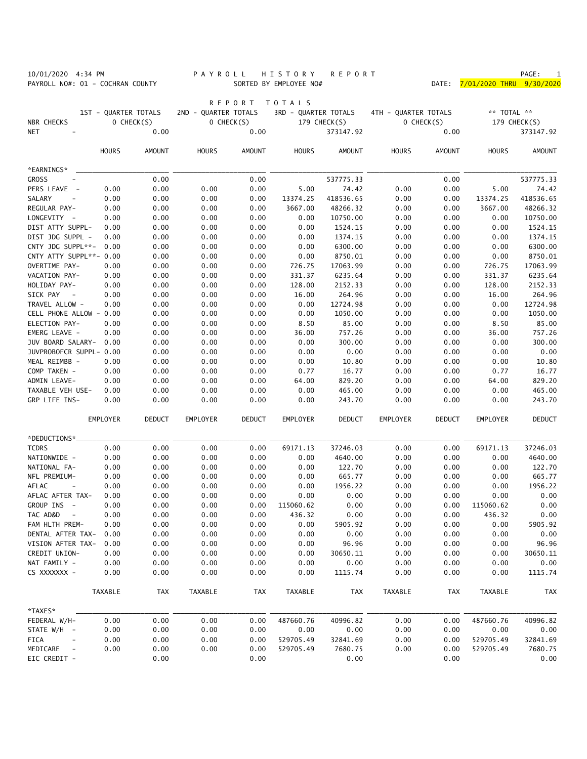10/01/2020 4:34 PM PAYROLL HISTORY REPORT PAGE: 1
PAYROLL NO#: 01 - COCHRAN COUNTY SORTED BY EMPLOYEE NO# DATE: 7/01/2020 THRU 9/30/2020

# REPORT TOTALS

| | 1ST - QUARTER TOTALS | | 2ND - QUARTER TOTALS | | 3RD - QUARTER TOTALS | | 4TH - QUARTER TOTALS | | ** TOTAL ** | |
|---|---|---|---|---|---|---|---|---|---|---|
| NBR CHECKS | 0 CHECK(S) | | 0 CHECK(S) | | 179 CHECK(S) | | 0 CHECK(S) | | 179 CHECK(S) | |
| NET - | | 0.00 | | 0.00 | | 373147.92 | | 0.00 | | 373147.92 |
| | HOURS | AMOUNT | HOURS | AMOUNT | HOURS | AMOUNT | HOURS | AMOUNT | HOURS | AMOUNT |
| *EARNINGS* | | | | | | | | | | |
| GROSS - | | 0.00 | | 0.00 | | 537775.33 | | 0.00 | | 537775.33 |
| PERS LEAVE - | 0.00 | 0.00 | 0.00 | 0.00 | 5.00 | 74.42 | 0.00 | 0.00 | 5.00 | 74.42 |
| SALARY - | 0.00 | 0.00 | 0.00 | 0.00 | 13374.25 | 418536.65 | 0.00 | 0.00 | 13374.25 | 418536.65 |
| REGULAR PAY- | 0.00 | 0.00 | 0.00 | 0.00 | 3667.00 | 48266.32 | 0.00 | 0.00 | 3667.00 | 48266.32 |
| LONGEVITY - | 0.00 | 0.00 | 0.00 | 0.00 | 0.00 | 10750.00 | 0.00 | 0.00 | 0.00 | 10750.00 |
| DIST ATTY SUPPL- | 0.00 | 0.00 | 0.00 | 0.00 | 0.00 | 1524.15 | 0.00 | 0.00 | 0.00 | 1524.15 |
| DIST JDG SUPPL - | 0.00 | 0.00 | 0.00 | 0.00 | 0.00 | 1374.15 | 0.00 | 0.00 | 0.00 | 1374.15 |
| CNTY JDG SUPPL**- | 0.00 | 0.00 | 0.00 | 0.00 | 0.00 | 6300.00 | 0.00 | 0.00 | 0.00 | 6300.00 |
| CNTY ATTY SUPPL**- | 0.00 | 0.00 | 0.00 | 0.00 | 0.00 | 8750.01 | 0.00 | 0.00 | 0.00 | 8750.01 |
| OVERTIME PAY- | 0.00 | 0.00 | 0.00 | 0.00 | 726.75 | 17063.99 | 0.00 | 0.00 | 726.75 | 17063.99 |
| VACATION PAY- | 0.00 | 0.00 | 0.00 | 0.00 | 331.37 | 6235.64 | 0.00 | 0.00 | 331.37 | 6235.64 |
| HOLIDAY PAY- | 0.00 | 0.00 | 0.00 | 0.00 | 128.00 | 2152.33 | 0.00 | 0.00 | 128.00 | 2152.33 |
| SICK PAY - | 0.00 | 0.00 | 0.00 | 0.00 | 16.00 | 264.96 | 0.00 | 0.00 | 16.00 | 264.96 |
| TRAVEL ALLOW - | 0.00 | 0.00 | 0.00 | 0.00 | 0.00 | 12724.98 | 0.00 | 0.00 | 0.00 | 12724.98 |
| CELL PHONE ALLOW - | 0.00 | 0.00 | 0.00 | 0.00 | 0.00 | 1050.00 | 0.00 | 0.00 | 0.00 | 1050.00 |
| ELECTION PAY- | 0.00 | 0.00 | 0.00 | 0.00 | 8.50 | 85.00 | 0.00 | 0.00 | 8.50 | 85.00 |
| EMERG LEAVE - | 0.00 | 0.00 | 0.00 | 0.00 | 36.00 | 757.26 | 0.00 | 0.00 | 36.00 | 757.26 |
| JUV BOARD SALARY- | 0.00 | 0.00 | 0.00 | 0.00 | 0.00 | 300.00 | 0.00 | 0.00 | 0.00 | 300.00 |
| JUVPROBOFCR SUPPL- | 0.00 | 0.00 | 0.00 | 0.00 | 0.00 | 0.00 | 0.00 | 0.00 | 0.00 | 0.00 |
| MEAL REIMBB - | 0.00 | 0.00 | 0.00 | 0.00 | 0.00 | 10.80 | 0.00 | 0.00 | 0.00 | 10.80 |
| COMP TAKEN - | 0.00 | 0.00 | 0.00 | 0.00 | 0.77 | 16.77 | 0.00 | 0.00 | 0.77 | 16.77 |
| ADMIN LEAVE- | 0.00 | 0.00 | 0.00 | 0.00 | 64.00 | 829.20 | 0.00 | 0.00 | 64.00 | 829.20 |
| TAXABLE VEH USE- | 0.00 | 0.00 | 0.00 | 0.00 | 0.00 | 465.00 | 0.00 | 0.00 | 0.00 | 465.00 |
| GRP LIFE INS- | 0.00 | 0.00 | 0.00 | 0.00 | 0.00 | 243.70 | 0.00 | 0.00 | 0.00 | 243.70 |
| | EMPLOYER | DEDUCT | EMPLOYER | DEDUCT | EMPLOYER | DEDUCT | EMPLOYER | DEDUCT | EMPLOYER | DEDUCT |
| *DEDUCTIONS* | | | | | | | | | | |
| TCDRS | 0.00 | 0.00 | 0.00 | 0.00 | 69171.13 | 37246.03 | 0.00 | 0.00 | 69171.13 | 37246.03 |
| NATIONWIDE - | 0.00 | 0.00 | 0.00 | 0.00 | 0.00 | 4640.00 | 0.00 | 0.00 | 0.00 | 4640.00 |
| NATIONAL FA- | 0.00 | 0.00 | 0.00 | 0.00 | 0.00 | 122.70 | 0.00 | 0.00 | 0.00 | 122.70 |
| NFL PREMIUM- | 0.00 | 0.00 | 0.00 | 0.00 | 0.00 | 665.77 | 0.00 | 0.00 | 0.00 | 665.77 |
| AFLAC - | 0.00 | 0.00 | 0.00 | 0.00 | 0.00 | 1956.22 | 0.00 | 0.00 | 0.00 | 1956.22 |
| AFLAC AFTER TAX- | 0.00 | 0.00 | 0.00 | 0.00 | 0.00 | 0.00 | 0.00 | 0.00 | 0.00 | 0.00 |
| GROUP INS - | 0.00 | 0.00 | 0.00 | 0.00 | 115060.62 | 0.00 | 0.00 | 0.00 | 115060.62 | 0.00 |
| TAC AD&D - | 0.00 | 0.00 | 0.00 | 0.00 | 436.32 | 0.00 | 0.00 | 0.00 | 436.32 | 0.00 |
| FAM HLTH PREM- | 0.00 | 0.00 | 0.00 | 0.00 | 0.00 | 5905.92 | 0.00 | 0.00 | 0.00 | 5905.92 |
| DENTAL AFTER TAX- | 0.00 | 0.00 | 0.00 | 0.00 | 0.00 | 0.00 | 0.00 | 0.00 | 0.00 | 0.00 |
| VISION AFTER TAX- | 0.00 | 0.00 | 0.00 | 0.00 | 0.00 | 96.96 | 0.00 | 0.00 | 0.00 | 96.96 |
| CREDIT UNION- | 0.00 | 0.00 | 0.00 | 0.00 | 0.00 | 30650.11 | 0.00 | 0.00 | 0.00 | 30650.11 |
| NAT FAMILY - | 0.00 | 0.00 | 0.00 | 0.00 | 0.00 | 0.00 | 0.00 | 0.00 | 0.00 | 0.00 |
| CS XXXXXXX - | 0.00 | 0.00 | 0.00 | 0.00 | 0.00 | 1115.74 | 0.00 | 0.00 | 0.00 | 1115.74 |
| | TAXABLE | TAX | TAXABLE | TAX | TAXABLE | TAX | TAXABLE | TAX | TAXABLE | TAX |
| *TAXES* | | | | | | | | | | |
| FEDERAL W/H- | 0.00 | 0.00 | 0.00 | 0.00 | 487660.76 | 40996.82 | 0.00 | 0.00 | 487660.76 | 40996.82 |
| STATE W/H - | 0.00 | 0.00 | 0.00 | 0.00 | 0.00 | 0.00 | 0.00 | 0.00 | 0.00 | 0.00 |
| FICA - | 0.00 | 0.00 | 0.00 | 0.00 | 529705.49 | 32841.69 | 0.00 | 0.00 | 529705.49 | 32841.69 |
| MEDICARE - | 0.00 | 0.00 | 0.00 | 0.00 | 529705.49 | 7680.75 | 0.00 | 0.00 | 529705.49 | 7680.75 |
| EIC CREDIT - | | 0.00 | | 0.00 | | 0.00 | | 0.00 | | 0.00 |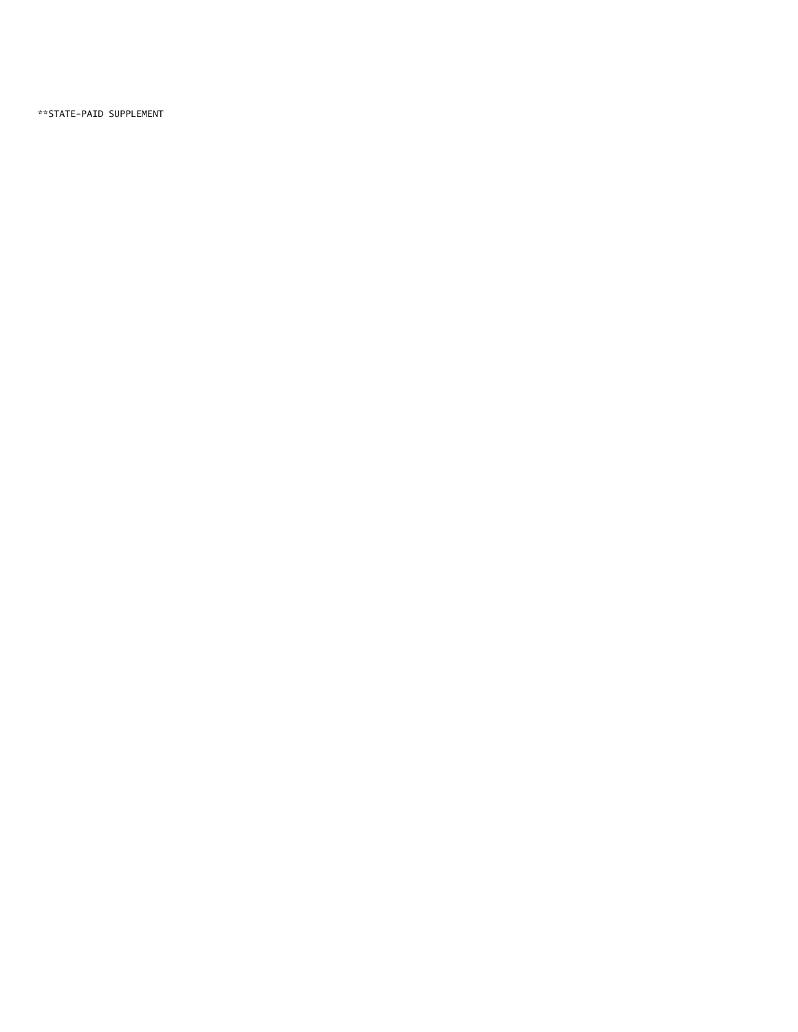**STATE-PAID SUPPLEMENT